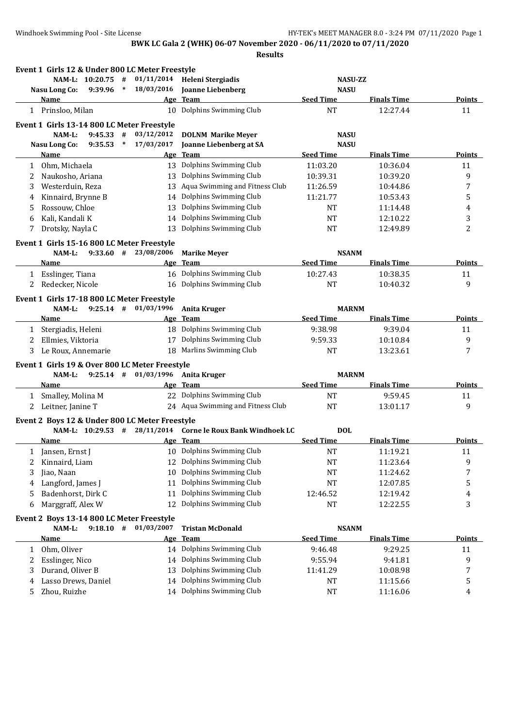**BWK LC Gala 2 (WHK) 06-07 November 2020 - 06/11/2020 to 07/11/2020**

**Results**

### Event 1 Girls 12 & Under 800 LC Meter Freestyle

NAM-L: 10:20.75 # 01/11/2014 Heleni Stergiadis NASU-ZZ
Nasu Long Co: 9:39.96 * 18/03/2016 Joanne Liebenberg NASU

| | Name | Age | Team | Seed Time | Finals Time | Points |
|---|---|---|---|---|---|---|
| 1 | Prinsloo, Milan | 10 | Dolphins Swimming Club | NT | 12:27.44 | 11 |

### Event 1 Girls 13-14 800 LC Meter Freestyle

NAM-L: 9:45.33 # 03/12/2012 DOLNM Marike Meyer NASU
Nasu Long Co: 9:35.53 * 17/03/2017 Joanne Liebenberg at SA NASU

| | Name | Age | Team | Seed Time | Finals Time | Points |
|---|---|---|---|---|---|---|
| 1 | Ohm, Michaela | 13 | Dolphins Swimming Club | 11:03.20 | 10:36.04 | 11 |
| 2 | Naukosho, Ariana | 13 | Dolphins Swimming Club | 10:39.31 | 10:39.20 | 9 |
| 3 | Westerduin, Reza | 13 | Aqua Swimming and Fitness Club | 11:26.59 | 10:44.86 | 7 |
| 4 | Kinnaird, Brynne B | 14 | Dolphins Swimming Club | 11:21.77 | 10:53.43 | 5 |
| 5 | Rossouw, Chloe | 13 | Dolphins Swimming Club | NT | 11:14.48 | 4 |
| 6 | Kali, Kandali K | 14 | Dolphins Swimming Club | NT | 12:10.22 | 3 |
| 7 | Drotsky, Nayla C | 13 | Dolphins Swimming Club | NT | 12:49.89 | 2 |

### Event 1 Girls 15-16 800 LC Meter Freestyle

NAM-L: 9:33.60 # 23/08/2006 Marike Meyer NSANM

| | Name | Age | Team | Seed Time | Finals Time | Points |
|---|---|---|---|---|---|---|
| 1 | Esslinger, Tiana | 16 | Dolphins Swimming Club | 10:27.43 | 10:38.35 | 11 |
| 2 | Redecker, Nicole | 16 | Dolphins Swimming Club | NT | 10:40.32 | 9 |

### Event 1 Girls 17-18 800 LC Meter Freestyle

NAM-L: 9:25.14 # 01/03/1996 Anita Kruger MARNM

| | Name | Age | Team | Seed Time | Finals Time | Points |
|---|---|---|---|---|---|---|
| 1 | Stergiadis, Heleni | 18 | Dolphins Swimming Club | 9:38.98 | 9:39.04 | 11 |
| 2 | Ellmies, Viktoria | 17 | Dolphins Swimming Club | 9:59.33 | 10:10.84 | 9 |
| 3 | Le Roux, Annemarie | 18 | Marlins Swimming Club | NT | 13:23.61 | 7 |

### Event 1 Girls 19 & Over 800 LC Meter Freestyle

NAM-L: 9:25.14 # 01/03/1996 Anita Kruger MARNM

| | Name | Age | Team | Seed Time | Finals Time | Points |
|---|---|---|---|---|---|---|
| 1 | Smalley, Molina M | 22 | Dolphins Swimming Club | NT | 9:59.45 | 11 |
| 2 | Leitner, Janine T | 24 | Aqua Swimming and Fitness Club | NT | 13:01.17 | 9 |

### Event 2 Boys 12 & Under 800 LC Meter Freestyle

NAM-L: 10:29.53 # 28/11/2014 Corne le Roux Bank Windhoek LC DOL

| | Name | Age | Team | Seed Time | Finals Time | Points |
|---|---|---|---|---|---|---|
| 1 | Jansen, Ernst J | 10 | Dolphins Swimming Club | NT | 11:19.21 | 11 |
| 2 | Kinnaird, Liam | 12 | Dolphins Swimming Club | NT | 11:23.64 | 9 |
| 3 | Jiao, Naan | 10 | Dolphins Swimming Club | NT | 11:24.62 | 7 |
| 4 | Langford, James J | 11 | Dolphins Swimming Club | NT | 12:07.85 | 5 |
| 5 | Badenhorst, Dirk C | 11 | Dolphins Swimming Club | 12:46.52 | 12:19.42 | 4 |
| 6 | Marggraff, Alex W | 12 | Dolphins Swimming Club | NT | 12:22.55 | 3 |

### Event 2 Boys 13-14 800 LC Meter Freestyle

NAM-L: 9:18.10 # 01/03/2007 Tristan McDonald NSANM

| | Name | Age | Team | Seed Time | Finals Time | Points |
|---|---|---|---|---|---|---|
| 1 | Ohm, Oliver | 14 | Dolphins Swimming Club | 9:46.48 | 9:29.25 | 11 |
| 2 | Esslinger, Nico | 14 | Dolphins Swimming Club | 9:55.94 | 9:41.81 | 9 |
| 3 | Durand, Oliver B | 13 | Dolphins Swimming Club | 11:41.29 | 10:08.98 | 7 |
| 4 | Lasso Drews, Daniel | 14 | Dolphins Swimming Club | NT | 11:15.66 | 5 |
| 5 | Zhou, Ruizhe | 14 | Dolphins Swimming Club | NT | 11:16.06 | 4 |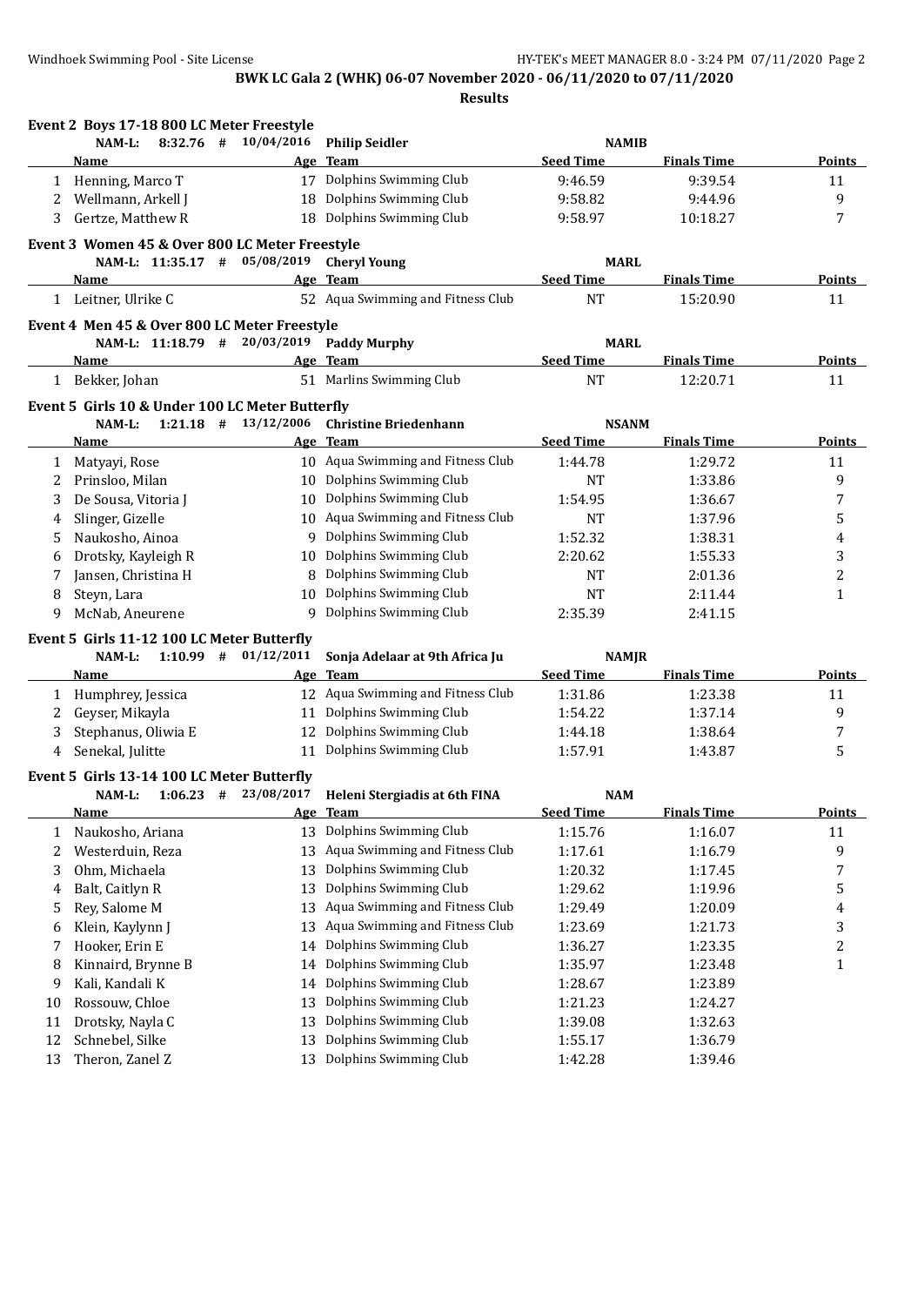**BWK LC Gala 2 (WHK) 06-07 November 2020 - 06/11/2020 to 07/11/2020**

**Results**

### Event 2 Boys 17-18 800 LC Meter Freestyle

NAM-L: 8:32.76 # 10/04/2016 Philip Seidler NAMIB

| | Name | Age | Team | Seed Time | Finals Time | Points |
|---|---|---|---|---|---|---|
| 1 | Henning, Marco T | 17 | Dolphins Swimming Club | 9:46.59 | 9:39.54 | 11 |
| 2 | Wellmann, Arkell J | 18 | Dolphins Swimming Club | 9:58.82 | 9:44.96 | 9 |
| 3 | Gertze, Matthew R | 18 | Dolphins Swimming Club | 9:58.97 | 10:18.27 | 7 |

### Event 3 Women 45 & Over 800 LC Meter Freestyle

NAM-L: 11:35.17 # 05/08/2019 Cheryl Young MARL

| | Name | Age | Team | Seed Time | Finals Time | Points |
|---|---|---|---|---|---|---|
| 1 | Leitner, Ulrike C | 52 | Aqua Swimming and Fitness Club | NT | 15:20.90 | 11 |

### Event 4 Men 45 & Over 800 LC Meter Freestyle

NAM-L: 11:18.79 # 20/03/2019 Paddy Murphy MARL

| | Name | Age | Team | Seed Time | Finals Time | Points |
|---|---|---|---|---|---|---|
| 1 | Bekker, Johan | 51 | Marlins Swimming Club | NT | 12:20.71 | 11 |

### Event 5 Girls 10 & Under 100 LC Meter Butterfly

NAM-L: 1:21.18 # 13/12/2006 Christine Briedenhann NSANM

| | Name | Age | Team | Seed Time | Finals Time | Points |
|---|---|---|---|---|---|---|
| 1 | Matyayi, Rose | 10 | Aqua Swimming and Fitness Club | 1:44.78 | 1:29.72 | 11 |
| 2 | Prinsloo, Milan | 10 | Dolphins Swimming Club | NT | 1:33.86 | 9 |
| 3 | De Sousa, Vitoria J | 10 | Dolphins Swimming Club | 1:54.95 | 1:36.67 | 7 |
| 4 | Slinger, Gizelle | 10 | Aqua Swimming and Fitness Club | NT | 1:37.96 | 5 |
| 5 | Naukosho, Ainoa | 9 | Dolphins Swimming Club | 1:52.32 | 1:38.31 | 4 |
| 6 | Drotsky, Kayleigh R | 10 | Dolphins Swimming Club | 2:20.62 | 1:55.33 | 3 |
| 7 | Jansen, Christina H | 8 | Dolphins Swimming Club | NT | 2:01.36 | 2 |
| 8 | Steyn, Lara | 10 | Dolphins Swimming Club | NT | 2:11.44 | 1 |
| 9 | McNab, Aneurene | 9 | Dolphins Swimming Club | 2:35.39 | 2:41.15 | |

### Event 5 Girls 11-12 100 LC Meter Butterfly

NAM-L: 1:10.99 # 01/12/2011 Sonja Adelaar at 9th Africa Ju NAMJR

| | Name | Age | Team | Seed Time | Finals Time | Points |
|---|---|---|---|---|---|---|
| 1 | Humphrey, Jessica | 12 | Aqua Swimming and Fitness Club | 1:31.86 | 1:23.38 | 11 |
| 2 | Geyser, Mikayla | 11 | Dolphins Swimming Club | 1:54.22 | 1:37.14 | 9 |
| 3 | Stephanus, Oliwia E | 12 | Dolphins Swimming Club | 1:44.18 | 1:38.64 | 7 |
| 4 | Senekal, Julitte | 11 | Dolphins Swimming Club | 1:57.91 | 1:43.87 | 5 |

### Event 5 Girls 13-14 100 LC Meter Butterfly

NAM-L: 1:06.23 # 23/08/2017 Heleni Stergiadis at 6th FINA NAM

| | Name | Age | Team | Seed Time | Finals Time | Points |
|---|---|---|---|---|---|---|
| 1 | Naukosho, Ariana | 13 | Dolphins Swimming Club | 1:15.76 | 1:16.07 | 11 |
| 2 | Westerduin, Reza | 13 | Aqua Swimming and Fitness Club | 1:17.61 | 1:16.79 | 9 |
| 3 | Ohm, Michaela | 13 | Dolphins Swimming Club | 1:20.32 | 1:17.45 | 7 |
| 4 | Balt, Caitlyn R | 13 | Dolphins Swimming Club | 1:29.62 | 1:19.96 | 5 |
| 5 | Rey, Salome M | 13 | Aqua Swimming and Fitness Club | 1:29.49 | 1:20.09 | 4 |
| 6 | Klein, Kaylynn J | 13 | Aqua Swimming and Fitness Club | 1:23.69 | 1:21.73 | 3 |
| 7 | Hooker, Erin E | 14 | Dolphins Swimming Club | 1:36.27 | 1:23.35 | 2 |
| 8 | Kinnaird, Brynne B | 14 | Dolphins Swimming Club | 1:35.97 | 1:23.48 | 1 |
| 9 | Kali, Kandali K | 14 | Dolphins Swimming Club | 1:28.67 | 1:23.89 | |
| 10 | Rossouw, Chloe | 13 | Dolphins Swimming Club | 1:21.23 | 1:24.27 | |
| 11 | Drotsky, Nayla C | 13 | Dolphins Swimming Club | 1:39.08 | 1:32.63 | |
| 12 | Schnebel, Silke | 13 | Dolphins Swimming Club | 1:55.17 | 1:36.79 | |
| 13 | Theron, Zanel Z | 13 | Dolphins Swimming Club | 1:42.28 | 1:39.46 | |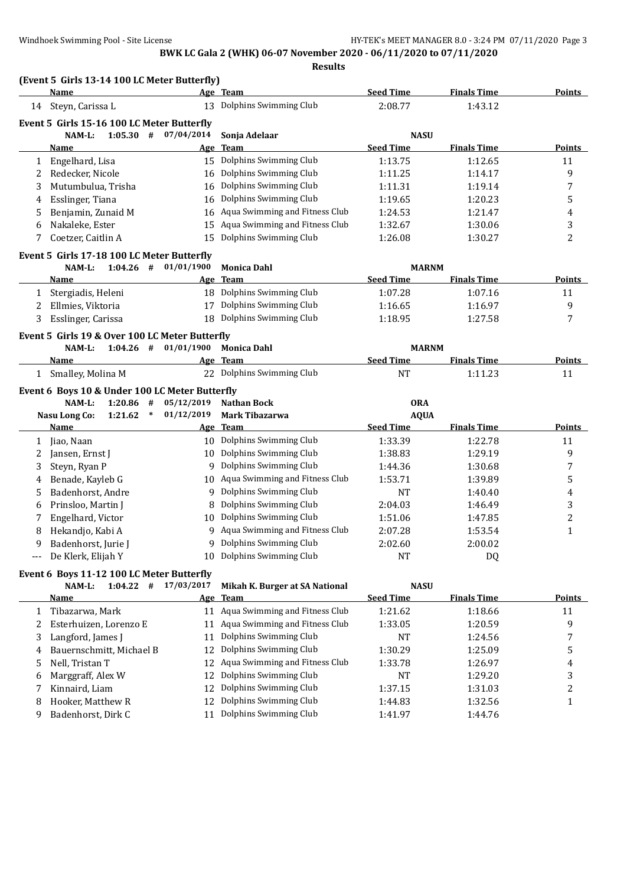**BWK LC Gala 2 (WHK) 06-07 November 2020 - 06/11/2020 to 07/11/2020**

**Results**

### (Event 5 Girls 13-14 100 LC Meter Butterfly)

| | Name | Age | Team | Seed Time | Finals Time | Points |
|---|---|---|---|---|---|---|
| 14 | Steyn, Carissa L | 13 | Dolphins Swimming Club | 2:08.77 | 1:43.12 | |

### Event 5 Girls 15-16 100 LC Meter Butterfly

NAM-L: 1:05.30 # 07/04/2014 Sonja Adelaar NASU

| | Name | Age | Team | Seed Time | Finals Time | Points |
|---|---|---|---|---|---|---|
| 1 | Engelhard, Lisa | 15 | Dolphins Swimming Club | 1:13.75 | 1:12.65 | 11 |
| 2 | Redecker, Nicole | 16 | Dolphins Swimming Club | 1:11.25 | 1:14.17 | 9 |
| 3 | Mutumbulua, Trisha | 16 | Dolphins Swimming Club | 1:11.31 | 1:19.14 | 7 |
| 4 | Esslinger, Tiana | 16 | Dolphins Swimming Club | 1:19.65 | 1:20.23 | 5 |
| 5 | Benjamin, Zunaid M | 16 | Aqua Swimming and Fitness Club | 1:24.53 | 1:21.47 | 4 |
| 6 | Nakaleke, Ester | 15 | Aqua Swimming and Fitness Club | 1:32.67 | 1:30.06 | 3 |
| 7 | Coetzer, Caitlin A | 15 | Dolphins Swimming Club | 1:26.08 | 1:30.27 | 2 |

### Event 5 Girls 17-18 100 LC Meter Butterfly

NAM-L: 1:04.26 # 01/01/1900 Monica Dahl MARNM

| | Name | Age | Team | Seed Time | Finals Time | Points |
|---|---|---|---|---|---|---|
| 1 | Stergiadis, Heleni | 18 | Dolphins Swimming Club | 1:07.28 | 1:07.16 | 11 |
| 2 | Ellmies, Viktoria | 17 | Dolphins Swimming Club | 1:16.65 | 1:16.97 | 9 |
| 3 | Esslinger, Carissa | 18 | Dolphins Swimming Club | 1:18.95 | 1:27.58 | 7 |

### Event 5 Girls 19 & Over 100 LC Meter Butterfly

NAM-L: 1:04.26 # 01/01/1900 Monica Dahl MARNM

| | Name | Age | Team | Seed Time | Finals Time | Points |
|---|---|---|---|---|---|---|
| 1 | Smalley, Molina M | 22 | Dolphins Swimming Club | NT | 1:11.23 | 11 |

### Event 6 Boys 10 & Under 100 LC Meter Butterfly

NAM-L: 1:20.86 # 05/12/2019 Nathan Bock ORA

Nasu Long Co: 1:21.62 * 01/12/2019 Mark Tibazarwa AQUA

| | Name | Age | Team | Seed Time | Finals Time | Points |
|---|---|---|---|---|---|---|
| 1 | Jiao, Naan | 10 | Dolphins Swimming Club | 1:33.39 | 1:22.78 | 11 |
| 2 | Jansen, Ernst J | 10 | Dolphins Swimming Club | 1:38.83 | 1:29.19 | 9 |
| 3 | Steyn, Ryan P | 9 | Dolphins Swimming Club | 1:44.36 | 1:30.68 | 7 |
| 4 | Benade, Kayleb G | 10 | Aqua Swimming and Fitness Club | 1:53.71 | 1:39.89 | 5 |
| 5 | Badenhorst, Andre | 9 | Dolphins Swimming Club | NT | 1:40.40 | 4 |
| 6 | Prinsloo, Martin J | 8 | Dolphins Swimming Club | 2:04.03 | 1:46.49 | 3 |
| 7 | Engelhard, Victor | 10 | Dolphins Swimming Club | 1:51.06 | 1:47.85 | 2 |
| 8 | Hekandjo, Kabi A | 9 | Aqua Swimming and Fitness Club | 2:07.28 | 1:53.54 | 1 |
| 9 | Badenhorst, Jurie J | 9 | Dolphins Swimming Club | 2:02.60 | 2:00.02 | |
| --- | De Klerk, Elijah Y | 10 | Dolphins Swimming Club | NT | DQ | |

### Event 6 Boys 11-12 100 LC Meter Butterfly

NAM-L: 1:04.22 # 17/03/2017 Mikah K. Burger at SA National NASU

| | Name | Age | Team | Seed Time | Finals Time | Points |
|---|---|---|---|---|---|---|
| 1 | Tibazarwa, Mark | 11 | Aqua Swimming and Fitness Club | 1:21.62 | 1:18.66 | 11 |
| 2 | Esterhuizen, Lorenzo E | 11 | Aqua Swimming and Fitness Club | 1:33.05 | 1:20.59 | 9 |
| 3 | Langford, James J | 11 | Dolphins Swimming Club | NT | 1:24.56 | 7 |
| 4 | Bauernschmitt, Michael B | 12 | Dolphins Swimming Club | 1:30.29 | 1:25.09 | 5 |
| 5 | Nell, Tristan T | 12 | Aqua Swimming and Fitness Club | 1:33.78 | 1:26.97 | 4 |
| 6 | Marggraff, Alex W | 12 | Dolphins Swimming Club | NT | 1:29.20 | 3 |
| 7 | Kinnaird, Liam | 12 | Dolphins Swimming Club | 1:37.15 | 1:31.03 | 2 |
| 8 | Hooker, Matthew R | 12 | Dolphins Swimming Club | 1:44.83 | 1:32.56 | 1 |
| 9 | Badenhorst, Dirk C | 11 | Dolphins Swimming Club | 1:41.97 | 1:44.76 | |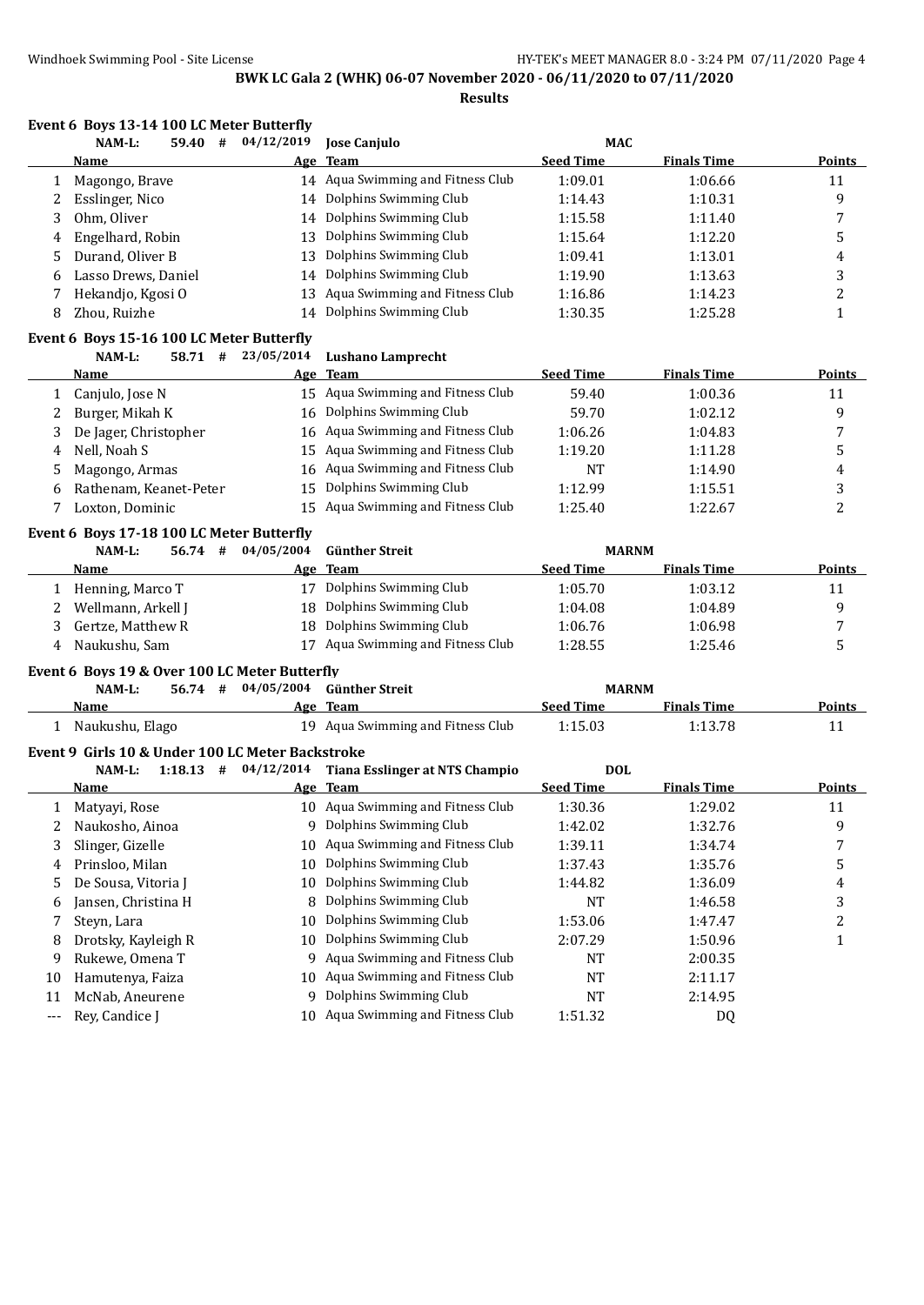**BWK LC Gala 2 (WHK) 06-07 November 2020 - 06/11/2020 to 07/11/2020**

**Results**

### Event 6 Boys 13-14 100 LC Meter Butterfly

NAM-L: 59.40 # 04/12/2019 Jose Canjulo MAC

| | Name | Age | Team | Seed Time | Finals Time | Points |
|---|---|---|---|---|---|---|
| 1 | Magongo, Brave | 14 | Aqua Swimming and Fitness Club | 1:09.01 | 1:06.66 | 11 |
| 2 | Esslinger, Nico | 14 | Dolphins Swimming Club | 1:14.43 | 1:10.31 | 9 |
| 3 | Ohm, Oliver | 14 | Dolphins Swimming Club | 1:15.58 | 1:11.40 | 7 |
| 4 | Engelhard, Robin | 13 | Dolphins Swimming Club | 1:15.64 | 1:12.20 | 5 |
| 5 | Durand, Oliver B | 13 | Dolphins Swimming Club | 1:09.41 | 1:13.01 | 4 |
| 6 | Lasso Drews, Daniel | 14 | Dolphins Swimming Club | 1:19.90 | 1:13.63 | 3 |
| 7 | Hekandjo, Kgosi O | 13 | Aqua Swimming and Fitness Club | 1:16.86 | 1:14.23 | 2 |
| 8 | Zhou, Ruizhe | 14 | Dolphins Swimming Club | 1:30.35 | 1:25.28 | 1 |

### Event 6 Boys 15-16 100 LC Meter Butterfly

NAM-L: 58.71 # 23/05/2014 Lushano Lamprecht

| | Name | Age | Team | Seed Time | Finals Time | Points |
|---|---|---|---|---|---|---|
| 1 | Canjulo, Jose N | 15 | Aqua Swimming and Fitness Club | 59.40 | 1:00.36 | 11 |
| 2 | Burger, Mikah K | 16 | Dolphins Swimming Club | 59.70 | 1:02.12 | 9 |
| 3 | De Jager, Christopher | 16 | Aqua Swimming and Fitness Club | 1:06.26 | 1:04.83 | 7 |
| 4 | Nell, Noah S | 15 | Aqua Swimming and Fitness Club | 1:19.20 | 1:11.28 | 5 |
| 5 | Magongo, Armas | 16 | Aqua Swimming and Fitness Club | NT | 1:14.90 | 4 |
| 6 | Rathenam, Keanet-Peter | 15 | Dolphins Swimming Club | 1:12.99 | 1:15.51 | 3 |
| 7 | Loxton, Dominic | 15 | Aqua Swimming and Fitness Club | 1:25.40 | 1:22.67 | 2 |

### Event 6 Boys 17-18 100 LC Meter Butterfly

NAM-L: 56.74 # 04/05/2004 Günther Streit MARNM

| | Name | Age | Team | Seed Time | Finals Time | Points |
|---|---|---|---|---|---|---|
| 1 | Henning, Marco T | 17 | Dolphins Swimming Club | 1:05.70 | 1:03.12 | 11 |
| 2 | Wellmann, Arkell J | 18 | Dolphins Swimming Club | 1:04.08 | 1:04.89 | 9 |
| 3 | Gertze, Matthew R | 18 | Dolphins Swimming Club | 1:06.76 | 1:06.98 | 7 |
| 4 | Naukushu, Sam | 17 | Aqua Swimming and Fitness Club | 1:28.55 | 1:25.46 | 5 |

### Event 6 Boys 19 & Over 100 LC Meter Butterfly

NAM-L: 56.74 # 04/05/2004 Günther Streit MARNM

| | Name | Age | Team | Seed Time | Finals Time | Points |
|---|---|---|---|---|---|---|
| 1 | Naukushu, Elago | 19 | Aqua Swimming and Fitness Club | 1:15.03 | 1:13.78 | 11 |

### Event 9 Girls 10 & Under 100 LC Meter Backstroke

NAM-L: 1:18.13 # 04/12/2014 Tiana Esslinger at NTS Champio DOL

| | Name | Age | Team | Seed Time | Finals Time | Points |
|---|---|---|---|---|---|---|
| 1 | Matyayi, Rose | 10 | Aqua Swimming and Fitness Club | 1:30.36 | 1:29.02 | 11 |
| 2 | Naukosho, Ainoa | 9 | Dolphins Swimming Club | 1:42.02 | 1:32.76 | 9 |
| 3 | Slinger, Gizelle | 10 | Aqua Swimming and Fitness Club | 1:39.11 | 1:34.74 | 7 |
| 4 | Prinsloo, Milan | 10 | Dolphins Swimming Club | 1:37.43 | 1:35.76 | 5 |
| 5 | De Sousa, Vitoria J | 10 | Dolphins Swimming Club | 1:44.82 | 1:36.09 | 4 |
| 6 | Jansen, Christina H | 8 | Dolphins Swimming Club | NT | 1:46.58 | 3 |
| 7 | Steyn, Lara | 10 | Dolphins Swimming Club | 1:53.06 | 1:47.47 | 2 |
| 8 | Drotsky, Kayleigh R | 10 | Dolphins Swimming Club | 2:07.29 | 1:50.96 | 1 |
| 9 | Rukewe, Omena T | 9 | Aqua Swimming and Fitness Club | NT | 2:00.35 | |
| 10 | Hamutenya, Faiza | 10 | Aqua Swimming and Fitness Club | NT | 2:11.17 | |
| 11 | McNab, Aneurene | 9 | Dolphins Swimming Club | NT | 2:14.95 | |
| --- | Rey, Candice J | 10 | Aqua Swimming and Fitness Club | 1:51.32 | DQ | |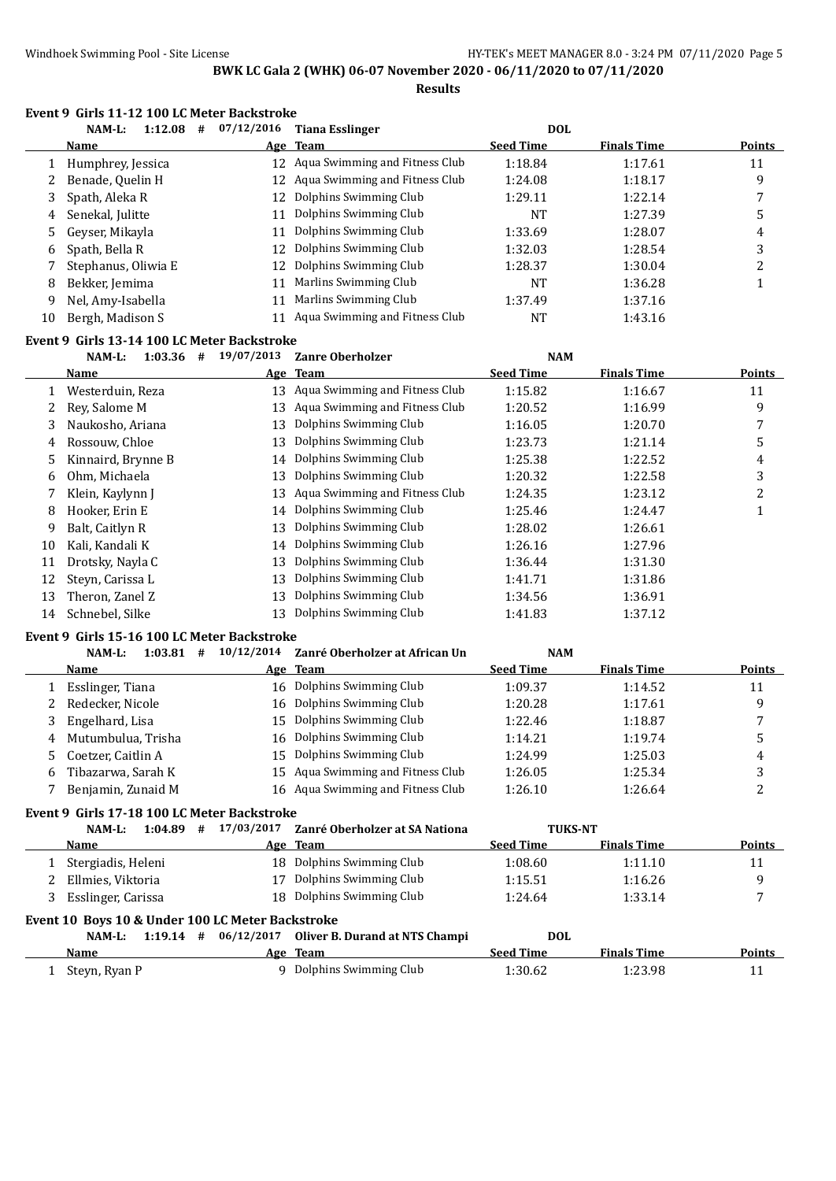**BWK LC Gala 2 (WHK) 06-07 November 2020 - 06/11/2020 to 07/11/2020**

**Results**

### Event 9 Girls 11-12 100 LC Meter Backstroke

NAM-L: 1:12.08 # 07/12/2016 Tiana Esslinger DOL

| | Name | Age | Team | Seed Time | Finals Time | Points |
|---|---|---|---|---|---|---|
| 1 | Humphrey, Jessica | 12 | Aqua Swimming and Fitness Club | 1:18.84 | 1:17.61 | 11 |
| 2 | Benade, Quelin H | 12 | Aqua Swimming and Fitness Club | 1:24.08 | 1:18.17 | 9 |
| 3 | Spath, Aleka R | 12 | Dolphins Swimming Club | 1:29.11 | 1:22.14 | 7 |
| 4 | Senekal, Julitte | 11 | Dolphins Swimming Club | NT | 1:27.39 | 5 |
| 5 | Geyser, Mikayla | 11 | Dolphins Swimming Club | 1:33.69 | 1:28.07 | 4 |
| 6 | Spath, Bella R | 12 | Dolphins Swimming Club | 1:32.03 | 1:28.54 | 3 |
| 7 | Stephanus, Oliwia E | 12 | Dolphins Swimming Club | 1:28.37 | 1:30.04 | 2 |
| 8 | Bekker, Jemima | 11 | Marlins Swimming Club | NT | 1:36.28 | 1 |
| 9 | Nel, Amy-Isabella | 11 | Marlins Swimming Club | 1:37.49 | 1:37.16 | |
| 10 | Bergh, Madison S | 11 | Aqua Swimming and Fitness Club | NT | 1:43.16 | |

### Event 9 Girls 13-14 100 LC Meter Backstroke

NAM-L: 1:03.36 # 19/07/2013 Zanre Oberholzer NAM

| | Name | Age | Team | Seed Time | Finals Time | Points |
|---|---|---|---|---|---|---|
| 1 | Westerduin, Reza | 13 | Aqua Swimming and Fitness Club | 1:15.82 | 1:16.67 | 11 |
| 2 | Rey, Salome M | 13 | Aqua Swimming and Fitness Club | 1:20.52 | 1:16.99 | 9 |
| 3 | Naukosho, Ariana | 13 | Dolphins Swimming Club | 1:16.05 | 1:20.70 | 7 |
| 4 | Rossouw, Chloe | 13 | Dolphins Swimming Club | 1:23.73 | 1:21.14 | 5 |
| 5 | Kinnaird, Brynne B | 14 | Dolphins Swimming Club | 1:25.38 | 1:22.52 | 4 |
| 6 | Ohm, Michaela | 13 | Dolphins Swimming Club | 1:20.32 | 1:22.58 | 3 |
| 7 | Klein, Kaylynn J | 13 | Aqua Swimming and Fitness Club | 1:24.35 | 1:23.12 | 2 |
| 8 | Hooker, Erin E | 14 | Dolphins Swimming Club | 1:25.46 | 1:24.47 | 1 |
| 9 | Balt, Caitlyn R | 13 | Dolphins Swimming Club | 1:28.02 | 1:26.61 | |
| 10 | Kali, Kandali K | 14 | Dolphins Swimming Club | 1:26.16 | 1:27.96 | |
| 11 | Drotsky, Nayla C | 13 | Dolphins Swimming Club | 1:36.44 | 1:31.30 | |
| 12 | Steyn, Carissa L | 13 | Dolphins Swimming Club | 1:41.71 | 1:31.86 | |
| 13 | Theron, Zanel Z | 13 | Dolphins Swimming Club | 1:34.56 | 1:36.91 | |
| 14 | Schnebel, Silke | 13 | Dolphins Swimming Club | 1:41.83 | 1:37.12 | |

### Event 9 Girls 15-16 100 LC Meter Backstroke

NAM-L: 1:03.81 # 10/12/2014 Zanré Oberholzer at African Un NAM

| | Name | Age | Team | Seed Time | Finals Time | Points |
|---|---|---|---|---|---|---|
| 1 | Esslinger, Tiana | 16 | Dolphins Swimming Club | 1:09.37 | 1:14.52 | 11 |
| 2 | Redecker, Nicole | 16 | Dolphins Swimming Club | 1:20.28 | 1:17.61 | 9 |
| 3 | Engelhard, Lisa | 15 | Dolphins Swimming Club | 1:22.46 | 1:18.87 | 7 |
| 4 | Mutumbulua, Trisha | 16 | Dolphins Swimming Club | 1:14.21 | 1:19.74 | 5 |
| 5 | Coetzer, Caitlin A | 15 | Dolphins Swimming Club | 1:24.99 | 1:25.03 | 4 |
| 6 | Tibazarwa, Sarah K | 15 | Aqua Swimming and Fitness Club | 1:26.05 | 1:25.34 | 3 |
| 7 | Benjamin, Zunaid M | 16 | Aqua Swimming and Fitness Club | 1:26.10 | 1:26.64 | 2 |

### Event 9 Girls 17-18 100 LC Meter Backstroke

NAM-L: 1:04.89 # 17/03/2017 Zanré Oberholzer at SA Nationa TUKS-NT

| | Name | Age | Team | Seed Time | Finals Time | Points |
|---|---|---|---|---|---|---|
| 1 | Stergiadis, Heleni | 18 | Dolphins Swimming Club | 1:08.60 | 1:11.10 | 11 |
| 2 | Ellmies, Viktoria | 17 | Dolphins Swimming Club | 1:15.51 | 1:16.26 | 9 |
| 3 | Esslinger, Carissa | 18 | Dolphins Swimming Club | 1:24.64 | 1:33.14 | 7 |

### Event 10 Boys 10 & Under 100 LC Meter Backstroke

NAM-L: 1:19.14 # 06/12/2017 Oliver B. Durand at NTS Champi DOL

| | Name | Age | Team | Seed Time | Finals Time | Points |
|---|---|---|---|---|---|---|
| 1 | Steyn, Ryan P | 9 | Dolphins Swimming Club | 1:30.62 | 1:23.98 | 11 |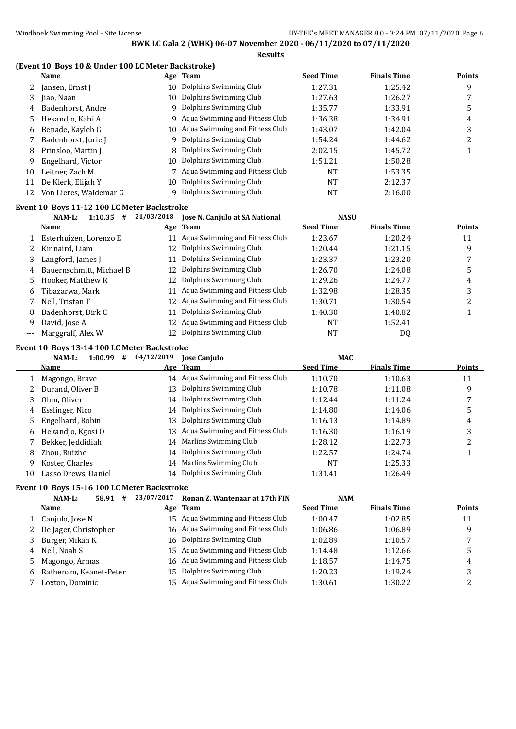**BWK LC Gala 2 (WHK) 06-07 November 2020 - 06/11/2020 to 07/11/2020**

**Results**

### (Event 10 Boys 10 & Under 100 LC Meter Backstroke)

| | Name | Age | Team | Seed Time | Finals Time | Points |
|---|---|---|---|---|---|---|
| 2 | Jansen, Ernst J | 10 | Dolphins Swimming Club | 1:27.31 | 1:25.42 | 9 |
| 3 | Jiao, Naan | 10 | Dolphins Swimming Club | 1:27.63 | 1:26.27 | 7 |
| 4 | Badenhorst, Andre | 9 | Dolphins Swimming Club | 1:35.77 | 1:33.91 | 5 |
| 5 | Hekandjo, Kabi A | 9 | Aqua Swimming and Fitness Club | 1:36.38 | 1:34.91 | 4 |
| 6 | Benade, Kayleb G | 10 | Aqua Swimming and Fitness Club | 1:43.07 | 1:42.04 | 3 |
| 7 | Badenhorst, Jurie J | 9 | Dolphins Swimming Club | 1:54.24 | 1:44.62 | 2 |
| 8 | Prinsloo, Martin J | 8 | Dolphins Swimming Club | 2:02.15 | 1:45.72 | 1 |
| 9 | Engelhard, Victor | 10 | Dolphins Swimming Club | 1:51.21 | 1:50.28 | |
| 10 | Leitner, Zach M | 7 | Aqua Swimming and Fitness Club | NT | 1:53.35 | |
| 11 | De Klerk, Elijah Y | 10 | Dolphins Swimming Club | NT | 2:12.37 | |
| 12 | Von Lieres, Waldemar G | 9 | Dolphins Swimming Club | NT | 2:16.00 | |

### Event 10 Boys 11-12 100 LC Meter Backstroke

NAM-L: 1:10.35 # 21/03/2018 Jose N. Canjulo at SA National NASU

| | Name | Age | Team | Seed Time | Finals Time | Points |
|---|---|---|---|---|---|---|
| 1 | Esterhuizen, Lorenzo E | 11 | Aqua Swimming and Fitness Club | 1:23.67 | 1:20.24 | 11 |
| 2 | Kinnaird, Liam | 12 | Dolphins Swimming Club | 1:20.44 | 1:21.15 | 9 |
| 3 | Langford, James J | 11 | Dolphins Swimming Club | 1:23.37 | 1:23.20 | 7 |
| 4 | Bauernschmitt, Michael B | 12 | Dolphins Swimming Club | 1:26.70 | 1:24.08 | 5 |
| 5 | Hooker, Matthew R | 12 | Dolphins Swimming Club | 1:29.26 | 1:24.77 | 4 |
| 6 | Tibazarwa, Mark | 11 | Aqua Swimming and Fitness Club | 1:32.98 | 1:28.35 | 3 |
| 7 | Nell, Tristan T | 12 | Aqua Swimming and Fitness Club | 1:30.71 | 1:30.54 | 2 |
| 8 | Badenhorst, Dirk C | 11 | Dolphins Swimming Club | 1:40.30 | 1:40.82 | 1 |
| 9 | David, Jose A | 12 | Aqua Swimming and Fitness Club | NT | 1:52.41 | |
| --- | Marggraff, Alex W | 12 | Dolphins Swimming Club | NT | DQ | |

### Event 10 Boys 13-14 100 LC Meter Backstroke

NAM-L: 1:00.99 # 04/12/2019 Jose Canjulo MAC

| | Name | Age | Team | Seed Time | Finals Time | Points |
|---|---|---|---|---|---|---|
| 1 | Magongo, Brave | 14 | Aqua Swimming and Fitness Club | 1:10.70 | 1:10.63 | 11 |
| 2 | Durand, Oliver B | 13 | Dolphins Swimming Club | 1:10.78 | 1:11.08 | 9 |
| 3 | Ohm, Oliver | 14 | Dolphins Swimming Club | 1:12.44 | 1:11.24 | 7 |
| 4 | Esslinger, Nico | 14 | Dolphins Swimming Club | 1:14.80 | 1:14.06 | 5 |
| 5 | Engelhard, Robin | 13 | Dolphins Swimming Club | 1:16.13 | 1:14.89 | 4 |
| 6 | Hekandjo, Kgosi O | 13 | Aqua Swimming and Fitness Club | 1:16.30 | 1:16.19 | 3 |
| 7 | Bekker, Jeddidiah | 14 | Marlins Swimming Club | 1:28.12 | 1:22.73 | 2 |
| 8 | Zhou, Ruizhe | 14 | Dolphins Swimming Club | 1:22.57 | 1:24.74 | 1 |
| 9 | Koster, Charles | 14 | Marlins Swimming Club | NT | 1:25.33 | |
| 10 | Lasso Drews, Daniel | 14 | Dolphins Swimming Club | 1:31.41 | 1:26.49 | |

### Event 10 Boys 15-16 100 LC Meter Backstroke

NAM-L: 58.91 # 23/07/2017 Ronan Z. Wantenaar at 17th FIN NAM

| | Name | Age | Team | Seed Time | Finals Time | Points |
|---|---|---|---|---|---|---|
| 1 | Canjulo, Jose N | 15 | Aqua Swimming and Fitness Club | 1:00.47 | 1:02.85 | 11 |
| 2 | De Jager, Christopher | 16 | Aqua Swimming and Fitness Club | 1:06.86 | 1:06.89 | 9 |
| 3 | Burger, Mikah K | 16 | Dolphins Swimming Club | 1:02.89 | 1:10.57 | 7 |
| 4 | Nell, Noah S | 15 | Aqua Swimming and Fitness Club | 1:14.48 | 1:12.66 | 5 |
| 5 | Magongo, Armas | 16 | Aqua Swimming and Fitness Club | 1:18.57 | 1:14.75 | 4 |
| 6 | Rathenam, Keanet-Peter | 15 | Dolphins Swimming Club | 1:20.23 | 1:19.24 | 3 |
| 7 | Loxton, Dominic | 15 | Aqua Swimming and Fitness Club | 1:30.61 | 1:30.22 | 2 |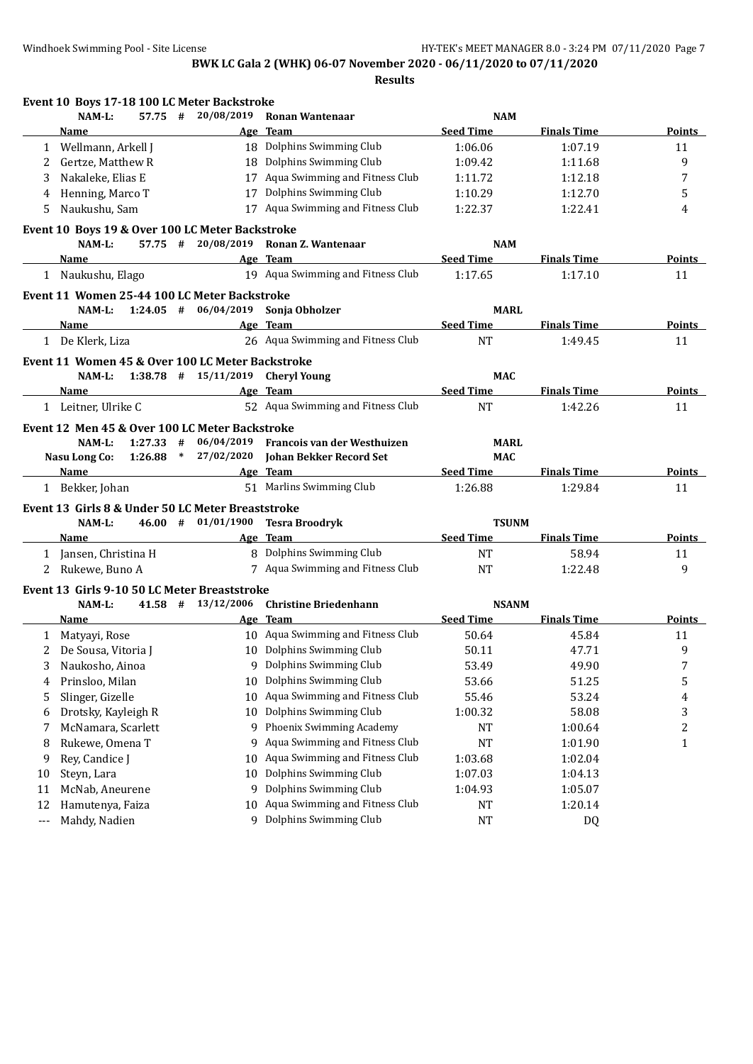**BWK LC Gala 2 (WHK) 06-07 November 2020 - 06/11/2020 to 07/11/2020**

**Results**

### Event 10 Boys 17-18 100 LC Meter Backstroke

NAM-L: 57.75 # 20/08/2019 **Ronan Wantenaar** NAM

| | Name | Age | Team | Seed Time | Finals Time | Points |
|---|---|---|---|---|---|---|
| 1 | Wellmann, Arkell J | 18 | Dolphins Swimming Club | 1:06.06 | 1:07.19 | 11 |
| 2 | Gertze, Matthew R | 18 | Dolphins Swimming Club | 1:09.42 | 1:11.68 | 9 |
| 3 | Nakaleke, Elias E | 17 | Aqua Swimming and Fitness Club | 1:11.72 | 1:12.18 | 7 |
| 4 | Henning, Marco T | 17 | Dolphins Swimming Club | 1:10.29 | 1:12.70 | 5 |
| 5 | Naukushu, Sam | 17 | Aqua Swimming and Fitness Club | 1:22.37 | 1:22.41 | 4 |

### Event 10 Boys 19 & Over 100 LC Meter Backstroke

NAM-L: 57.75 # 20/08/2019 **Ronan Z. Wantenaar** NAM

| | Name | Age | Team | Seed Time | Finals Time | Points |
|---|---|---|---|---|---|---|
| 1 | Naukushu, Elago | 19 | Aqua Swimming and Fitness Club | 1:17.65 | 1:17.10 | 11 |

### Event 11 Women 25-44 100 LC Meter Backstroke

NAM-L: 1:24.05 # 06/04/2019 **Sonja Obholzer** MARL

| | Name | Age | Team | Seed Time | Finals Time | Points |
|---|---|---|---|---|---|---|
| 1 | De Klerk, Liza | 26 | Aqua Swimming and Fitness Club | NT | 1:49.45 | 11 |

### Event 11 Women 45 & Over 100 LC Meter Backstroke

NAM-L: 1:38.78 # 15/11/2019 **Cheryl Young** MAC

| | Name | Age | Team | Seed Time | Finals Time | Points |
|---|---|---|---|---|---|---|
| 1 | Leitner, Ulrike C | 52 | Aqua Swimming and Fitness Club | NT | 1:42.26 | 11 |

### Event 12 Men 45 & Over 100 LC Meter Backstroke

NAM-L: 1:27.33 # 06/04/2019 **Francois van der Westhuizen** MARL

Nasu Long Co: 1:26.88 * 27/02/2020 **Johan Bekker Record Set** MAC

| | Name | Age | Team | Seed Time | Finals Time | Points |
|---|---|---|---|---|---|---|
| 1 | Bekker, Johan | 51 | Marlins Swimming Club | 1:26.88 | 1:29.84 | 11 |

### Event 13 Girls 8 & Under 50 LC Meter Breaststroke

NAM-L: 46.00 # 01/01/1900 **Tesra Broodryk** TSUNM

| | Name | Age | Team | Seed Time | Finals Time | Points |
|---|---|---|---|---|---|---|
| 1 | Jansen, Christina H | 8 | Dolphins Swimming Club | NT | 58.94 | 11 |
| 2 | Rukewe, Buno A | 7 | Aqua Swimming and Fitness Club | NT | 1:22.48 | 9 |

### Event 13 Girls 9-10 50 LC Meter Breaststroke

NAM-L: 41.58 # 13/12/2006 **Christine Briedenhann** NSANM

| | Name | Age | Team | Seed Time | Finals Time | Points |
|---|---|---|---|---|---|---|
| 1 | Matyayi, Rose | 10 | Aqua Swimming and Fitness Club | 50.64 | 45.84 | 11 |
| 2 | De Sousa, Vitoria J | 10 | Dolphins Swimming Club | 50.11 | 47.71 | 9 |
| 3 | Naukosho, Ainoa | 9 | Dolphins Swimming Club | 53.49 | 49.90 | 7 |
| 4 | Prinsloo, Milan | 10 | Dolphins Swimming Club | 53.66 | 51.25 | 5 |
| 5 | Slinger, Gizelle | 10 | Aqua Swimming and Fitness Club | 55.46 | 53.24 | 4 |
| 6 | Drotsky, Kayleigh R | 10 | Dolphins Swimming Club | 1:00.32 | 58.08 | 3 |
| 7 | McNamara, Scarlett | 9 | Phoenix Swimming Academy | NT | 1:00.64 | 2 |
| 8 | Rukewe, Omena T | 9 | Aqua Swimming and Fitness Club | NT | 1:01.90 | 1 |
| 9 | Rey, Candice J | 10 | Aqua Swimming and Fitness Club | 1:03.68 | 1:02.04 | |
| 10 | Steyn, Lara | 10 | Dolphins Swimming Club | 1:07.03 | 1:04.13 | |
| 11 | McNab, Aneurene | 9 | Dolphins Swimming Club | 1:04.93 | 1:05.07 | |
| 12 | Hamutenya, Faiza | 10 | Aqua Swimming and Fitness Club | NT | 1:20.14 | |
| --- | Mahdy, Nadien | 9 | Dolphins Swimming Club | NT | DQ | |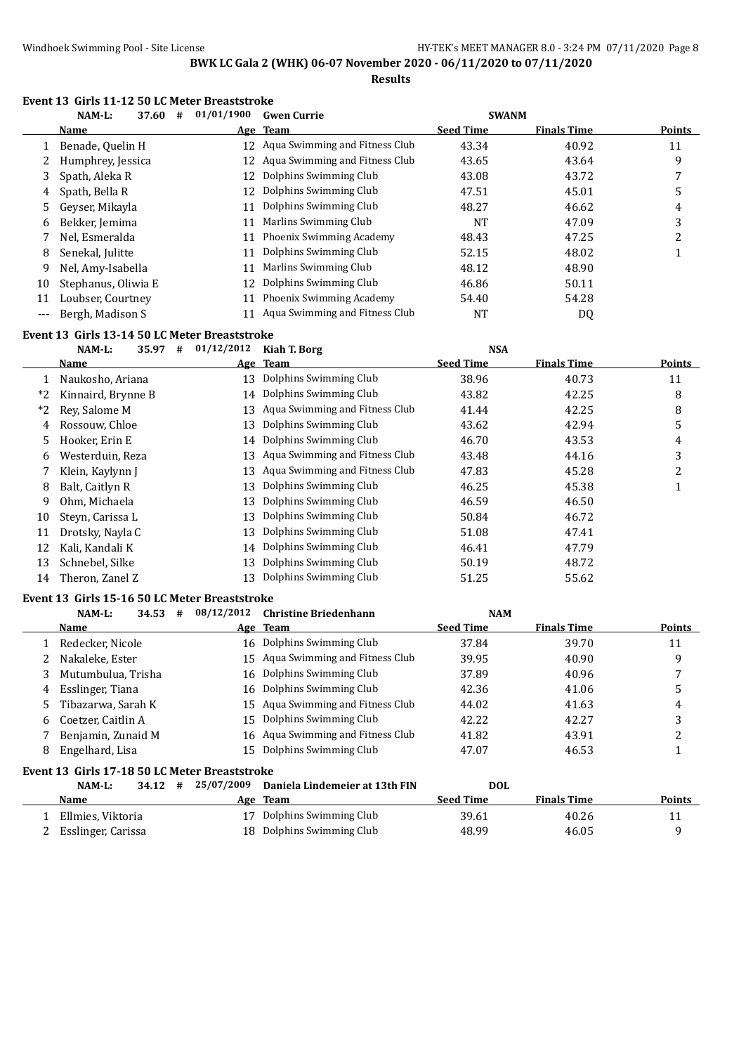**BWK LC Gala 2 (WHK) 06-07 November 2020 - 06/11/2020 to 07/11/2020**

**Results**

### Event 13 Girls 11-12 50 LC Meter Breaststroke

NAM-L: 37.60 # 01/01/1900 Gwen Currie SWANM

| | Name | Age | Team | Seed Time | Finals Time | Points |
|---|---|---|---|---|---|---|
| 1 | Benade, Quelin H | 12 | Aqua Swimming and Fitness Club | 43.34 | 40.92 | 11 |
| 2 | Humphrey, Jessica | 12 | Aqua Swimming and Fitness Club | 43.65 | 43.64 | 9 |
| 3 | Spath, Aleka R | 12 | Dolphins Swimming Club | 43.08 | 43.72 | 7 |
| 4 | Spath, Bella R | 12 | Dolphins Swimming Club | 47.51 | 45.01 | 5 |
| 5 | Geyser, Mikayla | 11 | Dolphins Swimming Club | 48.27 | 46.62 | 4 |
| 6 | Bekker, Jemima | 11 | Marlins Swimming Club | NT | 47.09 | 3 |
| 7 | Nel, Esmeralda | 11 | Phoenix Swimming Academy | 48.43 | 47.25 | 2 |
| 8 | Senekal, Julitte | 11 | Dolphins Swimming Club | 52.15 | 48.02 | 1 |
| 9 | Nel, Amy-Isabella | 11 | Marlins Swimming Club | 48.12 | 48.90 | |
| 10 | Stephanus, Oliwia E | 12 | Dolphins Swimming Club | 46.86 | 50.11 | |
| 11 | Loubser, Courtney | 11 | Phoenix Swimming Academy | 54.40 | 54.28 | |
| --- | Bergh, Madison S | 11 | Aqua Swimming and Fitness Club | NT | DQ | |

### Event 13 Girls 13-14 50 LC Meter Breaststroke

NAM-L: 35.97 # 01/12/2012 Kiah T. Borg NSA

| | Name | Age | Team | Seed Time | Finals Time | Points |
|---|---|---|---|---|---|---|
| 1 | Naukosho, Ariana | 13 | Dolphins Swimming Club | 38.96 | 40.73 | 11 |
| *2 | Kinnaird, Brynne B | 14 | Dolphins Swimming Club | 43.82 | 42.25 | 8 |
| *2 | Rey, Salome M | 13 | Aqua Swimming and Fitness Club | 41.44 | 42.25 | 8 |
| 4 | Rossouw, Chloe | 13 | Dolphins Swimming Club | 43.62 | 42.94 | 5 |
| 5 | Hooker, Erin E | 14 | Dolphins Swimming Club | 46.70 | 43.53 | 4 |
| 6 | Westerduin, Reza | 13 | Aqua Swimming and Fitness Club | 43.48 | 44.16 | 3 |
| 7 | Klein, Kaylynn J | 13 | Aqua Swimming and Fitness Club | 47.83 | 45.28 | 2 |
| 8 | Balt, Caitlyn R | 13 | Dolphins Swimming Club | 46.25 | 45.38 | 1 |
| 9 | Ohm, Michaela | 13 | Dolphins Swimming Club | 46.59 | 46.50 | |
| 10 | Steyn, Carissa L | 13 | Dolphins Swimming Club | 50.84 | 46.72 | |
| 11 | Drotsky, Nayla C | 13 | Dolphins Swimming Club | 51.08 | 47.41 | |
| 12 | Kali, Kandali K | 14 | Dolphins Swimming Club | 46.41 | 47.79 | |
| 13 | Schnebel, Silke | 13 | Dolphins Swimming Club | 50.19 | 48.72 | |
| 14 | Theron, Zanel Z | 13 | Dolphins Swimming Club | 51.25 | 55.62 | |

### Event 13 Girls 15-16 50 LC Meter Breaststroke

NAM-L: 34.53 # 08/12/2012 Christine Briedenhann NAM

| | Name | Age | Team | Seed Time | Finals Time | Points |
|---|---|---|---|---|---|---|
| 1 | Redecker, Nicole | 16 | Dolphins Swimming Club | 37.84 | 39.70 | 11 |
| 2 | Nakaleke, Ester | 15 | Aqua Swimming and Fitness Club | 39.95 | 40.90 | 9 |
| 3 | Mutumbulua, Trisha | 16 | Dolphins Swimming Club | 37.89 | 40.96 | 7 |
| 4 | Esslinger, Tiana | 16 | Dolphins Swimming Club | 42.36 | 41.06 | 5 |
| 5 | Tibazarwa, Sarah K | 15 | Aqua Swimming and Fitness Club | 44.02 | 41.63 | 4 |
| 6 | Coetzer, Caitlin A | 15 | Dolphins Swimming Club | 42.22 | 42.27 | 3 |
| 7 | Benjamin, Zunaid M | 16 | Aqua Swimming and Fitness Club | 41.82 | 43.91 | 2 |
| 8 | Engelhard, Lisa | 15 | Dolphins Swimming Club | 47.07 | 46.53 | 1 |

### Event 13 Girls 17-18 50 LC Meter Breaststroke

NAM-L: 34.12 # 25/07/2009 Daniela Lindemeier at 13th FIN DOL

| | Name | Age | Team | Seed Time | Finals Time | Points |
|---|---|---|---|---|---|---|
| 1 | Ellmies, Viktoria | 17 | Dolphins Swimming Club | 39.61 | 40.26 | 11 |
| 2 | Esslinger, Carissa | 18 | Dolphins Swimming Club | 48.99 | 46.05 | 9 |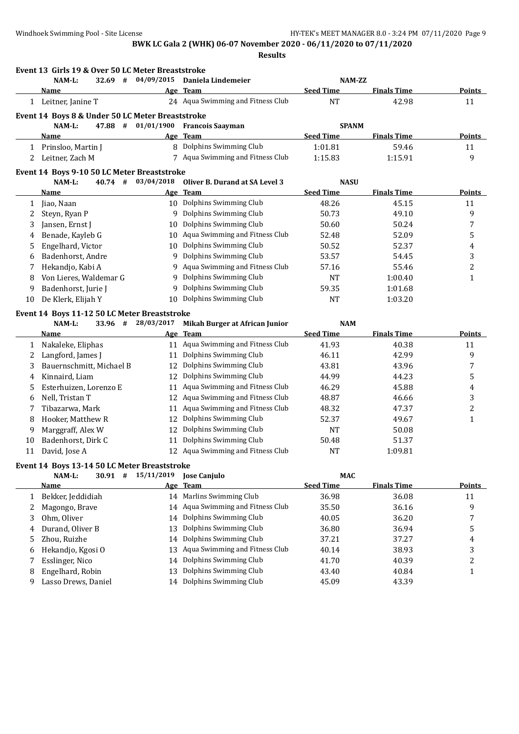**BWK LC Gala 2 (WHK) 06-07 November 2020 - 06/11/2020 to 07/11/2020**

**Results**

### Event 13 Girls 19 & Over 50 LC Meter Breaststroke

NAM-L: 32.69 # 04/09/2015 Daniela Lindemeier NAM-ZZ

| | Name | Age | Team | Seed Time | Finals Time | Points |
|---|---|---|---|---|---|---|
| 1 | Leitner, Janine T | 24 | Aqua Swimming and Fitness Club | NT | 42.98 | 11 |

### Event 14 Boys 8 & Under 50 LC Meter Breaststroke

NAM-L: 47.88 # 01/01/1900 Francois Saayman SPANM

| | Name | Age | Team | Seed Time | Finals Time | Points |
|---|---|---|---|---|---|---|
| 1 | Prinsloo, Martin J | 8 | Dolphins Swimming Club | 1:01.81 | 59.46 | 11 |
| 2 | Leitner, Zach M | 7 | Aqua Swimming and Fitness Club | 1:15.83 | 1:15.91 | 9 |

### Event 14 Boys 9-10 50 LC Meter Breaststroke

NAM-L: 40.74 # 03/04/2018 Oliver B. Durand at SA Level 3 NASU

| | Name | Age | Team | Seed Time | Finals Time | Points |
|---|---|---|---|---|---|---|
| 1 | Jiao, Naan | 10 | Dolphins Swimming Club | 48.26 | 45.15 | 11 |
| 2 | Steyn, Ryan P | 9 | Dolphins Swimming Club | 50.73 | 49.10 | 9 |
| 3 | Jansen, Ernst J | 10 | Dolphins Swimming Club | 50.60 | 50.24 | 7 |
| 4 | Benade, Kayleb G | 10 | Aqua Swimming and Fitness Club | 52.48 | 52.09 | 5 |
| 5 | Engelhard, Victor | 10 | Dolphins Swimming Club | 50.52 | 52.37 | 4 |
| 6 | Badenhorst, Andre | 9 | Dolphins Swimming Club | 53.57 | 54.45 | 3 |
| 7 | Hekandjo, Kabi A | 9 | Aqua Swimming and Fitness Club | 57.16 | 55.46 | 2 |
| 8 | Von Lieres, Waldemar G | 9 | Dolphins Swimming Club | NT | 1:00.40 | 1 |
| 9 | Badenhorst, Jurie J | 9 | Dolphins Swimming Club | 59.35 | 1:01.68 | |
| 10 | De Klerk, Elijah Y | 10 | Dolphins Swimming Club | NT | 1:03.20 | |

### Event 14 Boys 11-12 50 LC Meter Breaststroke

NAM-L: 33.96 # 28/03/2017 Mikah Burger at African Junior NAM

| | Name | Age | Team | Seed Time | Finals Time | Points |
|---|---|---|---|---|---|---|
| 1 | Nakaleke, Eliphas | 11 | Aqua Swimming and Fitness Club | 41.93 | 40.38 | 11 |
| 2 | Langford, James J | 11 | Dolphins Swimming Club | 46.11 | 42.99 | 9 |
| 3 | Bauernschmitt, Michael B | 12 | Dolphins Swimming Club | 43.81 | 43.96 | 7 |
| 4 | Kinnaird, Liam | 12 | Dolphins Swimming Club | 44.99 | 44.23 | 5 |
| 5 | Esterhuizen, Lorenzo E | 11 | Aqua Swimming and Fitness Club | 46.29 | 45.88 | 4 |
| 6 | Nell, Tristan T | 12 | Aqua Swimming and Fitness Club | 48.87 | 46.66 | 3 |
| 7 | Tibazarwa, Mark | 11 | Aqua Swimming and Fitness Club | 48.32 | 47.37 | 2 |
| 8 | Hooker, Matthew R | 12 | Dolphins Swimming Club | 52.37 | 49.67 | 1 |
| 9 | Marggraff, Alex W | 12 | Dolphins Swimming Club | NT | 50.08 | |
| 10 | Badenhorst, Dirk C | 11 | Dolphins Swimming Club | 50.48 | 51.37 | |
| 11 | David, Jose A | 12 | Aqua Swimming and Fitness Club | NT | 1:09.81 | |

### Event 14 Boys 13-14 50 LC Meter Breaststroke

NAM-L: 30.91 # 15/11/2019 Jose Canjulo MAC

| | Name | Age | Team | Seed Time | Finals Time | Points |
|---|---|---|---|---|---|---|
| 1 | Bekker, Jeddidiah | 14 | Marlins Swimming Club | 36.98 | 36.08 | 11 |
| 2 | Magongo, Brave | 14 | Aqua Swimming and Fitness Club | 35.50 | 36.16 | 9 |
| 3 | Ohm, Oliver | 14 | Dolphins Swimming Club | 40.05 | 36.20 | 7 |
| 4 | Durand, Oliver B | 13 | Dolphins Swimming Club | 36.80 | 36.94 | 5 |
| 5 | Zhou, Ruizhe | 14 | Dolphins Swimming Club | 37.21 | 37.27 | 4 |
| 6 | Hekandjo, Kgosi O | 13 | Aqua Swimming and Fitness Club | 40.14 | 38.93 | 3 |
| 7 | Esslinger, Nico | 14 | Dolphins Swimming Club | 41.70 | 40.39 | 2 |
| 8 | Engelhard, Robin | 13 | Dolphins Swimming Club | 43.40 | 40.84 | 1 |
| 9 | Lasso Drews, Daniel | 14 | Dolphins Swimming Club | 45.09 | 43.39 | |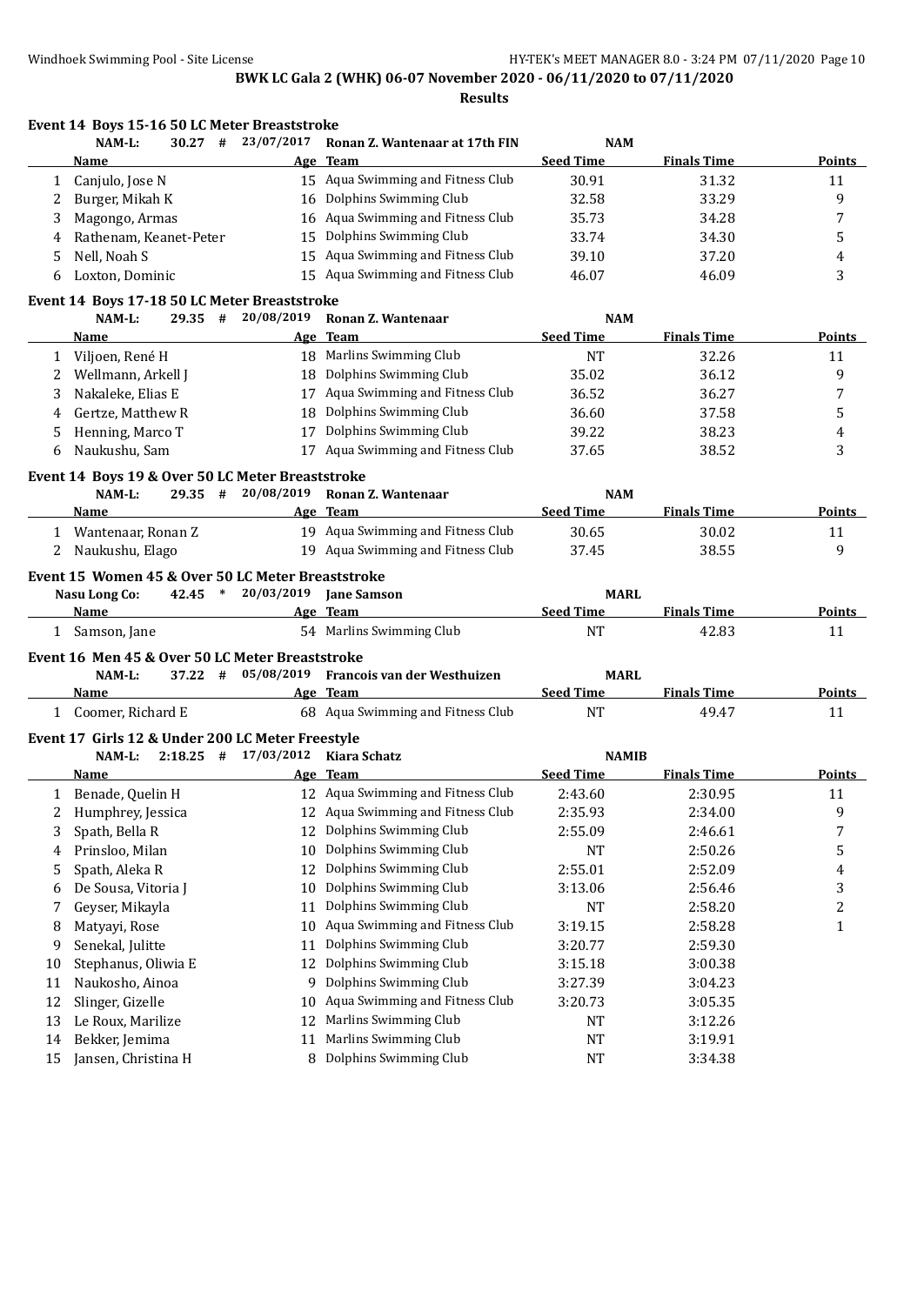**BWK LC Gala 2 (WHK) 06-07 November 2020 - 06/11/2020 to 07/11/2020**

**Results**

### Event 14 Boys 15-16 50 LC Meter Breaststroke

NAM-L: 30.27 # 23/07/2017 Ronan Z. Wantenaar at 17th FIN NAM

| | Name | Age | Team | Seed Time | Finals Time | Points |
|---|---|---|---|---|---|---|
| 1 | Canjulo, Jose N | 15 | Aqua Swimming and Fitness Club | 30.91 | 31.32 | 11 |
| 2 | Burger, Mikah K | 16 | Dolphins Swimming Club | 32.58 | 33.29 | 9 |
| 3 | Magongo, Armas | 16 | Aqua Swimming and Fitness Club | 35.73 | 34.28 | 7 |
| 4 | Rathenam, Keanet-Peter | 15 | Dolphins Swimming Club | 33.74 | 34.30 | 5 |
| 5 | Nell, Noah S | 15 | Aqua Swimming and Fitness Club | 39.10 | 37.20 | 4 |
| 6 | Loxton, Dominic | 15 | Aqua Swimming and Fitness Club | 46.07 | 46.09 | 3 |

### Event 14 Boys 17-18 50 LC Meter Breaststroke

NAM-L: 29.35 # 20/08/2019 Ronan Z. Wantenaar NAM

| | Name | Age | Team | Seed Time | Finals Time | Points |
|---|---|---|---|---|---|---|
| 1 | Viljoen, René H | 18 | Marlins Swimming Club | NT | 32.26 | 11 |
| 2 | Wellmann, Arkell J | 18 | Dolphins Swimming Club | 35.02 | 36.12 | 9 |
| 3 | Nakaleke, Elias E | 17 | Aqua Swimming and Fitness Club | 36.52 | 36.27 | 7 |
| 4 | Gertze, Matthew R | 18 | Dolphins Swimming Club | 36.60 | 37.58 | 5 |
| 5 | Henning, Marco T | 17 | Dolphins Swimming Club | 39.22 | 38.23 | 4 |
| 6 | Naukushu, Sam | 17 | Aqua Swimming and Fitness Club | 37.65 | 38.52 | 3 |

### Event 14 Boys 19 & Over 50 LC Meter Breaststroke

NAM-L: 29.35 # 20/08/2019 Ronan Z. Wantenaar NAM

| | Name | Age | Team | Seed Time | Finals Time | Points |
|---|---|---|---|---|---|---|
| 1 | Wantenaar, Ronan Z | 19 | Aqua Swimming and Fitness Club | 30.65 | 30.02 | 11 |
| 2 | Naukushu, Elago | 19 | Aqua Swimming and Fitness Club | 37.45 | 38.55 | 9 |

### Event 15 Women 45 & Over 50 LC Meter Breaststroke

Nasu Long Co: 42.45 * 20/03/2019 Jane Samson MARL

| | Name | Age | Team | Seed Time | Finals Time | Points |
|---|---|---|---|---|---|---|
| 1 | Samson, Jane | 54 | Marlins Swimming Club | NT | 42.83 | 11 |

### Event 16 Men 45 & Over 50 LC Meter Breaststroke

NAM-L: 37.22 # 05/08/2019 Francois van der Westhuizen MARL

| | Name | Age | Team | Seed Time | Finals Time | Points |
|---|---|---|---|---|---|---|
| 1 | Coomer, Richard E | 68 | Aqua Swimming and Fitness Club | NT | 49.47 | 11 |

### Event 17 Girls 12 & Under 200 LC Meter Freestyle

NAM-L: 2:18.25 # 17/03/2012 Kiara Schatz NAMIB

| | Name | Age | Team | Seed Time | Finals Time | Points |
|---|---|---|---|---|---|---|
| 1 | Benade, Quelin H | 12 | Aqua Swimming and Fitness Club | 2:43.60 | 2:30.95 | 11 |
| 2 | Humphrey, Jessica | 12 | Aqua Swimming and Fitness Club | 2:35.93 | 2:34.00 | 9 |
| 3 | Spath, Bella R | 12 | Dolphins Swimming Club | 2:55.09 | 2:46.61 | 7 |
| 4 | Prinsloo, Milan | 10 | Dolphins Swimming Club | NT | 2:50.26 | 5 |
| 5 | Spath, Aleka R | 12 | Dolphins Swimming Club | 2:55.01 | 2:52.09 | 4 |
| 6 | De Sousa, Vitoria J | 10 | Dolphins Swimming Club | 3:13.06 | 2:56.46 | 3 |
| 7 | Geyser, Mikayla | 11 | Dolphins Swimming Club | NT | 2:58.20 | 2 |
| 8 | Matyayi, Rose | 10 | Aqua Swimming and Fitness Club | 3:19.15 | 2:58.28 | 1 |
| 9 | Senekal, Julitte | 11 | Dolphins Swimming Club | 3:20.77 | 2:59.30 | |
| 10 | Stephanus, Oliwia E | 12 | Dolphins Swimming Club | 3:15.18 | 3:00.38 | |
| 11 | Naukosho, Ainoa | 9 | Dolphins Swimming Club | 3:27.39 | 3:04.23 | |
| 12 | Slinger, Gizelle | 10 | Aqua Swimming and Fitness Club | 3:20.73 | 3:05.35 | |
| 13 | Le Roux, Marilize | 12 | Marlins Swimming Club | NT | 3:12.26 | |
| 14 | Bekker, Jemima | 11 | Marlins Swimming Club | NT | 3:19.91 | |
| 15 | Jansen, Christina H | 8 | Dolphins Swimming Club | NT | 3:34.38 | |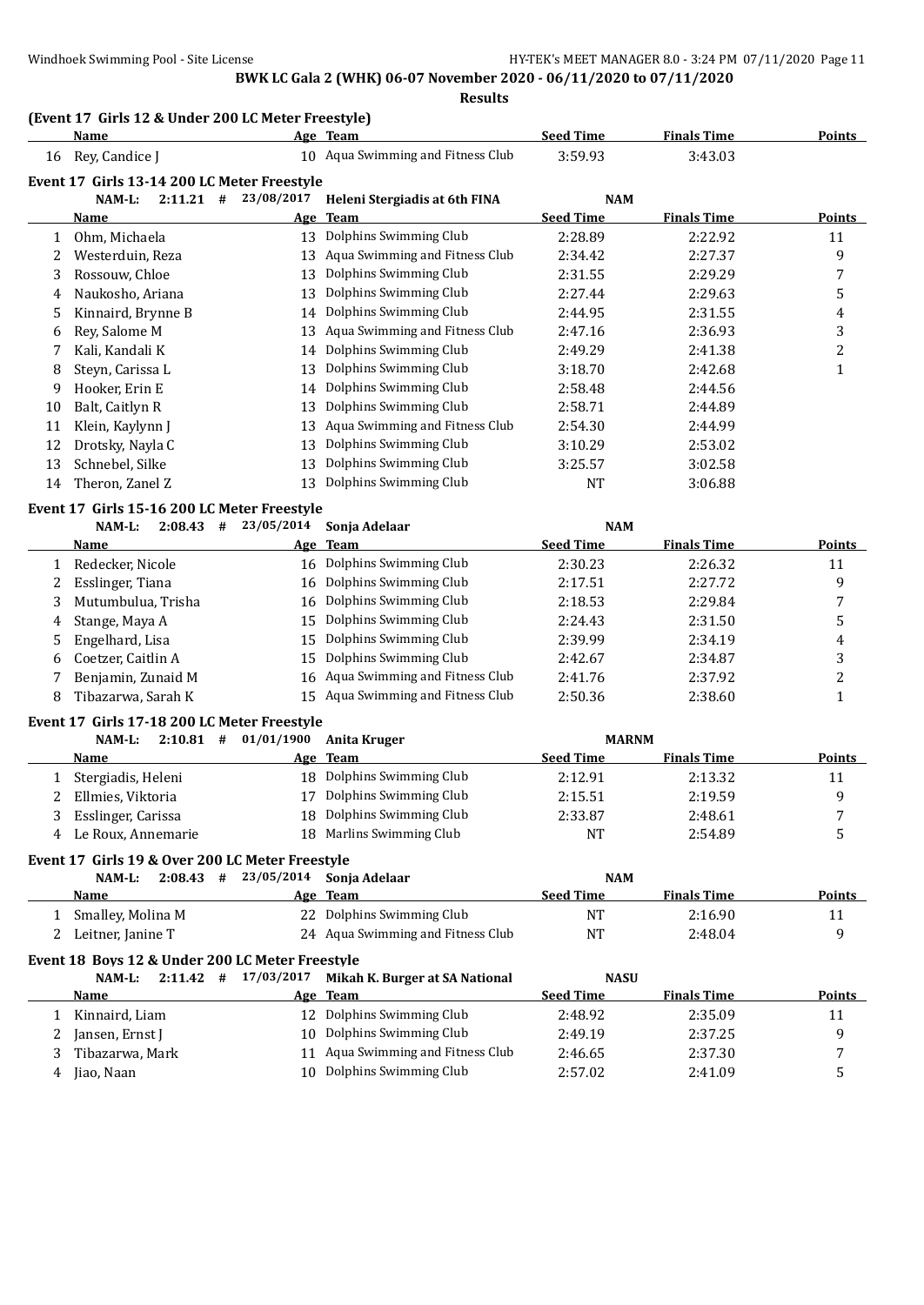**BWK LC Gala 2 (WHK) 06-07 November 2020 - 06/11/2020 to 07/11/2020**

**Results**

**(Event 17 Girls 12 & Under 200 LC Meter Freestyle)**

| | Name | Age | Team | Seed Time | Finals Time | Points |
|---|---|---|---|---|---|---|
| 16 | Rey, Candice J | 10 | Aqua Swimming and Fitness Club | 3:59.93 | 3:43.03 | |

**Event 17 Girls 13-14 200 LC Meter Freestyle**

NAM-L: 2:11.21 # 23/08/2017 Heleni Stergiadis at 6th FINA NAM

| | Name | Age | Team | Seed Time | Finals Time | Points |
|---|---|---|---|---|---|---|
| 1 | Ohm, Michaela | 13 | Dolphins Swimming Club | 2:28.89 | 2:22.92 | 11 |
| 2 | Westerduin, Reza | 13 | Aqua Swimming and Fitness Club | 2:34.42 | 2:27.37 | 9 |
| 3 | Rossouw, Chloe | 13 | Dolphins Swimming Club | 2:31.55 | 2:29.29 | 7 |
| 4 | Naukosho, Ariana | 13 | Dolphins Swimming Club | 2:27.44 | 2:29.63 | 5 |
| 5 | Kinnaird, Brynne B | 14 | Dolphins Swimming Club | 2:44.95 | 2:31.55 | 4 |
| 6 | Rey, Salome M | 13 | Aqua Swimming and Fitness Club | 2:47.16 | 2:36.93 | 3 |
| 7 | Kali, Kandali K | 14 | Dolphins Swimming Club | 2:49.29 | 2:41.38 | 2 |
| 8 | Steyn, Carissa L | 13 | Dolphins Swimming Club | 3:18.70 | 2:42.68 | 1 |
| 9 | Hooker, Erin E | 14 | Dolphins Swimming Club | 2:58.48 | 2:44.56 | |
| 10 | Balt, Caitlyn R | 13 | Dolphins Swimming Club | 2:58.71 | 2:44.89 | |
| 11 | Klein, Kaylynn J | 13 | Aqua Swimming and Fitness Club | 2:54.30 | 2:44.99 | |
| 12 | Drotsky, Nayla C | 13 | Dolphins Swimming Club | 3:10.29 | 2:53.02 | |
| 13 | Schnebel, Silke | 13 | Dolphins Swimming Club | 3:25.57 | 3:02.58 | |
| 14 | Theron, Zanel Z | 13 | Dolphins Swimming Club | NT | 3:06.88 | |

**Event 17 Girls 15-16 200 LC Meter Freestyle**

NAM-L: 2:08.43 # 23/05/2014 Sonja Adelaar NAM

| | Name | Age | Team | Seed Time | Finals Time | Points |
|---|---|---|---|---|---|---|
| 1 | Redecker, Nicole | 16 | Dolphins Swimming Club | 2:30.23 | 2:26.32 | 11 |
| 2 | Esslinger, Tiana | 16 | Dolphins Swimming Club | 2:17.51 | 2:27.72 | 9 |
| 3 | Mutumbulua, Trisha | 16 | Dolphins Swimming Club | 2:18.53 | 2:29.84 | 7 |
| 4 | Stange, Maya A | 15 | Dolphins Swimming Club | 2:24.43 | 2:31.50 | 5 |
| 5 | Engelhard, Lisa | 15 | Dolphins Swimming Club | 2:39.99 | 2:34.19 | 4 |
| 6 | Coetzer, Caitlin A | 15 | Dolphins Swimming Club | 2:42.67 | 2:34.87 | 3 |
| 7 | Benjamin, Zunaid M | 16 | Aqua Swimming and Fitness Club | 2:41.76 | 2:37.92 | 2 |
| 8 | Tibazarwa, Sarah K | 15 | Aqua Swimming and Fitness Club | 2:50.36 | 2:38.60 | 1 |

**Event 17 Girls 17-18 200 LC Meter Freestyle**

NAM-L: 2:10.81 # 01/01/1900 Anita Kruger MARNM

| | Name | Age | Team | Seed Time | Finals Time | Points |
|---|---|---|---|---|---|---|
| 1 | Stergiadis, Heleni | 18 | Dolphins Swimming Club | 2:12.91 | 2:13.32 | 11 |
| 2 | Ellmies, Viktoria | 17 | Dolphins Swimming Club | 2:15.51 | 2:19.59 | 9 |
| 3 | Esslinger, Carissa | 18 | Dolphins Swimming Club | 2:33.87 | 2:48.61 | 7 |
| 4 | Le Roux, Annemarie | 18 | Marlins Swimming Club | NT | 2:54.89 | 5 |

**Event 17 Girls 19 & Over 200 LC Meter Freestyle**

NAM-L: 2:08.43 # 23/05/2014 Sonja Adelaar NAM

| | Name | Age | Team | Seed Time | Finals Time | Points |
|---|---|---|---|---|---|---|
| 1 | Smalley, Molina M | 22 | Dolphins Swimming Club | NT | 2:16.90 | 11 |
| 2 | Leitner, Janine T | 24 | Aqua Swimming and Fitness Club | NT | 2:48.04 | 9 |

**Event 18 Boys 12 & Under 200 LC Meter Freestyle**

NAM-L: 2:11.42 # 17/03/2017 Mikah K. Burger at SA National NASU

| | Name | Age | Team | Seed Time | Finals Time | Points |
|---|---|---|---|---|---|---|
| 1 | Kinnaird, Liam | 12 | Dolphins Swimming Club | 2:48.92 | 2:35.09 | 11 |
| 2 | Jansen, Ernst J | 10 | Dolphins Swimming Club | 2:49.19 | 2:37.25 | 9 |
| 3 | Tibazarwa, Mark | 11 | Aqua Swimming and Fitness Club | 2:46.65 | 2:37.30 | 7 |
| 4 | Jiao, Naan | 10 | Dolphins Swimming Club | 2:57.02 | 2:41.09 | 5 |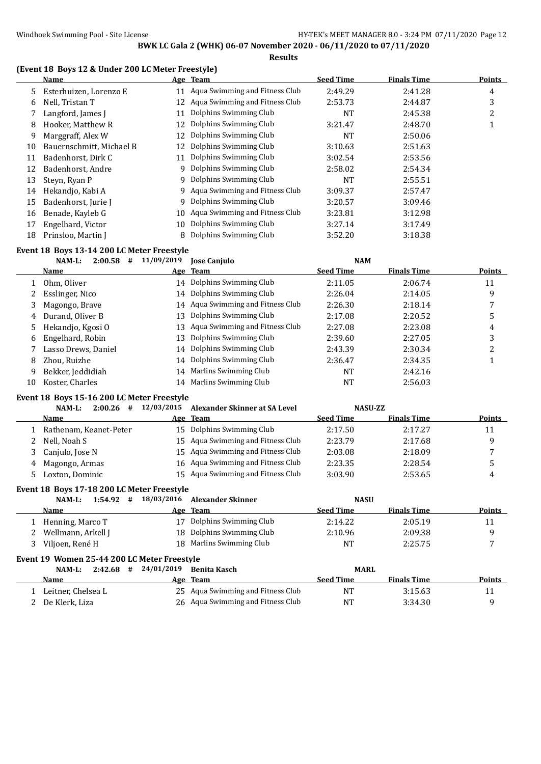**BWK LC Gala 2 (WHK) 06-07 November 2020 - 06/11/2020 to 07/11/2020**

**Results**

### (Event 18 Boys 12 & Under 200 LC Meter Freestyle)

| | Name | Age | Team | Seed Time | Finals Time | Points |
|---|---|---|---|---|---|---|
| 5 | Esterhuizen, Lorenzo E | 11 | Aqua Swimming and Fitness Club | 2:49.29 | 2:41.28 | 4 |
| 6 | Nell, Tristan T | 12 | Aqua Swimming and Fitness Club | 2:53.73 | 2:44.87 | 3 |
| 7 | Langford, James J | 11 | Dolphins Swimming Club | NT | 2:45.38 | 2 |
| 8 | Hooker, Matthew R | 12 | Dolphins Swimming Club | 3:21.47 | 2:48.70 | 1 |
| 9 | Marggraff, Alex W | 12 | Dolphins Swimming Club | NT | 2:50.06 | |
| 10 | Bauernschmitt, Michael B | 12 | Dolphins Swimming Club | 3:10.63 | 2:51.63 | |
| 11 | Badenhorst, Dirk C | 11 | Dolphins Swimming Club | 3:02.54 | 2:53.56 | |
| 12 | Badenhorst, Andre | 9 | Dolphins Swimming Club | 2:58.02 | 2:54.34 | |
| 13 | Steyn, Ryan P | 9 | Dolphins Swimming Club | NT | 2:55.51 | |
| 14 | Hekandjo, Kabi A | 9 | Aqua Swimming and Fitness Club | 3:09.37 | 2:57.47 | |
| 15 | Badenhorst, Jurie J | 9 | Dolphins Swimming Club | 3:20.57 | 3:09.46 | |
| 16 | Benade, Kayleb G | 10 | Aqua Swimming and Fitness Club | 3:23.81 | 3:12.98 | |
| 17 | Engelhard, Victor | 10 | Dolphins Swimming Club | 3:27.14 | 3:17.49 | |
| 18 | Prinsloo, Martin J | 8 | Dolphins Swimming Club | 3:52.20 | 3:18.38 | |

### Event 18 Boys 13-14 200 LC Meter Freestyle

NAM-L: 2:00.58 # 11/09/2019 Jose Canjulo NAM

| | Name | Age | Team | Seed Time | Finals Time | Points |
|---|---|---|---|---|---|---|
| 1 | Ohm, Oliver | 14 | Dolphins Swimming Club | 2:11.05 | 2:06.74 | 11 |
| 2 | Esslinger, Nico | 14 | Dolphins Swimming Club | 2:26.04 | 2:14.05 | 9 |
| 3 | Magongo, Brave | 14 | Aqua Swimming and Fitness Club | 2:26.30 | 2:18.14 | 7 |
| 4 | Durand, Oliver B | 13 | Dolphins Swimming Club | 2:17.08 | 2:20.52 | 5 |
| 5 | Hekandjo, Kgosi O | 13 | Aqua Swimming and Fitness Club | 2:27.08 | 2:23.08 | 4 |
| 6 | Engelhard, Robin | 13 | Dolphins Swimming Club | 2:39.60 | 2:27.05 | 3 |
| 7 | Lasso Drews, Daniel | 14 | Dolphins Swimming Club | 2:43.39 | 2:30.34 | 2 |
| 8 | Zhou, Ruizhe | 14 | Dolphins Swimming Club | 2:36.47 | 2:34.35 | 1 |
| 9 | Bekker, Jeddidiah | 14 | Marlins Swimming Club | NT | 2:42.16 | |
| 10 | Koster, Charles | 14 | Marlins Swimming Club | NT | 2:56.03 | |

### Event 18 Boys 15-16 200 LC Meter Freestyle

NAM-L: 2:00.26 # 12/03/2015 Alexander Skinner at SA Level NASU-ZZ

| | Name | Age | Team | Seed Time | Finals Time | Points |
|---|---|---|---|---|---|---|
| 1 | Rathenam, Keanet-Peter | 15 | Dolphins Swimming Club | 2:17.50 | 2:17.27 | 11 |
| 2 | Nell, Noah S | 15 | Aqua Swimming and Fitness Club | 2:23.79 | 2:17.68 | 9 |
| 3 | Canjulo, Jose N | 15 | Aqua Swimming and Fitness Club | 2:03.08 | 2:18.09 | 7 |
| 4 | Magongo, Armas | 16 | Aqua Swimming and Fitness Club | 2:23.35 | 2:28.54 | 5 |
| 5 | Loxton, Dominic | 15 | Aqua Swimming and Fitness Club | 3:03.90 | 2:53.65 | 4 |

### Event 18 Boys 17-18 200 LC Meter Freestyle

NAM-L: 1:54.92 # 18/03/2016 Alexander Skinner NASU

| | Name | Age | Team | Seed Time | Finals Time | Points |
|---|---|---|---|---|---|---|
| 1 | Henning, Marco T | 17 | Dolphins Swimming Club | 2:14.22 | 2:05.19 | 11 |
| 2 | Wellmann, Arkell J | 18 | Dolphins Swimming Club | 2:10.96 | 2:09.38 | 9 |
| 3 | Viljoen, René H | 18 | Marlins Swimming Club | NT | 2:25.75 | 7 |

### Event 19 Women 25-44 200 LC Meter Freestyle

NAM-L: 2:42.68 # 24/01/2019 Benita Kasch MARL

| | Name | Age | Team | Seed Time | Finals Time | Points |
|---|---|---|---|---|---|---|
| 1 | Leitner, Chelsea L | 25 | Aqua Swimming and Fitness Club | NT | 3:15.63 | 11 |
| 2 | De Klerk, Liza | 26 | Aqua Swimming and Fitness Club | NT | 3:34.30 | 9 |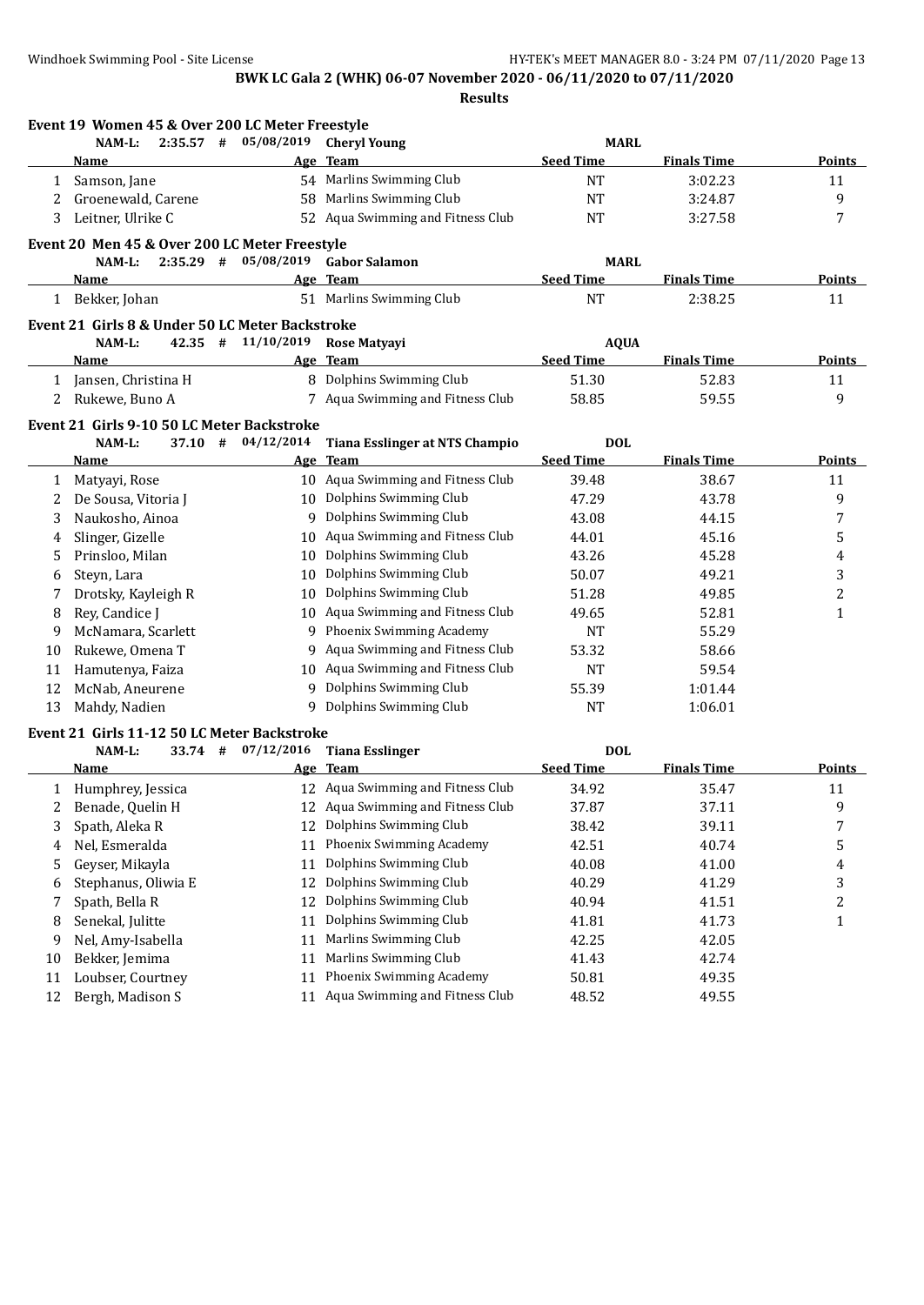**BWK LC Gala 2 (WHK) 06-07 November 2020 - 06/11/2020 to 07/11/2020**

**Results**

### Event 19 Women 45 & Over 200 LC Meter Freestyle

NAM-L: 2:35.57 # 05/08/2019 Cheryl Young MARL

| | Name | Age | Team | Seed Time | Finals Time | Points |
|---|---|---|---|---|---|---|
| 1 | Samson, Jane | 54 | Marlins Swimming Club | NT | 3:02.23 | 11 |
| 2 | Groenewald, Carene | 58 | Marlins Swimming Club | NT | 3:24.87 | 9 |
| 3 | Leitner, Ulrike C | 52 | Aqua Swimming and Fitness Club | NT | 3:27.58 | 7 |

### Event 20 Men 45 & Over 200 LC Meter Freestyle

NAM-L: 2:35.29 # 05/08/2019 Gabor Salamon MARL

| | Name | Age | Team | Seed Time | Finals Time | Points |
|---|---|---|---|---|---|---|
| 1 | Bekker, Johan | 51 | Marlins Swimming Club | NT | 2:38.25 | 11 |

### Event 21 Girls 8 & Under 50 LC Meter Backstroke

NAM-L: 42.35 # 11/10/2019 Rose Matyayi AQUA

| | Name | Age | Team | Seed Time | Finals Time | Points |
|---|---|---|---|---|---|---|
| 1 | Jansen, Christina H | 8 | Dolphins Swimming Club | 51.30 | 52.83 | 11 |
| 2 | Rukewe, Buno A | 7 | Aqua Swimming and Fitness Club | 58.85 | 59.55 | 9 |

### Event 21 Girls 9-10 50 LC Meter Backstroke

NAM-L: 37.10 # 04/12/2014 Tiana Esslinger at NTS Champio DOL

| | Name | Age | Team | Seed Time | Finals Time | Points |
|---|---|---|---|---|---|---|
| 1 | Matyayi, Rose | 10 | Aqua Swimming and Fitness Club | 39.48 | 38.67 | 11 |
| 2 | De Sousa, Vitoria J | 10 | Dolphins Swimming Club | 47.29 | 43.78 | 9 |
| 3 | Naukosho, Ainoa | 9 | Dolphins Swimming Club | 43.08 | 44.15 | 7 |
| 4 | Slinger, Gizelle | 10 | Aqua Swimming and Fitness Club | 44.01 | 45.16 | 5 |
| 5 | Prinsloo, Milan | 10 | Dolphins Swimming Club | 43.26 | 45.28 | 4 |
| 6 | Steyn, Lara | 10 | Dolphins Swimming Club | 50.07 | 49.21 | 3 |
| 7 | Drotsky, Kayleigh R | 10 | Dolphins Swimming Club | 51.28 | 49.85 | 2 |
| 8 | Rey, Candice J | 10 | Aqua Swimming and Fitness Club | 49.65 | 52.81 | 1 |
| 9 | McNamara, Scarlett | 9 | Phoenix Swimming Academy | NT | 55.29 | |
| 10 | Rukewe, Omena T | 9 | Aqua Swimming and Fitness Club | 53.32 | 58.66 | |
| 11 | Hamutenya, Faiza | 10 | Aqua Swimming and Fitness Club | NT | 59.54 | |
| 12 | McNab, Aneurene | 9 | Dolphins Swimming Club | 55.39 | 1:01.44 | |
| 13 | Mahdy, Nadien | 9 | Dolphins Swimming Club | NT | 1:06.01 | |

### Event 21 Girls 11-12 50 LC Meter Backstroke

NAM-L: 33.74 # 07/12/2016 Tiana Esslinger DOL

| | Name | Age | Team | Seed Time | Finals Time | Points |
|---|---|---|---|---|---|---|
| 1 | Humphrey, Jessica | 12 | Aqua Swimming and Fitness Club | 34.92 | 35.47 | 11 |
| 2 | Benade, Quelin H | 12 | Aqua Swimming and Fitness Club | 37.87 | 37.11 | 9 |
| 3 | Spath, Aleka R | 12 | Dolphins Swimming Club | 38.42 | 39.11 | 7 |
| 4 | Nel, Esmeralda | 11 | Phoenix Swimming Academy | 42.51 | 40.74 | 5 |
| 5 | Geyser, Mikayla | 11 | Dolphins Swimming Club | 40.08 | 41.00 | 4 |
| 6 | Stephanus, Oliwia E | 12 | Dolphins Swimming Club | 40.29 | 41.29 | 3 |
| 7 | Spath, Bella R | 12 | Dolphins Swimming Club | 40.94 | 41.51 | 2 |
| 8 | Senekal, Julitte | 11 | Dolphins Swimming Club | 41.81 | 41.73 | 1 |
| 9 | Nel, Amy-Isabella | 11 | Marlins Swimming Club | 42.25 | 42.05 | |
| 10 | Bekker, Jemima | 11 | Marlins Swimming Club | 41.43 | 42.74 | |
| 11 | Loubser, Courtney | 11 | Phoenix Swimming Academy | 50.81 | 49.35 | |
| 12 | Bergh, Madison S | 11 | Aqua Swimming and Fitness Club | 48.52 | 49.55 | |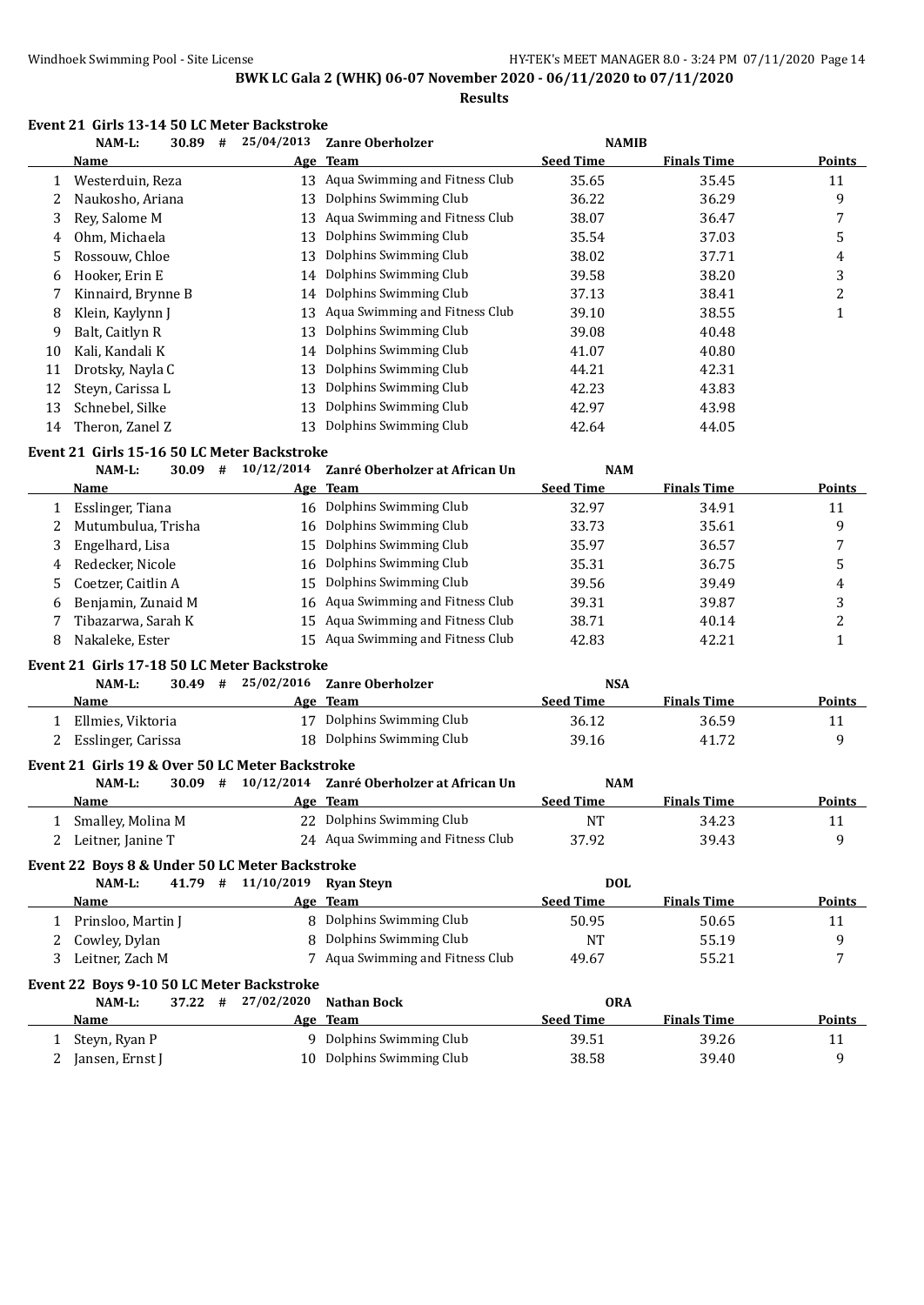**BWK LC Gala 2 (WHK) 06-07 November 2020 - 06/11/2020 to 07/11/2020**

**Results**

### Event 21 Girls 13-14 50 LC Meter Backstroke

NAM-L: 30.89 # 25/04/2013 Zanre Oberholzer NAMIB

| | Name | Age | Team | Seed Time | Finals Time | Points |
|---|---|---|---|---|---|---|
| 1 | Westerduin, Reza | 13 | Aqua Swimming and Fitness Club | 35.65 | 35.45 | 11 |
| 2 | Naukosho, Ariana | 13 | Dolphins Swimming Club | 36.22 | 36.29 | 9 |
| 3 | Rey, Salome M | 13 | Aqua Swimming and Fitness Club | 38.07 | 36.47 | 7 |
| 4 | Ohm, Michaela | 13 | Dolphins Swimming Club | 35.54 | 37.03 | 5 |
| 5 | Rossouw, Chloe | 13 | Dolphins Swimming Club | 38.02 | 37.71 | 4 |
| 6 | Hooker, Erin E | 14 | Dolphins Swimming Club | 39.58 | 38.20 | 3 |
| 7 | Kinnaird, Brynne B | 14 | Dolphins Swimming Club | 37.13 | 38.41 | 2 |
| 8 | Klein, Kaylynn J | 13 | Aqua Swimming and Fitness Club | 39.10 | 38.55 | 1 |
| 9 | Balt, Caitlyn R | 13 | Dolphins Swimming Club | 39.08 | 40.48 | |
| 10 | Kali, Kandali K | 14 | Dolphins Swimming Club | 41.07 | 40.80 | |
| 11 | Drotsky, Nayla C | 13 | Dolphins Swimming Club | 44.21 | 42.31 | |
| 12 | Steyn, Carissa L | 13 | Dolphins Swimming Club | 42.23 | 43.83 | |
| 13 | Schnebel, Silke | 13 | Dolphins Swimming Club | 42.97 | 43.98 | |
| 14 | Theron, Zanel Z | 13 | Dolphins Swimming Club | 42.64 | 44.05 | |

### Event 21 Girls 15-16 50 LC Meter Backstroke

NAM-L: 30.09 # 10/12/2014 Zanré Oberholzer at African Un NAM

| | Name | Age | Team | Seed Time | Finals Time | Points |
|---|---|---|---|---|---|---|
| 1 | Esslinger, Tiana | 16 | Dolphins Swimming Club | 32.97 | 34.91 | 11 |
| 2 | Mutumbulua, Trisha | 16 | Dolphins Swimming Club | 33.73 | 35.61 | 9 |
| 3 | Engelhard, Lisa | 15 | Dolphins Swimming Club | 35.97 | 36.57 | 7 |
| 4 | Redecker, Nicole | 16 | Dolphins Swimming Club | 35.31 | 36.75 | 5 |
| 5 | Coetzer, Caitlin A | 15 | Dolphins Swimming Club | 39.56 | 39.49 | 4 |
| 6 | Benjamin, Zunaid M | 16 | Aqua Swimming and Fitness Club | 39.31 | 39.87 | 3 |
| 7 | Tibazarwa, Sarah K | 15 | Aqua Swimming and Fitness Club | 38.71 | 40.14 | 2 |
| 8 | Nakaleke, Ester | 15 | Aqua Swimming and Fitness Club | 42.83 | 42.21 | 1 |

### Event 21 Girls 17-18 50 LC Meter Backstroke

NAM-L: 30.49 # 25/02/2016 Zanre Oberholzer NSA

| | Name | Age | Team | Seed Time | Finals Time | Points |
|---|---|---|---|---|---|---|
| 1 | Ellmies, Viktoria | 17 | Dolphins Swimming Club | 36.12 | 36.59 | 11 |
| 2 | Esslinger, Carissa | 18 | Dolphins Swimming Club | 39.16 | 41.72 | 9 |

### Event 21 Girls 19 & Over 50 LC Meter Backstroke

NAM-L: 30.09 # 10/12/2014 Zanré Oberholzer at African Un NAM

| | Name | Age | Team | Seed Time | Finals Time | Points |
|---|---|---|---|---|---|---|
| 1 | Smalley, Molina M | 22 | Dolphins Swimming Club | NT | 34.23 | 11 |
| 2 | Leitner, Janine T | 24 | Aqua Swimming and Fitness Club | 37.92 | 39.43 | 9 |

### Event 22 Boys 8 & Under 50 LC Meter Backstroke

NAM-L: 41.79 # 11/10/2019 Ryan Steyn DOL

| | Name | Age | Team | Seed Time | Finals Time | Points |
|---|---|---|---|---|---|---|
| 1 | Prinsloo, Martin J | 8 | Dolphins Swimming Club | 50.95 | 50.65 | 11 |
| 2 | Cowley, Dylan | 8 | Dolphins Swimming Club | NT | 55.19 | 9 |
| 3 | Leitner, Zach M | 7 | Aqua Swimming and Fitness Club | 49.67 | 55.21 | 7 |

### Event 22 Boys 9-10 50 LC Meter Backstroke

NAM-L: 37.22 # 27/02/2020 Nathan Bock ORA

| | Name | Age | Team | Seed Time | Finals Time | Points |
|---|---|---|---|---|---|---|
| 1 | Steyn, Ryan P | 9 | Dolphins Swimming Club | 39.51 | 39.26 | 11 |
| 2 | Jansen, Ernst J | 10 | Dolphins Swimming Club | 38.58 | 39.40 | 9 |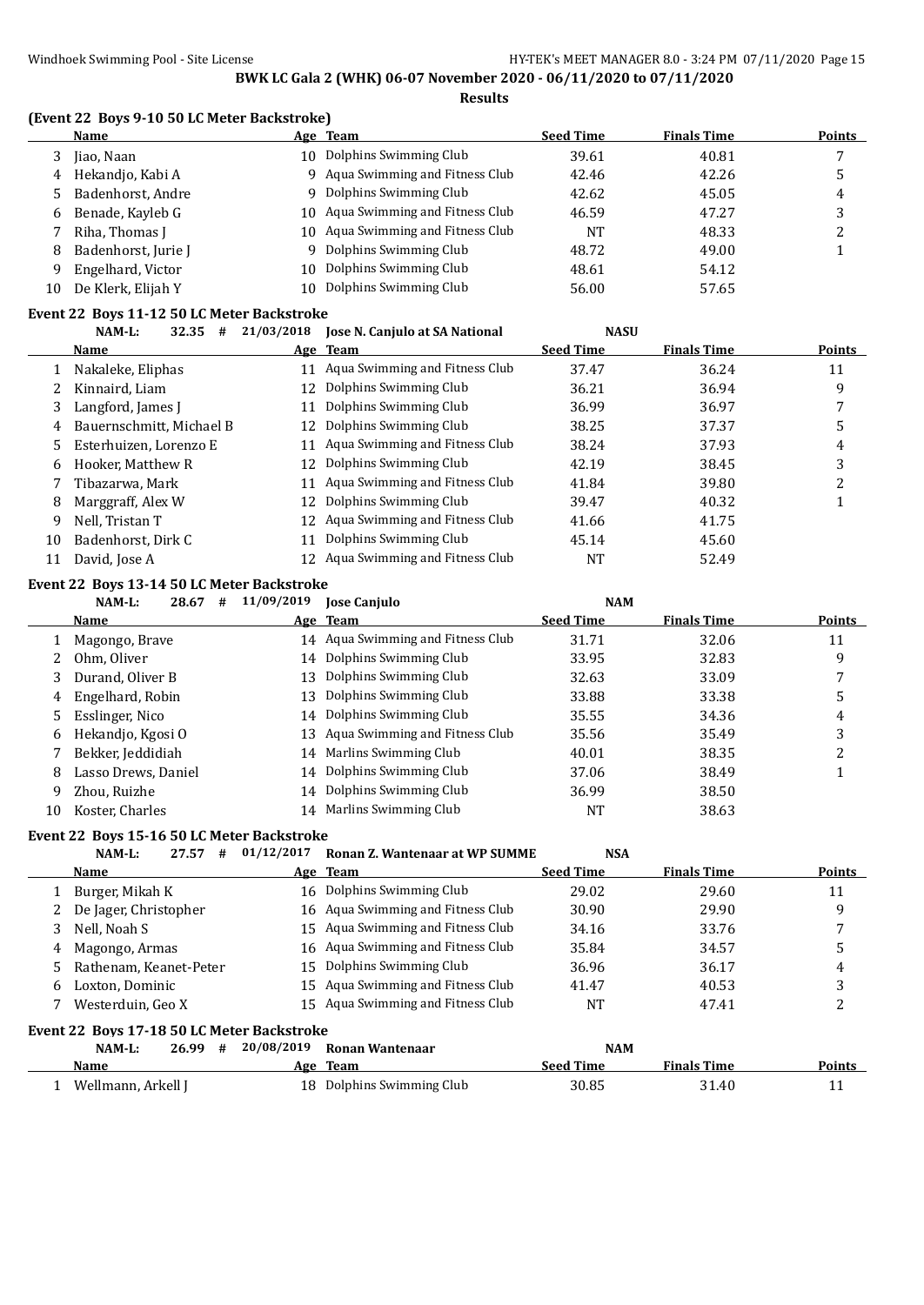**BWK LC Gala 2 (WHK) 06-07 November 2020 - 06/11/2020 to 07/11/2020**

**Results**

### (Event 22 Boys 9-10 50 LC Meter Backstroke)

| | Name | Age | Team | Seed Time | Finals Time | Points |
|---|---|---|---|---|---|---|
| 3 | Jiao, Naan | 10 | Dolphins Swimming Club | 39.61 | 40.81 | 7 |
| 4 | Hekandjo, Kabi A | 9 | Aqua Swimming and Fitness Club | 42.46 | 42.26 | 5 |
| 5 | Badenhorst, Andre | 9 | Dolphins Swimming Club | 42.62 | 45.05 | 4 |
| 6 | Benade, Kayleb G | 10 | Aqua Swimming and Fitness Club | 46.59 | 47.27 | 3 |
| 7 | Riha, Thomas J | 10 | Aqua Swimming and Fitness Club | NT | 48.33 | 2 |
| 8 | Badenhorst, Jurie J | 9 | Dolphins Swimming Club | 48.72 | 49.00 | 1 |
| 9 | Engelhard, Victor | 10 | Dolphins Swimming Club | 48.61 | 54.12 | |
| 10 | De Klerk, Elijah Y | 10 | Dolphins Swimming Club | 56.00 | 57.65 | |

### Event 22 Boys 11-12 50 LC Meter Backstroke

NAM-L: 32.35 # 21/03/2018 Jose N. Canjulo at SA National NASU

| | Name | Age | Team | Seed Time | Finals Time | Points |
|---|---|---|---|---|---|---|
| 1 | Nakaleke, Eliphas | 11 | Aqua Swimming and Fitness Club | 37.47 | 36.24 | 11 |
| 2 | Kinnaird, Liam | 12 | Dolphins Swimming Club | 36.21 | 36.94 | 9 |
| 3 | Langford, James J | 11 | Dolphins Swimming Club | 36.99 | 36.97 | 7 |
| 4 | Bauernschmitt, Michael B | 12 | Dolphins Swimming Club | 38.25 | 37.37 | 5 |
| 5 | Esterhuizen, Lorenzo E | 11 | Aqua Swimming and Fitness Club | 38.24 | 37.93 | 4 |
| 6 | Hooker, Matthew R | 12 | Dolphins Swimming Club | 42.19 | 38.45 | 3 |
| 7 | Tibazarwa, Mark | 11 | Aqua Swimming and Fitness Club | 41.84 | 39.80 | 2 |
| 8 | Marggraff, Alex W | 12 | Dolphins Swimming Club | 39.47 | 40.32 | 1 |
| 9 | Nell, Tristan T | 12 | Aqua Swimming and Fitness Club | 41.66 | 41.75 | |
| 10 | Badenhorst, Dirk C | 11 | Dolphins Swimming Club | 45.14 | 45.60 | |
| 11 | David, Jose A | 12 | Aqua Swimming and Fitness Club | NT | 52.49 | |

### Event 22 Boys 13-14 50 LC Meter Backstroke

NAM-L: 28.67 # 11/09/2019 Jose Canjulo NAM

| | Name | Age | Team | Seed Time | Finals Time | Points |
|---|---|---|---|---|---|---|
| 1 | Magongo, Brave | 14 | Aqua Swimming and Fitness Club | 31.71 | 32.06 | 11 |
| 2 | Ohm, Oliver | 14 | Dolphins Swimming Club | 33.95 | 32.83 | 9 |
| 3 | Durand, Oliver B | 13 | Dolphins Swimming Club | 32.63 | 33.09 | 7 |
| 4 | Engelhard, Robin | 13 | Dolphins Swimming Club | 33.88 | 33.38 | 5 |
| 5 | Esslinger, Nico | 14 | Dolphins Swimming Club | 35.55 | 34.36 | 4 |
| 6 | Hekandjo, Kgosi O | 13 | Aqua Swimming and Fitness Club | 35.56 | 35.49 | 3 |
| 7 | Bekker, Jeddidiah | 14 | Marlins Swimming Club | 40.01 | 38.35 | 2 |
| 8 | Lasso Drews, Daniel | 14 | Dolphins Swimming Club | 37.06 | 38.49 | 1 |
| 9 | Zhou, Ruizhe | 14 | Dolphins Swimming Club | 36.99 | 38.50 | |
| 10 | Koster, Charles | 14 | Marlins Swimming Club | NT | 38.63 | |

### Event 22 Boys 15-16 50 LC Meter Backstroke

NAM-L: 27.57 # 01/12/2017 Ronan Z. Wantenaar at WP SUMME NSA

| | Name | Age | Team | Seed Time | Finals Time | Points |
|---|---|---|---|---|---|---|
| 1 | Burger, Mikah K | 16 | Dolphins Swimming Club | 29.02 | 29.60 | 11 |
| 2 | De Jager, Christopher | 16 | Aqua Swimming and Fitness Club | 30.90 | 29.90 | 9 |
| 3 | Nell, Noah S | 15 | Aqua Swimming and Fitness Club | 34.16 | 33.76 | 7 |
| 4 | Magongo, Armas | 16 | Aqua Swimming and Fitness Club | 35.84 | 34.57 | 5 |
| 5 | Rathenam, Keanet-Peter | 15 | Dolphins Swimming Club | 36.96 | 36.17 | 4 |
| 6 | Loxton, Dominic | 15 | Aqua Swimming and Fitness Club | 41.47 | 40.53 | 3 |
| 7 | Westerduin, Geo X | 15 | Aqua Swimming and Fitness Club | NT | 47.41 | 2 |

### Event 22 Boys 17-18 50 LC Meter Backstroke

NAM-L: 26.99 # 20/08/2019 Ronan Wantenaar NAM

| | Name | Age | Team | Seed Time | Finals Time | Points |
|---|---|---|---|---|---|---|
| 1 | Wellmann, Arkell J | 18 | Dolphins Swimming Club | 30.85 | 31.40 | 11 |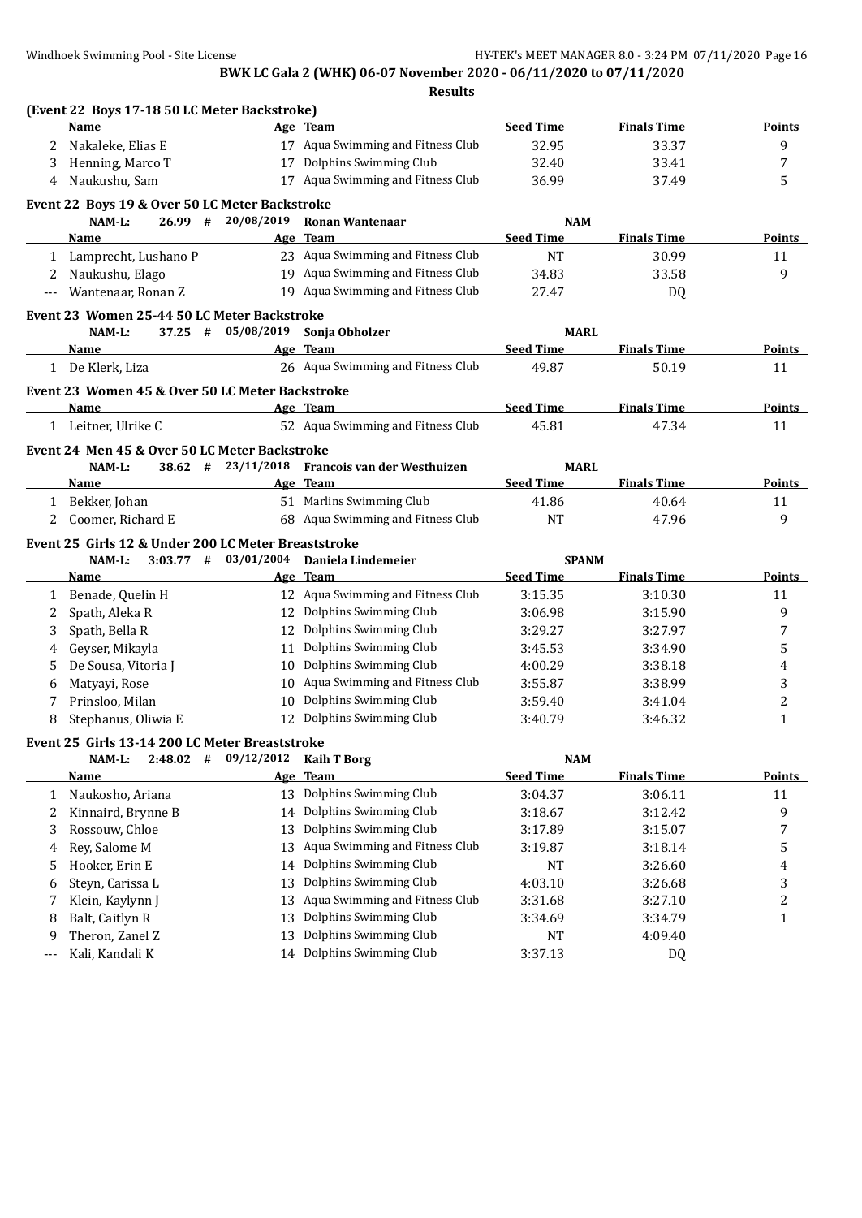**BWK LC Gala 2 (WHK) 06-07 November 2020 - 06/11/2020 to 07/11/2020**

**Results**

### (Event 22 Boys 17-18 50 LC Meter Backstroke)

| | Name | Age | Team | Seed Time | Finals Time | Points |
|---|---|---|---|---|---|---|
| 2 | Nakaleke, Elias E | 17 | Aqua Swimming and Fitness Club | 32.95 | 33.37 | 9 |
| 3 | Henning, Marco T | 17 | Dolphins Swimming Club | 32.40 | 33.41 | 7 |
| 4 | Naukushu, Sam | 17 | Aqua Swimming and Fitness Club | 36.99 | 37.49 | 5 |

### Event 22 Boys 19 & Over 50 LC Meter Backstroke

NAM-L: 26.99 # 20/08/2019 Ronan Wantenaar NAM

| | Name | Age | Team | Seed Time | Finals Time | Points |
|---|---|---|---|---|---|---|
| 1 | Lamprecht, Lushano P | 23 | Aqua Swimming and Fitness Club | NT | 30.99 | 11 |
| 2 | Naukushu, Elago | 19 | Aqua Swimming and Fitness Club | 34.83 | 33.58 | 9 |
| --- | Wantenaar, Ronan Z | 19 | Aqua Swimming and Fitness Club | 27.47 | DQ | |

### Event 23 Women 25-44 50 LC Meter Backstroke

NAM-L: 37.25 # 05/08/2019 Sonja Obholzer MARL

| | Name | Age | Team | Seed Time | Finals Time | Points |
|---|---|---|---|---|---|---|
| 1 | De Klerk, Liza | 26 | Aqua Swimming and Fitness Club | 49.87 | 50.19 | 11 |

### Event 23 Women 45 & Over 50 LC Meter Backstroke

| | Name | Age | Team | Seed Time | Finals Time | Points |
|---|---|---|---|---|---|---|
| 1 | Leitner, Ulrike C | 52 | Aqua Swimming and Fitness Club | 45.81 | 47.34 | 11 |

### Event 24 Men 45 & Over 50 LC Meter Backstroke

NAM-L: 38.62 # 23/11/2018 Francois van der Westhuizen MARL

| | Name | Age | Team | Seed Time | Finals Time | Points |
|---|---|---|---|---|---|---|
| 1 | Bekker, Johan | 51 | Marlins Swimming Club | 41.86 | 40.64 | 11 |
| 2 | Coomer, Richard E | 68 | Aqua Swimming and Fitness Club | NT | 47.96 | 9 |

### Event 25 Girls 12 & Under 200 LC Meter Breaststroke

NAM-L: 3:03.77 # 03/01/2004 Daniela Lindemeier SPANM

| | Name | Age | Team | Seed Time | Finals Time | Points |
|---|---|---|---|---|---|---|
| 1 | Benade, Quelin H | 12 | Aqua Swimming and Fitness Club | 3:15.35 | 3:10.30 | 11 |
| 2 | Spath, Aleka R | 12 | Dolphins Swimming Club | 3:06.98 | 3:15.90 | 9 |
| 3 | Spath, Bella R | 12 | Dolphins Swimming Club | 3:29.27 | 3:27.97 | 7 |
| 4 | Geyser, Mikayla | 11 | Dolphins Swimming Club | 3:45.53 | 3:34.90 | 5 |
| 5 | De Sousa, Vitoria J | 10 | Dolphins Swimming Club | 4:00.29 | 3:38.18 | 4 |
| 6 | Matyayi, Rose | 10 | Aqua Swimming and Fitness Club | 3:55.87 | 3:38.99 | 3 |
| 7 | Prinsloo, Milan | 10 | Dolphins Swimming Club | 3:59.40 | 3:41.04 | 2 |
| 8 | Stephanus, Oliwia E | 12 | Dolphins Swimming Club | 3:40.79 | 3:46.32 | 1 |

### Event 25 Girls 13-14 200 LC Meter Breaststroke

NAM-L: 2:48.02 # 09/12/2012 Kaih T Borg NAM

| | Name | Age | Team | Seed Time | Finals Time | Points |
|---|---|---|---|---|---|---|
| 1 | Naukosho, Ariana | 13 | Dolphins Swimming Club | 3:04.37 | 3:06.11 | 11 |
| 2 | Kinnaird, Brynne B | 14 | Dolphins Swimming Club | 3:18.67 | 3:12.42 | 9 |
| 3 | Rossouw, Chloe | 13 | Dolphins Swimming Club | 3:17.89 | 3:15.07 | 7 |
| 4 | Rey, Salome M | 13 | Aqua Swimming and Fitness Club | 3:19.87 | 3:18.14 | 5 |
| 5 | Hooker, Erin E | 14 | Dolphins Swimming Club | NT | 3:26.60 | 4 |
| 6 | Steyn, Carissa L | 13 | Dolphins Swimming Club | 4:03.10 | 3:26.68 | 3 |
| 7 | Klein, Kaylynn J | 13 | Aqua Swimming and Fitness Club | 3:31.68 | 3:27.10 | 2 |
| 8 | Balt, Caitlyn R | 13 | Dolphins Swimming Club | 3:34.69 | 3:34.79 | 1 |
| 9 | Theron, Zanel Z | 13 | Dolphins Swimming Club | NT | 4:09.40 | |
| --- | Kali, Kandali K | 14 | Dolphins Swimming Club | 3:37.13 | DQ | |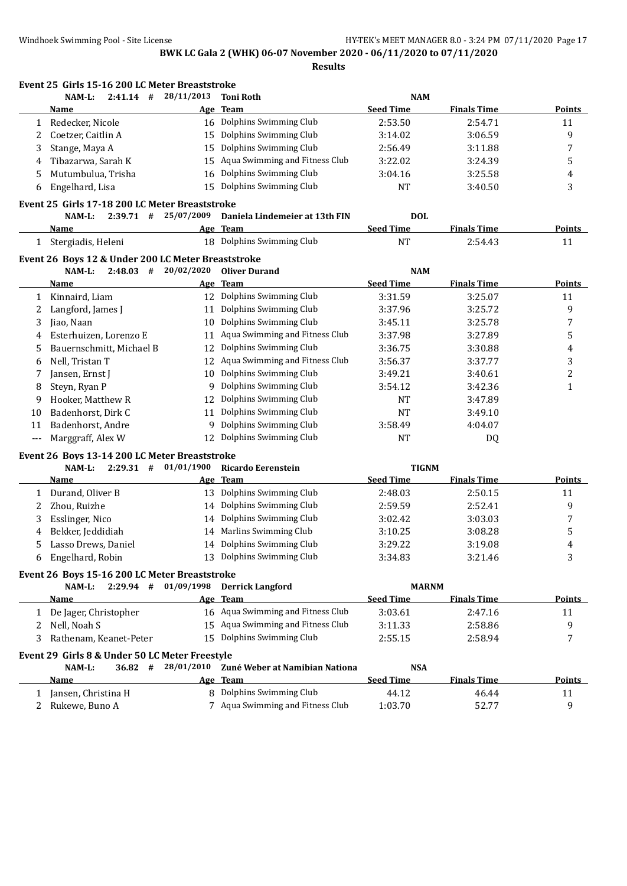BWK LC Gala 2 (WHK) 06-07 November 2020 - 06/11/2020 to 07/11/2020

**Results**

### Event 25 Girls 15-16 200 LC Meter Breaststroke

NAM-L: 2:41.14 # 28/11/2013 Toni Roth NAM

| | Name | Age | Team | Seed Time | Finals Time | Points |
|---|---|---|---|---|---|---|
| 1 | Redecker, Nicole | 16 | Dolphins Swimming Club | 2:53.50 | 2:54.71 | 11 |
| 2 | Coetzer, Caitlin A | 15 | Dolphins Swimming Club | 3:14.02 | 3:06.59 | 9 |
| 3 | Stange, Maya A | 15 | Dolphins Swimming Club | 2:56.49 | 3:11.88 | 7 |
| 4 | Tibazarwa, Sarah K | 15 | Aqua Swimming and Fitness Club | 3:22.02 | 3:24.39 | 5 |
| 5 | Mutumbulua, Trisha | 16 | Dolphins Swimming Club | 3:04.16 | 3:25.58 | 4 |
| 6 | Engelhard, Lisa | 15 | Dolphins Swimming Club | NT | 3:40.50 | 3 |

### Event 25 Girls 17-18 200 LC Meter Breaststroke

NAM-L: 2:39.71 # 25/07/2009 Daniela Lindemeier at 13th FIN DOL

| | Name | Age | Team | Seed Time | Finals Time | Points |
|---|---|---|---|---|---|---|
| 1 | Stergiadis, Heleni | 18 | Dolphins Swimming Club | NT | 2:54.43 | 11 |

### Event 26 Boys 12 & Under 200 LC Meter Breaststroke

NAM-L: 2:48.03 # 20/02/2020 Oliver Durand NAM

| | Name | Age | Team | Seed Time | Finals Time | Points |
|---|---|---|---|---|---|---|
| 1 | Kinnaird, Liam | 12 | Dolphins Swimming Club | 3:31.59 | 3:25.07 | 11 |
| 2 | Langford, James J | 11 | Dolphins Swimming Club | 3:37.96 | 3:25.72 | 9 |
| 3 | Jiao, Naan | 10 | Dolphins Swimming Club | 3:45.11 | 3:25.78 | 7 |
| 4 | Esterhuizen, Lorenzo E | 11 | Aqua Swimming and Fitness Club | 3:37.98 | 3:27.89 | 5 |
| 5 | Bauernschmitt, Michael B | 12 | Dolphins Swimming Club | 3:36.75 | 3:30.88 | 4 |
| 6 | Nell, Tristan T | 12 | Aqua Swimming and Fitness Club | 3:56.37 | 3:37.77 | 3 |
| 7 | Jansen, Ernst J | 10 | Dolphins Swimming Club | 3:49.21 | 3:40.61 | 2 |
| 8 | Steyn, Ryan P | 9 | Dolphins Swimming Club | 3:54.12 | 3:42.36 | 1 |
| 9 | Hooker, Matthew R | 12 | Dolphins Swimming Club | NT | 3:47.89 | |
| 10 | Badenhorst, Dirk C | 11 | Dolphins Swimming Club | NT | 3:49.10 | |
| 11 | Badenhorst, Andre | 9 | Dolphins Swimming Club | 3:58.49 | 4:04.07 | |
| --- | Marggraff, Alex W | 12 | Dolphins Swimming Club | NT | DQ | |

### Event 26 Boys 13-14 200 LC Meter Breaststroke

NAM-L: 2:29.31 # 01/01/1900 Ricardo Eerenstein TIGNM

| | Name | Age | Team | Seed Time | Finals Time | Points |
|---|---|---|---|---|---|---|
| 1 | Durand, Oliver B | 13 | Dolphins Swimming Club | 2:48.03 | 2:50.15 | 11 |
| 2 | Zhou, Ruizhe | 14 | Dolphins Swimming Club | 2:59.59 | 2:52.41 | 9 |
| 3 | Esslinger, Nico | 14 | Dolphins Swimming Club | 3:02.42 | 3:03.03 | 7 |
| 4 | Bekker, Jeddidiah | 14 | Marlins Swimming Club | 3:10.25 | 3:08.28 | 5 |
| 5 | Lasso Drews, Daniel | 14 | Dolphins Swimming Club | 3:29.22 | 3:19.08 | 4 |
| 6 | Engelhard, Robin | 13 | Dolphins Swimming Club | 3:34.83 | 3:21.46 | 3 |

### Event 26 Boys 15-16 200 LC Meter Breaststroke

NAM-L: 2:29.94 # 01/09/1998 Derrick Langford MARNM

| | Name | Age | Team | Seed Time | Finals Time | Points |
|---|---|---|---|---|---|---|
| 1 | De Jager, Christopher | 16 | Aqua Swimming and Fitness Club | 3:03.61 | 2:47.16 | 11 |
| 2 | Nell, Noah S | 15 | Aqua Swimming and Fitness Club | 3:11.33 | 2:58.86 | 9 |
| 3 | Rathenam, Keanet-Peter | 15 | Dolphins Swimming Club | 2:55.15 | 2:58.94 | 7 |

### Event 29 Girls 8 & Under 50 LC Meter Freestyle

NAM-L: 36.82 # 28/01/2010 Zuné Weber at Namibian Nationa NSA

| | Name | Age | Team | Seed Time | Finals Time | Points |
|---|---|---|---|---|---|---|
| 1 | Jansen, Christina H | 8 | Dolphins Swimming Club | 44.12 | 46.44 | 11 |
| 2 | Rukewe, Buno A | 7 | Aqua Swimming and Fitness Club | 1:03.70 | 52.77 | 9 |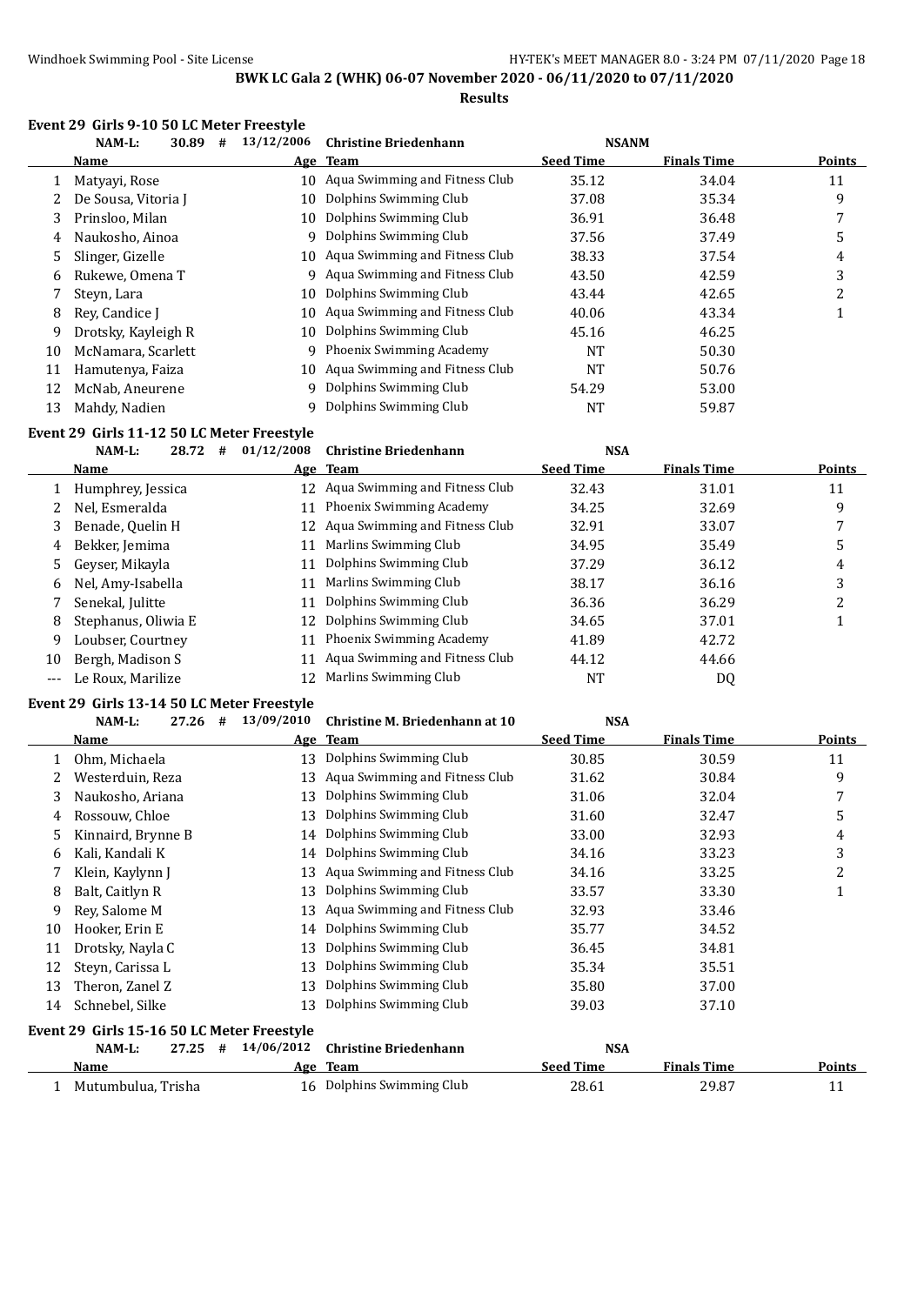BWK LC Gala 2 (WHK) 06-07 November 2020 - 06/11/2020 to 07/11/2020

**Results**

### Event 29 Girls 9-10 50 LC Meter Freestyle

NAM-L: 30.89 # 13/12/2006 Christine Briedenhann NSANM

| | Name | Age | Team | Seed Time | Finals Time | Points |
|---|---|---|---|---|---|---|
| 1 | Matyayi, Rose | 10 | Aqua Swimming and Fitness Club | 35.12 | 34.04 | 11 |
| 2 | De Sousa, Vitoria J | 10 | Dolphins Swimming Club | 37.08 | 35.34 | 9 |
| 3 | Prinsloo, Milan | 10 | Dolphins Swimming Club | 36.91 | 36.48 | 7 |
| 4 | Naukosho, Ainoa | 9 | Dolphins Swimming Club | 37.56 | 37.49 | 5 |
| 5 | Slinger, Gizelle | 10 | Aqua Swimming and Fitness Club | 38.33 | 37.54 | 4 |
| 6 | Rukewe, Omena T | 9 | Aqua Swimming and Fitness Club | 43.50 | 42.59 | 3 |
| 7 | Steyn, Lara | 10 | Dolphins Swimming Club | 43.44 | 42.65 | 2 |
| 8 | Rey, Candice J | 10 | Aqua Swimming and Fitness Club | 40.06 | 43.34 | 1 |
| 9 | Drotsky, Kayleigh R | 10 | Dolphins Swimming Club | 45.16 | 46.25 | |
| 10 | McNamara, Scarlett | 9 | Phoenix Swimming Academy | NT | 50.30 | |
| 11 | Hamutenya, Faiza | 10 | Aqua Swimming and Fitness Club | NT | 50.76 | |
| 12 | McNab, Aneurene | 9 | Dolphins Swimming Club | 54.29 | 53.00 | |
| 13 | Mahdy, Nadien | 9 | Dolphins Swimming Club | NT | 59.87 | |

### Event 29 Girls 11-12 50 LC Meter Freestyle

NAM-L: 28.72 # 01/12/2008 Christine Briedenhann NSA

| | Name | Age | Team | Seed Time | Finals Time | Points |
|---|---|---|---|---|---|---|
| 1 | Humphrey, Jessica | 12 | Aqua Swimming and Fitness Club | 32.43 | 31.01 | 11 |
| 2 | Nel, Esmeralda | 11 | Phoenix Swimming Academy | 34.25 | 32.69 | 9 |
| 3 | Benade, Quelin H | 12 | Aqua Swimming and Fitness Club | 32.91 | 33.07 | 7 |
| 4 | Bekker, Jemima | 11 | Marlins Swimming Club | 34.95 | 35.49 | 5 |
| 5 | Geyser, Mikayla | 11 | Dolphins Swimming Club | 37.29 | 36.12 | 4 |
| 6 | Nel, Amy-Isabella | 11 | Marlins Swimming Club | 38.17 | 36.16 | 3 |
| 7 | Senekal, Julitte | 11 | Dolphins Swimming Club | 36.36 | 36.29 | 2 |
| 8 | Stephanus, Oliwia E | 12 | Dolphins Swimming Club | 34.65 | 37.01 | 1 |
| 9 | Loubser, Courtney | 11 | Phoenix Swimming Academy | 41.89 | 42.72 | |
| 10 | Bergh, Madison S | 11 | Aqua Swimming and Fitness Club | 44.12 | 44.66 | |
| --- | Le Roux, Marilize | 12 | Marlins Swimming Club | NT | DQ | |

### Event 29 Girls 13-14 50 LC Meter Freestyle

NAM-L: 27.26 # 13/09/2010 Christine M. Briedenhann at 10 NSA

| | Name | Age | Team | Seed Time | Finals Time | Points |
|---|---|---|---|---|---|---|
| 1 | Ohm, Michaela | 13 | Dolphins Swimming Club | 30.85 | 30.59 | 11 |
| 2 | Westerduin, Reza | 13 | Aqua Swimming and Fitness Club | 31.62 | 30.84 | 9 |
| 3 | Naukosho, Ariana | 13 | Dolphins Swimming Club | 31.06 | 32.04 | 7 |
| 4 | Rossouw, Chloe | 13 | Dolphins Swimming Club | 31.60 | 32.47 | 5 |
| 5 | Kinnaird, Brynne B | 14 | Dolphins Swimming Club | 33.00 | 32.93 | 4 |
| 6 | Kali, Kandali K | 14 | Dolphins Swimming Club | 34.16 | 33.23 | 3 |
| 7 | Klein, Kaylynn J | 13 | Aqua Swimming and Fitness Club | 34.16 | 33.25 | 2 |
| 8 | Balt, Caitlyn R | 13 | Dolphins Swimming Club | 33.57 | 33.30 | 1 |
| 9 | Rey, Salome M | 13 | Aqua Swimming and Fitness Club | 32.93 | 33.46 | |
| 10 | Hooker, Erin E | 14 | Dolphins Swimming Club | 35.77 | 34.52 | |
| 11 | Drotsky, Nayla C | 13 | Dolphins Swimming Club | 36.45 | 34.81 | |
| 12 | Steyn, Carissa L | 13 | Dolphins Swimming Club | 35.34 | 35.51 | |
| 13 | Theron, Zanel Z | 13 | Dolphins Swimming Club | 35.80 | 37.00 | |
| 14 | Schnebel, Silke | 13 | Dolphins Swimming Club | 39.03 | 37.10 | |

### Event 29 Girls 15-16 50 LC Meter Freestyle

NAM-L: 27.25 # 14/06/2012 Christine Briedenhann NSA

| | Name | Age | Team | Seed Time | Finals Time | Points |
|---|---|---|---|---|---|---|
| 1 | Mutumbulua, Trisha | 16 | Dolphins Swimming Club | 28.61 | 29.87 | 11 |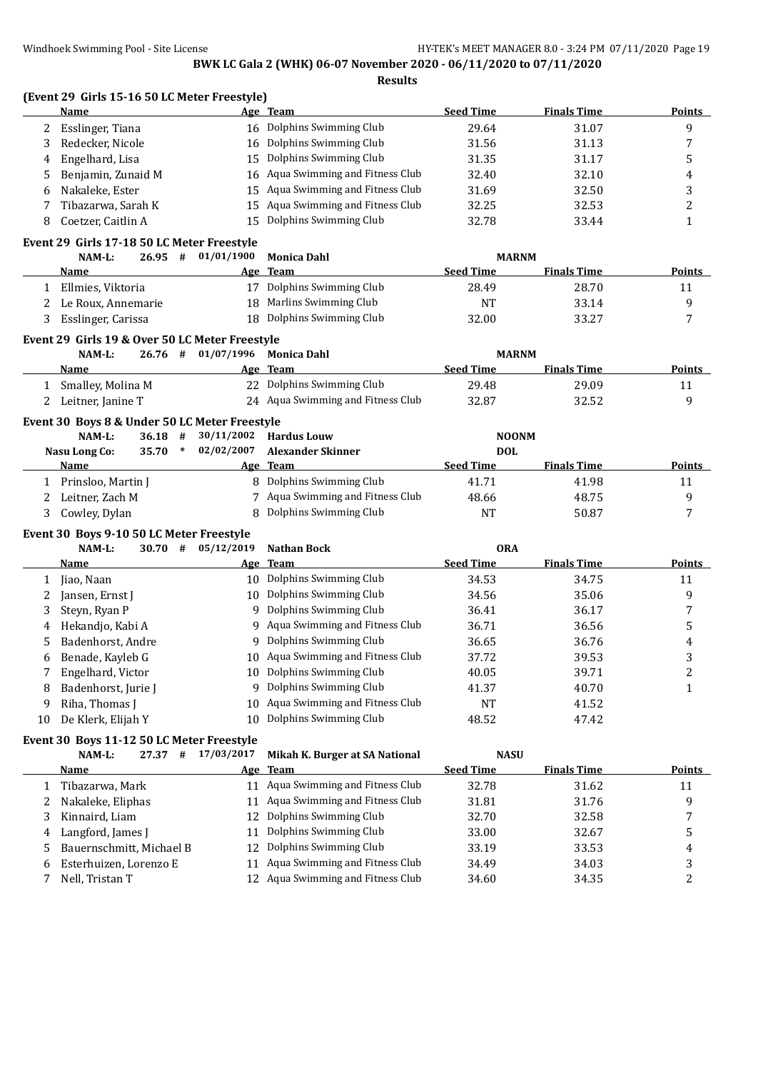**BWK LC Gala 2 (WHK) 06-07 November 2020 - 06/11/2020 to 07/11/2020**

**Results**

**(Event 29 Girls 15-16 50 LC Meter Freestyle)**

| | Name | Age | Team | Seed Time | Finals Time | Points |
|---|---|---|---|---|---|---|
| 2 | Esslinger, Tiana | 16 | Dolphins Swimming Club | 29.64 | 31.07 | 9 |
| 3 | Redecker, Nicole | 16 | Dolphins Swimming Club | 31.56 | 31.13 | 7 |
| 4 | Engelhard, Lisa | 15 | Dolphins Swimming Club | 31.35 | 31.17 | 5 |
| 5 | Benjamin, Zunaid M | 16 | Aqua Swimming and Fitness Club | 32.40 | 32.10 | 4 |
| 6 | Nakaleke, Ester | 15 | Aqua Swimming and Fitness Club | 31.69 | 32.50 | 3 |
| 7 | Tibazarwa, Sarah K | 15 | Aqua Swimming and Fitness Club | 32.25 | 32.53 | 2 |
| 8 | Coetzer, Caitlin A | 15 | Dolphins Swimming Club | 32.78 | 33.44 | 1 |

**Event 29 Girls 17-18 50 LC Meter Freestyle**

NAM-L: 26.95 # 01/01/1900 Monica Dahl MARNM

| | Name | Age | Team | Seed Time | Finals Time | Points |
|---|---|---|---|---|---|---|
| 1 | Ellmies, Viktoria | 17 | Dolphins Swimming Club | 28.49 | 28.70 | 11 |
| 2 | Le Roux, Annemarie | 18 | Marlins Swimming Club | NT | 33.14 | 9 |
| 3 | Esslinger, Carissa | 18 | Dolphins Swimming Club | 32.00 | 33.27 | 7 |

**Event 29 Girls 19 & Over 50 LC Meter Freestyle**

NAM-L: 26.76 # 01/07/1996 Monica Dahl MARNM

| | Name | Age | Team | Seed Time | Finals Time | Points |
|---|---|---|---|---|---|---|
| 1 | Smalley, Molina M | 22 | Dolphins Swimming Club | 29.48 | 29.09 | 11 |
| 2 | Leitner, Janine T | 24 | Aqua Swimming and Fitness Club | 32.87 | 32.52 | 9 |

**Event 30 Boys 8 & Under 50 LC Meter Freestyle**

NAM-L: 36.18 # 30/11/2002 Hardus Louw NOONM
Nasu Long Co: 35.70 * 02/02/2007 Alexander Skinner DOL

| | Name | Age | Team | Seed Time | Finals Time | Points |
|---|---|---|---|---|---|---|
| 1 | Prinsloo, Martin J | 8 | Dolphins Swimming Club | 41.71 | 41.98 | 11 |
| 2 | Leitner, Zach M | 7 | Aqua Swimming and Fitness Club | 48.66 | 48.75 | 9 |
| 3 | Cowley, Dylan | 8 | Dolphins Swimming Club | NT | 50.87 | 7 |

**Event 30 Boys 9-10 50 LC Meter Freestyle**

NAM-L: 30.70 # 05/12/2019 Nathan Bock ORA

| | Name | Age | Team | Seed Time | Finals Time | Points |
|---|---|---|---|---|---|---|
| 1 | Jiao, Naan | 10 | Dolphins Swimming Club | 34.53 | 34.75 | 11 |
| 2 | Jansen, Ernst J | 10 | Dolphins Swimming Club | 34.56 | 35.06 | 9 |
| 3 | Steyn, Ryan P | 9 | Dolphins Swimming Club | 36.41 | 36.17 | 7 |
| 4 | Hekandjo, Kabi A | 9 | Aqua Swimming and Fitness Club | 36.71 | 36.56 | 5 |
| 5 | Badenhorst, Andre | 9 | Dolphins Swimming Club | 36.65 | 36.76 | 4 |
| 6 | Benade, Kayleb G | 10 | Aqua Swimming and Fitness Club | 37.72 | 39.53 | 3 |
| 7 | Engelhard, Victor | 10 | Dolphins Swimming Club | 40.05 | 39.71 | 2 |
| 8 | Badenhorst, Jurie J | 9 | Dolphins Swimming Club | 41.37 | 40.70 | 1 |
| 9 | Riha, Thomas J | 10 | Aqua Swimming and Fitness Club | NT | 41.52 | |
| 10 | De Klerk, Elijah Y | 10 | Dolphins Swimming Club | 48.52 | 47.42 | |

**Event 30 Boys 11-12 50 LC Meter Freestyle**

NAM-L: 27.37 # 17/03/2017 Mikah K. Burger at SA National NASU

| | Name | Age | Team | Seed Time | Finals Time | Points |
|---|---|---|---|---|---|---|
| 1 | Tibazarwa, Mark | 11 | Aqua Swimming and Fitness Club | 32.78 | 31.62 | 11 |
| 2 | Nakaleke, Eliphas | 11 | Aqua Swimming and Fitness Club | 31.81 | 31.76 | 9 |
| 3 | Kinnaird, Liam | 12 | Dolphins Swimming Club | 32.70 | 32.58 | 7 |
| 4 | Langford, James J | 11 | Dolphins Swimming Club | 33.00 | 32.67 | 5 |
| 5 | Bauernschmitt, Michael B | 12 | Dolphins Swimming Club | 33.19 | 33.53 | 4 |
| 6 | Esterhuizen, Lorenzo E | 11 | Aqua Swimming and Fitness Club | 34.49 | 34.03 | 3 |
| 7 | Nell, Tristan T | 12 | Aqua Swimming and Fitness Club | 34.60 | 34.35 | 2 |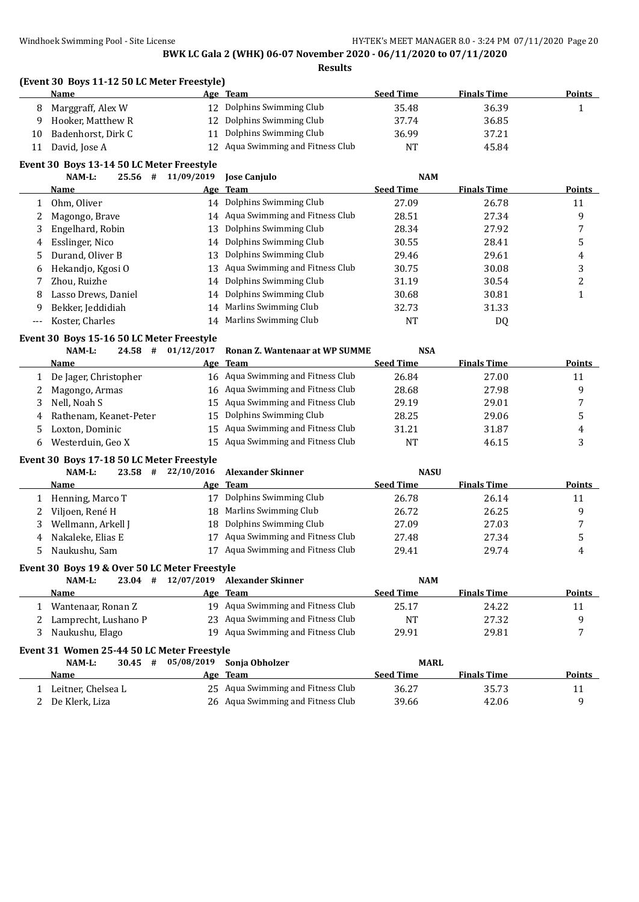**BWK LC Gala 2 (WHK) 06-07 November 2020 - 06/11/2020 to 07/11/2020**

**Results**

### (Event 30 Boys 11-12 50 LC Meter Freestyle)

| | Name | Age | Team | Seed Time | Finals Time | Points |
|---|---|---|---|---|---|---|
| 8 | Marggraff, Alex W | 12 | Dolphins Swimming Club | 35.48 | 36.39 | 1 |
| 9 | Hooker, Matthew R | 12 | Dolphins Swimming Club | 37.74 | 36.85 | |
| 10 | Badenhorst, Dirk C | 11 | Dolphins Swimming Club | 36.99 | 37.21 | |
| 11 | David, Jose A | 12 | Aqua Swimming and Fitness Club | NT | 45.84 | |

### Event 30 Boys 13-14 50 LC Meter Freestyle

NAM-L: 25.56 # 11/09/2019 Jose Canjulo NAM

| | Name | Age | Team | Seed Time | Finals Time | Points |
|---|---|---|---|---|---|---|
| 1 | Ohm, Oliver | 14 | Dolphins Swimming Club | 27.09 | 26.78 | 11 |
| 2 | Magongo, Brave | 14 | Aqua Swimming and Fitness Club | 28.51 | 27.34 | 9 |
| 3 | Engelhard, Robin | 13 | Dolphins Swimming Club | 28.34 | 27.92 | 7 |
| 4 | Esslinger, Nico | 14 | Dolphins Swimming Club | 30.55 | 28.41 | 5 |
| 5 | Durand, Oliver B | 13 | Dolphins Swimming Club | 29.46 | 29.61 | 4 |
| 6 | Hekandjo, Kgosi O | 13 | Aqua Swimming and Fitness Club | 30.75 | 30.08 | 3 |
| 7 | Zhou, Ruizhe | 14 | Dolphins Swimming Club | 31.19 | 30.54 | 2 |
| 8 | Lasso Drews, Daniel | 14 | Dolphins Swimming Club | 30.68 | 30.81 | 1 |
| 9 | Bekker, Jeddidiah | 14 | Marlins Swimming Club | 32.73 | 31.33 | |
| --- | Koster, Charles | 14 | Marlins Swimming Club | NT | DQ | |

### Event 30 Boys 15-16 50 LC Meter Freestyle

NAM-L: 24.58 # 01/12/2017 Ronan Z. Wantenaar at WP SUMME NSA

| | Name | Age | Team | Seed Time | Finals Time | Points |
|---|---|---|---|---|---|---|
| 1 | De Jager, Christopher | 16 | Aqua Swimming and Fitness Club | 26.84 | 27.00 | 11 |
| 2 | Magongo, Armas | 16 | Aqua Swimming and Fitness Club | 28.68 | 27.98 | 9 |
| 3 | Nell, Noah S | 15 | Aqua Swimming and Fitness Club | 29.19 | 29.01 | 7 |
| 4 | Rathenam, Keanet-Peter | 15 | Dolphins Swimming Club | 28.25 | 29.06 | 5 |
| 5 | Loxton, Dominic | 15 | Aqua Swimming and Fitness Club | 31.21 | 31.87 | 4 |
| 6 | Westerduin, Geo X | 15 | Aqua Swimming and Fitness Club | NT | 46.15 | 3 |

### Event 30 Boys 17-18 50 LC Meter Freestyle

NAM-L: 23.58 # 22/10/2016 Alexander Skinner NASU

| | Name | Age | Team | Seed Time | Finals Time | Points |
|---|---|---|---|---|---|---|
| 1 | Henning, Marco T | 17 | Dolphins Swimming Club | 26.78 | 26.14 | 11 |
| 2 | Viljoen, René H | 18 | Marlins Swimming Club | 26.72 | 26.25 | 9 |
| 3 | Wellmann, Arkell J | 18 | Dolphins Swimming Club | 27.09 | 27.03 | 7 |
| 4 | Nakaleke, Elias E | 17 | Aqua Swimming and Fitness Club | 27.48 | 27.34 | 5 |
| 5 | Naukushu, Sam | 17 | Aqua Swimming and Fitness Club | 29.41 | 29.74 | 4 |

### Event 30 Boys 19 & Over 50 LC Meter Freestyle

NAM-L: 23.04 # 12/07/2019 Alexander Skinner NAM

| | Name | Age | Team | Seed Time | Finals Time | Points |
|---|---|---|---|---|---|---|
| 1 | Wantenaar, Ronan Z | 19 | Aqua Swimming and Fitness Club | 25.17 | 24.22 | 11 |
| 2 | Lamprecht, Lushano P | 23 | Aqua Swimming and Fitness Club | NT | 27.32 | 9 |
| 3 | Naukushu, Elago | 19 | Aqua Swimming and Fitness Club | 29.91 | 29.81 | 7 |

### Event 31 Women 25-44 50 LC Meter Freestyle

NAM-L: 30.45 # 05/08/2019 Sonja Obholzer MARL

| | Name | Age | Team | Seed Time | Finals Time | Points |
|---|---|---|---|---|---|---|
| 1 | Leitner, Chelsea L | 25 | Aqua Swimming and Fitness Club | 36.27 | 35.73 | 11 |
| 2 | De Klerk, Liza | 26 | Aqua Swimming and Fitness Club | 39.66 | 42.06 | 9 |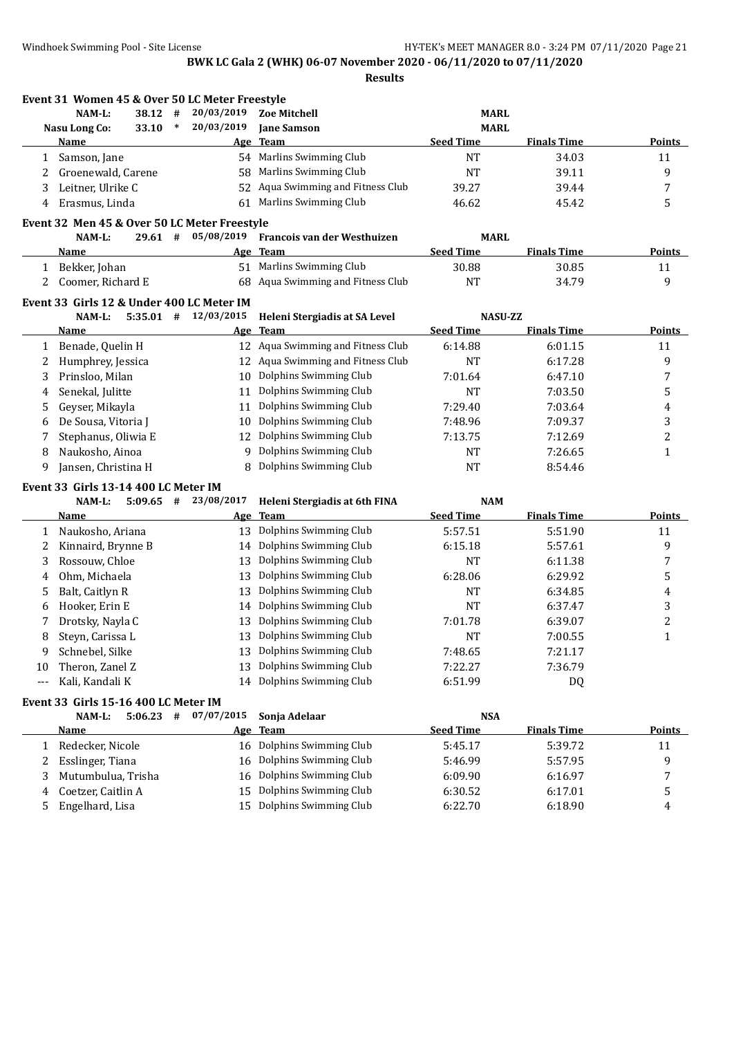**BWK LC Gala 2 (WHK) 06-07 November 2020 - 06/11/2020 to 07/11/2020**

**Results**

### Event 31 Women 45 & Over 50 LC Meter Freestyle

NAM-L: 38.12 # 20/03/2019 Zoe Mitchell MARL
Nasu Long Co: 33.10 * 20/03/2019 Jane Samson MARL

| | Name | Age | Team | Seed Time | Finals Time | Points |
|---|---|---|---|---|---|---|
| 1 | Samson, Jane | 54 | Marlins Swimming Club | NT | 34.03 | 11 |
| 2 | Groenewald, Carene | 58 | Marlins Swimming Club | NT | 39.11 | 9 |
| 3 | Leitner, Ulrike C | 52 | Aqua Swimming and Fitness Club | 39.27 | 39.44 | 7 |
| 4 | Erasmus, Linda | 61 | Marlins Swimming Club | 46.62 | 45.42 | 5 |

### Event 32 Men 45 & Over 50 LC Meter Freestyle

NAM-L: 29.61 # 05/08/2019 Francois van der Westhuizen MARL

| | Name | Age | Team | Seed Time | Finals Time | Points |
|---|---|---|---|---|---|---|
| 1 | Bekker, Johan | 51 | Marlins Swimming Club | 30.88 | 30.85 | 11 |
| 2 | Coomer, Richard E | 68 | Aqua Swimming and Fitness Club | NT | 34.79 | 9 |

### Event 33 Girls 12 & Under 400 LC Meter IM

NAM-L: 5:35.01 # 12/03/2015 Heleni Stergiadis at SA Level NASU-ZZ

| | Name | Age | Team | Seed Time | Finals Time | Points |
|---|---|---|---|---|---|---|
| 1 | Benade, Quelin H | 12 | Aqua Swimming and Fitness Club | 6:14.88 | 6:01.15 | 11 |
| 2 | Humphrey, Jessica | 12 | Aqua Swimming and Fitness Club | NT | 6:17.28 | 9 |
| 3 | Prinsloo, Milan | 10 | Dolphins Swimming Club | 7:01.64 | 6:47.10 | 7 |
| 4 | Senekal, Julitte | 11 | Dolphins Swimming Club | NT | 7:03.50 | 5 |
| 5 | Geyser, Mikayla | 11 | Dolphins Swimming Club | 7:29.40 | 7:03.64 | 4 |
| 6 | De Sousa, Vitoria J | 10 | Dolphins Swimming Club | 7:48.96 | 7:09.37 | 3 |
| 7 | Stephanus, Oliwia E | 12 | Dolphins Swimming Club | 7:13.75 | 7:12.69 | 2 |
| 8 | Naukosho, Ainoa | 9 | Dolphins Swimming Club | NT | 7:26.65 | 1 |
| 9 | Jansen, Christina H | 8 | Dolphins Swimming Club | NT | 8:54.46 | |

### Event 33 Girls 13-14 400 LC Meter IM

NAM-L: 5:09.65 # 23/08/2017 Heleni Stergiadis at 6th FINA NAM

| | Name | Age | Team | Seed Time | Finals Time | Points |
|---|---|---|---|---|---|---|
| 1 | Naukosho, Ariana | 13 | Dolphins Swimming Club | 5:57.51 | 5:51.90 | 11 |
| 2 | Kinnaird, Brynne B | 14 | Dolphins Swimming Club | 6:15.18 | 5:57.61 | 9 |
| 3 | Rossouw, Chloe | 13 | Dolphins Swimming Club | NT | 6:11.38 | 7 |
| 4 | Ohm, Michaela | 13 | Dolphins Swimming Club | 6:28.06 | 6:29.92 | 5 |
| 5 | Balt, Caitlyn R | 13 | Dolphins Swimming Club | NT | 6:34.85 | 4 |
| 6 | Hooker, Erin E | 14 | Dolphins Swimming Club | NT | 6:37.47 | 3 |
| 7 | Drotsky, Nayla C | 13 | Dolphins Swimming Club | 7:01.78 | 6:39.07 | 2 |
| 8 | Steyn, Carissa L | 13 | Dolphins Swimming Club | NT | 7:00.55 | 1 |
| 9 | Schnebel, Silke | 13 | Dolphins Swimming Club | 7:48.65 | 7:21.17 | |
| 10 | Theron, Zanel Z | 13 | Dolphins Swimming Club | 7:22.27 | 7:36.79 | |
| --- | Kali, Kandali K | 14 | Dolphins Swimming Club | 6:51.99 | DQ | |

### Event 33 Girls 15-16 400 LC Meter IM

NAM-L: 5:06.23 # 07/07/2015 Sonja Adelaar NSA

| | Name | Age | Team | Seed Time | Finals Time | Points |
|---|---|---|---|---|---|---|
| 1 | Redecker, Nicole | 16 | Dolphins Swimming Club | 5:45.17 | 5:39.72 | 11 |
| 2 | Esslinger, Tiana | 16 | Dolphins Swimming Club | 5:46.99 | 5:57.95 | 9 |
| 3 | Mutumbulua, Trisha | 16 | Dolphins Swimming Club | 6:09.90 | 6:16.97 | 7 |
| 4 | Coetzer, Caitlin A | 15 | Dolphins Swimming Club | 6:30.52 | 6:17.01 | 5 |
| 5 | Engelhard, Lisa | 15 | Dolphins Swimming Club | 6:22.70 | 6:18.90 | 4 |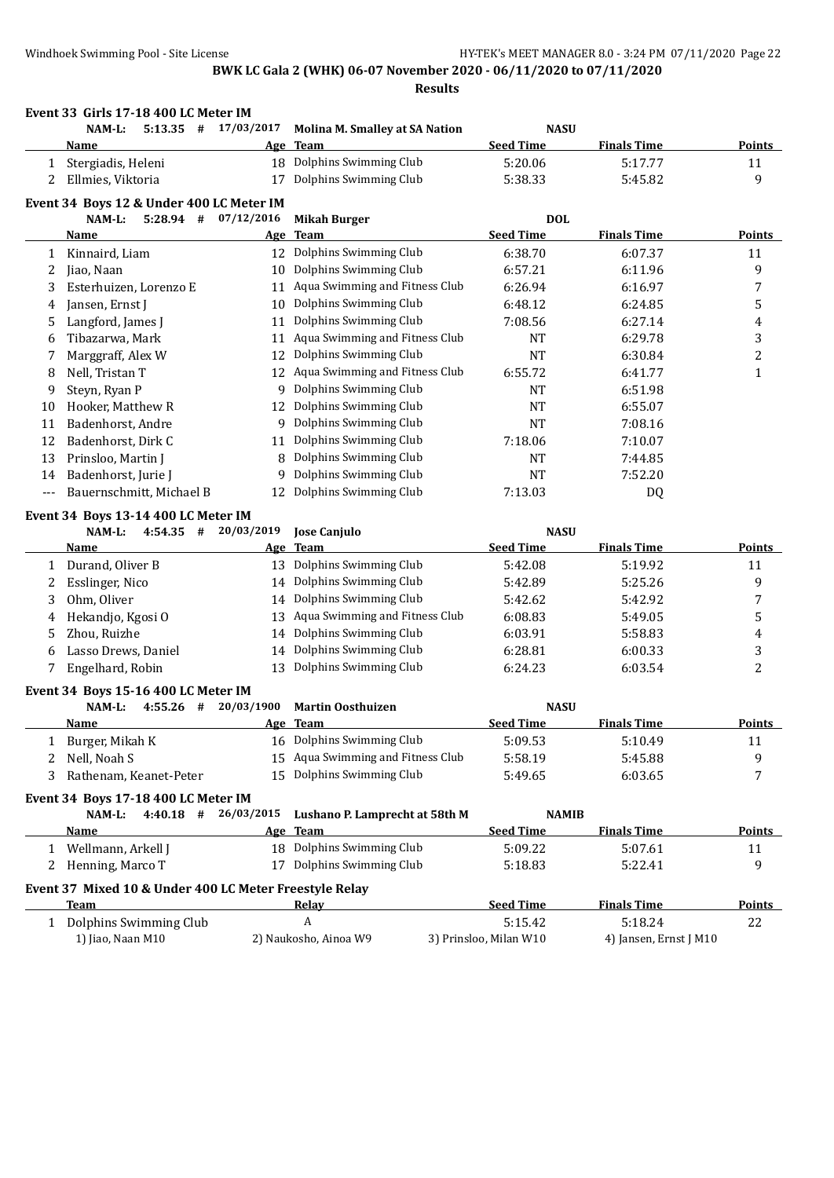**BWK LC Gala 2 (WHK) 06-07 November 2020 - 06/11/2020 to 07/11/2020**

**Results**

### Event 33 Girls 17-18 400 LC Meter IM

NAM-L: 5:13.35 # 17/03/2017 Molina M. Smalley at SA Nation NASU

| | Name | Age | Team | Seed Time | Finals Time | Points |
|---|---|---|---|---|---|---|
| 1 | Stergiadis, Heleni | 18 | Dolphins Swimming Club | 5:20.06 | 5:17.77 | 11 |
| 2 | Ellmies, Viktoria | 17 | Dolphins Swimming Club | 5:38.33 | 5:45.82 | 9 |

### Event 34 Boys 12 & Under 400 LC Meter IM

NAM-L: 5:28.94 # 07/12/2016 Mikah Burger DOL

| | Name | Age | Team | Seed Time | Finals Time | Points |
|---|---|---|---|---|---|---|
| 1 | Kinnaird, Liam | 12 | Dolphins Swimming Club | 6:38.70 | 6:07.37 | 11 |
| 2 | Jiao, Naan | 10 | Dolphins Swimming Club | 6:57.21 | 6:11.96 | 9 |
| 3 | Esterhuizen, Lorenzo E | 11 | Aqua Swimming and Fitness Club | 6:26.94 | 6:16.97 | 7 |
| 4 | Jansen, Ernst J | 10 | Dolphins Swimming Club | 6:48.12 | 6:24.85 | 5 |
| 5 | Langford, James J | 11 | Dolphins Swimming Club | 7:08.56 | 6:27.14 | 4 |
| 6 | Tibazarwa, Mark | 11 | Aqua Swimming and Fitness Club | NT | 6:29.78 | 3 |
| 7 | Marggraff, Alex W | 12 | Dolphins Swimming Club | NT | 6:30.84 | 2 |
| 8 | Nell, Tristan T | 12 | Aqua Swimming and Fitness Club | 6:55.72 | 6:41.77 | 1 |
| 9 | Steyn, Ryan P | 9 | Dolphins Swimming Club | NT | 6:51.98 | |
| 10 | Hooker, Matthew R | 12 | Dolphins Swimming Club | NT | 6:55.07 | |
| 11 | Badenhorst, Andre | 9 | Dolphins Swimming Club | NT | 7:08.16 | |
| 12 | Badenhorst, Dirk C | 11 | Dolphins Swimming Club | 7:18.06 | 7:10.07 | |
| 13 | Prinsloo, Martin J | 8 | Dolphins Swimming Club | NT | 7:44.85 | |
| 14 | Badenhorst, Jurie J | 9 | Dolphins Swimming Club | NT | 7:52.20 | |
| --- | Bauernschmitt, Michael B | 12 | Dolphins Swimming Club | 7:13.03 | DQ | |

### Event 34 Boys 13-14 400 LC Meter IM

NAM-L: 4:54.35 # 20/03/2019 Jose Canjulo NASU

| | Name | Age | Team | Seed Time | Finals Time | Points |
|---|---|---|---|---|---|---|
| 1 | Durand, Oliver B | 13 | Dolphins Swimming Club | 5:42.08 | 5:19.92 | 11 |
| 2 | Esslinger, Nico | 14 | Dolphins Swimming Club | 5:42.89 | 5:25.26 | 9 |
| 3 | Ohm, Oliver | 14 | Dolphins Swimming Club | 5:42.62 | 5:42.92 | 7 |
| 4 | Hekandjo, Kgosi O | 13 | Aqua Swimming and Fitness Club | 6:08.83 | 5:49.05 | 5 |
| 5 | Zhou, Ruizhe | 14 | Dolphins Swimming Club | 6:03.91 | 5:58.83 | 4 |
| 6 | Lasso Drews, Daniel | 14 | Dolphins Swimming Club | 6:28.81 | 6:00.33 | 3 |
| 7 | Engelhard, Robin | 13 | Dolphins Swimming Club | 6:24.23 | 6:03.54 | 2 |

### Event 34 Boys 15-16 400 LC Meter IM

NAM-L: 4:55.26 # 20/03/1900 Martin Oosthuizen NASU

| | Name | Age | Team | Seed Time | Finals Time | Points |
|---|---|---|---|---|---|---|
| 1 | Burger, Mikah K | 16 | Dolphins Swimming Club | 5:09.53 | 5:10.49 | 11 |
| 2 | Nell, Noah S | 15 | Aqua Swimming and Fitness Club | 5:58.19 | 5:45.88 | 9 |
| 3 | Rathenam, Keanet-Peter | 15 | Dolphins Swimming Club | 5:49.65 | 6:03.65 | 7 |

### Event 34 Boys 17-18 400 LC Meter IM

NAM-L: 4:40.18 # 26/03/2015 Lushano P. Lamprecht at 58th M NAMIB

| | Name | Age | Team | Seed Time | Finals Time | Points |
|---|---|---|---|---|---|---|
| 1 | Wellmann, Arkell J | 18 | Dolphins Swimming Club | 5:09.22 | 5:07.61 | 11 |
| 2 | Henning, Marco T | 17 | Dolphins Swimming Club | 5:18.83 | 5:22.41 | 9 |

### Event 37 Mixed 10 & Under 400 LC Meter Freestyle Relay

| | Team | Relay | Seed Time | Finals Time | Points |
|---|---|---|---|---|---|
| 1 | Dolphins Swimming Club | A | 5:15.42 | 5:18.24 | 22 |

1) Jiao, Naan M10 2) Naukosho, Ainoa W9 3) Prinsloo, Milan W10 4) Jansen, Ernst J M10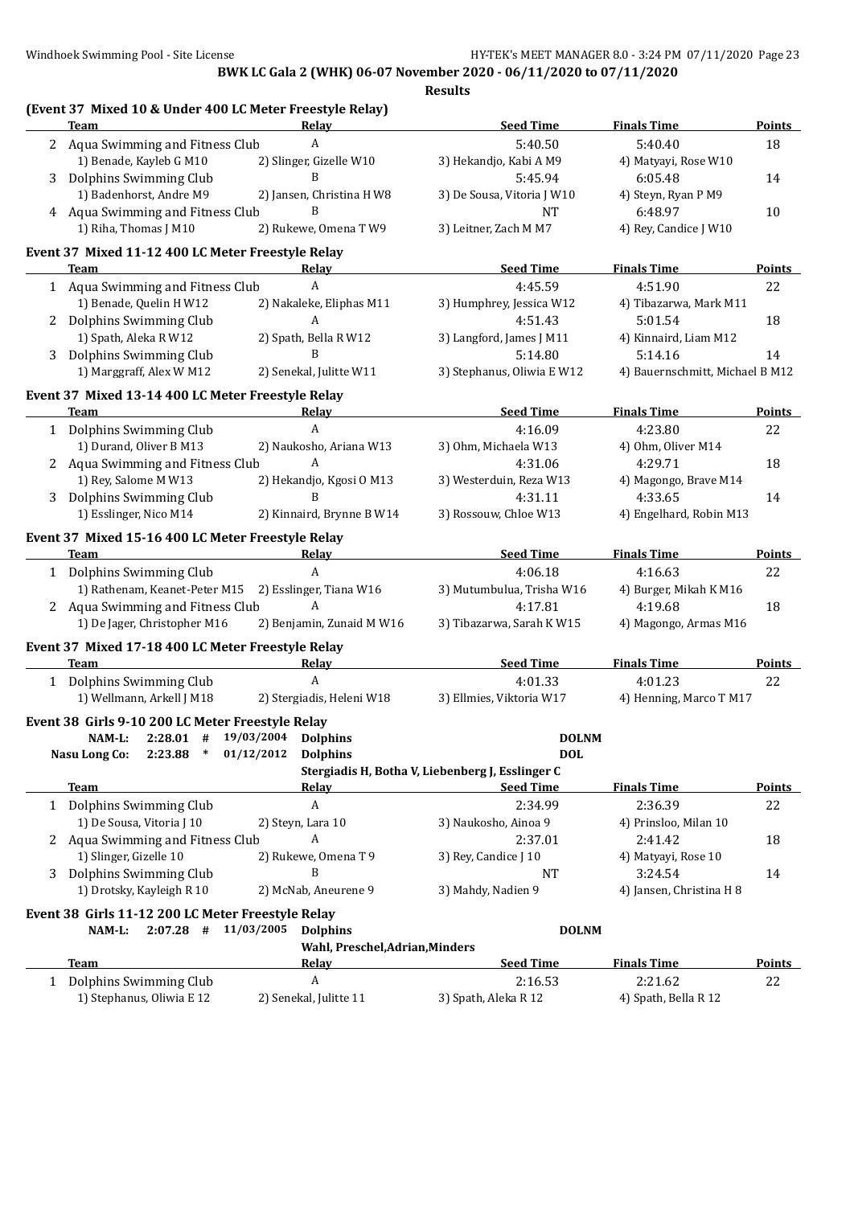**BWK LC Gala 2 (WHK) 06-07 November 2020 - 06/11/2020 to 07/11/2020**

**Results**

### (Event 37 Mixed 10 & Under 400 LC Meter Freestyle Relay)

| | Team | Relay | Seed Time | Finals Time | Points |
|---|---|---|---|---|---|
| 2 | Aqua Swimming and Fitness Club | A | 5:40.50 | 5:40.40 | 18 |
| | 1) Benade, Kayleb G M10 | 2) Slinger, Gizelle W10 | 3) Hekandjo, Kabi A M9 | 4) Matyayi, Rose W10 | |
| 3 | Dolphins Swimming Club | B | 5:45.94 | 6:05.48 | 14 |
| | 1) Badenhorst, Andre M9 | 2) Jansen, Christina H W8 | 3) De Sousa, Vitoria J W10 | 4) Steyn, Ryan P M9 | |
| 4 | Aqua Swimming and Fitness Club | B | NT | 6:48.97 | 10 |
| | 1) Riha, Thomas J M10 | 2) Rukewe, Omena T W9 | 3) Leitner, Zach M M7 | 4) Rey, Candice J W10 | |

### Event 37 Mixed 11-12 400 LC Meter Freestyle Relay

| | Team | Relay | Seed Time | Finals Time | Points |
|---|---|---|---|---|---|
| 1 | Aqua Swimming and Fitness Club | A | 4:45.59 | 4:51.90 | 22 |
| | 1) Benade, Quelin H W12 | 2) Nakaleke, Eliphas M11 | 3) Humphrey, Jessica W12 | 4) Tibazarwa, Mark M11 | |
| 2 | Dolphins Swimming Club | A | 4:51.43 | 5:01.54 | 18 |
| | 1) Spath, Aleka R W12 | 2) Spath, Bella R W12 | 3) Langford, James J M11 | 4) Kinnaird, Liam M12 | |
| 3 | Dolphins Swimming Club | B | 5:14.80 | 5:14.16 | 14 |
| | 1) Marggraff, Alex W M12 | 2) Senekal, Julitte W11 | 3) Stephanus, Oliwia E W12 | 4) Bauernschmitt, Michael B M12 | |

### Event 37 Mixed 13-14 400 LC Meter Freestyle Relay

| | Team | Relay | Seed Time | Finals Time | Points |
|---|---|---|---|---|---|
| 1 | Dolphins Swimming Club | A | 4:16.09 | 4:23.80 | 22 |
| | 1) Durand, Oliver B M13 | 2) Naukosho, Ariana W13 | 3) Ohm, Michaela W13 | 4) Ohm, Oliver M14 | |
| 2 | Aqua Swimming and Fitness Club | A | 4:31.06 | 4:29.71 | 18 |
| | 1) Rey, Salome M W13 | 2) Hekandjo, Kgosi O M13 | 3) Westerduin, Reza W13 | 4) Magongo, Brave M14 | |
| 3 | Dolphins Swimming Club | B | 4:31.11 | 4:33.65 | 14 |
| | 1) Esslinger, Nico M14 | 2) Kinnaird, Brynne B W14 | 3) Rossouw, Chloe W13 | 4) Engelhard, Robin M13 | |

### Event 37 Mixed 15-16 400 LC Meter Freestyle Relay

| | Team | Relay | Seed Time | Finals Time | Points |
|---|---|---|---|---|---|
| 1 | Dolphins Swimming Club | A | 4:06.18 | 4:16.63 | 22 |
| | 1) Rathenam, Keanet-Peter M15 | 2) Esslinger, Tiana W16 | 3) Mutumbulua, Trisha W16 | 4) Burger, Mikah K M16 | |
| 2 | Aqua Swimming and Fitness Club | A | 4:17.81 | 4:19.68 | 18 |
| | 1) De Jager, Christopher M16 | 2) Benjamin, Zunaid M W16 | 3) Tibazarwa, Sarah K W15 | 4) Magongo, Armas M16 | |

### Event 37 Mixed 17-18 400 LC Meter Freestyle Relay

| | Team | Relay | Seed Time | Finals Time | Points |
|---|---|---|---|---|---|
| 1 | Dolphins Swimming Club | A | 4:01.33 | 4:01.23 | 22 |
| | 1) Wellmann, Arkell J M18 | 2) Stergiadis, Heleni W18 | 3) Ellmies, Viktoria W17 | 4) Henning, Marco T M17 | |

### Event 38 Girls 9-10 200 LC Meter Freestyle Relay

NAM-L: 2:28.01 # 19/03/2004 Dolphins DOLNM
Nasu Long Co: 2:23.88 * 01/12/2012 Dolphins DOL
Stergiadis H, Botha V, Liebenberg J, Esslinger C

| | Team | Relay | Seed Time | Finals Time | Points |
|---|---|---|---|---|---|
| 1 | Dolphins Swimming Club | A | 2:34.99 | 2:36.39 | 22 |
| | 1) De Sousa, Vitoria J 10 | 2) Steyn, Lara 10 | 3) Naukosho, Ainoa 9 | 4) Prinsloo, Milan 10 | |
| 2 | Aqua Swimming and Fitness Club | A | 2:37.01 | 2:41.42 | 18 |
| | 1) Slinger, Gizelle 10 | 2) Rukewe, Omena T 9 | 3) Rey, Candice J 10 | 4) Matyayi, Rose 10 | |
| 3 | Dolphins Swimming Club | B | NT | 3:24.54 | 14 |
| | 1) Drotsky, Kayleigh R 10 | 2) McNab, Aneurene 9 | 3) Mahdy, Nadien 9 | 4) Jansen, Christina H 8 | |

### Event 38 Girls 11-12 200 LC Meter Freestyle Relay

NAM-L: 2:07.28 # 11/03/2005 Dolphins DOLNM
Wahl, Preschel, Adrian, Minders

| | Team | Relay | Seed Time | Finals Time | Points |
|---|---|---|---|---|---|
| 1 | Dolphins Swimming Club | A | 2:16.53 | 2:21.62 | 22 |
| | 1) Stephanus, Oliwia E 12 | 2) Senekal, Julitte 11 | 3) Spath, Aleka R 12 | 4) Spath, Bella R 12 | |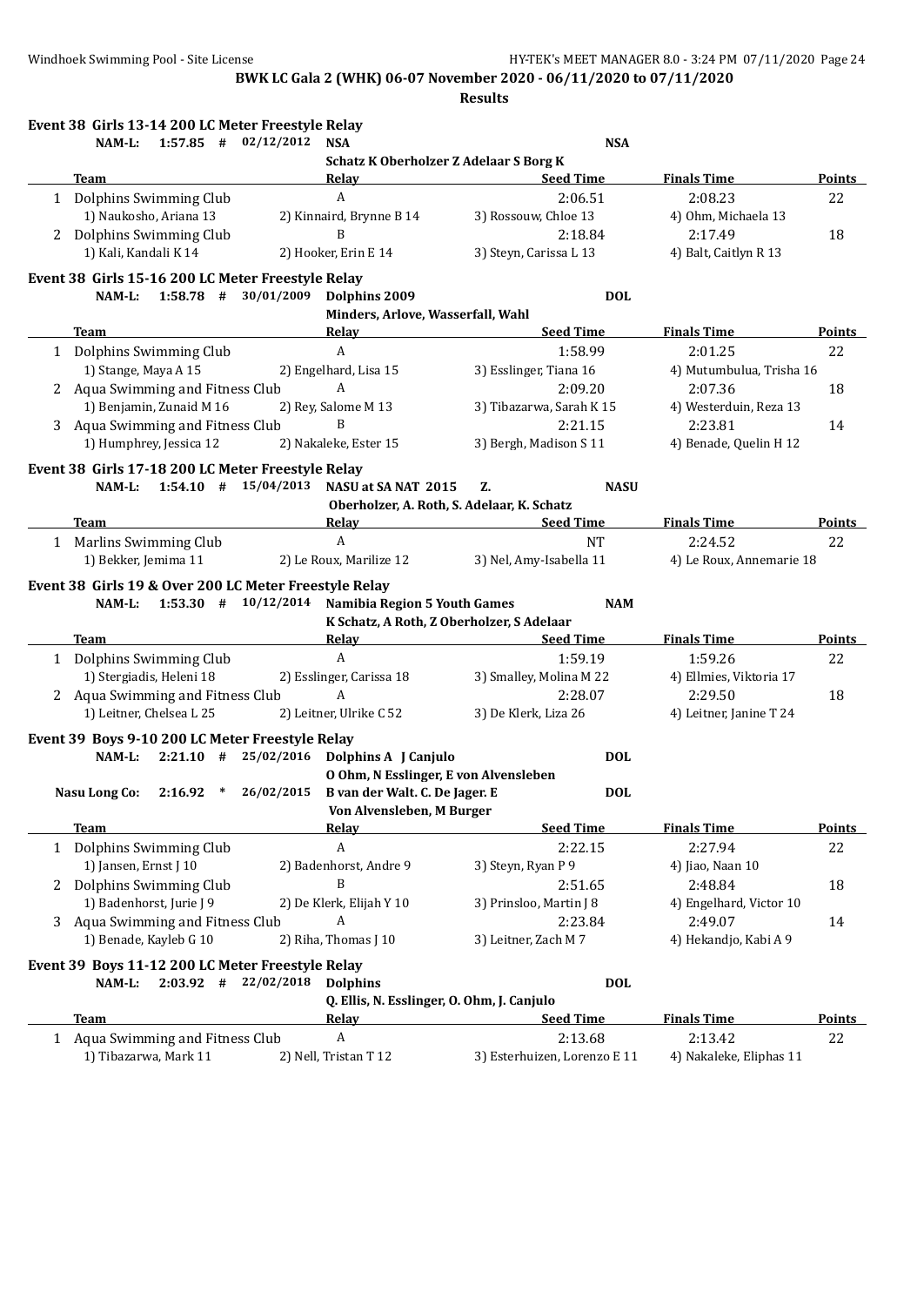BWK LC Gala 2 (WHK) 06-07 November 2020 - 06/11/2020 to 07/11/2020

**Results**

## Event 38 Girls 13-14 200 LC Meter Freestyle Relay

NAM-L: 1:57.85 # 02/12/2012 NSA — NSA
Schatz K Oberholzer Z Adelaar S Borg K

| | Team | Relay | Seed Time | Finals Time | Points |
|---|---|---|---|---|---|
| 1 | Dolphins Swimming Club | A | 2:06.51 | 2:08.23 | 22 |
| | 1) Naukosho, Ariana 13 | 2) Kinnaird, Brynne B 14 | 3) Rossouw, Chloe 13 | 4) Ohm, Michaela 13 | |
| 2 | Dolphins Swimming Club | B | 2:18.84 | 2:17.49 | 18 |
| | 1) Kali, Kandali K 14 | 2) Hooker, Erin E 14 | 3) Steyn, Carissa L 13 | 4) Balt, Caitlyn R 13 | |

## Event 38 Girls 15-16 200 LC Meter Freestyle Relay

NAM-L: 1:58.78 # 30/01/2009 Dolphins 2009 — DOL
Minders, Arlove, Wasserfall, Wahl

| | Team | Relay | Seed Time | Finals Time | Points |
|---|---|---|---|---|---|
| 1 | Dolphins Swimming Club | A | 1:58.99 | 2:01.25 | 22 |
| | 1) Stange, Maya A 15 | 2) Engelhard, Lisa 15 | 3) Esslinger, Tiana 16 | 4) Mutumbulua, Trisha 16 | |
| 2 | Aqua Swimming and Fitness Club | A | 2:09.20 | 2:07.36 | 18 |
| | 1) Benjamin, Zunaid M 16 | 2) Rey, Salome M 13 | 3) Tibazarwa, Sarah K 15 | 4) Westerduin, Reza 13 | |
| 3 | Aqua Swimming and Fitness Club | B | 2:21.15 | 2:23.81 | 14 |
| | 1) Humphrey, Jessica 12 | 2) Nakaleke, Ester 15 | 3) Bergh, Madison S 11 | 4) Benade, Quelin H 12 | |

## Event 38 Girls 17-18 200 LC Meter Freestyle Relay

NAM-L: 1:54.10 # 15/04/2013 NASU at SA NAT 2015 Z. — NASU
Oberholzer, A. Roth, S. Adelaar, K. Schatz

| | Team | Relay | Seed Time | Finals Time | Points |
|---|---|---|---|---|---|
| 1 | Marlins Swimming Club | A | NT | 2:24.52 | 22 |
| | 1) Bekker, Jemima 11 | 2) Le Roux, Marilize 12 | 3) Nel, Amy-Isabella 11 | 4) Le Roux, Annemarie 18 | |

## Event 38 Girls 19 & Over 200 LC Meter Freestyle Relay

NAM-L: 1:53.30 # 10/12/2014 Namibia Region 5 Youth Games — NAM
K Schatz, A Roth, Z Oberholzer, S Adelaar

| | Team | Relay | Seed Time | Finals Time | Points |
|---|---|---|---|---|---|
| 1 | Dolphins Swimming Club | A | 1:59.19 | 1:59.26 | 22 |
| | 1) Stergiadis, Heleni 18 | 2) Esslinger, Carissa 18 | 3) Smalley, Molina M 22 | 4) Ellmies, Viktoria 17 | |
| 2 | Aqua Swimming and Fitness Club | A | 2:28.07 | 2:29.50 | 18 |
| | 1) Leitner, Chelsea L 25 | 2) Leitner, Ulrike C 52 | 3) De Klerk, Liza 26 | 4) Leitner, Janine T 24 | |

## Event 39 Boys 9-10 200 LC Meter Freestyle Relay

NAM-L: 2:21.10 # 25/02/2016 Dolphins A J Canjulo — DOL
O Ohm, N Esslinger, E von Alvensleben

Nasu Long Co: 2:16.92 * 26/02/2015 B van der Walt. C. De Jager. E — DOL
Von Alvensleben, M Burger

| | Team | Relay | Seed Time | Finals Time | Points |
|---|---|---|---|---|---|
| 1 | Dolphins Swimming Club | A | 2:22.15 | 2:27.94 | 22 |
| | 1) Jansen, Ernst J 10 | 2) Badenhorst, Andre 9 | 3) Steyn, Ryan P 9 | 4) Jiao, Naan 10 | |
| 2 | Dolphins Swimming Club | B | 2:51.65 | 2:48.84 | 18 |
| | 1) Badenhorst, Jurie J 9 | 2) De Klerk, Elijah Y 10 | 3) Prinsloo, Martin J 8 | 4) Engelhard, Victor 10 | |
| 3 | Aqua Swimming and Fitness Club | A | 2:23.84 | 2:49.07 | 14 |
| | 1) Benade, Kayleb G 10 | 2) Riha, Thomas J 10 | 3) Leitner, Zach M 7 | 4) Hekandjo, Kabi A 9 | |

## Event 39 Boys 11-12 200 LC Meter Freestyle Relay

NAM-L: 2:03.92 # 22/02/2018 Dolphins — DOL
Q. Ellis, N. Esslinger, O. Ohm, J. Canjulo

| | Team | Relay | Seed Time | Finals Time | Points |
|---|---|---|---|---|---|
| 1 | Aqua Swimming and Fitness Club | A | 2:13.68 | 2:13.42 | 22 |
| | 1) Tibazarwa, Mark 11 | 2) Nell, Tristan T 12 | 3) Esterhuizen, Lorenzo E 11 | 4) Nakaleke, Eliphas 11 | |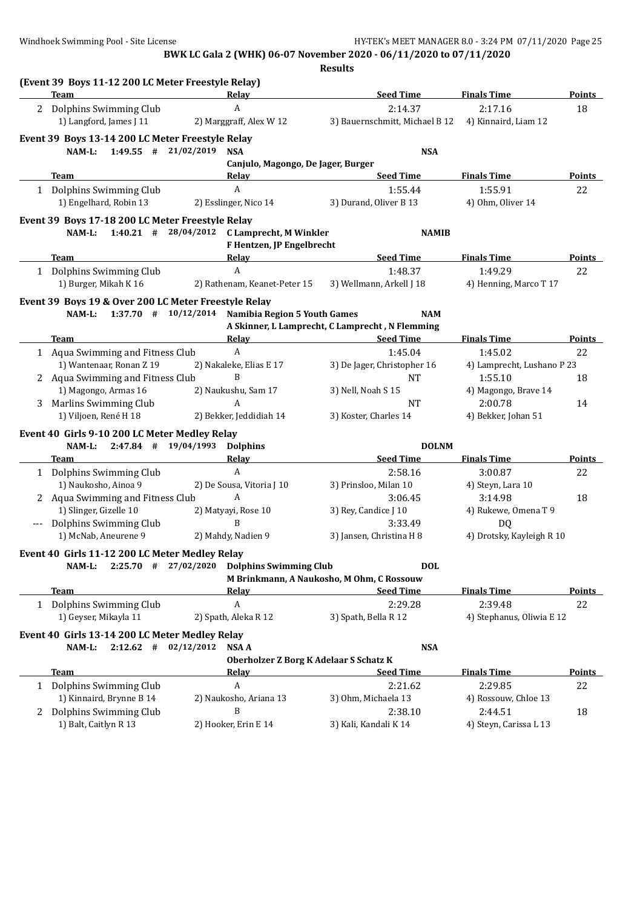**BWK LC Gala 2 (WHK) 06-07 November 2020 - 06/11/2020 to 07/11/2020**

**Results**

**(Event 39 Boys 11-12 200 LC Meter Freestyle Relay)**

| | Team | Relay | Seed Time | Finals Time | Points |
|---|---|---|---|---|---|
| 2 | Dolphins Swimming Club | A | 2:14.37 | 2:17.16 | 18 |
| | 1) Langford, James J 11 | 2) Marggraff, Alex W 12 | 3) Bauernschmitt, Michael B 12 | 4) Kinnaird, Liam 12 | |

**Event 39 Boys 13-14 200 LC Meter Freestyle Relay**

NAM-L: 1:49.55 # 21/02/2019 NSA — NSA
Canjulo, Magongo, De Jager, Burger

| | Team | Relay | Seed Time | Finals Time | Points |
|---|---|---|---|---|---|
| 1 | Dolphins Swimming Club | A | 1:55.44 | 1:55.91 | 22 |
| | 1) Engelhard, Robin 13 | 2) Esslinger, Nico 14 | 3) Durand, Oliver B 13 | 4) Ohm, Oliver 14 | |

**Event 39 Boys 17-18 200 LC Meter Freestyle Relay**

NAM-L: 1:40.21 # 28/04/2012 C Lamprecht, M Winkler — NAMIB
F Hentzen, JP Engelbrecht

| | Team | Relay | Seed Time | Finals Time | Points |
|---|---|---|---|---|---|
| 1 | Dolphins Swimming Club | A | 1:48.37 | 1:49.29 | 22 |
| | 1) Burger, Mikah K 16 | 2) Rathenam, Keanet-Peter 15 | 3) Wellmann, Arkell J 18 | 4) Henning, Marco T 17 | |

**Event 39 Boys 19 & Over 200 LC Meter Freestyle Relay**

NAM-L: 1:37.70 # 10/12/2014 Namibia Region 5 Youth Games — NAM
A Skinner, L Lamprecht, C Lamprecht , N Flemming

| | Team | Relay | Seed Time | Finals Time | Points |
|---|---|---|---|---|---|
| 1 | Aqua Swimming and Fitness Club | A | 1:45.04 | 1:45.02 | 22 |
| | 1) Wantenaar, Ronan Z 19 | 2) Nakaleke, Elias E 17 | 3) De Jager, Christopher 16 | 4) Lamprecht, Lushano P 23 | |
| 2 | Aqua Swimming and Fitness Club | B | NT | 1:55.10 | 18 |
| | 1) Magongo, Armas 16 | 2) Naukushu, Sam 17 | 3) Nell, Noah S 15 | 4) Magongo, Brave 14 | |
| 3 | Marlins Swimming Club | A | NT | 2:00.78 | 14 |
| | 1) Viljoen, René H 18 | 2) Bekker, Jeddidiah 14 | 3) Koster, Charles 14 | 4) Bekker, Johan 51 | |

**Event 40 Girls 9-10 200 LC Meter Medley Relay**

NAM-L: 2:47.84 # 19/04/1993 Dolphins — DOLNM

| | Team | Relay | Seed Time | Finals Time | Points |
|---|---|---|---|---|---|
| 1 | Dolphins Swimming Club | A | 2:58.16 | 3:00.87 | 22 |
| | 1) Naukosho, Ainoa 9 | 2) De Sousa, Vitoria J 10 | 3) Prinsloo, Milan 10 | 4) Steyn, Lara 10 | |
| 2 | Aqua Swimming and Fitness Club | A | 3:06.45 | 3:14.98 | 18 |
| | 1) Slinger, Gizelle 10 | 2) Matyayi, Rose 10 | 3) Rey, Candice J 10 | 4) Rukewe, Omena T 9 | |
| --- | Dolphins Swimming Club | B | 3:33.49 | DQ | |
| | 1) McNab, Aneurene 9 | 2) Mahdy, Nadien 9 | 3) Jansen, Christina H 8 | 4) Drotsky, Kayleigh R 10 | |

**Event 40 Girls 11-12 200 LC Meter Medley Relay**

NAM-L: 2:25.70 # 27/02/2020 Dolphins Swimming Club — DOL
M Brinkmann, A Naukosho, M Ohm, C Rossouw

| | Team | Relay | Seed Time | Finals Time | Points |
|---|---|---|---|---|---|
| 1 | Dolphins Swimming Club | A | 2:29.28 | 2:39.48 | 22 |
| | 1) Geyser, Mikayla 11 | 2) Spath, Aleka R 12 | 3) Spath, Bella R 12 | 4) Stephanus, Oliwia E 12 | |

**Event 40 Girls 13-14 200 LC Meter Medley Relay**

NAM-L: 2:12.62 # 02/12/2012 NSA A — NSA
Oberholzer Z Borg K Adelaar S Schatz K

| | Team | Relay | Seed Time | Finals Time | Points |
|---|---|---|---|---|---|
| 1 | Dolphins Swimming Club | A | 2:21.62 | 2:29.85 | 22 |
| | 1) Kinnaird, Brynne B 14 | 2) Naukosho, Ariana 13 | 3) Ohm, Michaela 13 | 4) Rossouw, Chloe 13 | |
| 2 | Dolphins Swimming Club | B | 2:38.10 | 2:44.51 | 18 |
| | 1) Balt, Caitlyn R 13 | 2) Hooker, Erin E 14 | 3) Kali, Kandali K 14 | 4) Steyn, Carissa L 13 | |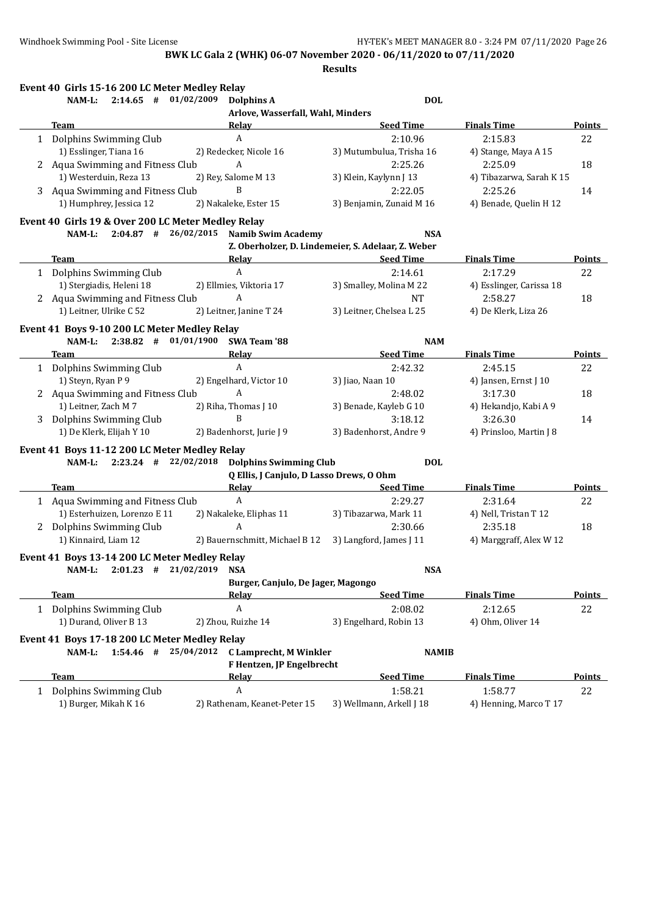**BWK LC Gala 2 (WHK) 06-07 November 2020 - 06/11/2020 to 07/11/2020**

**Results**

### Event 40 Girls 15-16 200 LC Meter Medley Relay

NAM-L: 2:14.65 # 01/02/2009 Dolphins A DOL
Arlove, Wasserfall, Wahl, Minders

| | Team | Relay | Seed Time | Finals Time | Points |
|---|---|---|---|---|---|
| 1 | Dolphins Swimming Club | A | 2:10.96 | 2:15.83 | 22 |
| | 1) Esslinger, Tiana 16 | 2) Redecker, Nicole 16 | 3) Mutumbulua, Trisha 16 | 4) Stange, Maya A 15 | |
| 2 | Aqua Swimming and Fitness Club | A | 2:25.26 | 2:25.09 | 18 |
| | 1) Westerduin, Reza 13 | 2) Rey, Salome M 13 | 3) Klein, Kaylynn J 13 | 4) Tibazarwa, Sarah K 15 | |
| 3 | Aqua Swimming and Fitness Club | B | 2:22.05 | 2:25.26 | 14 |
| | 1) Humphrey, Jessica 12 | 2) Nakaleke, Ester 15 | 3) Benjamin, Zunaid M 16 | 4) Benade, Quelin H 12 | |

### Event 40 Girls 19 & Over 200 LC Meter Medley Relay

NAM-L: 2:04.87 # 26/02/2015 Namib Swim Academy NSA
Z. Oberholzer, D. Lindemeier, S. Adelaar, Z. Weber

| | Team | Relay | Seed Time | Finals Time | Points |
|---|---|---|---|---|---|
| 1 | Dolphins Swimming Club | A | 2:14.61 | 2:17.29 | 22 |
| | 1) Stergiadis, Heleni 18 | 2) Ellmies, Viktoria 17 | 3) Smalley, Molina M 22 | 4) Esslinger, Carissa 18 | |
| 2 | Aqua Swimming and Fitness Club | A | NT | 2:58.27 | 18 |
| | 1) Leitner, Ulrike C 52 | 2) Leitner, Janine T 24 | 3) Leitner, Chelsea L 25 | 4) De Klerk, Liza 26 | |

### Event 41 Boys 9-10 200 LC Meter Medley Relay

NAM-L: 2:38.82 # 01/01/1900 SWA Team '88 NAM

| | Team | Relay | Seed Time | Finals Time | Points |
|---|---|---|---|---|---|
| 1 | Dolphins Swimming Club | A | 2:42.32 | 2:45.15 | 22 |
| | 1) Steyn, Ryan P 9 | 2) Engelhard, Victor 10 | 3) Jiao, Naan 10 | 4) Jansen, Ernst J 10 | |
| 2 | Aqua Swimming and Fitness Club | A | 2:48.02 | 3:17.30 | 18 |
| | 1) Leitner, Zach M 7 | 2) Riha, Thomas J 10 | 3) Benade, Kayleb G 10 | 4) Hekandjo, Kabi A 9 | |
| 3 | Dolphins Swimming Club | B | 3:18.12 | 3:26.30 | 14 |
| | 1) De Klerk, Elijah Y 10 | 2) Badenhorst, Jurie J 9 | 3) Badenhorst, Andre 9 | 4) Prinsloo, Martin J 8 | |

### Event 41 Boys 11-12 200 LC Meter Medley Relay

NAM-L: 2:23.24 # 22/02/2018 Dolphins Swimming Club DOL
Q Ellis, J Canjulo, D Lasso Drews, O Ohm

| | Team | Relay | Seed Time | Finals Time | Points |
|---|---|---|---|---|---|
| 1 | Aqua Swimming and Fitness Club | A | 2:29.27 | 2:31.64 | 22 |
| | 1) Esterhuizen, Lorenzo E 11 | 2) Nakaleke, Eliphas 11 | 3) Tibazarwa, Mark 11 | 4) Nell, Tristan T 12 | |
| 2 | Dolphins Swimming Club | A | 2:30.66 | 2:35.18 | 18 |
| | 1) Kinnaird, Liam 12 | 2) Bauernschmitt, Michael B 12 | 3) Langford, James J 11 | 4) Marggraff, Alex W 12 | |

### Event 41 Boys 13-14 200 LC Meter Medley Relay

NAM-L: 2:01.23 # 21/02/2019 NSA NSA
Burger, Canjulo, De Jager, Magongo

| | Team | Relay | Seed Time | Finals Time | Points |
|---|---|---|---|---|---|
| 1 | Dolphins Swimming Club | A | 2:08.02 | 2:12.65 | 22 |
| | 1) Durand, Oliver B 13 | 2) Zhou, Ruizhe 14 | 3) Engelhard, Robin 13 | 4) Ohm, Oliver 14 | |

### Event 41 Boys 17-18 200 LC Meter Medley Relay

NAM-L: 1:54.46 # 25/04/2012 C Lamprecht, M Winkler NAMIB
F Hentzen, JP Engelbrecht

| | Team | Relay | Seed Time | Finals Time | Points |
|---|---|---|---|---|---|
| 1 | Dolphins Swimming Club | A | 1:58.21 | 1:58.77 | 22 |
| | 1) Burger, Mikah K 16 | 2) Rathenam, Keanet-Peter 15 | 3) Wellmann, Arkell J 18 | 4) Henning, Marco T 17 | |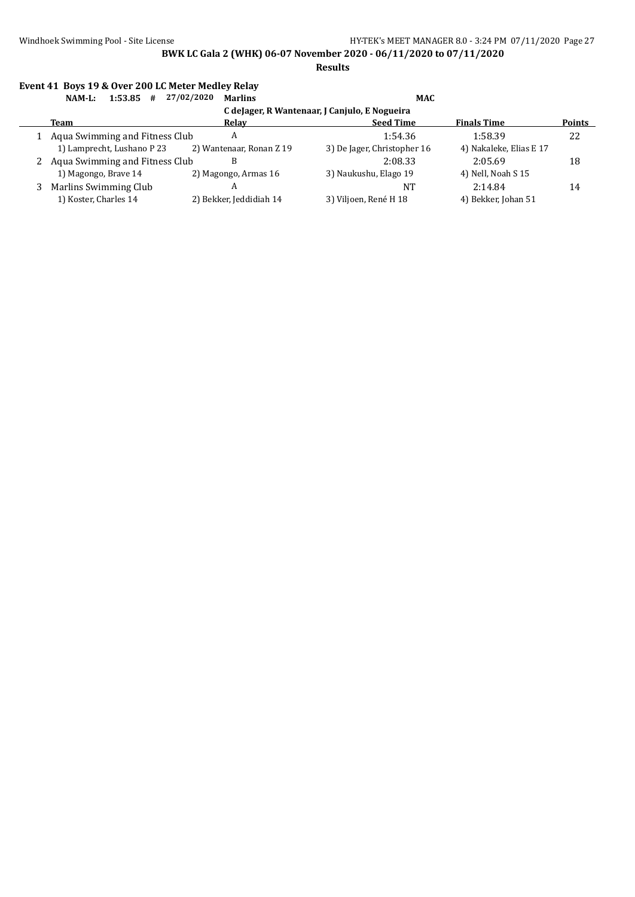**BWK LC Gala 2 (WHK) 06-07 November 2020 - 06/11/2020 to 07/11/2020**

**Results**

### Event 41 Boys 19 & Over 200 LC Meter Medley Relay

**NAM-L: 1:53.85 # 27/02/2020 Marlins MAC**

**C deJager, R Wantenaar, J Canjulo, E Nogueira**

| | Team | Relay | Seed Time | Finals Time | Points |
|---|---|---|---|---|---|
| 1 | Aqua Swimming and Fitness Club | A | 1:54.36 | 1:58.39 | 22 |
| | 1) Lamprecht, Lushano P 23 | 2) Wantenaar, Ronan Z 19 | 3) De Jager, Christopher 16 | 4) Nakaleke, Elias E 17 | |
| 2 | Aqua Swimming and Fitness Club | B | 2:08.33 | 2:05.69 | 18 |
| | 1) Magongo, Brave 14 | 2) Magongo, Armas 16 | 3) Naukushu, Elago 19 | 4) Nell, Noah S 15 | |
| 3 | Marlins Swimming Club | A | NT | 2:14.84 | 14 |
| | 1) Koster, Charles 14 | 2) Bekker, Jeddidiah 14 | 3) Viljoen, René H 18 | 4) Bekker, Johan 51 | |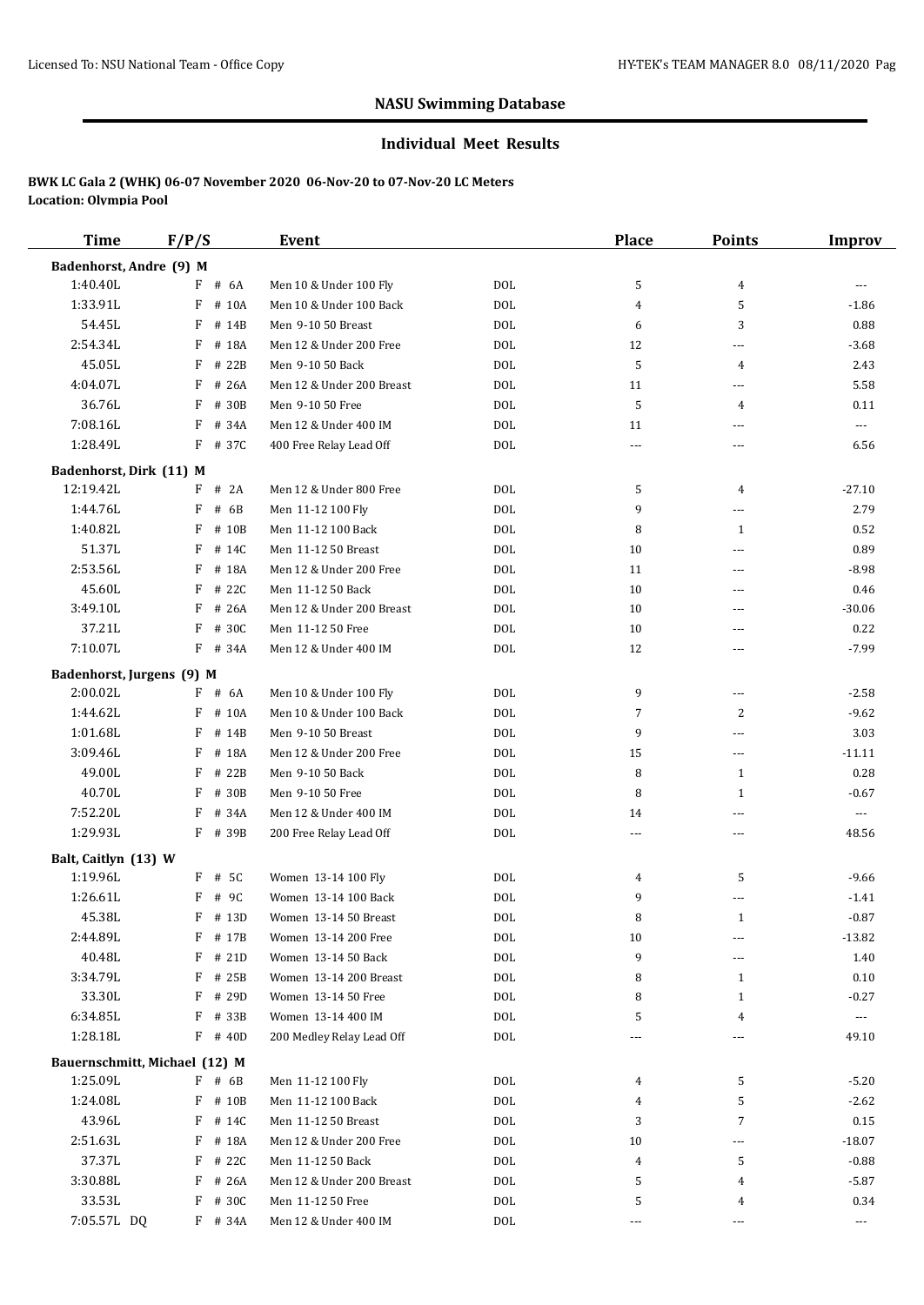## NASU Swimming Database

### Individual Meet Results

**BWK LC Gala 2 (WHK) 06-07 November 2020 06-Nov-20 to 07-Nov-20 LC Meters**
**Location: Olympia Pool**

| Time | F/P/S | Event | | Place | Points | Improv |
|---|---|---|---|---|---|---|
| **Badenhorst, Andre (9) M** | | | | | | |
| 1:40.40L | F # 6A | Men 10 & Under 100 Fly | DOL | 5 | 4 | --- |
| 1:33.91L | F # 10A | Men 10 & Under 100 Back | DOL | 4 | 5 | -1.86 |
| 54.45L | F # 14B | Men 9-10 50 Breast | DOL | 6 | 3 | 0.88 |
| 2:54.34L | F # 18A | Men 12 & Under 200 Free | DOL | 12 | --- | -3.68 |
| 45.05L | F # 22B | Men 9-10 50 Back | DOL | 5 | 4 | 2.43 |
| 4:04.07L | F # 26A | Men 12 & Under 200 Breast | DOL | 11 | --- | 5.58 |
| 36.76L | F # 30B | Men 9-10 50 Free | DOL | 5 | 4 | 0.11 |
| 7:08.16L | F # 34A | Men 12 & Under 400 IM | DOL | 11 | --- | --- |
| 1:28.49L | F # 37C | 400 Free Relay Lead Off | DOL | --- | --- | 6.56 |
| **Badenhorst, Dirk (11) M** | | | | | | |
| 12:19.42L | F # 2A | Men 12 & Under 800 Free | DOL | 5 | 4 | -27.10 |
| 1:44.76L | F # 6B | Men 11-12 100 Fly | DOL | 9 | --- | 2.79 |
| 1:40.82L | F # 10B | Men 11-12 100 Back | DOL | 8 | 1 | 0.52 |
| 51.37L | F # 14C | Men 11-12 50 Breast | DOL | 10 | --- | 0.89 |
| 2:53.56L | F # 18A | Men 12 & Under 200 Free | DOL | 11 | --- | -8.98 |
| 45.60L | F # 22C | Men 11-12 50 Back | DOL | 10 | --- | 0.46 |
| 3:49.10L | F # 26A | Men 12 & Under 200 Breast | DOL | 10 | --- | -30.06 |
| 37.21L | F # 30C | Men 11-12 50 Free | DOL | 10 | --- | 0.22 |
| 7:10.07L | F # 34A | Men 12 & Under 400 IM | DOL | 12 | --- | -7.99 |
| **Badenhorst, Jurgens (9) M** | | | | | | |
| 2:00.02L | F # 6A | Men 10 & Under 100 Fly | DOL | 9 | --- | -2.58 |
| 1:44.62L | F # 10A | Men 10 & Under 100 Back | DOL | 7 | 2 | -9.62 |
| 1:01.68L | F # 14B | Men 9-10 50 Breast | DOL | 9 | --- | 3.03 |
| 3:09.46L | F # 18A | Men 12 & Under 200 Free | DOL | 15 | --- | -11.11 |
| 49.00L | F # 22B | Men 9-10 50 Back | DOL | 8 | 1 | 0.28 |
| 40.70L | F # 30B | Men 9-10 50 Free | DOL | 8 | 1 | -0.67 |
| 7:52.20L | F # 34A | Men 12 & Under 400 IM | DOL | 14 | --- | --- |
| 1:29.93L | F # 39B | 200 Free Relay Lead Off | DOL | --- | --- | 48.56 |
| **Balt, Caitlyn (13) W** | | | | | | |
| 1:19.96L | F # 5C | Women 13-14 100 Fly | DOL | 4 | 5 | -9.66 |
| 1:26.61L | F # 9C | Women 13-14 100 Back | DOL | 9 | --- | -1.41 |
| 45.38L | F # 13D | Women 13-14 50 Breast | DOL | 8 | 1 | -0.87 |
| 2:44.89L | F # 17B | Women 13-14 200 Free | DOL | 10 | --- | -13.82 |
| 40.48L | F # 21D | Women 13-14 50 Back | DOL | 9 | --- | 1.40 |
| 3:34.79L | F # 25B | Women 13-14 200 Breast | DOL | 8 | 1 | 0.10 |
| 33.30L | F # 29D | Women 13-14 50 Free | DOL | 8 | 1 | -0.27 |
| 6:34.85L | F # 33B | Women 13-14 400 IM | DOL | 5 | 4 | --- |
| 1:28.18L | F # 40D | 200 Medley Relay Lead Off | DOL | --- | --- | 49.10 |
| **Bauernschmitt, Michael (12) M** | | | | | | |
| 1:25.09L | F # 6B | Men 11-12 100 Fly | DOL | 4 | 5 | -5.20 |
| 1:24.08L | F # 10B | Men 11-12 100 Back | DOL | 4 | 5 | -2.62 |
| 43.96L | F # 14C | Men 11-12 50 Breast | DOL | 3 | 7 | 0.15 |
| 2:51.63L | F # 18A | Men 12 & Under 200 Free | DOL | 10 | --- | -18.07 |
| 37.37L | F # 22C | Men 11-12 50 Back | DOL | 4 | 5 | -0.88 |
| 3:30.88L | F # 26A | Men 12 & Under 200 Breast | DOL | 5 | 4 | -5.87 |
| 33.53L | F # 30C | Men 11-12 50 Free | DOL | 5 | 4 | 0.34 |
| 7:05.57L DQ | F # 34A | Men 12 & Under 400 IM | DOL | --- | --- | --- |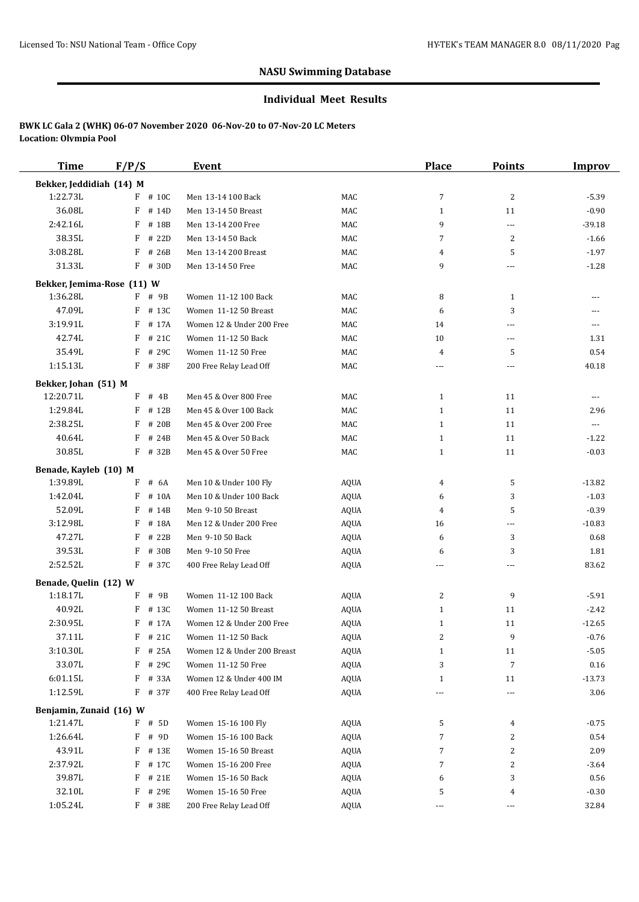## NASU Swimming Database

### Individual Meet Results

**BWK LC Gala 2 (WHK) 06-07 November 2020 06-Nov-20 to 07-Nov-20 LC Meters**
**Location: Olympia Pool**

| Time | F/P/S | | Event | | Place | Points | Improv |
|---|---|---|---|---|---|---|---|
| **Bekker, Jeddidiah (14) M** | | | | | | | |
| 1:22.73L | F | # 10C | Men 13-14 100 Back | MAC | 7 | 2 | -5.39 |
| 36.08L | F | # 14D | Men 13-14 50 Breast | MAC | 1 | 11 | -0.90 |
| 2:42.16L | F | # 18B | Men 13-14 200 Free | MAC | 9 | --- | -39.18 |
| 38.35L | F | # 22D | Men 13-14 50 Back | MAC | 7 | 2 | -1.66 |
| 3:08.28L | F | # 26B | Men 13-14 200 Breast | MAC | 4 | 5 | -1.97 |
| 31.33L | F | # 30D | Men 13-14 50 Free | MAC | 9 | --- | -1.28 |
| **Bekker, Jemima-Rose (11) W** | | | | | | | |
| 1:36.28L | F | # 9B | Women 11-12 100 Back | MAC | 8 | 1 | --- |
| 47.09L | F | # 13C | Women 11-12 50 Breast | MAC | 6 | 3 | --- |
| 3:19.91L | F | # 17A | Women 12 & Under 200 Free | MAC | 14 | --- | --- |
| 42.74L | F | # 21C | Women 11-12 50 Back | MAC | 10 | --- | 1.31 |
| 35.49L | F | # 29C | Women 11-12 50 Free | MAC | 4 | 5 | 0.54 |
| 1:15.13L | F | # 38F | 200 Free Relay Lead Off | MAC | --- | --- | 40.18 |
| **Bekker, Johan (51) M** | | | | | | | |
| 12:20.71L | F | # 4B | Men 45 & Over 800 Free | MAC | 1 | 11 | --- |
| 1:29.84L | F | # 12B | Men 45 & Over 100 Back | MAC | 1 | 11 | 2.96 |
| 2:38.25L | F | # 20B | Men 45 & Over 200 Free | MAC | 1 | 11 | --- |
| 40.64L | F | # 24B | Men 45 & Over 50 Back | MAC | 1 | 11 | -1.22 |
| 30.85L | F | # 32B | Men 45 & Over 50 Free | MAC | 1 | 11 | -0.03 |
| **Benade, Kayleb (10) M** | | | | | | | |
| 1:39.89L | F | # 6A | Men 10 & Under 100 Fly | AQUA | 4 | 5 | -13.82 |
| 1:42.04L | F | # 10A | Men 10 & Under 100 Back | AQUA | 6 | 3 | -1.03 |
| 52.09L | F | # 14B | Men 9-10 50 Breast | AQUA | 4 | 5 | -0.39 |
| 3:12.98L | F | # 18A | Men 12 & Under 200 Free | AQUA | 16 | --- | -10.83 |
| 47.27L | F | # 22B | Men 9-10 50 Back | AQUA | 6 | 3 | 0.68 |
| 39.53L | F | # 30B | Men 9-10 50 Free | AQUA | 6 | 3 | 1.81 |
| 2:52.52L | F | # 37C | 400 Free Relay Lead Off | AQUA | --- | --- | 83.62 |
| **Benade, Quelin (12) W** | | | | | | | |
| 1:18.17L | F | # 9B | Women 11-12 100 Back | AQUA | 2 | 9 | -5.91 |
| 40.92L | F | # 13C | Women 11-12 50 Breast | AQUA | 1 | 11 | -2.42 |
| 2:30.95L | F | # 17A | Women 12 & Under 200 Free | AQUA | 1 | 11 | -12.65 |
| 37.11L | F | # 21C | Women 11-12 50 Back | AQUA | 2 | 9 | -0.76 |
| 3:10.30L | F | # 25A | Women 12 & Under 200 Breast | AQUA | 1 | 11 | -5.05 |
| 33.07L | F | # 29C | Women 11-12 50 Free | AQUA | 3 | 7 | 0.16 |
| 6:01.15L | F | # 33A | Women 12 & Under 400 IM | AQUA | 1 | 11 | -13.73 |
| 1:12.59L | F | # 37F | 400 Free Relay Lead Off | AQUA | --- | --- | 3.06 |
| **Benjamin, Zunaid (16) W** | | | | | | | |
| 1:21.47L | F | # 5D | Women 15-16 100 Fly | AQUA | 5 | 4 | -0.75 |
| 1:26.64L | F | # 9D | Women 15-16 100 Back | AQUA | 7 | 2 | 0.54 |
| 43.91L | F | # 13E | Women 15-16 50 Breast | AQUA | 7 | 2 | 2.09 |
| 2:37.92L | F | # 17C | Women 15-16 200 Free | AQUA | 7 | 2 | -3.64 |
| 39.87L | F | # 21E | Women 15-16 50 Back | AQUA | 6 | 3 | 0.56 |
| 32.10L | F | # 29E | Women 15-16 50 Free | AQUA | 5 | 4 | -0.30 |
| 1:05.24L | F | # 38E | 200 Free Relay Lead Off | AQUA | --- | --- | 32.84 |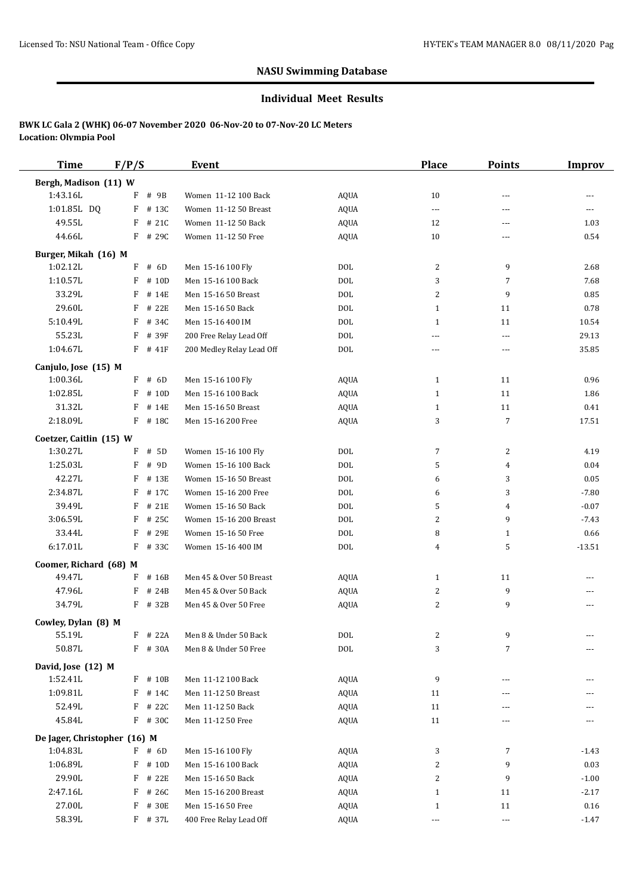## NASU Swimming Database

### Individual Meet Results

**BWK LC Gala 2 (WHK) 06-07 November 2020 06-Nov-20 to 07-Nov-20 LC Meters**
**Location: Olympia Pool**

| Time | F/P/S | Event | | Place | Points | Improv |
|---|---|---|---|---|---|---|
| **Bergh, Madison (11) W** | | | | | | |
| 1:43.16L | F # 9B | Women 11-12 100 Back | AQUA | 10 | --- | --- |
| 1:01.85L DQ | F # 13C | Women 11-12 50 Breast | AQUA | --- | --- | --- |
| 49.55L | F # 21C | Women 11-12 50 Back | AQUA | 12 | --- | 1.03 |
| 44.66L | F # 29C | Women 11-12 50 Free | AQUA | 10 | --- | 0.54 |
| **Burger, Mikah (16) M** | | | | | | |
| 1:02.12L | F # 6D | Men 15-16 100 Fly | DOL | 2 | 9 | 2.68 |
| 1:10.57L | F # 10D | Men 15-16 100 Back | DOL | 3 | 7 | 7.68 |
| 33.29L | F # 14E | Men 15-16 50 Breast | DOL | 2 | 9 | 0.85 |
| 29.60L | F # 22E | Men 15-16 50 Back | DOL | 1 | 11 | 0.78 |
| 5:10.49L | F # 34C | Men 15-16 400 IM | DOL | 1 | 11 | 10.54 |
| 55.23L | F # 39F | 200 Free Relay Lead Off | DOL | --- | --- | 29.13 |
| 1:04.67L | F # 41F | 200 Medley Relay Lead Off | DOL | --- | --- | 35.85 |
| **Canjulo, Jose (15) M** | | | | | | |
| 1:00.36L | F # 6D | Men 15-16 100 Fly | AQUA | 1 | 11 | 0.96 |
| 1:02.85L | F # 10D | Men 15-16 100 Back | AQUA | 1 | 11 | 1.86 |
| 31.32L | F # 14E | Men 15-16 50 Breast | AQUA | 1 | 11 | 0.41 |
| 2:18.09L | F # 18C | Men 15-16 200 Free | AQUA | 3 | 7 | 17.51 |
| **Coetzer, Caitlin (15) W** | | | | | | |
| 1:30.27L | F # 5D | Women 15-16 100 Fly | DOL | 7 | 2 | 4.19 |
| 1:25.03L | F # 9D | Women 15-16 100 Back | DOL | 5 | 4 | 0.04 |
| 42.27L | F # 13E | Women 15-16 50 Breast | DOL | 6 | 3 | 0.05 |
| 2:34.87L | F # 17C | Women 15-16 200 Free | DOL | 6 | 3 | -7.80 |
| 39.49L | F # 21E | Women 15-16 50 Back | DOL | 5 | 4 | -0.07 |
| 3:06.59L | F # 25C | Women 15-16 200 Breast | DOL | 2 | 9 | -7.43 |
| 33.44L | F # 29E | Women 15-16 50 Free | DOL | 8 | 1 | 0.66 |
| 6:17.01L | F # 33C | Women 15-16 400 IM | DOL | 4 | 5 | -13.51 |
| **Coomer, Richard (68) M** | | | | | | |
| 49.47L | F # 16B | Men 45 & Over 50 Breast | AQUA | 1 | 11 | --- |
| 47.96L | F # 24B | Men 45 & Over 50 Back | AQUA | 2 | 9 | --- |
| 34.79L | F # 32B | Men 45 & Over 50 Free | AQUA | 2 | 9 | --- |
| **Cowley, Dylan (8) M** | | | | | | |
| 55.19L | F # 22A | Men 8 & Under 50 Back | DOL | 2 | 9 | --- |
| 50.87L | F # 30A | Men 8 & Under 50 Free | DOL | 3 | 7 | --- |
| **David, Jose (12) M** | | | | | | |
| 1:52.41L | F # 10B | Men 11-12 100 Back | AQUA | 9 | --- | --- |
| 1:09.81L | F # 14C | Men 11-12 50 Breast | AQUA | 11 | --- | --- |
| 52.49L | F # 22C | Men 11-12 50 Back | AQUA | 11 | --- | --- |
| 45.84L | F # 30C | Men 11-12 50 Free | AQUA | 11 | --- | --- |
| **De Jager, Christopher (16) M** | | | | | | |
| 1:04.83L | F # 6D | Men 15-16 100 Fly | AQUA | 3 | 7 | -1.43 |
| 1:06.89L | F # 10D | Men 15-16 100 Back | AQUA | 2 | 9 | 0.03 |
| 29.90L | F # 22E | Men 15-16 50 Back | AQUA | 2 | 9 | -1.00 |
| 2:47.16L | F # 26C | Men 15-16 200 Breast | AQUA | 1 | 11 | -2.17 |
| 27.00L | F # 30E | Men 15-16 50 Free | AQUA | 1 | 11 | 0.16 |
| 58.39L | F # 37L | 400 Free Relay Lead Off | AQUA | --- | --- | -1.47 |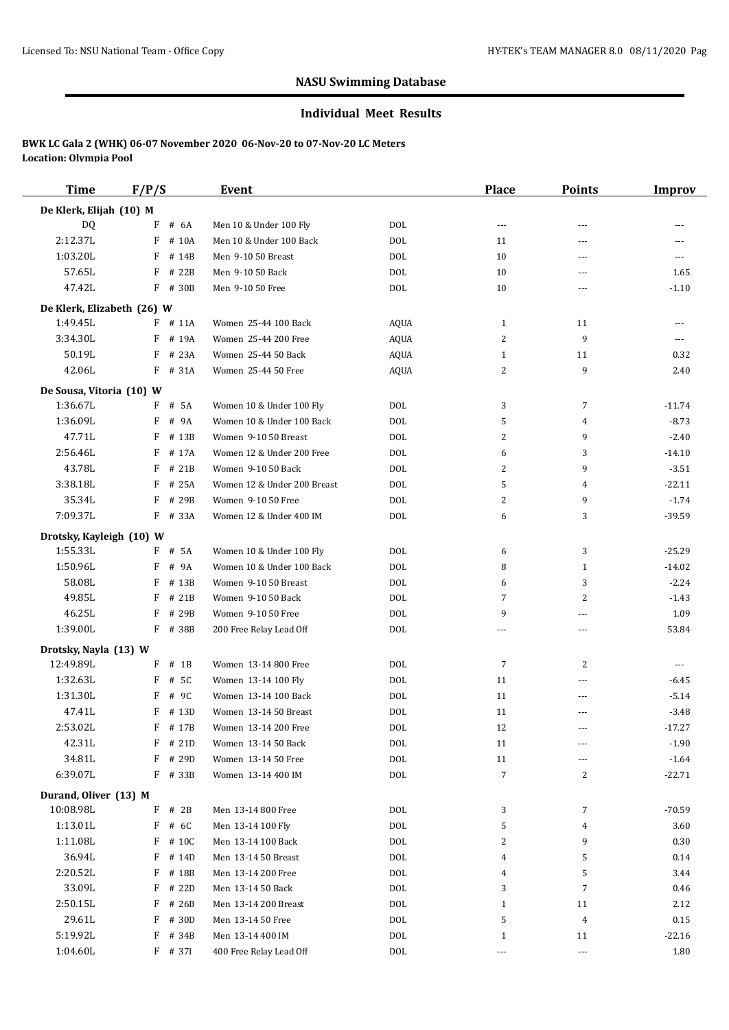## NASU Swimming Database

### Individual Meet Results

**BWK LC Gala 2 (WHK) 06-07 November 2020 06-Nov-20 to 07-Nov-20 LC Meters**
**Location: Olympia Pool**

| Time | F/P/S | Event | | Place | Points | Improv |
|---|---|---|---|---|---|---|
| **De Klerk, Elijah (10) M** | | | | | | |
| DQ | F # 6A | Men 10 & Under 100 Fly | DOL | --- | --- | --- |
| 2:12.37L | F # 10A | Men 10 & Under 100 Back | DOL | 11 | --- | --- |
| 1:03.20L | F # 14B | Men 9-10 50 Breast | DOL | 10 | --- | --- |
| 57.65L | F # 22B | Men 9-10 50 Back | DOL | 10 | --- | 1.65 |
| 47.42L | F # 30B | Men 9-10 50 Free | DOL | 10 | --- | -1.10 |
| **De Klerk, Elizabeth (26) W** | | | | | | |
| 1:49.45L | F # 11A | Women 25-44 100 Back | AQUA | 1 | 11 | --- |
| 3:34.30L | F # 19A | Women 25-44 200 Free | AQUA | 2 | 9 | --- |
| 50.19L | F # 23A | Women 25-44 50 Back | AQUA | 1 | 11 | 0.32 |
| 42.06L | F # 31A | Women 25-44 50 Free | AQUA | 2 | 9 | 2.40 |
| **De Sousa, Vitoria (10) W** | | | | | | |
| 1:36.67L | F # 5A | Women 10 & Under 100 Fly | DOL | 3 | 7 | -11.74 |
| 1:36.09L | F # 9A | Women 10 & Under 100 Back | DOL | 5 | 4 | -8.73 |
| 47.71L | F # 13B | Women 9-10 50 Breast | DOL | 2 | 9 | -2.40 |
| 2:56.46L | F # 17A | Women 12 & Under 200 Free | DOL | 6 | 3 | -14.10 |
| 43.78L | F # 21B | Women 9-10 50 Back | DOL | 2 | 9 | -3.51 |
| 3:38.18L | F # 25A | Women 12 & Under 200 Breast | DOL | 5 | 4 | -22.11 |
| 35.34L | F # 29B | Women 9-10 50 Free | DOL | 2 | 9 | -1.74 |
| 7:09.37L | F # 33A | Women 12 & Under 400 IM | DOL | 6 | 3 | -39.59 |
| **Drotsky, Kayleigh (10) W** | | | | | | |
| 1:55.33L | F # 5A | Women 10 & Under 100 Fly | DOL | 6 | 3 | -25.29 |
| 1:50.96L | F # 9A | Women 10 & Under 100 Back | DOL | 8 | 1 | -14.02 |
| 58.08L | F # 13B | Women 9-10 50 Breast | DOL | 6 | 3 | -2.24 |
| 49.85L | F # 21B | Women 9-10 50 Back | DOL | 7 | 2 | -1.43 |
| 46.25L | F # 29B | Women 9-10 50 Free | DOL | 9 | --- | 1.09 |
| 1:39.00L | F # 38B | 200 Free Relay Lead Off | DOL | --- | --- | 53.84 |
| **Drotsky, Nayla (13) W** | | | | | | |
| 12:49.89L | F # 1B | Women 13-14 800 Free | DOL | 7 | 2 | --- |
| 1:32.63L | F # 5C | Women 13-14 100 Fly | DOL | 11 | --- | -6.45 |
| 1:31.30L | F # 9C | Women 13-14 100 Back | DOL | 11 | --- | -5.14 |
| 47.41L | F # 13D | Women 13-14 50 Breast | DOL | 11 | --- | -3.48 |
| 2:53.02L | F # 17B | Women 13-14 200 Free | DOL | 12 | --- | -17.27 |
| 42.31L | F # 21D | Women 13-14 50 Back | DOL | 11 | --- | -1.90 |
| 34.81L | F # 29D | Women 13-14 50 Free | DOL | 11 | --- | -1.64 |
| 6:39.07L | F # 33B | Women 13-14 400 IM | DOL | 7 | 2 | -22.71 |
| **Durand, Oliver (13) M** | | | | | | |
| 10:08.98L | F # 2B | Men 13-14 800 Free | DOL | 3 | 7 | -70.59 |
| 1:13.01L | F # 6C | Men 13-14 100 Fly | DOL | 5 | 4 | 3.60 |
| 1:11.08L | F # 10C | Men 13-14 100 Back | DOL | 2 | 9 | 0.30 |
| 36.94L | F # 14D | Men 13-14 50 Breast | DOL | 4 | 5 | 0.14 |
| 2:20.52L | F # 18B | Men 13-14 200 Free | DOL | 4 | 5 | 3.44 |
| 33.09L | F # 22D | Men 13-14 50 Back | DOL | 3 | 7 | 0.46 |
| 2:50.15L | F # 26B | Men 13-14 200 Breast | DOL | 1 | 11 | 2.12 |
| 29.61L | F # 30D | Men 13-14 50 Free | DOL | 5 | 4 | 0.15 |
| 5:19.92L | F # 34B | Men 13-14 400 IM | DOL | 1 | 11 | -22.16 |
| 1:04.60L | F # 37I | 400 Free Relay Lead Off | DOL | --- | --- | 1.80 |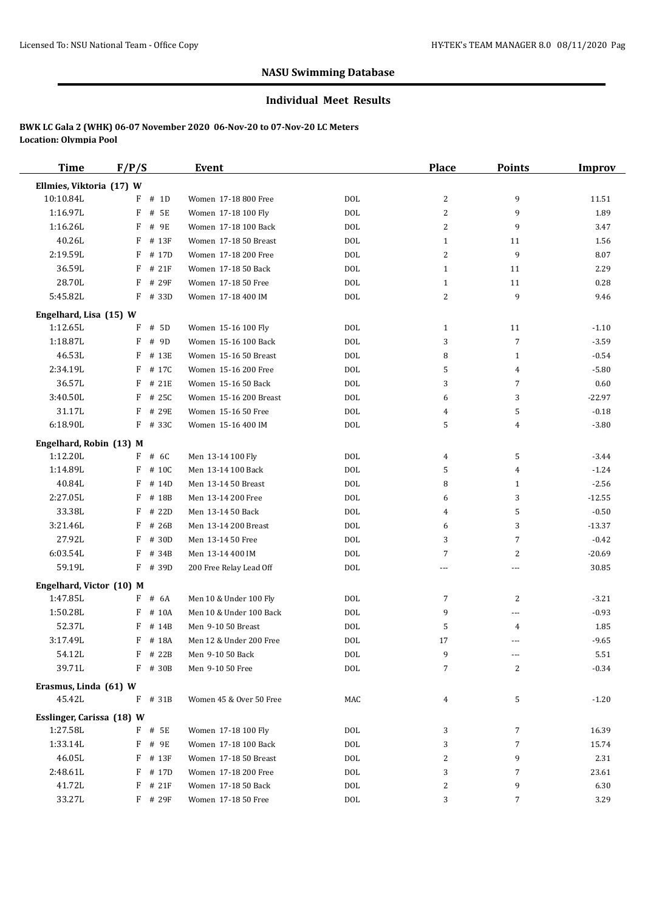## NASU Swimming Database

### Individual Meet Results

**BWK LC Gala 2 (WHK) 06-07 November 2020 06-Nov-20 to 07-Nov-20 LC Meters**
**Location: Olympia Pool**

| Time | F/P/S | Event | | Place | Points | Improv |
|---|---|---|---|---|---|---|
| **Ellmies, Viktoria (17) W** | | | | | | |
| 10:10.84L | F # 1D | Women 17-18 800 Free | DOL | 2 | 9 | 11.51 |
| 1:16.97L | F # 5E | Women 17-18 100 Fly | DOL | 2 | 9 | 1.89 |
| 1:16.26L | F # 9E | Women 17-18 100 Back | DOL | 2 | 9 | 3.47 |
| 40.26L | F # 13F | Women 17-18 50 Breast | DOL | 1 | 11 | 1.56 |
| 2:19.59L | F # 17D | Women 17-18 200 Free | DOL | 2 | 9 | 8.07 |
| 36.59L | F # 21F | Women 17-18 50 Back | DOL | 1 | 11 | 2.29 |
| 28.70L | F # 29F | Women 17-18 50 Free | DOL | 1 | 11 | 0.28 |
| 5:45.82L | F # 33D | Women 17-18 400 IM | DOL | 2 | 9 | 9.46 |
| **Engelhard, Lisa (15) W** | | | | | | |
| 1:12.65L | F # 5D | Women 15-16 100 Fly | DOL | 1 | 11 | -1.10 |
| 1:18.87L | F # 9D | Women 15-16 100 Back | DOL | 3 | 7 | -3.59 |
| 46.53L | F # 13E | Women 15-16 50 Breast | DOL | 8 | 1 | -0.54 |
| 2:34.19L | F # 17C | Women 15-16 200 Free | DOL | 5 | 4 | -5.80 |
| 36.57L | F # 21E | Women 15-16 50 Back | DOL | 3 | 7 | 0.60 |
| 3:40.50L | F # 25C | Women 15-16 200 Breast | DOL | 6 | 3 | -22.97 |
| 31.17L | F # 29E | Women 15-16 50 Free | DOL | 4 | 5 | -0.18 |
| 6:18.90L | F # 33C | Women 15-16 400 IM | DOL | 5 | 4 | -3.80 |
| **Engelhard, Robin (13) M** | | | | | | |
| 1:12.20L | F # 6C | Men 13-14 100 Fly | DOL | 4 | 5 | -3.44 |
| 1:14.89L | F # 10C | Men 13-14 100 Back | DOL | 5 | 4 | -1.24 |
| 40.84L | F # 14D | Men 13-14 50 Breast | DOL | 8 | 1 | -2.56 |
| 2:27.05L | F # 18B | Men 13-14 200 Free | DOL | 6 | 3 | -12.55 |
| 33.38L | F # 22D | Men 13-14 50 Back | DOL | 4 | 5 | -0.50 |
| 3:21.46L | F # 26B | Men 13-14 200 Breast | DOL | 6 | 3 | -13.37 |
| 27.92L | F # 30D | Men 13-14 50 Free | DOL | 3 | 7 | -0.42 |
| 6:03.54L | F # 34B | Men 13-14 400 IM | DOL | 7 | 2 | -20.69 |
| 59.19L | F # 39D | 200 Free Relay Lead Off | DOL | --- | --- | 30.85 |
| **Engelhard, Victor (10) M** | | | | | | |
| 1:47.85L | F # 6A | Men 10 & Under 100 Fly | DOL | 7 | 2 | -3.21 |
| 1:50.28L | F # 10A | Men 10 & Under 100 Back | DOL | 9 | --- | -0.93 |
| 52.37L | F # 14B | Men 9-10 50 Breast | DOL | 5 | 4 | 1.85 |
| 3:17.49L | F # 18A | Men 12 & Under 200 Free | DOL | 17 | --- | -9.65 |
| 54.12L | F # 22B | Men 9-10 50 Back | DOL | 9 | --- | 5.51 |
| 39.71L | F # 30B | Men 9-10 50 Free | DOL | 7 | 2 | -0.34 |
| **Erasmus, Linda (61) W** | | | | | | |
| 45.42L | F # 31B | Women 45 & Over 50 Free | MAC | 4 | 5 | -1.20 |
| **Esslinger, Carissa (18) W** | | | | | | |
| 1:27.58L | F # 5E | Women 17-18 100 Fly | DOL | 3 | 7 | 16.39 |
| 1:33.14L | F # 9E | Women 17-18 100 Back | DOL | 3 | 7 | 15.74 |
| 46.05L | F # 13F | Women 17-18 50 Breast | DOL | 2 | 9 | 2.31 |
| 2:48.61L | F # 17D | Women 17-18 200 Free | DOL | 3 | 7 | 23.61 |
| 41.72L | F # 21F | Women 17-18 50 Back | DOL | 2 | 9 | 6.30 |
| 33.27L | F # 29F | Women 17-18 50 Free | DOL | 3 | 7 | 3.29 |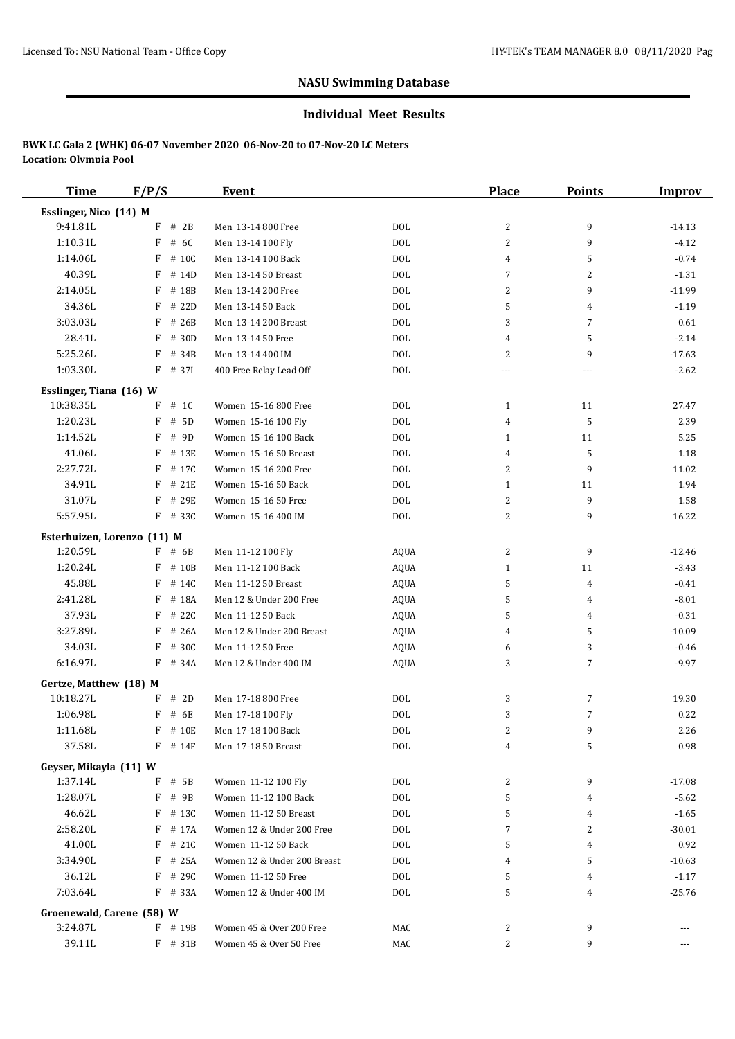## NASU Swimming Database

### Individual Meet Results

**BWK LC Gala 2 (WHK) 06-07 November 2020 06-Nov-20 to 07-Nov-20 LC Meters**
**Location: Olympia Pool**

| Time | F/P/S | | Event | | Place | Points | Improv |
|---|---|---|---|---|---|---|---|
| **Esslinger, Nico (14) M** | | | | | | | |
| 9:41.81L | F | # 2B | Men 13-14 800 Free | DOL | 2 | 9 | -14.13 |
| 1:10.31L | F | # 6C | Men 13-14 100 Fly | DOL | 2 | 9 | -4.12 |
| 1:14.06L | F | # 10C | Men 13-14 100 Back | DOL | 4 | 5 | -0.74 |
| 40.39L | F | # 14D | Men 13-14 50 Breast | DOL | 7 | 2 | -1.31 |
| 2:14.05L | F | # 18B | Men 13-14 200 Free | DOL | 2 | 9 | -11.99 |
| 34.36L | F | # 22D | Men 13-14 50 Back | DOL | 5 | 4 | -1.19 |
| 3:03.03L | F | # 26B | Men 13-14 200 Breast | DOL | 3 | 7 | 0.61 |
| 28.41L | F | # 30D | Men 13-14 50 Free | DOL | 4 | 5 | -2.14 |
| 5:25.26L | F | # 34B | Men 13-14 400 IM | DOL | 2 | 9 | -17.63 |
| 1:03.30L | F | # 37I | 400 Free Relay Lead Off | DOL | --- | --- | -2.62 |
| **Esslinger, Tiana (16) W** | | | | | | | |
| 10:38.35L | F | # 1C | Women 15-16 800 Free | DOL | 1 | 11 | 27.47 |
| 1:20.23L | F | # 5D | Women 15-16 100 Fly | DOL | 4 | 5 | 2.39 |
| 1:14.52L | F | # 9D | Women 15-16 100 Back | DOL | 1 | 11 | 5.25 |
| 41.06L | F | # 13E | Women 15-16 50 Breast | DOL | 4 | 5 | 1.18 |
| 2:27.72L | F | # 17C | Women 15-16 200 Free | DOL | 2 | 9 | 11.02 |
| 34.91L | F | # 21E | Women 15-16 50 Back | DOL | 1 | 11 | 1.94 |
| 31.07L | F | # 29E | Women 15-16 50 Free | DOL | 2 | 9 | 1.58 |
| 5:57.95L | F | # 33C | Women 15-16 400 IM | DOL | 2 | 9 | 16.22 |
| **Esterhuizen, Lorenzo (11) M** | | | | | | | |
| 1:20.59L | F | # 6B | Men 11-12 100 Fly | AQUA | 2 | 9 | -12.46 |
| 1:20.24L | F | # 10B | Men 11-12 100 Back | AQUA | 1 | 11 | -3.43 |
| 45.88L | F | # 14C | Men 11-12 50 Breast | AQUA | 5 | 4 | -0.41 |
| 2:41.28L | F | # 18A | Men 12 & Under 200 Free | AQUA | 5 | 4 | -8.01 |
| 37.93L | F | # 22C | Men 11-12 50 Back | AQUA | 5 | 4 | -0.31 |
| 3:27.89L | F | # 26A | Men 12 & Under 200 Breast | AQUA | 4 | 5 | -10.09 |
| 34.03L | F | # 30C | Men 11-12 50 Free | AQUA | 6 | 3 | -0.46 |
| 6:16.97L | F | # 34A | Men 12 & Under 400 IM | AQUA | 3 | 7 | -9.97 |
| **Gertze, Matthew (18) M** | | | | | | | |
| 10:18.27L | F | # 2D | Men 17-18 800 Free | DOL | 3 | 7 | 19.30 |
| 1:06.98L | F | # 6E | Men 17-18 100 Fly | DOL | 3 | 7 | 0.22 |
| 1:11.68L | F | # 10E | Men 17-18 100 Back | DOL | 2 | 9 | 2.26 |
| 37.58L | F | # 14F | Men 17-18 50 Breast | DOL | 4 | 5 | 0.98 |
| **Geyser, Mikayla (11) W** | | | | | | | |
| 1:37.14L | F | # 5B | Women 11-12 100 Fly | DOL | 2 | 9 | -17.08 |
| 1:28.07L | F | # 9B | Women 11-12 100 Back | DOL | 5 | 4 | -5.62 |
| 46.62L | F | # 13C | Women 11-12 50 Breast | DOL | 5 | 4 | -1.65 |
| 2:58.20L | F | # 17A | Women 12 & Under 200 Free | DOL | 7 | 2 | -30.01 |
| 41.00L | F | # 21C | Women 11-12 50 Back | DOL | 5 | 4 | 0.92 |
| 3:34.90L | F | # 25A | Women 12 & Under 200 Breast | DOL | 4 | 5 | -10.63 |
| 36.12L | F | # 29C | Women 11-12 50 Free | DOL | 5 | 4 | -1.17 |
| 7:03.64L | F | # 33A | Women 12 & Under 400 IM | DOL | 5 | 4 | -25.76 |
| **Groenewald, Carene (58) W** | | | | | | | |
| 3:24.87L | F | # 19B | Women 45 & Over 200 Free | MAC | 2 | 9 | --- |
| 39.11L | F | # 31B | Women 45 & Over 50 Free | MAC | 2 | 9 | --- |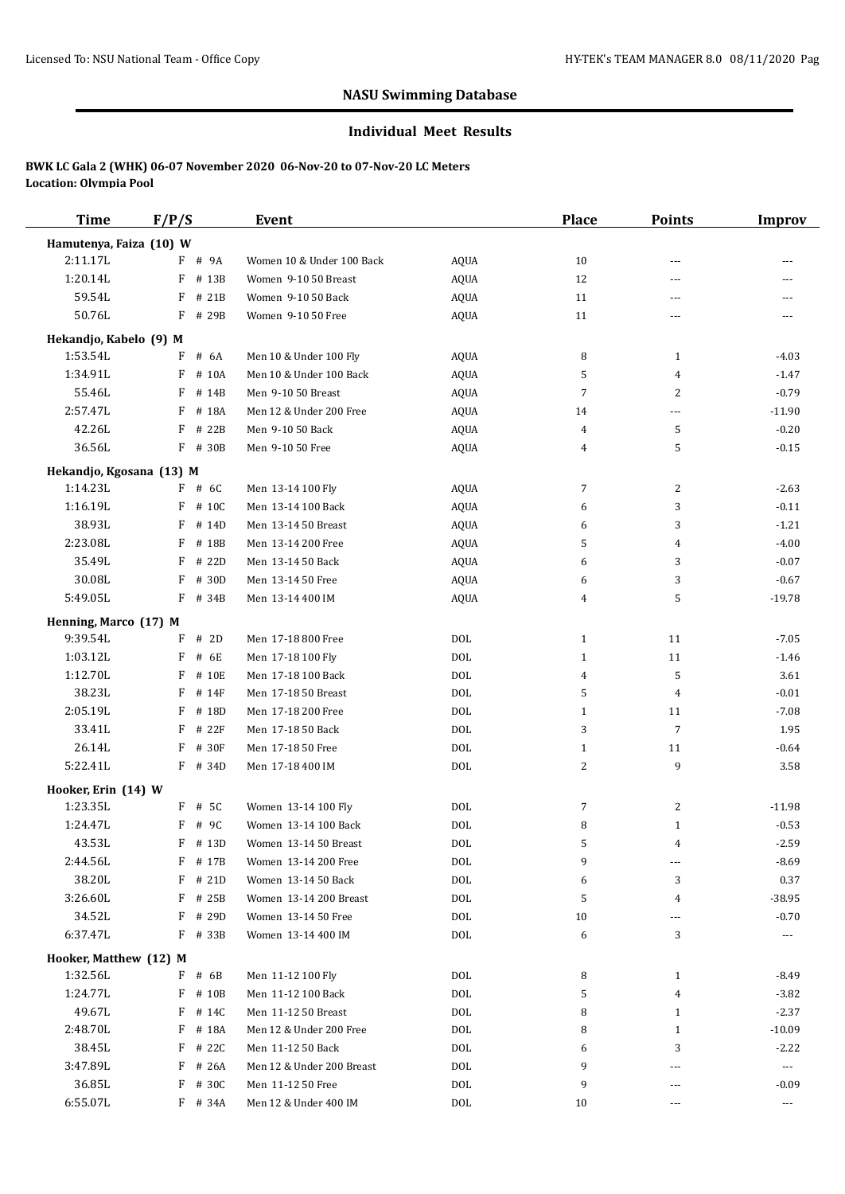## NASU Swimming Database

### Individual Meet Results

**BWK LC Gala 2 (WHK) 06-07 November 2020 06-Nov-20 to 07-Nov-20 LC Meters**
**Location: Olympia Pool**

| Time | F/P/S | | Event | | Place | Points | Improv |
|---|---|---|---|---|---|---|---|
| **Hamutenya, Faiza (10) W** | | | | | | | |
| 2:11.17L | F | # 9A | Women 10 & Under 100 Back | AQUA | 10 | --- | --- |
| 1:20.14L | F | # 13B | Women 9-10 50 Breast | AQUA | 12 | --- | --- |
| 59.54L | F | # 21B | Women 9-10 50 Back | AQUA | 11 | --- | --- |
| 50.76L | F | # 29B | Women 9-10 50 Free | AQUA | 11 | --- | --- |
| **Hekandjo, Kabelo (9) M** | | | | | | | |
| 1:53.54L | F | # 6A | Men 10 & Under 100 Fly | AQUA | 8 | 1 | -4.03 |
| 1:34.91L | F | # 10A | Men 10 & Under 100 Back | AQUA | 5 | 4 | -1.47 |
| 55.46L | F | # 14B | Men 9-10 50 Breast | AQUA | 7 | 2 | -0.79 |
| 2:57.47L | F | # 18A | Men 12 & Under 200 Free | AQUA | 14 | --- | -11.90 |
| 42.26L | F | # 22B | Men 9-10 50 Back | AQUA | 4 | 5 | -0.20 |
| 36.56L | F | # 30B | Men 9-10 50 Free | AQUA | 4 | 5 | -0.15 |
| **Hekandjo, Kgosana (13) M** | | | | | | | |
| 1:14.23L | F | # 6C | Men 13-14 100 Fly | AQUA | 7 | 2 | -2.63 |
| 1:16.19L | F | # 10C | Men 13-14 100 Back | AQUA | 6 | 3 | -0.11 |
| 38.93L | F | # 14D | Men 13-14 50 Breast | AQUA | 6 | 3 | -1.21 |
| 2:23.08L | F | # 18B | Men 13-14 200 Free | AQUA | 5 | 4 | -4.00 |
| 35.49L | F | # 22D | Men 13-14 50 Back | AQUA | 6 | 3 | -0.07 |
| 30.08L | F | # 30D | Men 13-14 50 Free | AQUA | 6 | 3 | -0.67 |
| 5:49.05L | F | # 34B | Men 13-14 400 IM | AQUA | 4 | 5 | -19.78 |
| **Henning, Marco (17) M** | | | | | | | |
| 9:39.54L | F | # 2D | Men 17-18 800 Free | DOL | 1 | 11 | -7.05 |
| 1:03.12L | F | # 6E | Men 17-18 100 Fly | DOL | 1 | 11 | -1.46 |
| 1:12.70L | F | # 10E | Men 17-18 100 Back | DOL | 4 | 5 | 3.61 |
| 38.23L | F | # 14F | Men 17-18 50 Breast | DOL | 5 | 4 | -0.01 |
| 2:05.19L | F | # 18D | Men 17-18 200 Free | DOL | 1 | 11 | -7.08 |
| 33.41L | F | # 22F | Men 17-18 50 Back | DOL | 3 | 7 | 1.95 |
| 26.14L | F | # 30F | Men 17-18 50 Free | DOL | 1 | 11 | -0.64 |
| 5:22.41L | F | # 34D | Men 17-18 400 IM | DOL | 2 | 9 | 3.58 |
| **Hooker, Erin (14) W** | | | | | | | |
| 1:23.35L | F | # 5C | Women 13-14 100 Fly | DOL | 7 | 2 | -11.98 |
| 1:24.47L | F | # 9C | Women 13-14 100 Back | DOL | 8 | 1 | -0.53 |
| 43.53L | F | # 13D | Women 13-14 50 Breast | DOL | 5 | 4 | -2.59 |
| 2:44.56L | F | # 17B | Women 13-14 200 Free | DOL | 9 | --- | -8.69 |
| 38.20L | F | # 21D | Women 13-14 50 Back | DOL | 6 | 3 | 0.37 |
| 3:26.60L | F | # 25B | Women 13-14 200 Breast | DOL | 5 | 4 | -38.95 |
| 34.52L | F | # 29D | Women 13-14 50 Free | DOL | 10 | --- | -0.70 |
| 6:37.47L | F | # 33B | Women 13-14 400 IM | DOL | 6 | 3 | --- |
| **Hooker, Matthew (12) M** | | | | | | | |
| 1:32.56L | F | # 6B | Men 11-12 100 Fly | DOL | 8 | 1 | -8.49 |
| 1:24.77L | F | # 10B | Men 11-12 100 Back | DOL | 5 | 4 | -3.82 |
| 49.67L | F | # 14C | Men 11-12 50 Breast | DOL | 8 | 1 | -2.37 |
| 2:48.70L | F | # 18A | Men 12 & Under 200 Free | DOL | 8 | 1 | -10.09 |
| 38.45L | F | # 22C | Men 11-12 50 Back | DOL | 6 | 3 | -2.22 |
| 3:47.89L | F | # 26A | Men 12 & Under 200 Breast | DOL | 9 | --- | --- |
| 36.85L | F | # 30C | Men 11-12 50 Free | DOL | 9 | --- | -0.09 |
| 6:55.07L | F | # 34A | Men 12 & Under 400 IM | DOL | 10 | --- | --- |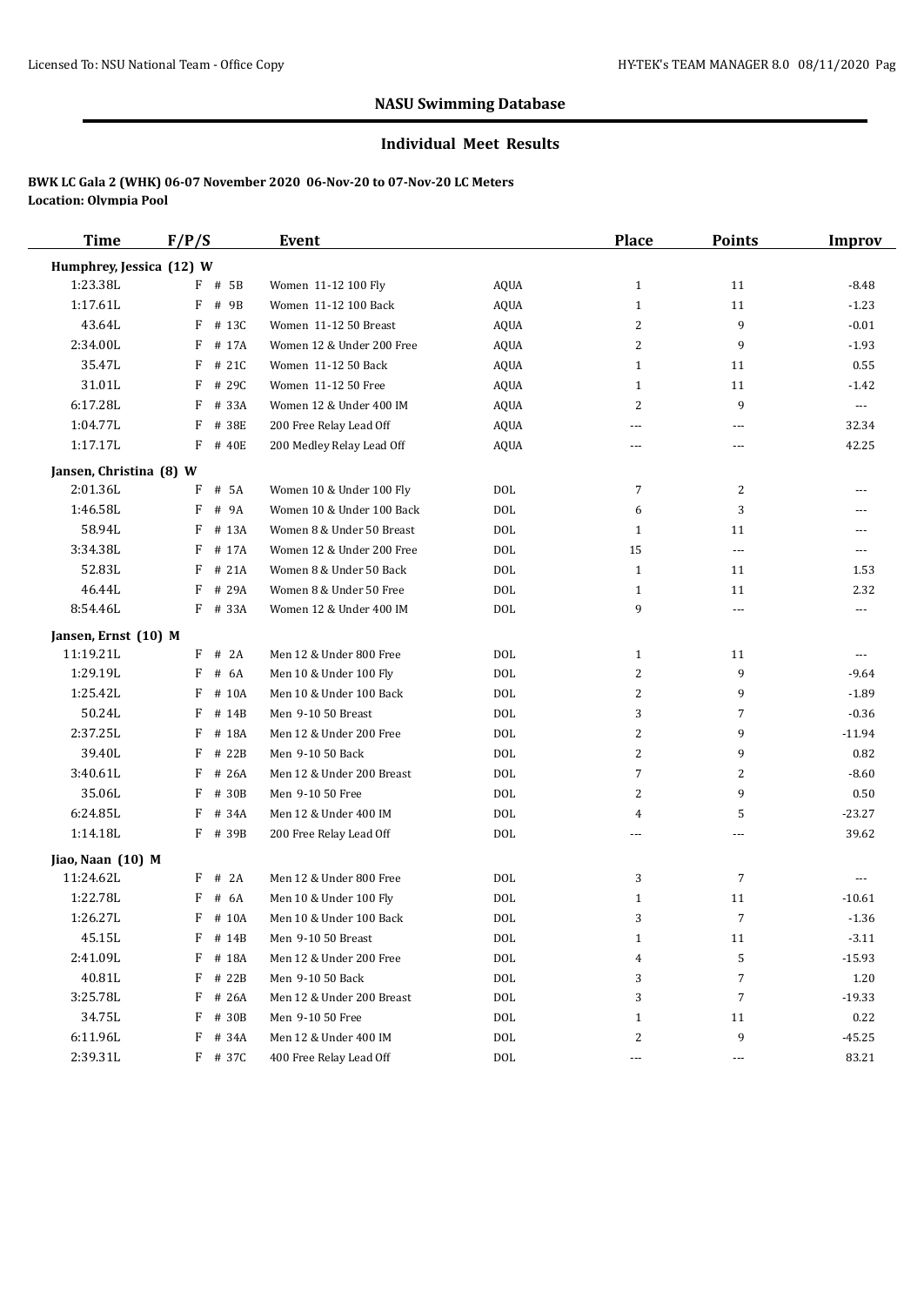## NASU Swimming Database

### Individual Meet Results

**BWK LC Gala 2 (WHK) 06-07 November 2020 06-Nov-20 to 07-Nov-20 LC Meters**
**Location: Olympia Pool**

| Time | F/P/S | Event | | Place | Points | Improv |
|---|---|---|---|---|---|---|
| **Humphrey, Jessica (12) W** | | | | | | |
| 1:23.38L | F # 5B | Women 11-12 100 Fly | AQUA | 1 | 11 | -8.48 |
| 1:17.61L | F # 9B | Women 11-12 100 Back | AQUA | 1 | 11 | -1.23 |
| 43.64L | F # 13C | Women 11-12 50 Breast | AQUA | 2 | 9 | -0.01 |
| 2:34.00L | F # 17A | Women 12 & Under 200 Free | AQUA | 2 | 9 | -1.93 |
| 35.47L | F # 21C | Women 11-12 50 Back | AQUA | 1 | 11 | 0.55 |
| 31.01L | F # 29C | Women 11-12 50 Free | AQUA | 1 | 11 | -1.42 |
| 6:17.28L | F # 33A | Women 12 & Under 400 IM | AQUA | 2 | 9 | --- |
| 1:04.77L | F # 38E | 200 Free Relay Lead Off | AQUA | --- | --- | 32.34 |
| 1:17.17L | F # 40E | 200 Medley Relay Lead Off | AQUA | --- | --- | 42.25 |
| **Jansen, Christina (8) W** | | | | | | |
| 2:01.36L | F # 5A | Women 10 & Under 100 Fly | DOL | 7 | 2 | --- |
| 1:46.58L | F # 9A | Women 10 & Under 100 Back | DOL | 6 | 3 | --- |
| 58.94L | F # 13A | Women 8 & Under 50 Breast | DOL | 1 | 11 | --- |
| 3:34.38L | F # 17A | Women 12 & Under 200 Free | DOL | 15 | --- | --- |
| 52.83L | F # 21A | Women 8 & Under 50 Back | DOL | 1 | 11 | 1.53 |
| 46.44L | F # 29A | Women 8 & Under 50 Free | DOL | 1 | 11 | 2.32 |
| 8:54.46L | F # 33A | Women 12 & Under 400 IM | DOL | 9 | --- | --- |
| **Jansen, Ernst (10) M** | | | | | | |
| 11:19.21L | F # 2A | Men 12 & Under 800 Free | DOL | 1 | 11 | --- |
| 1:29.19L | F # 6A | Men 10 & Under 100 Fly | DOL | 2 | 9 | -9.64 |
| 1:25.42L | F # 10A | Men 10 & Under 100 Back | DOL | 2 | 9 | -1.89 |
| 50.24L | F # 14B | Men 9-10 50 Breast | DOL | 3 | 7 | -0.36 |
| 2:37.25L | F # 18A | Men 12 & Under 200 Free | DOL | 2 | 9 | -11.94 |
| 39.40L | F # 22B | Men 9-10 50 Back | DOL | 2 | 9 | 0.82 |
| 3:40.61L | F # 26A | Men 12 & Under 200 Breast | DOL | 7 | 2 | -8.60 |
| 35.06L | F # 30B | Men 9-10 50 Free | DOL | 2 | 9 | 0.50 |
| 6:24.85L | F # 34A | Men 12 & Under 400 IM | DOL | 4 | 5 | -23.27 |
| 1:14.18L | F # 39B | 200 Free Relay Lead Off | DOL | --- | --- | 39.62 |
| **Jiao, Naan (10) M** | | | | | | |
| 11:24.62L | F # 2A | Men 12 & Under 800 Free | DOL | 3 | 7 | --- |
| 1:22.78L | F # 6A | Men 10 & Under 100 Fly | DOL | 1 | 11 | -10.61 |
| 1:26.27L | F # 10A | Men 10 & Under 100 Back | DOL | 3 | 7 | -1.36 |
| 45.15L | F # 14B | Men 9-10 50 Breast | DOL | 1 | 11 | -3.11 |
| 2:41.09L | F # 18A | Men 12 & Under 200 Free | DOL | 4 | 5 | -15.93 |
| 40.81L | F # 22B | Men 9-10 50 Back | DOL | 3 | 7 | 1.20 |
| 3:25.78L | F # 26A | Men 12 & Under 200 Breast | DOL | 3 | 7 | -19.33 |
| 34.75L | F # 30B | Men 9-10 50 Free | DOL | 1 | 11 | 0.22 |
| 6:11.96L | F # 34A | Men 12 & Under 400 IM | DOL | 2 | 9 | -45.25 |
| 2:39.31L | F # 37C | 400 Free Relay Lead Off | DOL | --- | --- | 83.21 |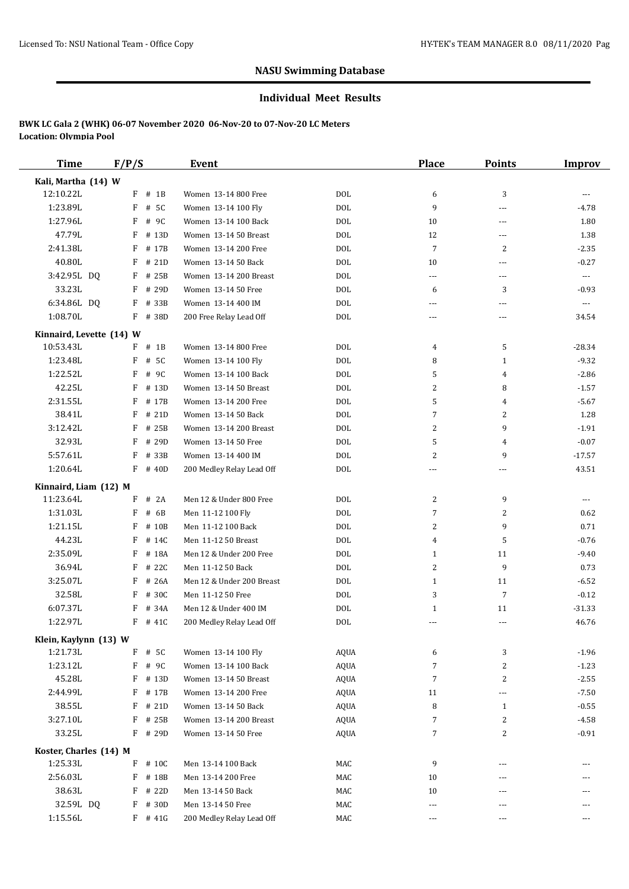## NASU Swimming Database

### Individual Meet Results

**BWK LC Gala 2 (WHK) 06-07 November 2020 06-Nov-20 to 07-Nov-20 LC Meters**
**Location: Olympia Pool**

| Time | F/P/S | | Event | | Place | Points | Improv |
|---|---|---|---|---|---|---|---|
| **Kali, Martha (14) W** | | | | | | | |
| 12:10.22L | F | # 1B | Women 13-14 800 Free | DOL | 6 | 3 | --- |
| 1:23.89L | F | # 5C | Women 13-14 100 Fly | DOL | 9 | --- | -4.78 |
| 1:27.96L | F | # 9C | Women 13-14 100 Back | DOL | 10 | --- | 1.80 |
| 47.79L | F | # 13D | Women 13-14 50 Breast | DOL | 12 | --- | 1.38 |
| 2:41.38L | F | # 17B | Women 13-14 200 Free | DOL | 7 | 2 | -2.35 |
| 40.80L | F | # 21D | Women 13-14 50 Back | DOL | 10 | --- | -0.27 |
| 3:42.95L DQ | F | # 25B | Women 13-14 200 Breast | DOL | --- | --- | --- |
| 33.23L | F | # 29D | Women 13-14 50 Free | DOL | 6 | 3 | -0.93 |
| 6:34.86L DQ | F | # 33B | Women 13-14 400 IM | DOL | --- | --- | --- |
| 1:08.70L | F | # 38D | 200 Free Relay Lead Off | DOL | --- | --- | 34.54 |
| **Kinnaird, Levette (14) W** | | | | | | | |
| 10:53.43L | F | # 1B | Women 13-14 800 Free | DOL | 4 | 5 | -28.34 |
| 1:23.48L | F | # 5C | Women 13-14 100 Fly | DOL | 8 | 1 | -9.32 |
| 1:22.52L | F | # 9C | Women 13-14 100 Back | DOL | 5 | 4 | -2.86 |
| 42.25L | F | # 13D | Women 13-14 50 Breast | DOL | 2 | 8 | -1.57 |
| 2:31.55L | F | # 17B | Women 13-14 200 Free | DOL | 5 | 4 | -5.67 |
| 38.41L | F | # 21D | Women 13-14 50 Back | DOL | 7 | 2 | 1.28 |
| 3:12.42L | F | # 25B | Women 13-14 200 Breast | DOL | 2 | 9 | -1.91 |
| 32.93L | F | # 29D | Women 13-14 50 Free | DOL | 5 | 4 | -0.07 |
| 5:57.61L | F | # 33B | Women 13-14 400 IM | DOL | 2 | 9 | -17.57 |
| 1:20.64L | F | # 40D | 200 Medley Relay Lead Off | DOL | --- | --- | 43.51 |
| **Kinnaird, Liam (12) M** | | | | | | | |
| 11:23.64L | F | # 2A | Men 12 & Under 800 Free | DOL | 2 | 9 | --- |
| 1:31.03L | F | # 6B | Men 11-12 100 Fly | DOL | 7 | 2 | 0.62 |
| 1:21.15L | F | # 10B | Men 11-12 100 Back | DOL | 2 | 9 | 0.71 |
| 44.23L | F | # 14C | Men 11-12 50 Breast | DOL | 4 | 5 | -0.76 |
| 2:35.09L | F | # 18A | Men 12 & Under 200 Free | DOL | 1 | 11 | -9.40 |
| 36.94L | F | # 22C | Men 11-12 50 Back | DOL | 2 | 9 | 0.73 |
| 3:25.07L | F | # 26A | Men 12 & Under 200 Breast | DOL | 1 | 11 | -6.52 |
| 32.58L | F | # 30C | Men 11-12 50 Free | DOL | 3 | 7 | -0.12 |
| 6:07.37L | F | # 34A | Men 12 & Under 400 IM | DOL | 1 | 11 | -31.33 |
| 1:22.97L | F | # 41C | 200 Medley Relay Lead Off | DOL | --- | --- | 46.76 |
| **Klein, Kaylynn (13) W** | | | | | | | |
| 1:21.73L | F | # 5C | Women 13-14 100 Fly | AQUA | 6 | 3 | -1.96 |
| 1:23.12L | F | # 9C | Women 13-14 100 Back | AQUA | 7 | 2 | -1.23 |
| 45.28L | F | # 13D | Women 13-14 50 Breast | AQUA | 7 | 2 | -2.55 |
| 2:44.99L | F | # 17B | Women 13-14 200 Free | AQUA | 11 | --- | -7.50 |
| 38.55L | F | # 21D | Women 13-14 50 Back | AQUA | 8 | 1 | -0.55 |
| 3:27.10L | F | # 25B | Women 13-14 200 Breast | AQUA | 7 | 2 | -4.58 |
| 33.25L | F | # 29D | Women 13-14 50 Free | AQUA | 7 | 2 | -0.91 |
| **Koster, Charles (14) M** | | | | | | | |
| 1:25.33L | F | # 10C | Men 13-14 100 Back | MAC | 9 | --- | --- |
| 2:56.03L | F | # 18B | Men 13-14 200 Free | MAC | 10 | --- | --- |
| 38.63L | F | # 22D | Men 13-14 50 Back | MAC | 10 | --- | --- |
| 32.59L DQ | F | # 30D | Men 13-14 50 Free | MAC | --- | --- | --- |
| 1:15.56L | F | # 41G | 200 Medley Relay Lead Off | MAC | --- | --- | --- |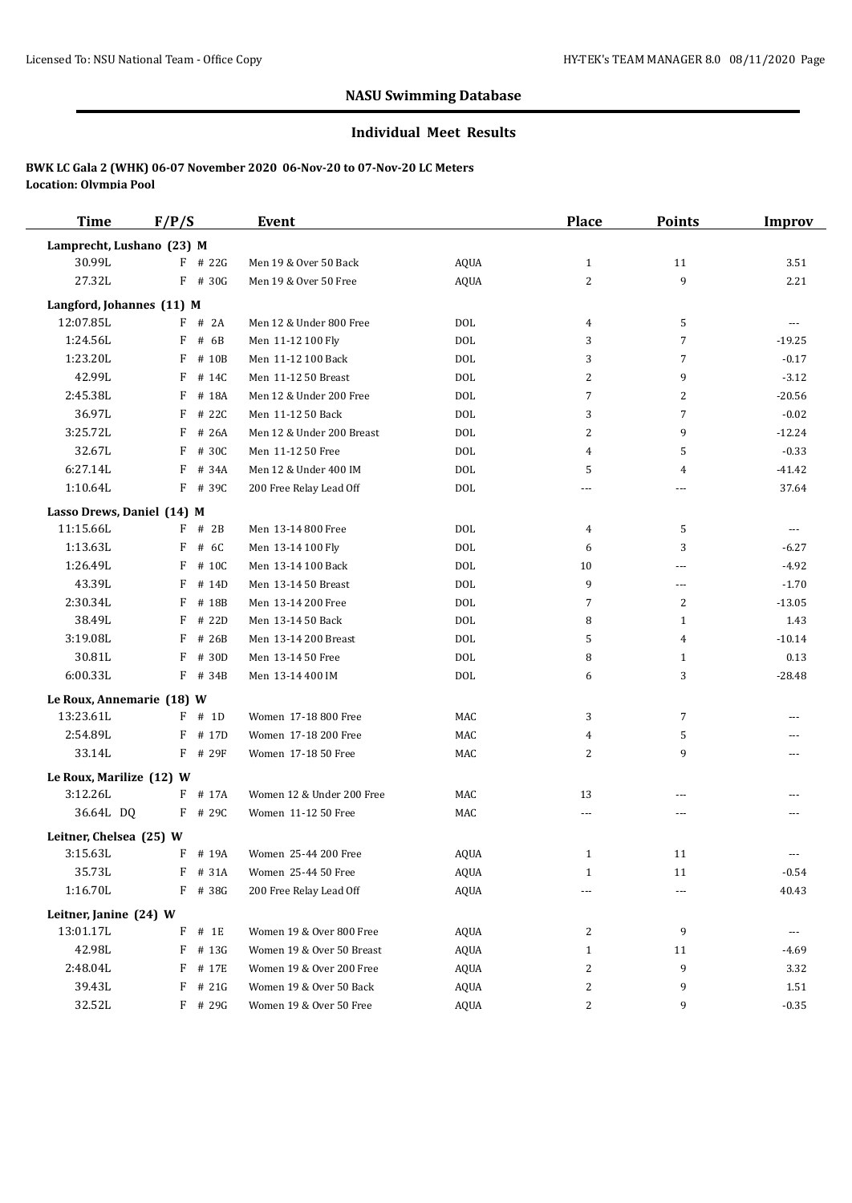## NASU Swimming Database

### Individual Meet Results

**BWK LC Gala 2 (WHK) 06-07 November 2020 06-Nov-20 to 07-Nov-20 LC Meters**
**Location: Olympia Pool**

| Time | F/P/S | Event | | Place | Points | Improv |
|---|---|---|---|---|---|---|
| **Lamprecht, Lushano (23) M** | | | | | | |
| 30.99L | F # 22G | Men 19 & Over 50 Back | AQUA | 1 | 11 | 3.51 |
| 27.32L | F # 30G | Men 19 & Over 50 Free | AQUA | 2 | 9 | 2.21 |
| **Langford, Johannes (11) M** | | | | | | |
| 12:07.85L | F # 2A | Men 12 & Under 800 Free | DOL | 4 | 5 | --- |
| 1:24.56L | F # 6B | Men 11-12 100 Fly | DOL | 3 | 7 | -19.25 |
| 1:23.20L | F # 10B | Men 11-12 100 Back | DOL | 3 | 7 | -0.17 |
| 42.99L | F # 14C | Men 11-12 50 Breast | DOL | 2 | 9 | -3.12 |
| 2:45.38L | F # 18A | Men 12 & Under 200 Free | DOL | 7 | 2 | -20.56 |
| 36.97L | F # 22C | Men 11-12 50 Back | DOL | 3 | 7 | -0.02 |
| 3:25.72L | F # 26A | Men 12 & Under 200 Breast | DOL | 2 | 9 | -12.24 |
| 32.67L | F # 30C | Men 11-12 50 Free | DOL | 4 | 5 | -0.33 |
| 6:27.14L | F # 34A | Men 12 & Under 400 IM | DOL | 5 | 4 | -41.42 |
| 1:10.64L | F # 39C | 200 Free Relay Lead Off | DOL | --- | --- | 37.64 |
| **Lasso Drews, Daniel (14) M** | | | | | | |
| 11:15.66L | F # 2B | Men 13-14 800 Free | DOL | 4 | 5 | --- |
| 1:13.63L | F # 6C | Men 13-14 100 Fly | DOL | 6 | 3 | -6.27 |
| 1:26.49L | F # 10C | Men 13-14 100 Back | DOL | 10 | --- | -4.92 |
| 43.39L | F # 14D | Men 13-14 50 Breast | DOL | 9 | --- | -1.70 |
| 2:30.34L | F # 18B | Men 13-14 200 Free | DOL | 7 | 2 | -13.05 |
| 38.49L | F # 22D | Men 13-14 50 Back | DOL | 8 | 1 | 1.43 |
| 3:19.08L | F # 26B | Men 13-14 200 Breast | DOL | 5 | 4 | -10.14 |
| 30.81L | F # 30D | Men 13-14 50 Free | DOL | 8 | 1 | 0.13 |
| 6:00.33L | F # 34B | Men 13-14 400 IM | DOL | 6 | 3 | -28.48 |
| **Le Roux, Annemarie (18) W** | | | | | | |
| 13:23.61L | F # 1D | Women 17-18 800 Free | MAC | 3 | 7 | --- |
| 2:54.89L | F # 17D | Women 17-18 200 Free | MAC | 4 | 5 | --- |
| 33.14L | F # 29F | Women 17-18 50 Free | MAC | 2 | 9 | --- |
| **Le Roux, Marilize (12) W** | | | | | | |
| 3:12.26L | F # 17A | Women 12 & Under 200 Free | MAC | 13 | --- | --- |
| 36.64L DQ | F # 29C | Women 11-12 50 Free | MAC | --- | --- | --- |
| **Leitner, Chelsea (25) W** | | | | | | |
| 3:15.63L | F # 19A | Women 25-44 200 Free | AQUA | 1 | 11 | --- |
| 35.73L | F # 31A | Women 25-44 50 Free | AQUA | 1 | 11 | -0.54 |
| 1:16.70L | F # 38G | 200 Free Relay Lead Off | AQUA | --- | --- | 40.43 |
| **Leitner, Janine (24) W** | | | | | | |
| 13:01.17L | F # 1E | Women 19 & Over 800 Free | AQUA | 2 | 9 | --- |
| 42.98L | F # 13G | Women 19 & Over 50 Breast | AQUA | 1 | 11 | -4.69 |
| 2:48.04L | F # 17E | Women 19 & Over 200 Free | AQUA | 2 | 9 | 3.32 |
| 39.43L | F # 21G | Women 19 & Over 50 Back | AQUA | 2 | 9 | 1.51 |
| 32.52L | F # 29G | Women 19 & Over 50 Free | AQUA | 2 | 9 | -0.35 |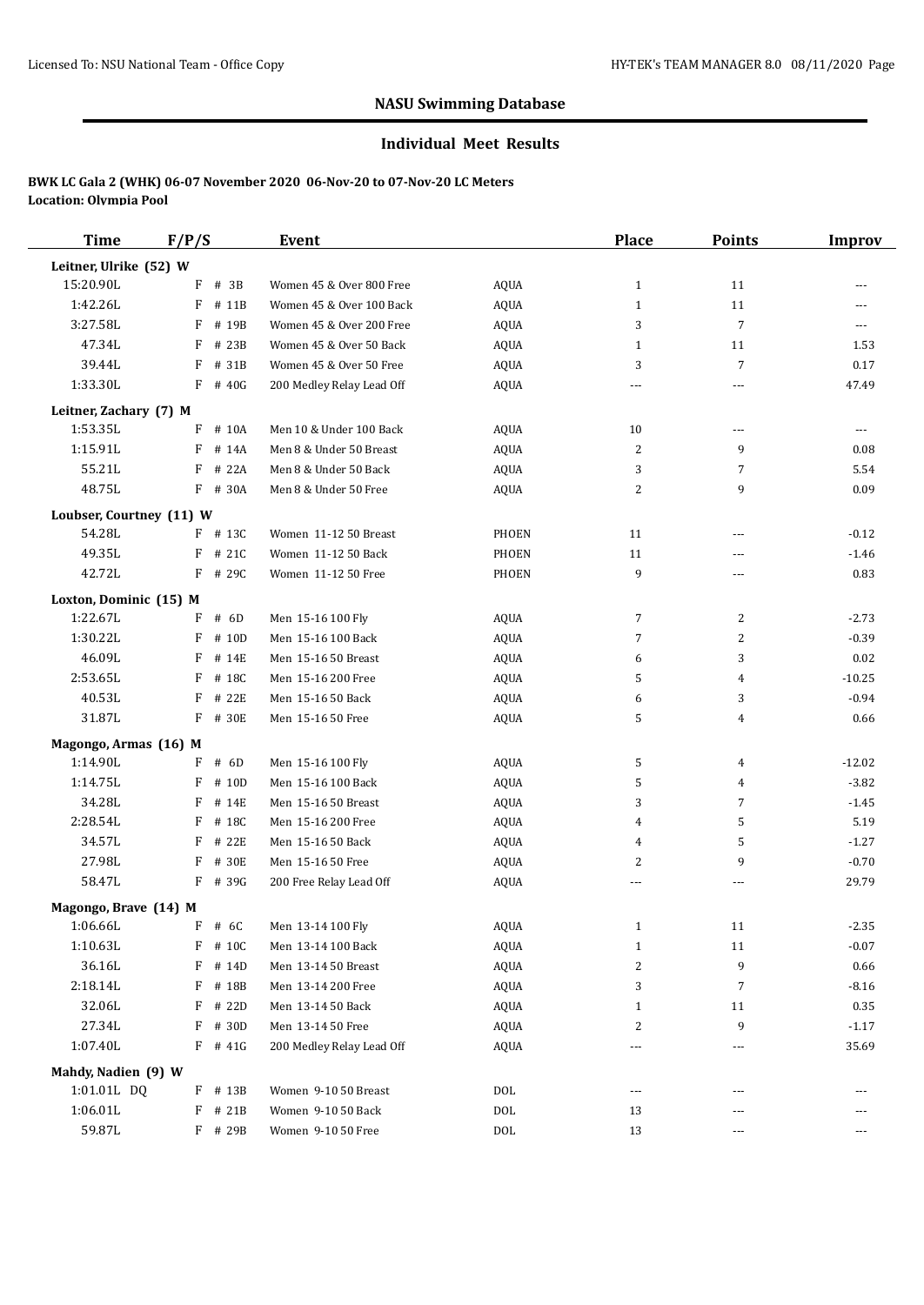## NASU Swimming Database

### Individual Meet Results

**BWK LC Gala 2 (WHK) 06-07 November 2020 06-Nov-20 to 07-Nov-20 LC Meters**
**Location: Olympia Pool**

| Time | F/P/S | | Event | | Place | Points | Improv |
|---|---|---|---|---|---|---|---|
| **Leitner, Ulrike (52) W** | | | | | | | |
| 15:20.90L | F | # 3B | Women 45 & Over 800 Free | AQUA | 1 | 11 | --- |
| 1:42.26L | F | # 11B | Women 45 & Over 100 Back | AQUA | 1 | 11 | --- |
| 3:27.58L | F | # 19B | Women 45 & Over 200 Free | AQUA | 3 | 7 | --- |
| 47.34L | F | # 23B | Women 45 & Over 50 Back | AQUA | 1 | 11 | 1.53 |
| 39.44L | F | # 31B | Women 45 & Over 50 Free | AQUA | 3 | 7 | 0.17 |
| 1:33.30L | F | # 40G | 200 Medley Relay Lead Off | AQUA | --- | --- | 47.49 |
| **Leitner, Zachary (7) M** | | | | | | | |
| 1:53.35L | F | # 10A | Men 10 & Under 100 Back | AQUA | 10 | --- | --- |
| 1:15.91L | F | # 14A | Men 8 & Under 50 Breast | AQUA | 2 | 9 | 0.08 |
| 55.21L | F | # 22A | Men 8 & Under 50 Back | AQUA | 3 | 7 | 5.54 |
| 48.75L | F | # 30A | Men 8 & Under 50 Free | AQUA | 2 | 9 | 0.09 |
| **Loubser, Courtney (11) W** | | | | | | | |
| 54.28L | F | # 13C | Women 11-12 50 Breast | PHOEN | 11 | --- | -0.12 |
| 49.35L | F | # 21C | Women 11-12 50 Back | PHOEN | 11 | --- | -1.46 |
| 42.72L | F | # 29C | Women 11-12 50 Free | PHOEN | 9 | --- | 0.83 |
| **Loxton, Dominic (15) M** | | | | | | | |
| 1:22.67L | F | # 6D | Men 15-16 100 Fly | AQUA | 7 | 2 | -2.73 |
| 1:30.22L | F | # 10D | Men 15-16 100 Back | AQUA | 7 | 2 | -0.39 |
| 46.09L | F | # 14E | Men 15-16 50 Breast | AQUA | 6 | 3 | 0.02 |
| 2:53.65L | F | # 18C | Men 15-16 200 Free | AQUA | 5 | 4 | -10.25 |
| 40.53L | F | # 22E | Men 15-16 50 Back | AQUA | 6 | 3 | -0.94 |
| 31.87L | F | # 30E | Men 15-16 50 Free | AQUA | 5 | 4 | 0.66 |
| **Magongo, Armas (16) M** | | | | | | | |
| 1:14.90L | F | # 6D | Men 15-16 100 Fly | AQUA | 5 | 4 | -12.02 |
| 1:14.75L | F | # 10D | Men 15-16 100 Back | AQUA | 5 | 4 | -3.82 |
| 34.28L | F | # 14E | Men 15-16 50 Breast | AQUA | 3 | 7 | -1.45 |
| 2:28.54L | F | # 18C | Men 15-16 200 Free | AQUA | 4 | 5 | 5.19 |
| 34.57L | F | # 22E | Men 15-16 50 Back | AQUA | 4 | 5 | -1.27 |
| 27.98L | F | # 30E | Men 15-16 50 Free | AQUA | 2 | 9 | -0.70 |
| 58.47L | F | # 39G | 200 Free Relay Lead Off | AQUA | --- | --- | 29.79 |
| **Magongo, Brave (14) M** | | | | | | | |
| 1:06.66L | F | # 6C | Men 13-14 100 Fly | AQUA | 1 | 11 | -2.35 |
| 1:10.63L | F | # 10C | Men 13-14 100 Back | AQUA | 1 | 11 | -0.07 |
| 36.16L | F | # 14D | Men 13-14 50 Breast | AQUA | 2 | 9 | 0.66 |
| 2:18.14L | F | # 18B | Men 13-14 200 Free | AQUA | 3 | 7 | -8.16 |
| 32.06L | F | # 22D | Men 13-14 50 Back | AQUA | 1 | 11 | 0.35 |
| 27.34L | F | # 30D | Men 13-14 50 Free | AQUA | 2 | 9 | -1.17 |
| 1:07.40L | F | # 41G | 200 Medley Relay Lead Off | AQUA | --- | --- | 35.69 |
| **Mahdy, Nadien (9) W** | | | | | | | |
| 1:01.01L DQ | F | # 13B | Women 9-10 50 Breast | DOL | --- | --- | --- |
| 1:06.01L | F | # 21B | Women 9-10 50 Back | DOL | 13 | --- | --- |
| 59.87L | F | # 29B | Women 9-10 50 Free | DOL | 13 | --- | --- |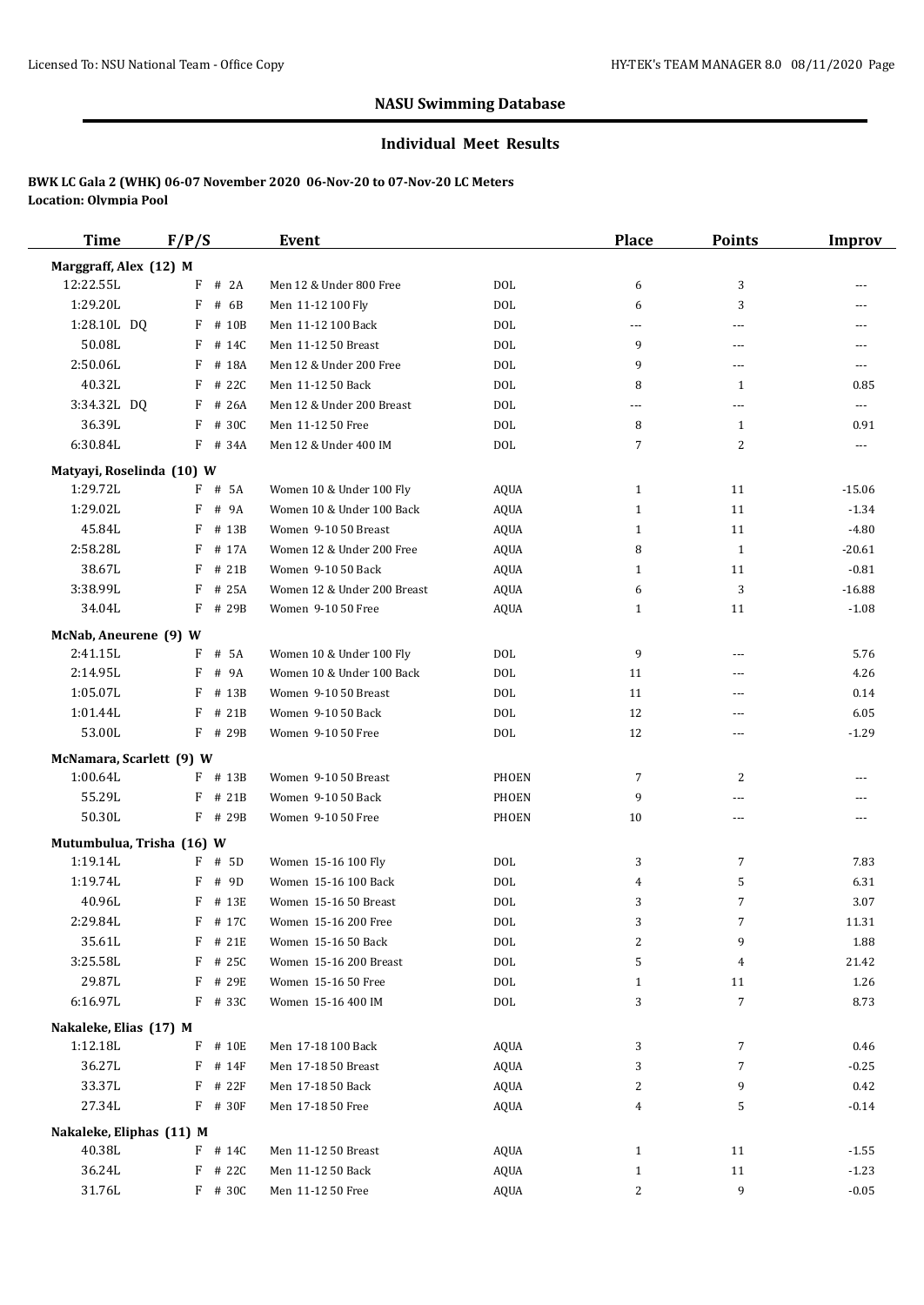## NASU Swimming Database

### Individual Meet Results

**BWK LC Gala 2 (WHK) 06-07 November 2020 06-Nov-20 to 07-Nov-20 LC Meters**
**Location: Olympia Pool**

| Time | F/P/S | Event | | Place | Points | Improv |
|---|---|---|---|---|---|---|
| **Marggraff, Alex (12) M** | | | | | | |
| 12:22.55L | F # 2A | Men 12 & Under 800 Free | DOL | 6 | 3 | --- |
| 1:29.20L | F # 6B | Men 11-12 100 Fly | DOL | 6 | 3 | --- |
| 1:28.10L DQ | F # 10B | Men 11-12 100 Back | DOL | --- | --- | --- |
| 50.08L | F # 14C | Men 11-12 50 Breast | DOL | 9 | --- | --- |
| 2:50.06L | F # 18A | Men 12 & Under 200 Free | DOL | 9 | --- | --- |
| 40.32L | F # 22C | Men 11-12 50 Back | DOL | 8 | 1 | 0.85 |
| 3:34.32L DQ | F # 26A | Men 12 & Under 200 Breast | DOL | --- | --- | --- |
| 36.39L | F # 30C | Men 11-12 50 Free | DOL | 8 | 1 | 0.91 |
| 6:30.84L | F # 34A | Men 12 & Under 400 IM | DOL | 7 | 2 | --- |
| **Matyayi, Roselinda (10) W** | | | | | | |
| 1:29.72L | F # 5A | Women 10 & Under 100 Fly | AQUA | 1 | 11 | -15.06 |
| 1:29.02L | F # 9A | Women 10 & Under 100 Back | AQUA | 1 | 11 | -1.34 |
| 45.84L | F # 13B | Women 9-10 50 Breast | AQUA | 1 | 11 | -4.80 |
| 2:58.28L | F # 17A | Women 12 & Under 200 Free | AQUA | 8 | 1 | -20.61 |
| 38.67L | F # 21B | Women 9-10 50 Back | AQUA | 1 | 11 | -0.81 |
| 3:38.99L | F # 25A | Women 12 & Under 200 Breast | AQUA | 6 | 3 | -16.88 |
| 34.04L | F # 29B | Women 9-10 50 Free | AQUA | 1 | 11 | -1.08 |
| **McNab, Aneurene (9) W** | | | | | | |
| 2:41.15L | F # 5A | Women 10 & Under 100 Fly | DOL | 9 | --- | 5.76 |
| 2:14.95L | F # 9A | Women 10 & Under 100 Back | DOL | 11 | --- | 4.26 |
| 1:05.07L | F # 13B | Women 9-10 50 Breast | DOL | 11 | --- | 0.14 |
| 1:01.44L | F # 21B | Women 9-10 50 Back | DOL | 12 | --- | 6.05 |
| 53.00L | F # 29B | Women 9-10 50 Free | DOL | 12 | --- | -1.29 |
| **McNamara, Scarlett (9) W** | | | | | | |
| 1:00.64L | F # 13B | Women 9-10 50 Breast | PHOEN | 7 | 2 | --- |
| 55.29L | F # 21B | Women 9-10 50 Back | PHOEN | 9 | --- | --- |
| 50.30L | F # 29B | Women 9-10 50 Free | PHOEN | 10 | --- | --- |
| **Mutumbulua, Trisha (16) W** | | | | | | |
| 1:19.14L | F # 5D | Women 15-16 100 Fly | DOL | 3 | 7 | 7.83 |
| 1:19.74L | F # 9D | Women 15-16 100 Back | DOL | 4 | 5 | 6.31 |
| 40.96L | F # 13E | Women 15-16 50 Breast | DOL | 3 | 7 | 3.07 |
| 2:29.84L | F # 17C | Women 15-16 200 Free | DOL | 3 | 7 | 11.31 |
| 35.61L | F # 21E | Women 15-16 50 Back | DOL | 2 | 9 | 1.88 |
| 3:25.58L | F # 25C | Women 15-16 200 Breast | DOL | 5 | 4 | 21.42 |
| 29.87L | F # 29E | Women 15-16 50 Free | DOL | 1 | 11 | 1.26 |
| 6:16.97L | F # 33C | Women 15-16 400 IM | DOL | 3 | 7 | 8.73 |
| **Nakaleke, Elias (17) M** | | | | | | |
| 1:12.18L | F # 10E | Men 17-18 100 Back | AQUA | 3 | 7 | 0.46 |
| 36.27L | F # 14F | Men 17-18 50 Breast | AQUA | 3 | 7 | -0.25 |
| 33.37L | F # 22F | Men 17-18 50 Back | AQUA | 2 | 9 | 0.42 |
| 27.34L | F # 30F | Men 17-18 50 Free | AQUA | 4 | 5 | -0.14 |
| **Nakaleke, Eliphas (11) M** | | | | | | |
| 40.38L | F # 14C | Men 11-12 50 Breast | AQUA | 1 | 11 | -1.55 |
| 36.24L | F # 22C | Men 11-12 50 Back | AQUA | 1 | 11 | -1.23 |
| 31.76L | F # 30C | Men 11-12 50 Free | AQUA | 2 | 9 | -0.05 |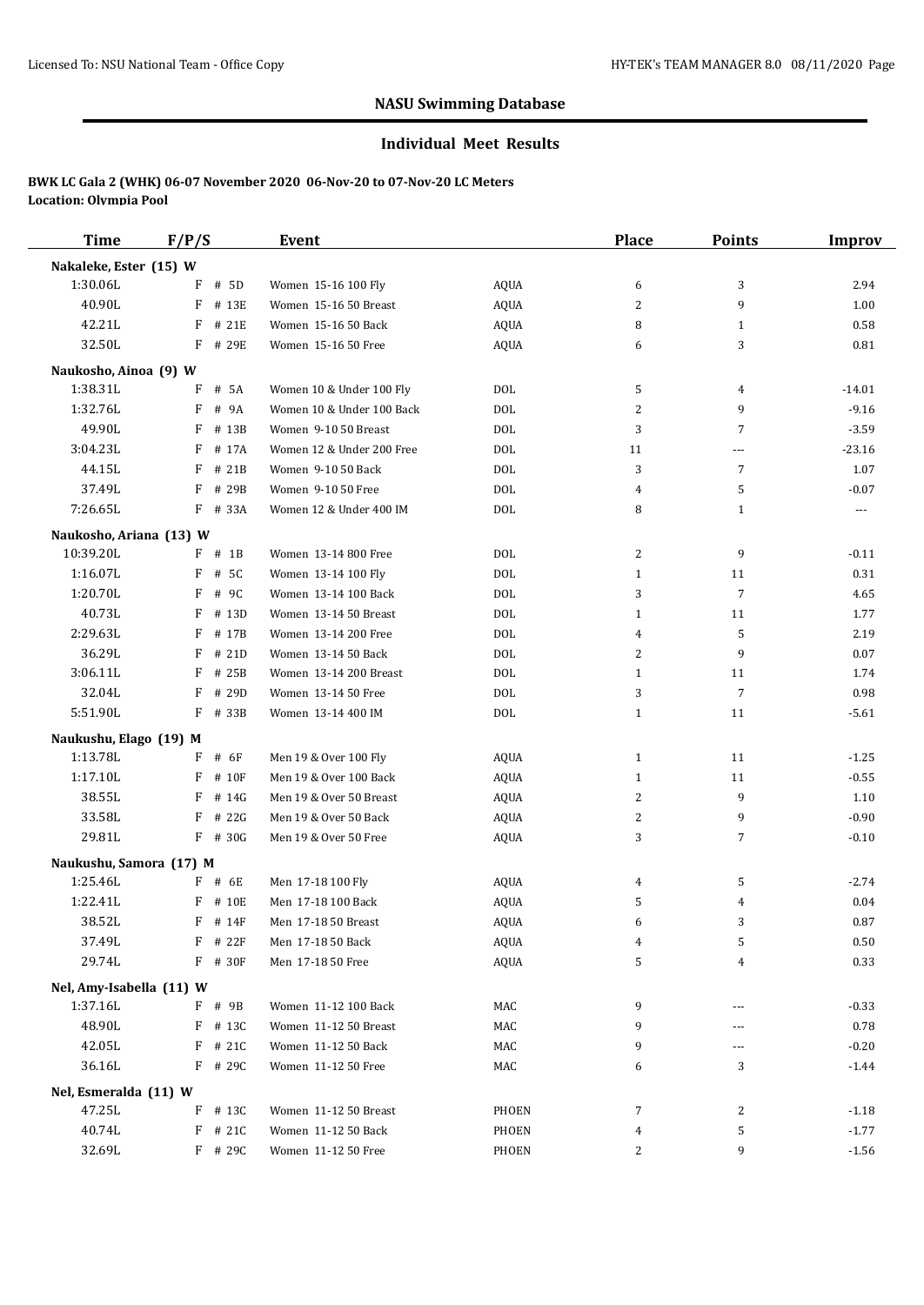**NASU Swimming Database**

**Individual Meet Results**

**BWK LC Gala 2 (WHK) 06-07 November 2020 06-Nov-20 to 07-Nov-20 LC Meters**
**Location: Olympia Pool**

| Time | F/P/S | Event | | Place | Points | Improv |
|---|---|---|---|---|---|---|
| **Nakaleke, Ester (15) W** | | | | | | |
| 1:30.06L | F # 5D | Women 15-16 100 Fly | AQUA | 6 | 3 | 2.94 |
| 40.90L | F # 13E | Women 15-16 50 Breast | AQUA | 2 | 9 | 1.00 |
| 42.21L | F # 21E | Women 15-16 50 Back | AQUA | 8 | 1 | 0.58 |
| 32.50L | F # 29E | Women 15-16 50 Free | AQUA | 6 | 3 | 0.81 |
| **Naukosho, Ainoa (9) W** | | | | | | |
| 1:38.31L | F # 5A | Women 10 & Under 100 Fly | DOL | 5 | 4 | -14.01 |
| 1:32.76L | F # 9A | Women 10 & Under 100 Back | DOL | 2 | 9 | -9.16 |
| 49.90L | F # 13B | Women 9-10 50 Breast | DOL | 3 | 7 | -3.59 |
| 3:04.23L | F # 17A | Women 12 & Under 200 Free | DOL | 11 | --- | -23.16 |
| 44.15L | F # 21B | Women 9-10 50 Back | DOL | 3 | 7 | 1.07 |
| 37.49L | F # 29B | Women 9-10 50 Free | DOL | 4 | 5 | -0.07 |
| 7:26.65L | F # 33A | Women 12 & Under 400 IM | DOL | 8 | 1 | --- |
| **Naukosho, Ariana (13) W** | | | | | | |
| 10:39.20L | F # 1B | Women 13-14 800 Free | DOL | 2 | 9 | -0.11 |
| 1:16.07L | F # 5C | Women 13-14 100 Fly | DOL | 1 | 11 | 0.31 |
| 1:20.70L | F # 9C | Women 13-14 100 Back | DOL | 3 | 7 | 4.65 |
| 40.73L | F # 13D | Women 13-14 50 Breast | DOL | 1 | 11 | 1.77 |
| 2:29.63L | F # 17B | Women 13-14 200 Free | DOL | 4 | 5 | 2.19 |
| 36.29L | F # 21D | Women 13-14 50 Back | DOL | 2 | 9 | 0.07 |
| 3:06.11L | F # 25B | Women 13-14 200 Breast | DOL | 1 | 11 | 1.74 |
| 32.04L | F # 29D | Women 13-14 50 Free | DOL | 3 | 7 | 0.98 |
| 5:51.90L | F # 33B | Women 13-14 400 IM | DOL | 1 | 11 | -5.61 |
| **Naukushu, Elago (19) M** | | | | | | |
| 1:13.78L | F # 6F | Men 19 & Over 100 Fly | AQUA | 1 | 11 | -1.25 |
| 1:17.10L | F # 10F | Men 19 & Over 100 Back | AQUA | 1 | 11 | -0.55 |
| 38.55L | F # 14G | Men 19 & Over 50 Breast | AQUA | 2 | 9 | 1.10 |
| 33.58L | F # 22G | Men 19 & Over 50 Back | AQUA | 2 | 9 | -0.90 |
| 29.81L | F # 30G | Men 19 & Over 50 Free | AQUA | 3 | 7 | -0.10 |
| **Naukushu, Samora (17) M** | | | | | | |
| 1:25.46L | F # 6E | Men 17-18 100 Fly | AQUA | 4 | 5 | -2.74 |
| 1:22.41L | F # 10E | Men 17-18 100 Back | AQUA | 5 | 4 | 0.04 |
| 38.52L | F # 14F | Men 17-18 50 Breast | AQUA | 6 | 3 | 0.87 |
| 37.49L | F # 22F | Men 17-18 50 Back | AQUA | 4 | 5 | 0.50 |
| 29.74L | F # 30F | Men 17-18 50 Free | AQUA | 5 | 4 | 0.33 |
| **Nel, Amy-Isabella (11) W** | | | | | | |
| 1:37.16L | F # 9B | Women 11-12 100 Back | MAC | 9 | --- | -0.33 |
| 48.90L | F # 13C | Women 11-12 50 Breast | MAC | 9 | --- | 0.78 |
| 42.05L | F # 21C | Women 11-12 50 Back | MAC | 9 | --- | -0.20 |
| 36.16L | F # 29C | Women 11-12 50 Free | MAC | 6 | 3 | -1.44 |
| **Nel, Esmeralda (11) W** | | | | | | |
| 47.25L | F # 13C | Women 11-12 50 Breast | PHOEN | 7 | 2 | -1.18 |
| 40.74L | F # 21C | Women 11-12 50 Back | PHOEN | 4 | 5 | -1.77 |
| 32.69L | F # 29C | Women 11-12 50 Free | PHOEN | 2 | 9 | -1.56 |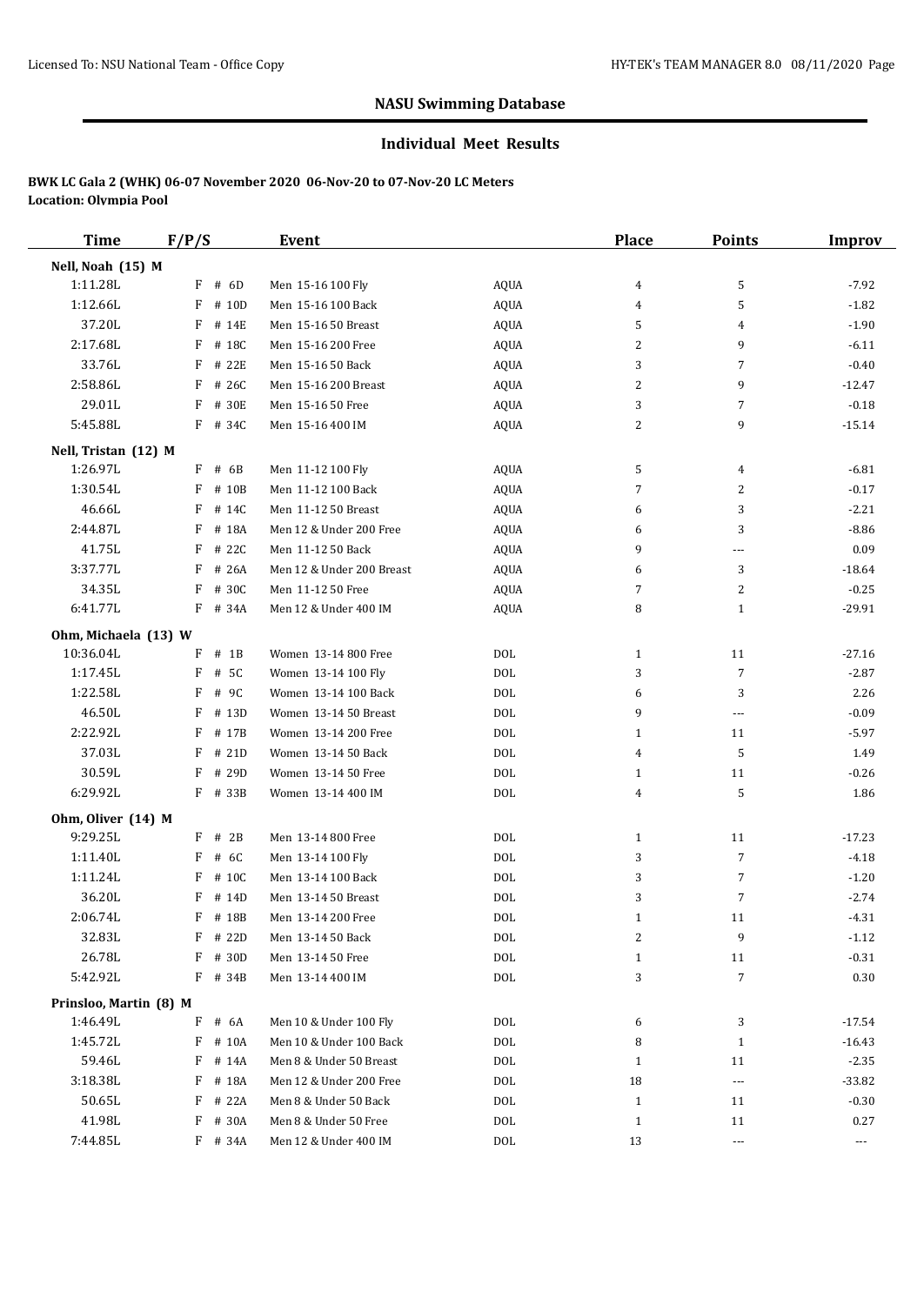## NASU Swimming Database

### Individual Meet Results

**BWK LC Gala 2 (WHK) 06-07 November 2020 06-Nov-20 to 07-Nov-20 LC Meters**
**Location: Olympia Pool**

| Time | F/P/S | | Event | | Place | Points | Improv |
|---|---|---|---|---|---|---|---|
| **Nell, Noah (15) M** | | | | | | | |
| 1:11.28L | F | # 6D | Men 15-16 100 Fly | AQUA | 4 | 5 | -7.92 |
| 1:12.66L | F | # 10D | Men 15-16 100 Back | AQUA | 4 | 5 | -1.82 |
| 37.20L | F | # 14E | Men 15-16 50 Breast | AQUA | 5 | 4 | -1.90 |
| 2:17.68L | F | # 18C | Men 15-16 200 Free | AQUA | 2 | 9 | -6.11 |
| 33.76L | F | # 22E | Men 15-16 50 Back | AQUA | 3 | 7 | -0.40 |
| 2:58.86L | F | # 26C | Men 15-16 200 Breast | AQUA | 2 | 9 | -12.47 |
| 29.01L | F | # 30E | Men 15-16 50 Free | AQUA | 3 | 7 | -0.18 |
| 5:45.88L | F | # 34C | Men 15-16 400 IM | AQUA | 2 | 9 | -15.14 |
| **Nell, Tristan (12) M** | | | | | | | |
| 1:26.97L | F | # 6B | Men 11-12 100 Fly | AQUA | 5 | 4 | -6.81 |
| 1:30.54L | F | # 10B | Men 11-12 100 Back | AQUA | 7 | 2 | -0.17 |
| 46.66L | F | # 14C | Men 11-12 50 Breast | AQUA | 6 | 3 | -2.21 |
| 2:44.87L | F | # 18A | Men 12 & Under 200 Free | AQUA | 6 | 3 | -8.86 |
| 41.75L | F | # 22C | Men 11-12 50 Back | AQUA | 9 | --- | 0.09 |
| 3:37.77L | F | # 26A | Men 12 & Under 200 Breast | AQUA | 6 | 3 | -18.64 |
| 34.35L | F | # 30C | Men 11-12 50 Free | AQUA | 7 | 2 | -0.25 |
| 6:41.77L | F | # 34A | Men 12 & Under 400 IM | AQUA | 8 | 1 | -29.91 |
| **Ohm, Michaela (13) W** | | | | | | | |
| 10:36.04L | F | # 1B | Women 13-14 800 Free | DOL | 1 | 11 | -27.16 |
| 1:17.45L | F | # 5C | Women 13-14 100 Fly | DOL | 3 | 7 | -2.87 |
| 1:22.58L | F | # 9C | Women 13-14 100 Back | DOL | 6 | 3 | 2.26 |
| 46.50L | F | # 13D | Women 13-14 50 Breast | DOL | 9 | --- | -0.09 |
| 2:22.92L | F | # 17B | Women 13-14 200 Free | DOL | 1 | 11 | -5.97 |
| 37.03L | F | # 21D | Women 13-14 50 Back | DOL | 4 | 5 | 1.49 |
| 30.59L | F | # 29D | Women 13-14 50 Free | DOL | 1 | 11 | -0.26 |
| 6:29.92L | F | # 33B | Women 13-14 400 IM | DOL | 4 | 5 | 1.86 |
| **Ohm, Oliver (14) M** | | | | | | | |
| 9:29.25L | F | # 2B | Men 13-14 800 Free | DOL | 1 | 11 | -17.23 |
| 1:11.40L | F | # 6C | Men 13-14 100 Fly | DOL | 3 | 7 | -4.18 |
| 1:11.24L | F | # 10C | Men 13-14 100 Back | DOL | 3 | 7 | -1.20 |
| 36.20L | F | # 14D | Men 13-14 50 Breast | DOL | 3 | 7 | -2.74 |
| 2:06.74L | F | # 18B | Men 13-14 200 Free | DOL | 1 | 11 | -4.31 |
| 32.83L | F | # 22D | Men 13-14 50 Back | DOL | 2 | 9 | -1.12 |
| 26.78L | F | # 30D | Men 13-14 50 Free | DOL | 1 | 11 | -0.31 |
| 5:42.92L | F | # 34B | Men 13-14 400 IM | DOL | 3 | 7 | 0.30 |
| **Prinsloo, Martin (8) M** | | | | | | | |
| 1:46.49L | F | # 6A | Men 10 & Under 100 Fly | DOL | 6 | 3 | -17.54 |
| 1:45.72L | F | # 10A | Men 10 & Under 100 Back | DOL | 8 | 1 | -16.43 |
| 59.46L | F | # 14A | Men 8 & Under 50 Breast | DOL | 1 | 11 | -2.35 |
| 3:18.38L | F | # 18A | Men 12 & Under 200 Free | DOL | 18 | --- | -33.82 |
| 50.65L | F | # 22A | Men 8 & Under 50 Back | DOL | 1 | 11 | -0.30 |
| 41.98L | F | # 30A | Men 8 & Under 50 Free | DOL | 1 | 11 | 0.27 |
| 7:44.85L | F | # 34A | Men 12 & Under 400 IM | DOL | 13 | --- | --- |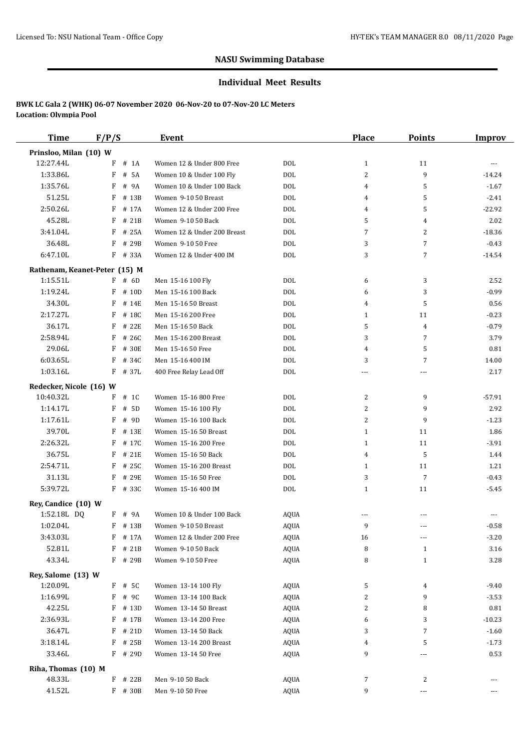## NASU Swimming Database

### Individual Meet Results

**BWK LC Gala 2 (WHK) 06-07 November 2020 06-Nov-20 to 07-Nov-20 LC Meters**
**Location: Olympia Pool**

| Time | F/P/S | Event | | Place | Points | Improv |
|---|---|---|---|---|---|---|
| **Prinsloo, Milan (10) W** | | | | | | |
| 12:27.44L | F # 1A | Women 12 & Under 800 Free | DOL | 1 | 11 | --- |
| 1:33.86L | F # 5A | Women 10 & Under 100 Fly | DOL | 2 | 9 | -14.24 |
| 1:35.76L | F # 9A | Women 10 & Under 100 Back | DOL | 4 | 5 | -1.67 |
| 51.25L | F # 13B | Women 9-10 50 Breast | DOL | 4 | 5 | -2.41 |
| 2:50.26L | F # 17A | Women 12 & Under 200 Free | DOL | 4 | 5 | -22.92 |
| 45.28L | F # 21B | Women 9-10 50 Back | DOL | 5 | 4 | 2.02 |
| 3:41.04L | F # 25A | Women 12 & Under 200 Breast | DOL | 7 | 2 | -18.36 |
| 36.48L | F # 29B | Women 9-10 50 Free | DOL | 3 | 7 | -0.43 |
| 6:47.10L | F # 33A | Women 12 & Under 400 IM | DOL | 3 | 7 | -14.54 |
| **Rathenam, Keanet-Peter (15) M** | | | | | | |
| 1:15.51L | F # 6D | Men 15-16 100 Fly | DOL | 6 | 3 | 2.52 |
| 1:19.24L | F # 10D | Men 15-16 100 Back | DOL | 6 | 3 | -0.99 |
| 34.30L | F # 14E | Men 15-16 50 Breast | DOL | 4 | 5 | 0.56 |
| 2:17.27L | F # 18C | Men 15-16 200 Free | DOL | 1 | 11 | -0.23 |
| 36.17L | F # 22E | Men 15-16 50 Back | DOL | 5 | 4 | -0.79 |
| 2:58.94L | F # 26C | Men 15-16 200 Breast | DOL | 3 | 7 | 3.79 |
| 29.06L | F # 30E | Men 15-16 50 Free | DOL | 4 | 5 | 0.81 |
| 6:03.65L | F # 34C | Men 15-16 400 IM | DOL | 3 | 7 | 14.00 |
| 1:03.16L | F # 37L | 400 Free Relay Lead Off | DOL | --- | --- | 2.17 |
| **Redecker, Nicole (16) W** | | | | | | |
| 10:40.32L | F # 1C | Women 15-16 800 Free | DOL | 2 | 9 | -57.91 |
| 1:14.17L | F # 5D | Women 15-16 100 Fly | DOL | 2 | 9 | 2.92 |
| 1:17.61L | F # 9D | Women 15-16 100 Back | DOL | 2 | 9 | -1.23 |
| 39.70L | F # 13E | Women 15-16 50 Breast | DOL | 1 | 11 | 1.86 |
| 2:26.32L | F # 17C | Women 15-16 200 Free | DOL | 1 | 11 | -3.91 |
| 36.75L | F # 21E | Women 15-16 50 Back | DOL | 4 | 5 | 1.44 |
| 2:54.71L | F # 25C | Women 15-16 200 Breast | DOL | 1 | 11 | 1.21 |
| 31.13L | F # 29E | Women 15-16 50 Free | DOL | 3 | 7 | -0.43 |
| 5:39.72L | F # 33C | Women 15-16 400 IM | DOL | 1 | 11 | -5.45 |
| **Rey, Candice (10) W** | | | | | | |
| 1:52.18L DQ | F # 9A | Women 10 & Under 100 Back | AQUA | --- | --- | --- |
| 1:02.04L | F # 13B | Women 9-10 50 Breast | AQUA | 9 | --- | -0.58 |
| 3:43.03L | F # 17A | Women 12 & Under 200 Free | AQUA | 16 | --- | -3.20 |
| 52.81L | F # 21B | Women 9-10 50 Back | AQUA | 8 | 1 | 3.16 |
| 43.34L | F # 29B | Women 9-10 50 Free | AQUA | 8 | 1 | 3.28 |
| **Rey, Salome (13) W** | | | | | | |
| 1:20.09L | F # 5C | Women 13-14 100 Fly | AQUA | 5 | 4 | -9.40 |
| 1:16.99L | F # 9C | Women 13-14 100 Back | AQUA | 2 | 9 | -3.53 |
| 42.25L | F # 13D | Women 13-14 50 Breast | AQUA | 2 | 8 | 0.81 |
| 2:36.93L | F # 17B | Women 13-14 200 Free | AQUA | 6 | 3 | -10.23 |
| 36.47L | F # 21D | Women 13-14 50 Back | AQUA | 3 | 7 | -1.60 |
| 3:18.14L | F # 25B | Women 13-14 200 Breast | AQUA | 4 | 5 | -1.73 |
| 33.46L | F # 29D | Women 13-14 50 Free | AQUA | 9 | --- | 0.53 |
| **Riha, Thomas (10) M** | | | | | | |
| 48.33L | F # 22B | Men 9-10 50 Back | AQUA | 7 | 2 | --- |
| 41.52L | F # 30B | Men 9-10 50 Free | AQUA | 9 | --- | --- |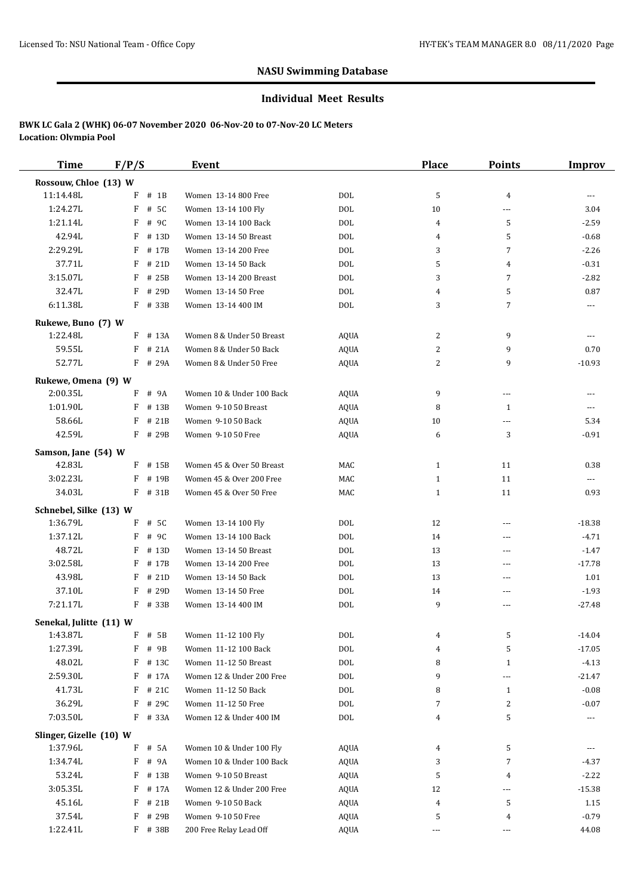## NASU Swimming Database

### Individual Meet Results

**BWK LC Gala 2 (WHK) 06-07 November 2020 06-Nov-20 to 07-Nov-20 LC Meters**
**Location: Olympia Pool**

| Time | F/P/S | | Event | | Place | Points | Improv |
|---|---|---|---|---|---|---|---|
| **Rossouw, Chloe (13) W** | | | | | | | |
| 11:14.48L | F | # 1B | Women 13-14 800 Free | DOL | 5 | 4 | --- |
| 1:24.27L | F | # 5C | Women 13-14 100 Fly | DOL | 10 | --- | 3.04 |
| 1:21.14L | F | # 9C | Women 13-14 100 Back | DOL | 4 | 5 | -2.59 |
| 42.94L | F | # 13D | Women 13-14 50 Breast | DOL | 4 | 5 | -0.68 |
| 2:29.29L | F | # 17B | Women 13-14 200 Free | DOL | 3 | 7 | -2.26 |
| 37.71L | F | # 21D | Women 13-14 50 Back | DOL | 5 | 4 | -0.31 |
| 3:15.07L | F | # 25B | Women 13-14 200 Breast | DOL | 3 | 7 | -2.82 |
| 32.47L | F | # 29D | Women 13-14 50 Free | DOL | 4 | 5 | 0.87 |
| 6:11.38L | F | # 33B | Women 13-14 400 IM | DOL | 3 | 7 | --- |
| **Rukewe, Buno (7) W** | | | | | | | |
| 1:22.48L | F | # 13A | Women 8 & Under 50 Breast | AQUA | 2 | 9 | --- |
| 59.55L | F | # 21A | Women 8 & Under 50 Back | AQUA | 2 | 9 | 0.70 |
| 52.77L | F | # 29A | Women 8 & Under 50 Free | AQUA | 2 | 9 | -10.93 |
| **Rukewe, Omena (9) W** | | | | | | | |
| 2:00.35L | F | # 9A | Women 10 & Under 100 Back | AQUA | 9 | --- | --- |
| 1:01.90L | F | # 13B | Women 9-10 50 Breast | AQUA | 8 | 1 | --- |
| 58.66L | F | # 21B | Women 9-10 50 Back | AQUA | 10 | --- | 5.34 |
| 42.59L | F | # 29B | Women 9-10 50 Free | AQUA | 6 | 3 | -0.91 |
| **Samson, Jane (54) W** | | | | | | | |
| 42.83L | F | # 15B | Women 45 & Over 50 Breast | MAC | 1 | 11 | 0.38 |
| 3:02.23L | F | # 19B | Women 45 & Over 200 Free | MAC | 1 | 11 | --- |
| 34.03L | F | # 31B | Women 45 & Over 50 Free | MAC | 1 | 11 | 0.93 |
| **Schnebel, Silke (13) W** | | | | | | | |
| 1:36.79L | F | # 5C | Women 13-14 100 Fly | DOL | 12 | --- | -18.38 |
| 1:37.12L | F | # 9C | Women 13-14 100 Back | DOL | 14 | --- | -4.71 |
| 48.72L | F | # 13D | Women 13-14 50 Breast | DOL | 13 | --- | -1.47 |
| 3:02.58L | F | # 17B | Women 13-14 200 Free | DOL | 13 | --- | -17.78 |
| 43.98L | F | # 21D | Women 13-14 50 Back | DOL | 13 | --- | 1.01 |
| 37.10L | F | # 29D | Women 13-14 50 Free | DOL | 14 | --- | -1.93 |
| 7:21.17L | F | # 33B | Women 13-14 400 IM | DOL | 9 | --- | -27.48 |
| **Senekal, Julitte (11) W** | | | | | | | |
| 1:43.87L | F | # 5B | Women 11-12 100 Fly | DOL | 4 | 5 | -14.04 |
| 1:27.39L | F | # 9B | Women 11-12 100 Back | DOL | 4 | 5 | -17.05 |
| 48.02L | F | # 13C | Women 11-12 50 Breast | DOL | 8 | 1 | -4.13 |
| 2:59.30L | F | # 17A | Women 12 & Under 200 Free | DOL | 9 | --- | -21.47 |
| 41.73L | F | # 21C | Women 11-12 50 Back | DOL | 8 | 1 | -0.08 |
| 36.29L | F | # 29C | Women 11-12 50 Free | DOL | 7 | 2 | -0.07 |
| 7:03.50L | F | # 33A | Women 12 & Under 400 IM | DOL | 4 | 5 | --- |
| **Slinger, Gizelle (10) W** | | | | | | | |
| 1:37.96L | F | # 5A | Women 10 & Under 100 Fly | AQUA | 4 | 5 | --- |
| 1:34.74L | F | # 9A | Women 10 & Under 100 Back | AQUA | 3 | 7 | -4.37 |
| 53.24L | F | # 13B | Women 9-10 50 Breast | AQUA | 5 | 4 | -2.22 |
| 3:05.35L | F | # 17A | Women 12 & Under 200 Free | AQUA | 12 | --- | -15.38 |
| 45.16L | F | # 21B | Women 9-10 50 Back | AQUA | 4 | 5 | 1.15 |
| 37.54L | F | # 29B | Women 9-10 50 Free | AQUA | 5 | 4 | -0.79 |
| 1:22.41L | F | # 38B | 200 Free Relay Lead Off | AQUA | --- | --- | 44.08 |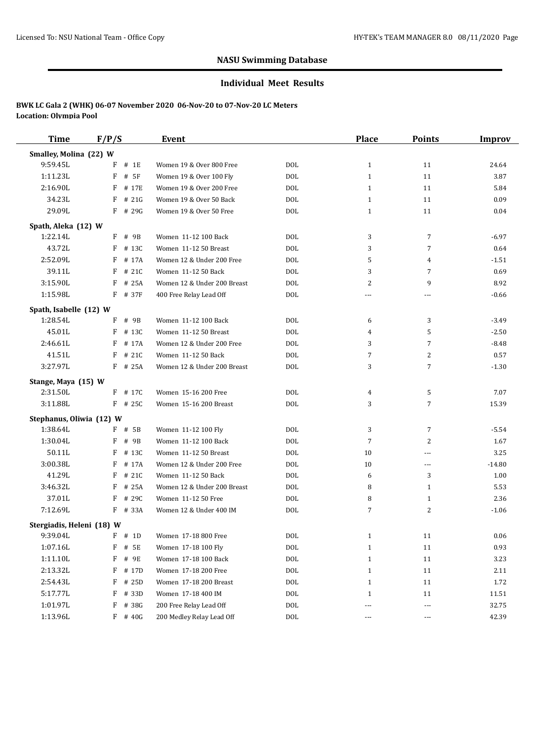## NASU Swimming Database

### Individual Meet Results

**BWK LC Gala 2 (WHK) 06-07 November 2020 06-Nov-20 to 07-Nov-20 LC Meters**
**Location: Olympia Pool**

| Time | F/P/S | | Event | | Place | Points | Improv |
|---|---|---|---|---|---|---|---|
| **Smalley, Molina (22) W** | | | | | | | |
| 9:59.45L | F | # 1E | Women 19 & Over 800 Free | DOL | 1 | 11 | 24.64 |
| 1:11.23L | F | # 5F | Women 19 & Over 100 Fly | DOL | 1 | 11 | 3.87 |
| 2:16.90L | F | # 17E | Women 19 & Over 200 Free | DOL | 1 | 11 | 5.84 |
| 34.23L | F | # 21G | Women 19 & Over 50 Back | DOL | 1 | 11 | 0.09 |
| 29.09L | F | # 29G | Women 19 & Over 50 Free | DOL | 1 | 11 | 0.04 |
| **Spath, Aleka (12) W** | | | | | | | |
| 1:22.14L | F | # 9B | Women 11-12 100 Back | DOL | 3 | 7 | -6.97 |
| 43.72L | F | # 13C | Women 11-12 50 Breast | DOL | 3 | 7 | 0.64 |
| 2:52.09L | F | # 17A | Women 12 & Under 200 Free | DOL | 5 | 4 | -1.51 |
| 39.11L | F | # 21C | Women 11-12 50 Back | DOL | 3 | 7 | 0.69 |
| 3:15.90L | F | # 25A | Women 12 & Under 200 Breast | DOL | 2 | 9 | 8.92 |
| 1:15.98L | F | # 37F | 400 Free Relay Lead Off | DOL | --- | --- | -0.66 |
| **Spath, Isabelle (12) W** | | | | | | | |
| 1:28.54L | F | # 9B | Women 11-12 100 Back | DOL | 6 | 3 | -3.49 |
| 45.01L | F | # 13C | Women 11-12 50 Breast | DOL | 4 | 5 | -2.50 |
| 2:46.61L | F | # 17A | Women 12 & Under 200 Free | DOL | 3 | 7 | -8.48 |
| 41.51L | F | # 21C | Women 11-12 50 Back | DOL | 7 | 2 | 0.57 |
| 3:27.97L | F | # 25A | Women 12 & Under 200 Breast | DOL | 3 | 7 | -1.30 |
| **Stange, Maya (15) W** | | | | | | | |
| 2:31.50L | F | # 17C | Women 15-16 200 Free | DOL | 4 | 5 | 7.07 |
| 3:11.88L | F | # 25C | Women 15-16 200 Breast | DOL | 3 | 7 | 15.39 |
| **Stephanus, Oliwia (12) W** | | | | | | | |
| 1:38.64L | F | # 5B | Women 11-12 100 Fly | DOL | 3 | 7 | -5.54 |
| 1:30.04L | F | # 9B | Women 11-12 100 Back | DOL | 7 | 2 | 1.67 |
| 50.11L | F | # 13C | Women 11-12 50 Breast | DOL | 10 | --- | 3.25 |
| 3:00.38L | F | # 17A | Women 12 & Under 200 Free | DOL | 10 | --- | -14.80 |
| 41.29L | F | # 21C | Women 11-12 50 Back | DOL | 6 | 3 | 1.00 |
| 3:46.32L | F | # 25A | Women 12 & Under 200 Breast | DOL | 8 | 1 | 5.53 |
| 37.01L | F | # 29C | Women 11-12 50 Free | DOL | 8 | 1 | 2.36 |
| 7:12.69L | F | # 33A | Women 12 & Under 400 IM | DOL | 7 | 2 | -1.06 |
| **Stergiadis, Heleni (18) W** | | | | | | | |
| 9:39.04L | F | # 1D | Women 17-18 800 Free | DOL | 1 | 11 | 0.06 |
| 1:07.16L | F | # 5E | Women 17-18 100 Fly | DOL | 1 | 11 | 0.93 |
| 1:11.10L | F | # 9E | Women 17-18 100 Back | DOL | 1 | 11 | 3.23 |
| 2:13.32L | F | # 17D | Women 17-18 200 Free | DOL | 1 | 11 | 2.11 |
| 2:54.43L | F | # 25D | Women 17-18 200 Breast | DOL | 1 | 11 | 1.72 |
| 5:17.77L | F | # 33D | Women 17-18 400 IM | DOL | 1 | 11 | 11.51 |
| 1:01.97L | F | # 38G | 200 Free Relay Lead Off | DOL | --- | --- | 32.75 |
| 1:13.96L | F | # 40G | 200 Medley Relay Lead Off | DOL | --- | --- | 42.39 |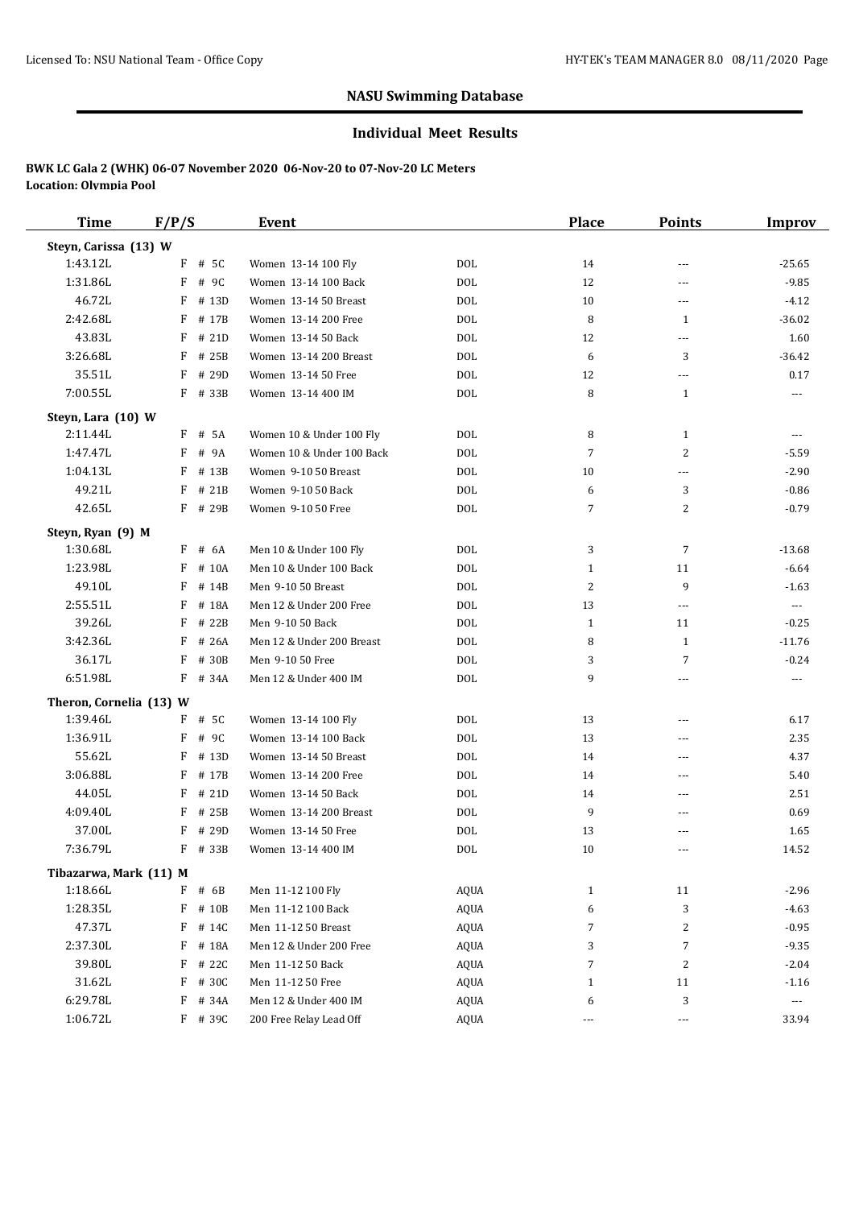## NASU Swimming Database

### Individual Meet Results

**BWK LC Gala 2 (WHK) 06-07 November 2020 06-Nov-20 to 07-Nov-20 LC Meters**
**Location: Olympia Pool**

| Time | F/P/S | | Event | | Place | Points | Improv |
|---|---|---|---|---|---|---|---|
| **Steyn, Carissa (13) W** | | | | | | | |
| 1:43.12L | F | # 5C | Women 13-14 100 Fly | DOL | 14 | --- | -25.65 |
| 1:31.86L | F | # 9C | Women 13-14 100 Back | DOL | 12 | --- | -9.85 |
| 46.72L | F | # 13D | Women 13-14 50 Breast | DOL | 10 | --- | -4.12 |
| 2:42.68L | F | # 17B | Women 13-14 200 Free | DOL | 8 | 1 | -36.02 |
| 43.83L | F | # 21D | Women 13-14 50 Back | DOL | 12 | --- | 1.60 |
| 3:26.68L | F | # 25B | Women 13-14 200 Breast | DOL | 6 | 3 | -36.42 |
| 35.51L | F | # 29D | Women 13-14 50 Free | DOL | 12 | --- | 0.17 |
| 7:00.55L | F | # 33B | Women 13-14 400 IM | DOL | 8 | 1 | --- |
| **Steyn, Lara (10) W** | | | | | | | |
| 2:11.44L | F | # 5A | Women 10 & Under 100 Fly | DOL | 8 | 1 | --- |
| 1:47.47L | F | # 9A | Women 10 & Under 100 Back | DOL | 7 | 2 | -5.59 |
| 1:04.13L | F | # 13B | Women 9-10 50 Breast | DOL | 10 | --- | -2.90 |
| 49.21L | F | # 21B | Women 9-10 50 Back | DOL | 6 | 3 | -0.86 |
| 42.65L | F | # 29B | Women 9-10 50 Free | DOL | 7 | 2 | -0.79 |
| **Steyn, Ryan (9) M** | | | | | | | |
| 1:30.68L | F | # 6A | Men 10 & Under 100 Fly | DOL | 3 | 7 | -13.68 |
| 1:23.98L | F | # 10A | Men 10 & Under 100 Back | DOL | 1 | 11 | -6.64 |
| 49.10L | F | # 14B | Men 9-10 50 Breast | DOL | 2 | 9 | -1.63 |
| 2:55.51L | F | # 18A | Men 12 & Under 200 Free | DOL | 13 | --- | --- |
| 39.26L | F | # 22B | Men 9-10 50 Back | DOL | 1 | 11 | -0.25 |
| 3:42.36L | F | # 26A | Men 12 & Under 200 Breast | DOL | 8 | 1 | -11.76 |
| 36.17L | F | # 30B | Men 9-10 50 Free | DOL | 3 | 7 | -0.24 |
| 6:51.98L | F | # 34A | Men 12 & Under 400 IM | DOL | 9 | --- | --- |
| **Theron, Cornelia (13) W** | | | | | | | |
| 1:39.46L | F | # 5C | Women 13-14 100 Fly | DOL | 13 | --- | 6.17 |
| 1:36.91L | F | # 9C | Women 13-14 100 Back | DOL | 13 | --- | 2.35 |
| 55.62L | F | # 13D | Women 13-14 50 Breast | DOL | 14 | --- | 4.37 |
| 3:06.88L | F | # 17B | Women 13-14 200 Free | DOL | 14 | --- | 5.40 |
| 44.05L | F | # 21D | Women 13-14 50 Back | DOL | 14 | --- | 2.51 |
| 4:09.40L | F | # 25B | Women 13-14 200 Breast | DOL | 9 | --- | 0.69 |
| 37.00L | F | # 29D | Women 13-14 50 Free | DOL | 13 | --- | 1.65 |
| 7:36.79L | F | # 33B | Women 13-14 400 IM | DOL | 10 | --- | 14.52 |
| **Tibazarwa, Mark (11) M** | | | | | | | |
| 1:18.66L | F | # 6B | Men 11-12 100 Fly | AQUA | 1 | 11 | -2.96 |
| 1:28.35L | F | # 10B | Men 11-12 100 Back | AQUA | 6 | 3 | -4.63 |
| 47.37L | F | # 14C | Men 11-12 50 Breast | AQUA | 7 | 2 | -0.95 |
| 2:37.30L | F | # 18A | Men 12 & Under 200 Free | AQUA | 3 | 7 | -9.35 |
| 39.80L | F | # 22C | Men 11-12 50 Back | AQUA | 7 | 2 | -2.04 |
| 31.62L | F | # 30C | Men 11-12 50 Free | AQUA | 1 | 11 | -1.16 |
| 6:29.78L | F | # 34A | Men 12 & Under 400 IM | AQUA | 6 | 3 | --- |
| 1:06.72L | F | # 39C | 200 Free Relay Lead Off | AQUA | --- | --- | 33.94 |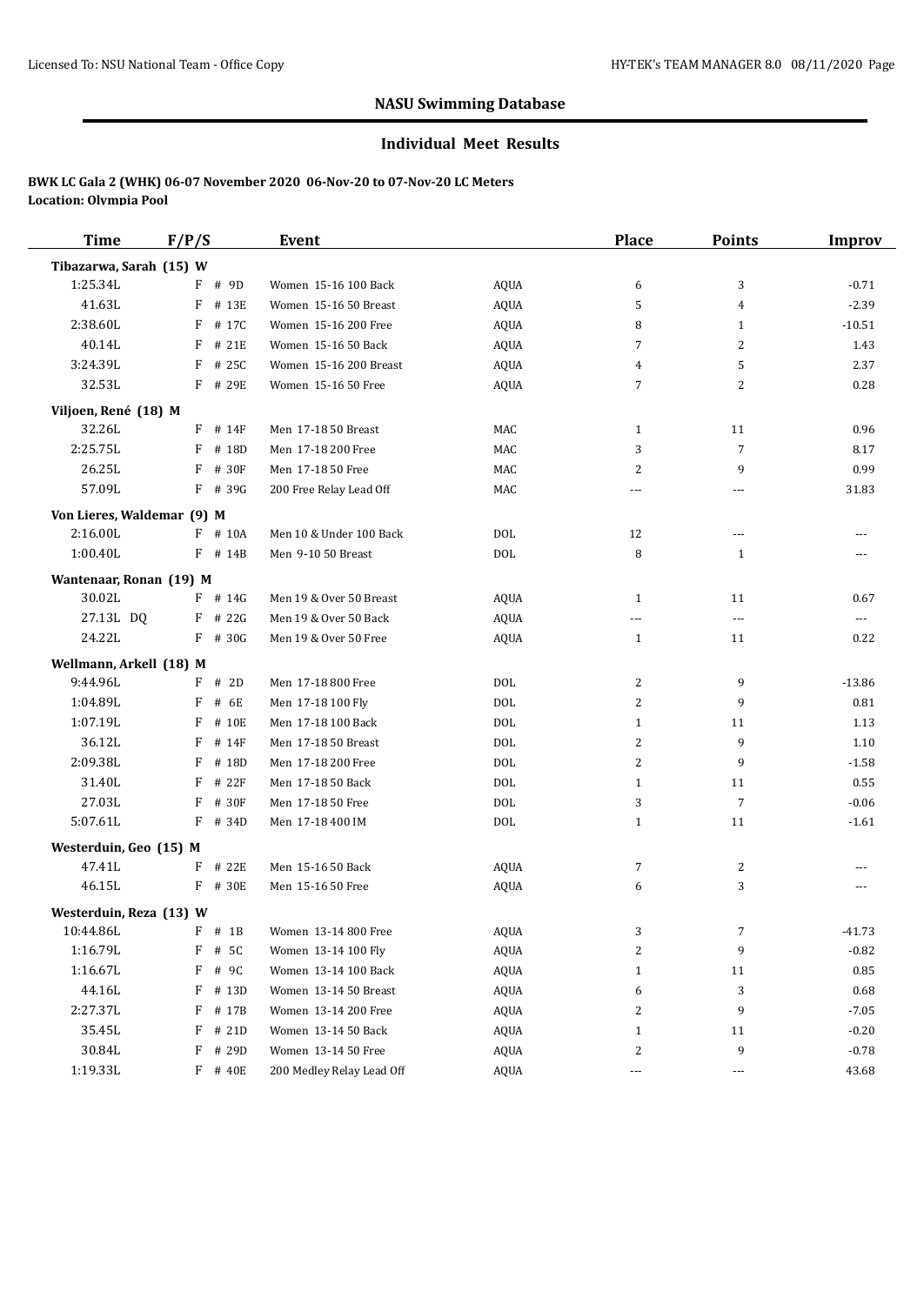## NASU Swimming Database

### Individual Meet Results

**BWK LC Gala 2 (WHK) 06-07 November 2020 06-Nov-20 to 07-Nov-20 LC Meters**
**Location: Olympia Pool**

| Time | F/P/S | Event | | Place | Points | Improv |
|---|---|---|---|---|---|---|
| **Tibazarwa, Sarah (15) W** | | | | | | |
| 1:25.34L | F # 9D | Women 15-16 100 Back | AQUA | 6 | 3 | -0.71 |
| 41.63L | F # 13E | Women 15-16 50 Breast | AQUA | 5 | 4 | -2.39 |
| 2:38.60L | F # 17C | Women 15-16 200 Free | AQUA | 8 | 1 | -10.51 |
| 40.14L | F # 21E | Women 15-16 50 Back | AQUA | 7 | 2 | 1.43 |
| 3:24.39L | F # 25C | Women 15-16 200 Breast | AQUA | 4 | 5 | 2.37 |
| 32.53L | F # 29E | Women 15-16 50 Free | AQUA | 7 | 2 | 0.28 |
| **Viljoen, René (18) M** | | | | | | |
| 32.26L | F # 14F | Men 17-18 50 Breast | MAC | 1 | 11 | 0.96 |
| 2:25.75L | F # 18D | Men 17-18 200 Free | MAC | 3 | 7 | 8.17 |
| 26.25L | F # 30F | Men 17-18 50 Free | MAC | 2 | 9 | 0.99 |
| 57.09L | F # 39G | 200 Free Relay Lead Off | MAC | --- | --- | 31.83 |
| **Von Lieres, Waldemar (9) M** | | | | | | |
| 2:16.00L | F # 10A | Men 10 & Under 100 Back | DOL | 12 | --- | --- |
| 1:00.40L | F # 14B | Men 9-10 50 Breast | DOL | 8 | 1 | --- |
| **Wantenaar, Ronan (19) M** | | | | | | |
| 30.02L | F # 14G | Men 19 & Over 50 Breast | AQUA | 1 | 11 | 0.67 |
| 27.13L DQ | F # 22G | Men 19 & Over 50 Back | AQUA | --- | --- | --- |
| 24.22L | F # 30G | Men 19 & Over 50 Free | AQUA | 1 | 11 | 0.22 |
| **Wellmann, Arkell (18) M** | | | | | | |
| 9:44.96L | F # 2D | Men 17-18 800 Free | DOL | 2 | 9 | -13.86 |
| 1:04.89L | F # 6E | Men 17-18 100 Fly | DOL | 2 | 9 | 0.81 |
| 1:07.19L | F # 10E | Men 17-18 100 Back | DOL | 1 | 11 | 1.13 |
| 36.12L | F # 14F | Men 17-18 50 Breast | DOL | 2 | 9 | 1.10 |
| 2:09.38L | F # 18D | Men 17-18 200 Free | DOL | 2 | 9 | -1.58 |
| 31.40L | F # 22F | Men 17-18 50 Back | DOL | 1 | 11 | 0.55 |
| 27.03L | F # 30F | Men 17-18 50 Free | DOL | 3 | 7 | -0.06 |
| 5:07.61L | F # 34D | Men 17-18 400 IM | DOL | 1 | 11 | -1.61 |
| **Westerduin, Geo (15) M** | | | | | | |
| 47.41L | F # 22E | Men 15-16 50 Back | AQUA | 7 | 2 | --- |
| 46.15L | F # 30E | Men 15-16 50 Free | AQUA | 6 | 3 | --- |
| **Westerduin, Reza (13) W** | | | | | | |
| 10:44.86L | F # 1B | Women 13-14 800 Free | AQUA | 3 | 7 | -41.73 |
| 1:16.79L | F # 5C | Women 13-14 100 Fly | AQUA | 2 | 9 | -0.82 |
| 1:16.67L | F # 9C | Women 13-14 100 Back | AQUA | 1 | 11 | 0.85 |
| 44.16L | F # 13D | Women 13-14 50 Breast | AQUA | 6 | 3 | 0.68 |
| 2:27.37L | F # 17B | Women 13-14 200 Free | AQUA | 2 | 9 | -7.05 |
| 35.45L | F # 21D | Women 13-14 50 Back | AQUA | 1 | 11 | -0.20 |
| 30.84L | F # 29D | Women 13-14 50 Free | AQUA | 2 | 9 | -0.78 |
| 1:19.33L | F # 40E | 200 Medley Relay Lead Off | AQUA | --- | --- | 43.68 |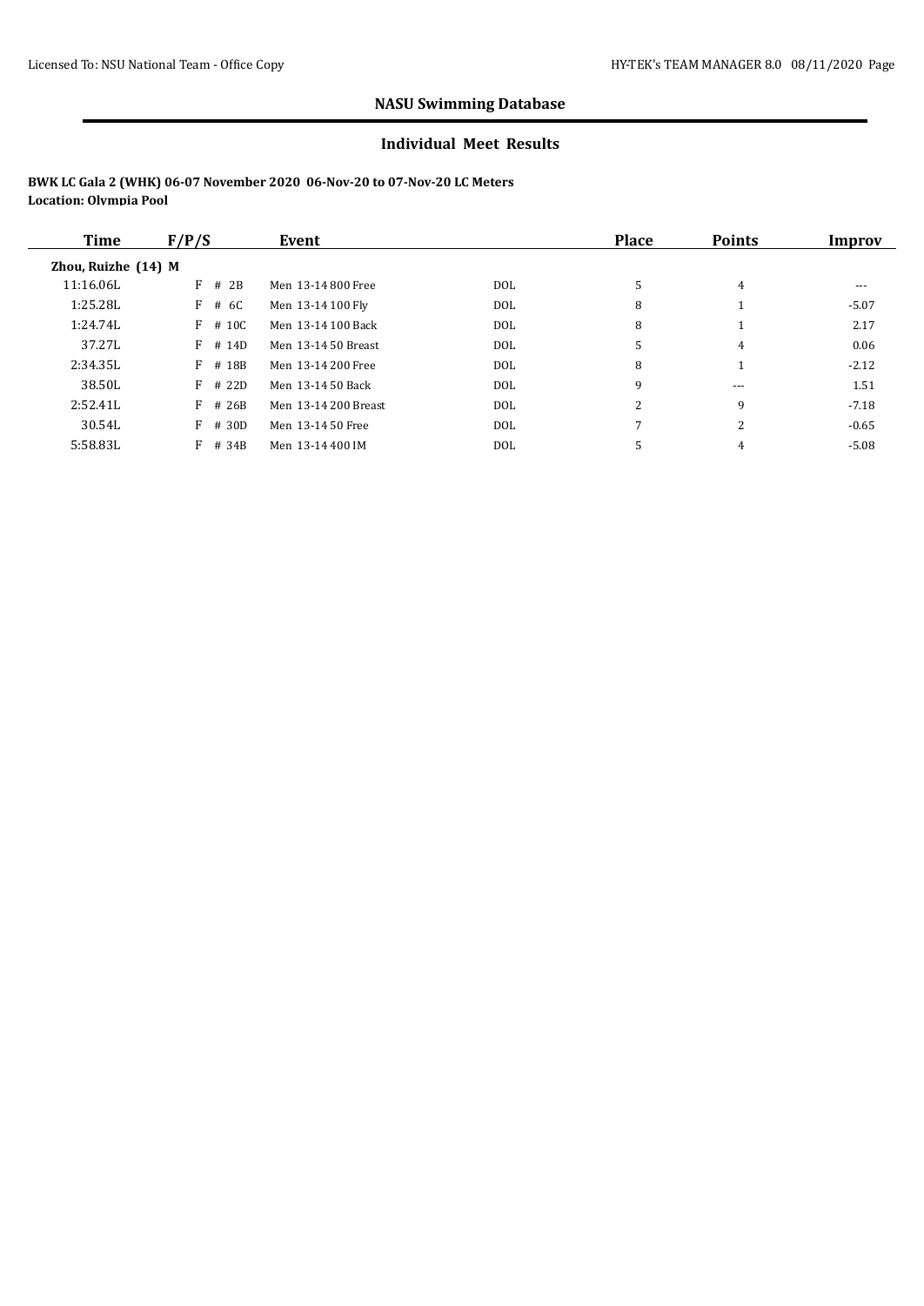## NASU Swimming Database

### Individual Meet Results

**BWK LC Gala 2 (WHK) 06-07 November 2020 06-Nov-20 to 07-Nov-20 LC Meters**
**Location: Olympia Pool**

| Time | F/P/S | Event | | Place | Points | Improv |
|---|---|---|---|---|---|---|
| **Zhou, Ruizhe (14) M** | | | | | | |
| 11:16.06L | F # 2B | Men 13-14 800 Free | DOL | 5 | 4 | --- |
| 1:25.28L | F # 6C | Men 13-14 100 Fly | DOL | 8 | 1 | -5.07 |
| 1:24.74L | F # 10C | Men 13-14 100 Back | DOL | 8 | 1 | 2.17 |
| 37.27L | F # 14D | Men 13-14 50 Breast | DOL | 5 | 4 | 0.06 |
| 2:34.35L | F # 18B | Men 13-14 200 Free | DOL | 8 | 1 | -2.12 |
| 38.50L | F # 22D | Men 13-14 50 Back | DOL | 9 | --- | 1.51 |
| 2:52.41L | F # 26B | Men 13-14 200 Breast | DOL | 2 | 9 | -7.18 |
| 30.54L | F # 30D | Men 13-14 50 Free | DOL | 7 | 2 | -0.65 |
| 5:58.83L | F # 34B | Men 13-14 400 IM | DOL | 5 | 4 | -5.08 |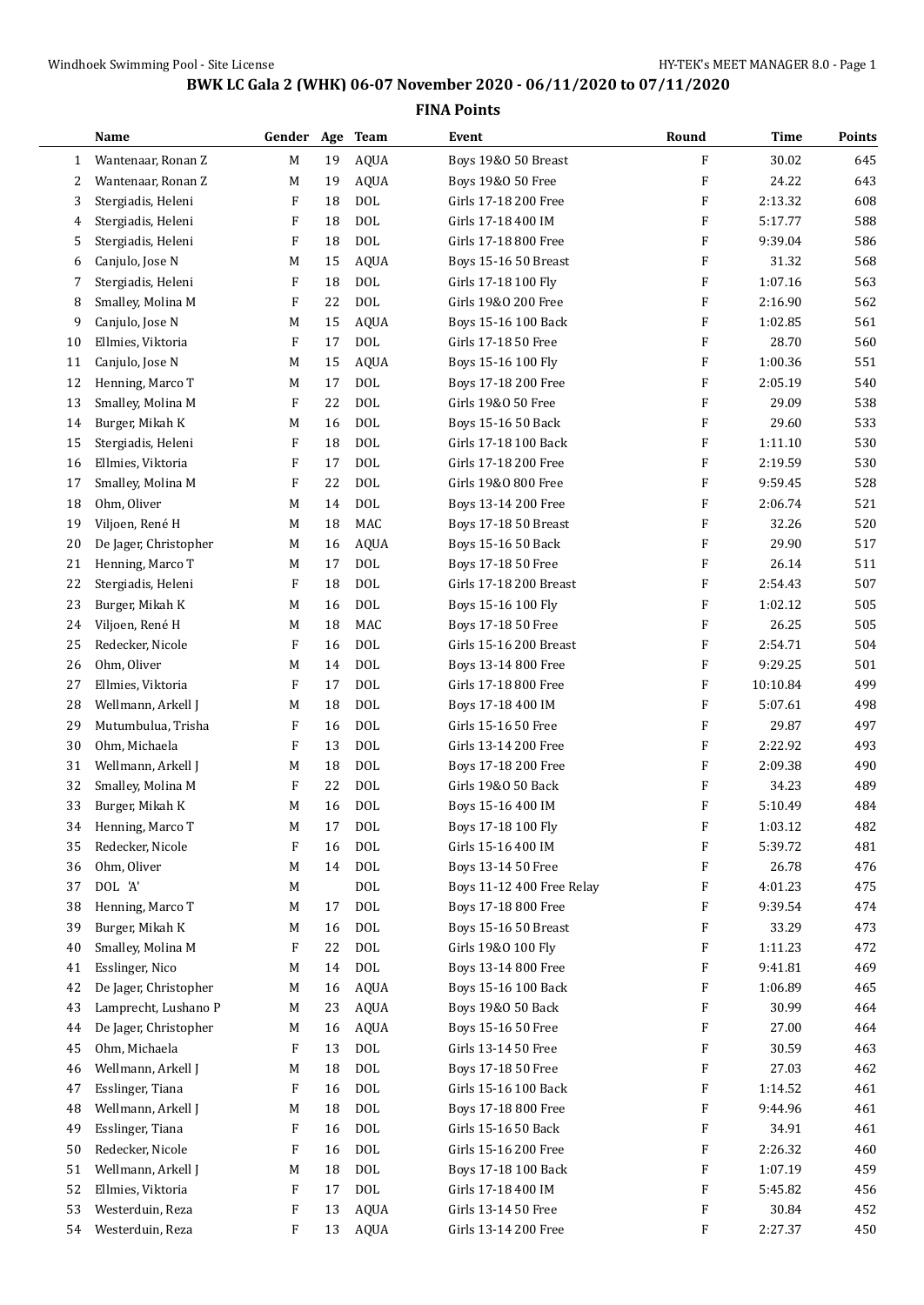## BWK LC Gala 2 (WHK) 06-07 November 2020 - 06/11/2020 to 07/11/2020

### FINA Points

| | Name | Gender | Age | Team | Event | Round | Time | Points |
|---|---|---|---|---|---|---|---|---|
| 1 | Wantenaar, Ronan Z | M | 19 | AQUA | Boys 19&O 50 Breast | F | 30.02 | 645 |
| 2 | Wantenaar, Ronan Z | M | 19 | AQUA | Boys 19&O 50 Free | F | 24.22 | 643 |
| 3 | Stergiadis, Heleni | F | 18 | DOL | Girls 17-18 200 Free | F | 2:13.32 | 608 |
| 4 | Stergiadis, Heleni | F | 18 | DOL | Girls 17-18 400 IM | F | 5:17.77 | 588 |
| 5 | Stergiadis, Heleni | F | 18 | DOL | Girls 17-18 800 Free | F | 9:39.04 | 586 |
| 6 | Canjulo, Jose N | M | 15 | AQUA | Boys 15-16 50 Breast | F | 31.32 | 568 |
| 7 | Stergiadis, Heleni | F | 18 | DOL | Girls 17-18 100 Fly | F | 1:07.16 | 563 |
| 8 | Smalley, Molina M | F | 22 | DOL | Girls 19&O 200 Free | F | 2:16.90 | 562 |
| 9 | Canjulo, Jose N | M | 15 | AQUA | Boys 15-16 100 Back | F | 1:02.85 | 561 |
| 10 | Ellmies, Viktoria | F | 17 | DOL | Girls 17-18 50 Free | F | 28.70 | 560 |
| 11 | Canjulo, Jose N | M | 15 | AQUA | Boys 15-16 100 Fly | F | 1:00.36 | 551 |
| 12 | Henning, Marco T | M | 17 | DOL | Boys 17-18 200 Free | F | 2:05.19 | 540 |
| 13 | Smalley, Molina M | F | 22 | DOL | Girls 19&O 50 Free | F | 29.09 | 538 |
| 14 | Burger, Mikah K | M | 16 | DOL | Boys 15-16 50 Back | F | 29.60 | 533 |
| 15 | Stergiadis, Heleni | F | 18 | DOL | Girls 17-18 100 Back | F | 1:11.10 | 530 |
| 16 | Ellmies, Viktoria | F | 17 | DOL | Girls 17-18 200 Free | F | 2:19.59 | 530 |
| 17 | Smalley, Molina M | F | 22 | DOL | Girls 19&O 800 Free | F | 9:59.45 | 528 |
| 18 | Ohm, Oliver | M | 14 | DOL | Boys 13-14 200 Free | F | 2:06.74 | 521 |
| 19 | Viljoen, René H | M | 18 | MAC | Boys 17-18 50 Breast | F | 32.26 | 520 |
| 20 | De Jager, Christopher | M | 16 | AQUA | Boys 15-16 50 Back | F | 29.90 | 517 |
| 21 | Henning, Marco T | M | 17 | DOL | Boys 17-18 50 Free | F | 26.14 | 511 |
| 22 | Stergiadis, Heleni | F | 18 | DOL | Girls 17-18 200 Breast | F | 2:54.43 | 507 |
| 23 | Burger, Mikah K | M | 16 | DOL | Boys 15-16 100 Fly | F | 1:02.12 | 505 |
| 24 | Viljoen, René H | M | 18 | MAC | Boys 17-18 50 Free | F | 26.25 | 505 |
| 25 | Redecker, Nicole | F | 16 | DOL | Girls 15-16 200 Breast | F | 2:54.71 | 504 |
| 26 | Ohm, Oliver | M | 14 | DOL | Boys 13-14 800 Free | F | 9:29.25 | 501 |
| 27 | Ellmies, Viktoria | F | 17 | DOL | Girls 17-18 800 Free | F | 10:10.84 | 499 |
| 28 | Wellmann, Arkell J | M | 18 | DOL | Boys 17-18 400 IM | F | 5:07.61 | 498 |
| 29 | Mutumbulua, Trisha | F | 16 | DOL | Girls 15-16 50 Free | F | 29.87 | 497 |
| 30 | Ohm, Michaela | F | 13 | DOL | Girls 13-14 200 Free | F | 2:22.92 | 493 |
| 31 | Wellmann, Arkell J | M | 18 | DOL | Boys 17-18 200 Free | F | 2:09.38 | 490 |
| 32 | Smalley, Molina M | F | 22 | DOL | Girls 19&O 50 Back | F | 34.23 | 489 |
| 33 | Burger, Mikah K | M | 16 | DOL | Boys 15-16 400 IM | F | 5:10.49 | 484 |
| 34 | Henning, Marco T | M | 17 | DOL | Boys 17-18 100 Fly | F | 1:03.12 | 482 |
| 35 | Redecker, Nicole | F | 16 | DOL | Girls 15-16 400 IM | F | 5:39.72 | 481 |
| 36 | Ohm, Oliver | M | 14 | DOL | Boys 13-14 50 Free | F | 26.78 | 476 |
| 37 | DOL 'A' | M | | DOL | Boys 11-12 400 Free Relay | F | 4:01.23 | 475 |
| 38 | Henning, Marco T | M | 17 | DOL | Boys 17-18 800 Free | F | 9:39.54 | 474 |
| 39 | Burger, Mikah K | M | 16 | DOL | Boys 15-16 50 Breast | F | 33.29 | 473 |
| 40 | Smalley, Molina M | F | 22 | DOL | Girls 19&O 100 Fly | F | 1:11.23 | 472 |
| 41 | Esslinger, Nico | M | 14 | DOL | Boys 13-14 800 Free | F | 9:41.81 | 469 |
| 42 | De Jager, Christopher | M | 16 | AQUA | Boys 15-16 100 Back | F | 1:06.89 | 465 |
| 43 | Lamprecht, Lushano P | M | 23 | AQUA | Boys 19&O 50 Back | F | 30.99 | 464 |
| 44 | De Jager, Christopher | M | 16 | AQUA | Boys 15-16 50 Free | F | 27.00 | 464 |
| 45 | Ohm, Michaela | F | 13 | DOL | Girls 13-14 50 Free | F | 30.59 | 463 |
| 46 | Wellmann, Arkell J | M | 18 | DOL | Boys 17-18 50 Free | F | 27.03 | 462 |
| 47 | Esslinger, Tiana | F | 16 | DOL | Girls 15-16 100 Back | F | 1:14.52 | 461 |
| 48 | Wellmann, Arkell J | M | 18 | DOL | Boys 17-18 800 Free | F | 9:44.96 | 461 |
| 49 | Esslinger, Tiana | F | 16 | DOL | Girls 15-16 50 Back | F | 34.91 | 461 |
| 50 | Redecker, Nicole | F | 16 | DOL | Girls 15-16 200 Free | F | 2:26.32 | 460 |
| 51 | Wellmann, Arkell J | M | 18 | DOL | Boys 17-18 100 Back | F | 1:07.19 | 459 |
| 52 | Ellmies, Viktoria | F | 17 | DOL | Girls 17-18 400 IM | F | 5:45.82 | 456 |
| 53 | Westerduin, Reza | F | 13 | AQUA | Girls 13-14 50 Free | F | 30.84 | 452 |
| 54 | Westerduin, Reza | F | 13 | AQUA | Girls 13-14 200 Free | F | 2:27.37 | 450 |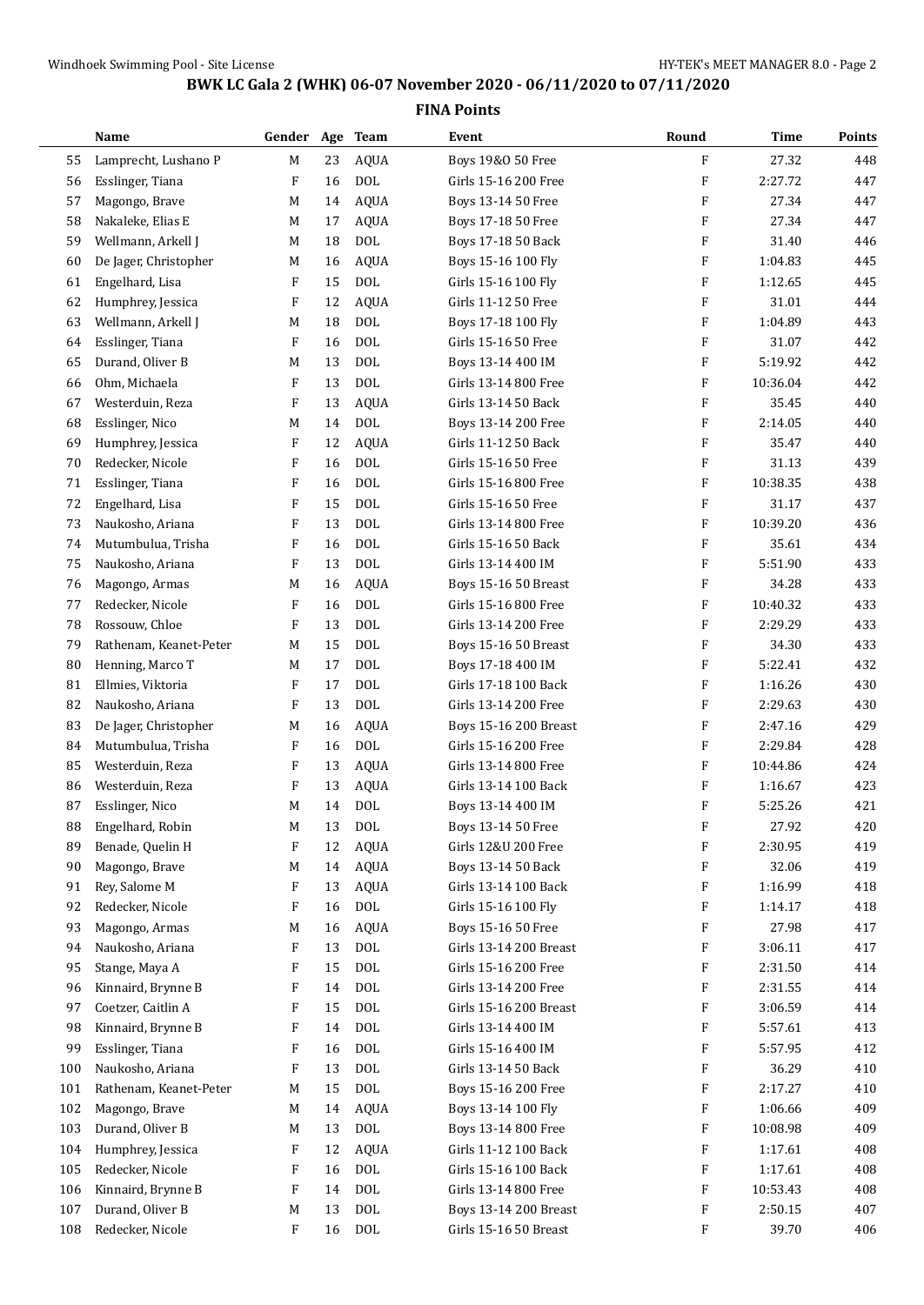# BWK LC Gala 2 (WHK) 06-07 November 2020 - 06/11/2020 to 07/11/2020

## FINA Points

| | Name | Gender | Age | Team | Event | Round | Time | Points |
|---|---|---|---|---|---|---|---|---|
| 55 | Lamprecht, Lushano P | M | 23 | AQUA | Boys 19&O 50 Free | F | 27.32 | 448 |
| 56 | Esslinger, Tiana | F | 16 | DOL | Girls 15-16 200 Free | F | 2:27.72 | 447 |
| 57 | Magongo, Brave | M | 14 | AQUA | Boys 13-14 50 Free | F | 27.34 | 447 |
| 58 | Nakaleke, Elias E | M | 17 | AQUA | Boys 17-18 50 Free | F | 27.34 | 447 |
| 59 | Wellmann, Arkell J | M | 18 | DOL | Boys 17-18 50 Back | F | 31.40 | 446 |
| 60 | De Jager, Christopher | M | 16 | AQUA | Boys 15-16 100 Fly | F | 1:04.83 | 445 |
| 61 | Engelhard, Lisa | F | 15 | DOL | Girls 15-16 100 Fly | F | 1:12.65 | 445 |
| 62 | Humphrey, Jessica | F | 12 | AQUA | Girls 11-12 50 Free | F | 31.01 | 444 |
| 63 | Wellmann, Arkell J | M | 18 | DOL | Boys 17-18 100 Fly | F | 1:04.89 | 443 |
| 64 | Esslinger, Tiana | F | 16 | DOL | Girls 15-16 50 Free | F | 31.07 | 442 |
| 65 | Durand, Oliver B | M | 13 | DOL | Boys 13-14 400 IM | F | 5:19.92 | 442 |
| 66 | Ohm, Michaela | F | 13 | DOL | Girls 13-14 800 Free | F | 10:36.04 | 442 |
| 67 | Westerduin, Reza | F | 13 | AQUA | Girls 13-14 50 Back | F | 35.45 | 440 |
| 68 | Esslinger, Nico | M | 14 | DOL | Boys 13-14 200 Free | F | 2:14.05 | 440 |
| 69 | Humphrey, Jessica | F | 12 | AQUA | Girls 11-12 50 Back | F | 35.47 | 440 |
| 70 | Redecker, Nicole | F | 16 | DOL | Girls 15-16 50 Free | F | 31.13 | 439 |
| 71 | Esslinger, Tiana | F | 16 | DOL | Girls 15-16 800 Free | F | 10:38.35 | 438 |
| 72 | Engelhard, Lisa | F | 15 | DOL | Girls 15-16 50 Free | F | 31.17 | 437 |
| 73 | Naukosho, Ariana | F | 13 | DOL | Girls 13-14 800 Free | F | 10:39.20 | 436 |
| 74 | Mutumbulua, Trisha | F | 16 | DOL | Girls 15-16 50 Back | F | 35.61 | 434 |
| 75 | Naukosho, Ariana | F | 13 | DOL | Girls 13-14 400 IM | F | 5:51.90 | 433 |
| 76 | Magongo, Armas | M | 16 | AQUA | Boys 15-16 50 Breast | F | 34.28 | 433 |
| 77 | Redecker, Nicole | F | 16 | DOL | Girls 15-16 800 Free | F | 10:40.32 | 433 |
| 78 | Rossouw, Chloe | F | 13 | DOL | Girls 13-14 200 Free | F | 2:29.29 | 433 |
| 79 | Rathenam, Keanet-Peter | M | 15 | DOL | Boys 15-16 50 Breast | F | 34.30 | 433 |
| 80 | Henning, Marco T | M | 17 | DOL | Boys 17-18 400 IM | F | 5:22.41 | 432 |
| 81 | Ellmies, Viktoria | F | 17 | DOL | Girls 17-18 100 Back | F | 1:16.26 | 430 |
| 82 | Naukosho, Ariana | F | 13 | DOL | Girls 13-14 200 Free | F | 2:29.63 | 430 |
| 83 | De Jager, Christopher | M | 16 | AQUA | Boys 15-16 200 Breast | F | 2:47.16 | 429 |
| 84 | Mutumbulua, Trisha | F | 16 | DOL | Girls 15-16 200 Free | F | 2:29.84 | 428 |
| 85 | Westerduin, Reza | F | 13 | AQUA | Girls 13-14 800 Free | F | 10:44.86 | 424 |
| 86 | Westerduin, Reza | F | 13 | AQUA | Girls 13-14 100 Back | F | 1:16.67 | 423 |
| 87 | Esslinger, Nico | M | 14 | DOL | Boys 13-14 400 IM | F | 5:25.26 | 421 |
| 88 | Engelhard, Robin | M | 13 | DOL | Boys 13-14 50 Free | F | 27.92 | 420 |
| 89 | Benade, Quelin H | F | 12 | AQUA | Girls 12&U 200 Free | F | 2:30.95 | 419 |
| 90 | Magongo, Brave | M | 14 | AQUA | Boys 13-14 50 Back | F | 32.06 | 419 |
| 91 | Rey, Salome M | F | 13 | AQUA | Girls 13-14 100 Back | F | 1:16.99 | 418 |
| 92 | Redecker, Nicole | F | 16 | DOL | Girls 15-16 100 Fly | F | 1:14.17 | 418 |
| 93 | Magongo, Armas | M | 16 | AQUA | Boys 15-16 50 Free | F | 27.98 | 417 |
| 94 | Naukosho, Ariana | F | 13 | DOL | Girls 13-14 200 Breast | F | 3:06.11 | 417 |
| 95 | Stange, Maya A | F | 15 | DOL | Girls 15-16 200 Free | F | 2:31.50 | 414 |
| 96 | Kinnaird, Brynne B | F | 14 | DOL | Girls 13-14 200 Free | F | 2:31.55 | 414 |
| 97 | Coetzer, Caitlin A | F | 15 | DOL | Girls 15-16 200 Breast | F | 3:06.59 | 414 |
| 98 | Kinnaird, Brynne B | F | 14 | DOL | Girls 13-14 400 IM | F | 5:57.61 | 413 |
| 99 | Esslinger, Tiana | F | 16 | DOL | Girls 15-16 400 IM | F | 5:57.95 | 412 |
| 100 | Naukosho, Ariana | F | 13 | DOL | Girls 13-14 50 Back | F | 36.29 | 410 |
| 101 | Rathenam, Keanet-Peter | M | 15 | DOL | Boys 15-16 200 Free | F | 2:17.27 | 410 |
| 102 | Magongo, Brave | M | 14 | AQUA | Boys 13-14 100 Fly | F | 1:06.66 | 409 |
| 103 | Durand, Oliver B | M | 13 | DOL | Boys 13-14 800 Free | F | 10:08.98 | 409 |
| 104 | Humphrey, Jessica | F | 12 | AQUA | Girls 11-12 100 Back | F | 1:17.61 | 408 |
| 105 | Redecker, Nicole | F | 16 | DOL | Girls 15-16 100 Back | F | 1:17.61 | 408 |
| 106 | Kinnaird, Brynne B | F | 14 | DOL | Girls 13-14 800 Free | F | 10:53.43 | 408 |
| 107 | Durand, Oliver B | M | 13 | DOL | Boys 13-14 200 Breast | F | 2:50.15 | 407 |
| 108 | Redecker, Nicole | F | 16 | DOL | Girls 15-16 50 Breast | F | 39.70 | 406 |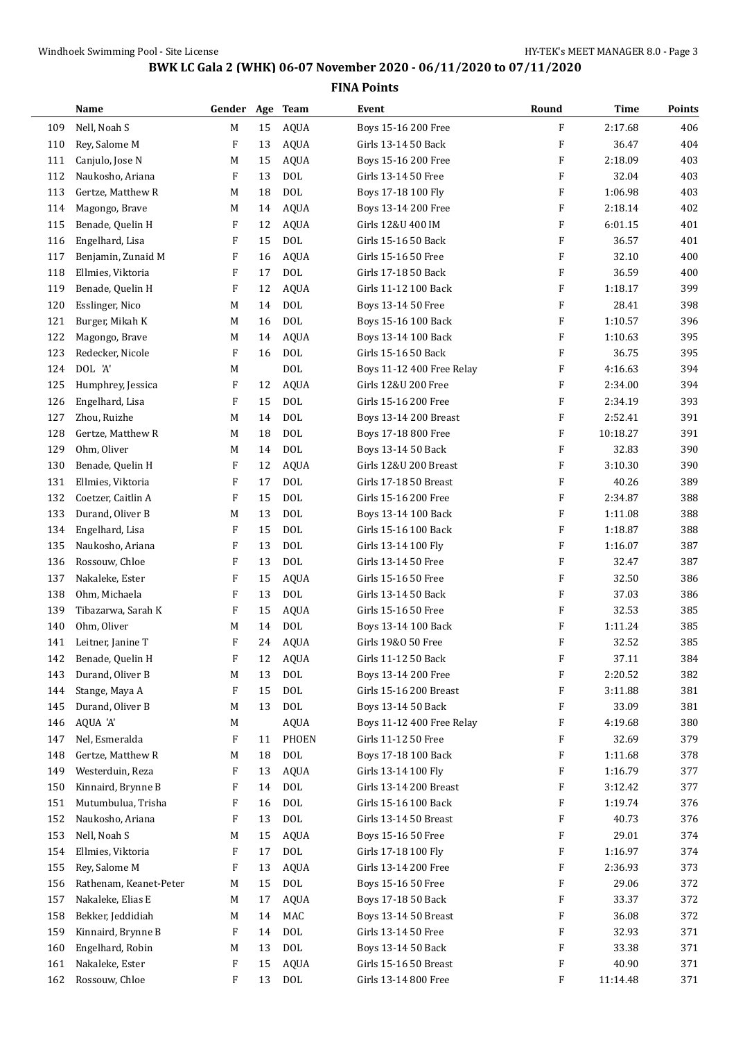## BWK LC Gala 2 (WHK) 06-07 November 2020 - 06/11/2020 to 07/11/2020

### FINA Points

| | Name | Gender | Age | Team | Event | Round | Time | Points |
|---|---|---|---|---|---|---|---|---|
| 109 | Nell, Noah S | M | 15 | AQUA | Boys 15-16 200 Free | F | 2:17.68 | 406 |
| 110 | Rey, Salome M | F | 13 | AQUA | Girls 13-14 50 Back | F | 36.47 | 404 |
| 111 | Canjulo, Jose N | M | 15 | AQUA | Boys 15-16 200 Free | F | 2:18.09 | 403 |
| 112 | Naukosho, Ariana | F | 13 | DOL | Girls 13-14 50 Free | F | 32.04 | 403 |
| 113 | Gertze, Matthew R | M | 18 | DOL | Boys 17-18 100 Fly | F | 1:06.98 | 403 |
| 114 | Magongo, Brave | M | 14 | AQUA | Boys 13-14 200 Free | F | 2:18.14 | 402 |
| 115 | Benade, Quelin H | F | 12 | AQUA | Girls 12&U 400 IM | F | 6:01.15 | 401 |
| 116 | Engelhard, Lisa | F | 15 | DOL | Girls 15-16 50 Back | F | 36.57 | 401 |
| 117 | Benjamin, Zunaid M | F | 16 | AQUA | Girls 15-16 50 Free | F | 32.10 | 400 |
| 118 | Ellmies, Viktoria | F | 17 | DOL | Girls 17-18 50 Back | F | 36.59 | 400 |
| 119 | Benade, Quelin H | F | 12 | AQUA | Girls 11-12 100 Back | F | 1:18.17 | 399 |
| 120 | Esslinger, Nico | M | 14 | DOL | Boys 13-14 50 Free | F | 28.41 | 398 |
| 121 | Burger, Mikah K | M | 16 | DOL | Boys 15-16 100 Back | F | 1:10.57 | 396 |
| 122 | Magongo, Brave | M | 14 | AQUA | Boys 13-14 100 Back | F | 1:10.63 | 395 |
| 123 | Redecker, Nicole | F | 16 | DOL | Girls 15-16 50 Back | F | 36.75 | 395 |
| 124 | DOL 'A' | M | | DOL | Boys 11-12 400 Free Relay | F | 4:16.63 | 394 |
| 125 | Humphrey, Jessica | F | 12 | AQUA | Girls 12&U 200 Free | F | 2:34.00 | 394 |
| 126 | Engelhard, Lisa | F | 15 | DOL | Girls 15-16 200 Free | F | 2:34.19 | 393 |
| 127 | Zhou, Ruizhe | M | 14 | DOL | Boys 13-14 200 Breast | F | 2:52.41 | 391 |
| 128 | Gertze, Matthew R | M | 18 | DOL | Boys 17-18 800 Free | F | 10:18.27 | 391 |
| 129 | Ohm, Oliver | M | 14 | DOL | Boys 13-14 50 Back | F | 32.83 | 390 |
| 130 | Benade, Quelin H | F | 12 | AQUA | Girls 12&U 200 Breast | F | 3:10.30 | 390 |
| 131 | Ellmies, Viktoria | F | 17 | DOL | Girls 17-18 50 Breast | F | 40.26 | 389 |
| 132 | Coetzer, Caitlin A | F | 15 | DOL | Girls 15-16 200 Free | F | 2:34.87 | 388 |
| 133 | Durand, Oliver B | M | 13 | DOL | Boys 13-14 100 Back | F | 1:11.08 | 388 |
| 134 | Engelhard, Lisa | F | 15 | DOL | Girls 15-16 100 Back | F | 1:18.87 | 388 |
| 135 | Naukosho, Ariana | F | 13 | DOL | Girls 13-14 100 Fly | F | 1:16.07 | 387 |
| 136 | Rossouw, Chloe | F | 13 | DOL | Girls 13-14 50 Free | F | 32.47 | 387 |
| 137 | Nakaleke, Ester | F | 15 | AQUA | Girls 15-16 50 Free | F | 32.50 | 386 |
| 138 | Ohm, Michaela | F | 13 | DOL | Girls 13-14 50 Back | F | 37.03 | 386 |
| 139 | Tibazarwa, Sarah K | F | 15 | AQUA | Girls 15-16 50 Free | F | 32.53 | 385 |
| 140 | Ohm, Oliver | M | 14 | DOL | Boys 13-14 100 Back | F | 1:11.24 | 385 |
| 141 | Leitner, Janine T | F | 24 | AQUA | Girls 19&O 50 Free | F | 32.52 | 385 |
| 142 | Benade, Quelin H | F | 12 | AQUA | Girls 11-12 50 Back | F | 37.11 | 384 |
| 143 | Durand, Oliver B | M | 13 | DOL | Boys 13-14 200 Free | F | 2:20.52 | 382 |
| 144 | Stange, Maya A | F | 15 | DOL | Girls 15-16 200 Breast | F | 3:11.88 | 381 |
| 145 | Durand, Oliver B | M | 13 | DOL | Boys 13-14 50 Back | F | 33.09 | 381 |
| 146 | AQUA 'A' | M | | AQUA | Boys 11-12 400 Free Relay | F | 4:19.68 | 380 |
| 147 | Nel, Esmeralda | F | 11 | PHOEN | Girls 11-12 50 Free | F | 32.69 | 379 |
| 148 | Gertze, Matthew R | M | 18 | DOL | Boys 17-18 100 Back | F | 1:11.68 | 378 |
| 149 | Westerduin, Reza | F | 13 | AQUA | Girls 13-14 100 Fly | F | 1:16.79 | 377 |
| 150 | Kinnaird, Brynne B | F | 14 | DOL | Girls 13-14 200 Breast | F | 3:12.42 | 377 |
| 151 | Mutumbulua, Trisha | F | 16 | DOL | Girls 15-16 100 Back | F | 1:19.74 | 376 |
| 152 | Naukosho, Ariana | F | 13 | DOL | Girls 13-14 50 Breast | F | 40.73 | 376 |
| 153 | Nell, Noah S | M | 15 | AQUA | Boys 15-16 50 Free | F | 29.01 | 374 |
| 154 | Ellmies, Viktoria | F | 17 | DOL | Girls 17-18 100 Fly | F | 1:16.97 | 374 |
| 155 | Rey, Salome M | F | 13 | AQUA | Girls 13-14 200 Free | F | 2:36.93 | 373 |
| 156 | Rathenam, Keanet-Peter | M | 15 | DOL | Boys 15-16 50 Free | F | 29.06 | 372 |
| 157 | Nakaleke, Elias E | M | 17 | AQUA | Boys 17-18 50 Back | F | 33.37 | 372 |
| 158 | Bekker, Jeddidiah | M | 14 | MAC | Boys 13-14 50 Breast | F | 36.08 | 372 |
| 159 | Kinnaird, Brynne B | F | 14 | DOL | Girls 13-14 50 Free | F | 32.93 | 371 |
| 160 | Engelhard, Robin | M | 13 | DOL | Boys 13-14 50 Back | F | 33.38 | 371 |
| 161 | Nakaleke, Ester | F | 15 | AQUA | Girls 15-16 50 Breast | F | 40.90 | 371 |
| 162 | Rossouw, Chloe | F | 13 | DOL | Girls 13-14 800 Free | F | 11:14.48 | 371 |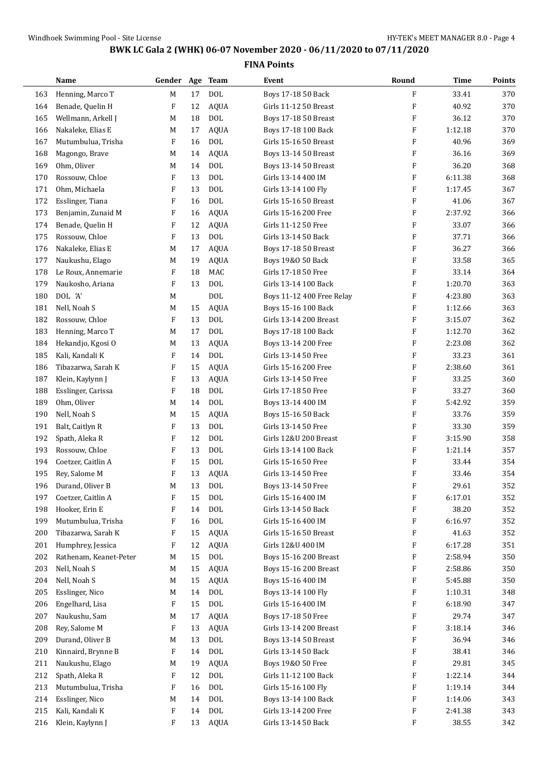## BWK LC Gala 2 (WHK) 06-07 November 2020 - 06/11/2020 to 07/11/2020

### FINA Points

| | Name | Gender | Age | Team | Event | Round | Time | Points |
|---|---|---|---|---|---|---|---|---|
| 163 | Henning, Marco T | M | 17 | DOL | Boys 17-18 50 Back | F | 33.41 | 370 |
| 164 | Benade, Quelin H | F | 12 | AQUA | Girls 11-12 50 Breast | F | 40.92 | 370 |
| 165 | Wellmann, Arkell J | M | 18 | DOL | Boys 17-18 50 Breast | F | 36.12 | 370 |
| 166 | Nakaleke, Elias E | M | 17 | AQUA | Boys 17-18 100 Back | F | 1:12.18 | 370 |
| 167 | Mutumbulua, Trisha | F | 16 | DOL | Girls 15-16 50 Breast | F | 40.96 | 369 |
| 168 | Magongo, Brave | M | 14 | AQUA | Boys 13-14 50 Breast | F | 36.16 | 369 |
| 169 | Ohm, Oliver | M | 14 | DOL | Boys 13-14 50 Breast | F | 36.20 | 368 |
| 170 | Rossouw, Chloe | F | 13 | DOL | Girls 13-14 400 IM | F | 6:11.38 | 368 |
| 171 | Ohm, Michaela | F | 13 | DOL | Girls 13-14 100 Fly | F | 1:17.45 | 367 |
| 172 | Esslinger, Tiana | F | 16 | DOL | Girls 15-16 50 Breast | F | 41.06 | 367 |
| 173 | Benjamin, Zunaid M | F | 16 | AQUA | Girls 15-16 200 Free | F | 2:37.92 | 366 |
| 174 | Benade, Quelin H | F | 12 | AQUA | Girls 11-12 50 Free | F | 33.07 | 366 |
| 175 | Rossouw, Chloe | F | 13 | DOL | Girls 13-14 50 Back | F | 37.71 | 366 |
| 176 | Nakaleke, Elias E | M | 17 | AQUA | Boys 17-18 50 Breast | F | 36.27 | 366 |
| 177 | Naukushu, Elago | M | 19 | AQUA | Boys 19&O 50 Back | F | 33.58 | 365 |
| 178 | Le Roux, Annemarie | F | 18 | MAC | Girls 17-18 50 Free | F | 33.14 | 364 |
| 179 | Naukosho, Ariana | F | 13 | DOL | Girls 13-14 100 Back | F | 1:20.70 | 363 |
| 180 | DOL 'A' | M | | DOL | Boys 11-12 400 Free Relay | F | 4:23.80 | 363 |
| 181 | Nell, Noah S | M | 15 | AQUA | Boys 15-16 100 Back | F | 1:12.66 | 363 |
| 182 | Rossouw, Chloe | F | 13 | DOL | Girls 13-14 200 Breast | F | 3:15.07 | 362 |
| 183 | Henning, Marco T | M | 17 | DOL | Boys 17-18 100 Back | F | 1:12.70 | 362 |
| 184 | Hekandjo, Kgosi O | M | 13 | AQUA | Boys 13-14 200 Free | F | 2:23.08 | 362 |
| 185 | Kali, Kandali K | F | 14 | DOL | Girls 13-14 50 Free | F | 33.23 | 361 |
| 186 | Tibazarwa, Sarah K | F | 15 | AQUA | Girls 15-16 200 Free | F | 2:38.60 | 361 |
| 187 | Klein, Kaylynn J | F | 13 | AQUA | Girls 13-14 50 Free | F | 33.25 | 360 |
| 188 | Esslinger, Carissa | F | 18 | DOL | Girls 17-18 50 Free | F | 33.27 | 360 |
| 189 | Ohm, Oliver | M | 14 | DOL | Boys 13-14 400 IM | F | 5:42.92 | 359 |
| 190 | Nell, Noah S | M | 15 | AQUA | Boys 15-16 50 Back | F | 33.76 | 359 |
| 191 | Balt, Caitlyn R | F | 13 | DOL | Girls 13-14 50 Free | F | 33.30 | 359 |
| 192 | Spath, Aleka R | F | 12 | DOL | Girls 12&U 200 Breast | F | 3:15.90 | 358 |
| 193 | Rossouw, Chloe | F | 13 | DOL | Girls 13-14 100 Back | F | 1:21.14 | 357 |
| 194 | Coetzer, Caitlin A | F | 15 | DOL | Girls 15-16 50 Free | F | 33.44 | 354 |
| 195 | Rey, Salome M | F | 13 | AQUA | Girls 13-14 50 Free | F | 33.46 | 354 |
| 196 | Durand, Oliver B | M | 13 | DOL | Boys 13-14 50 Free | F | 29.61 | 352 |
| 197 | Coetzer, Caitlin A | F | 15 | DOL | Girls 15-16 400 IM | F | 6:17.01 | 352 |
| 198 | Hooker, Erin E | F | 14 | DOL | Girls 13-14 50 Back | F | 38.20 | 352 |
| 199 | Mutumbulua, Trisha | F | 16 | DOL | Girls 15-16 400 IM | F | 6:16.97 | 352 |
| 200 | Tibazarwa, Sarah K | F | 15 | AQUA | Girls 15-16 50 Breast | F | 41.63 | 352 |
| 201 | Humphrey, Jessica | F | 12 | AQUA | Girls 12&U 400 IM | F | 6:17.28 | 351 |
| 202 | Rathenam, Keanet-Peter | M | 15 | DOL | Boys 15-16 200 Breast | F | 2:58.94 | 350 |
| 203 | Nell, Noah S | M | 15 | AQUA | Boys 15-16 200 Breast | F | 2:58.86 | 350 |
| 204 | Nell, Noah S | M | 15 | AQUA | Boys 15-16 400 IM | F | 5:45.88 | 350 |
| 205 | Esslinger, Nico | M | 14 | DOL | Boys 13-14 100 Fly | F | 1:10.31 | 348 |
| 206 | Engelhard, Lisa | F | 15 | DOL | Girls 15-16 400 IM | F | 6:18.90 | 347 |
| 207 | Naukushu, Sam | M | 17 | AQUA | Boys 17-18 50 Free | F | 29.74 | 347 |
| 208 | Rey, Salome M | F | 13 | AQUA | Girls 13-14 200 Breast | F | 3:18.14 | 346 |
| 209 | Durand, Oliver B | M | 13 | DOL | Boys 13-14 50 Breast | F | 36.94 | 346 |
| 210 | Kinnaird, Brynne B | F | 14 | DOL | Girls 13-14 50 Back | F | 38.41 | 346 |
| 211 | Naukushu, Elago | M | 19 | AQUA | Boys 19&O 50 Free | F | 29.81 | 345 |
| 212 | Spath, Aleka R | F | 12 | DOL | Girls 11-12 100 Back | F | 1:22.14 | 344 |
| 213 | Mutumbulua, Trisha | F | 16 | DOL | Girls 15-16 100 Fly | F | 1:19.14 | 344 |
| 214 | Esslinger, Nico | M | 14 | DOL | Boys 13-14 100 Back | F | 1:14.06 | 343 |
| 215 | Kali, Kandali K | F | 14 | DOL | Girls 13-14 200 Free | F | 2:41.38 | 343 |
| 216 | Klein, Kaylynn J | F | 13 | AQUA | Girls 13-14 50 Back | F | 38.55 | 342 |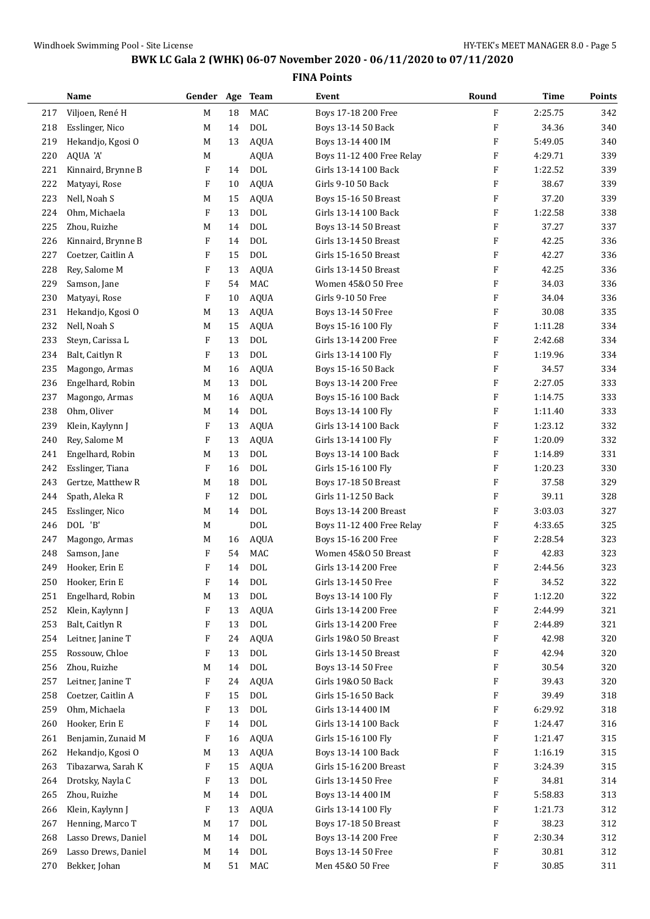## BWK LC Gala 2 (WHK) 06-07 November 2020 - 06/11/2020 to 07/11/2020

### FINA Points

| | Name | Gender | Age | Team | Event | Round | Time | Points |
|---|---|---|---|---|---|---|---|---|
| 217 | Viljoen, René H | M | 18 | MAC | Boys 17-18 200 Free | F | 2:25.75 | 342 |
| 218 | Esslinger, Nico | M | 14 | DOL | Boys 13-14 50 Back | F | 34.36 | 340 |
| 219 | Hekandjo, Kgosi O | M | 13 | AQUA | Boys 13-14 400 IM | F | 5:49.05 | 340 |
| 220 | AQUA 'A' | M | | AQUA | Boys 11-12 400 Free Relay | F | 4:29.71 | 339 |
| 221 | Kinnaird, Brynne B | F | 14 | DOL | Girls 13-14 100 Back | F | 1:22.52 | 339 |
| 222 | Matyayi, Rose | F | 10 | AQUA | Girls 9-10 50 Back | F | 38.67 | 339 |
| 223 | Nell, Noah S | M | 15 | AQUA | Boys 15-16 50 Breast | F | 37.20 | 339 |
| 224 | Ohm, Michaela | F | 13 | DOL | Girls 13-14 100 Back | F | 1:22.58 | 338 |
| 225 | Zhou, Ruizhe | M | 14 | DOL | Boys 13-14 50 Breast | F | 37.27 | 337 |
| 226 | Kinnaird, Brynne B | F | 14 | DOL | Girls 13-14 50 Breast | F | 42.25 | 336 |
| 227 | Coetzer, Caitlin A | F | 15 | DOL | Girls 15-16 50 Breast | F | 42.27 | 336 |
| 228 | Rey, Salome M | F | 13 | AQUA | Girls 13-14 50 Breast | F | 42.25 | 336 |
| 229 | Samson, Jane | F | 54 | MAC | Women 45&O 50 Free | F | 34.03 | 336 |
| 230 | Matyayi, Rose | F | 10 | AQUA | Girls 9-10 50 Free | F | 34.04 | 336 |
| 231 | Hekandjo, Kgosi O | M | 13 | AQUA | Boys 13-14 50 Free | F | 30.08 | 335 |
| 232 | Nell, Noah S | M | 15 | AQUA | Boys 15-16 100 Fly | F | 1:11.28 | 334 |
| 233 | Steyn, Carissa L | F | 13 | DOL | Girls 13-14 200 Free | F | 2:42.68 | 334 |
| 234 | Balt, Caitlyn R | F | 13 | DOL | Girls 13-14 100 Fly | F | 1:19.96 | 334 |
| 235 | Magongo, Armas | M | 16 | AQUA | Boys 15-16 50 Back | F | 34.57 | 334 |
| 236 | Engelhard, Robin | M | 13 | DOL | Boys 13-14 200 Free | F | 2:27.05 | 333 |
| 237 | Magongo, Armas | M | 16 | AQUA | Boys 15-16 100 Back | F | 1:14.75 | 333 |
| 238 | Ohm, Oliver | M | 14 | DOL | Boys 13-14 100 Fly | F | 1:11.40 | 333 |
| 239 | Klein, Kaylynn J | F | 13 | AQUA | Girls 13-14 100 Back | F | 1:23.12 | 332 |
| 240 | Rey, Salome M | F | 13 | AQUA | Girls 13-14 100 Fly | F | 1:20.09 | 332 |
| 241 | Engelhard, Robin | M | 13 | DOL | Boys 13-14 100 Back | F | 1:14.89 | 331 |
| 242 | Esslinger, Tiana | F | 16 | DOL | Girls 15-16 100 Fly | F | 1:20.23 | 330 |
| 243 | Gertze, Matthew R | M | 18 | DOL | Boys 17-18 50 Breast | F | 37.58 | 329 |
| 244 | Spath, Aleka R | F | 12 | DOL | Girls 11-12 50 Back | F | 39.11 | 328 |
| 245 | Esslinger, Nico | M | 14 | DOL | Boys 13-14 200 Breast | F | 3:03.03 | 327 |
| 246 | DOL 'B' | M | | DOL | Boys 11-12 400 Free Relay | F | 4:33.65 | 325 |
| 247 | Magongo, Armas | M | 16 | AQUA | Boys 15-16 200 Free | F | 2:28.54 | 323 |
| 248 | Samson, Jane | F | 54 | MAC | Women 45&O 50 Breast | F | 42.83 | 323 |
| 249 | Hooker, Erin E | F | 14 | DOL | Girls 13-14 200 Free | F | 2:44.56 | 323 |
| 250 | Hooker, Erin E | F | 14 | DOL | Girls 13-14 50 Free | F | 34.52 | 322 |
| 251 | Engelhard, Robin | M | 13 | DOL | Boys 13-14 100 Fly | F | 1:12.20 | 322 |
| 252 | Klein, Kaylynn J | F | 13 | AQUA | Girls 13-14 200 Free | F | 2:44.99 | 321 |
| 253 | Balt, Caitlyn R | F | 13 | DOL | Girls 13-14 200 Free | F | 2:44.89 | 321 |
| 254 | Leitner, Janine T | F | 24 | AQUA | Girls 19&O 50 Breast | F | 42.98 | 320 |
| 255 | Rossouw, Chloe | F | 13 | DOL | Girls 13-14 50 Breast | F | 42.94 | 320 |
| 256 | Zhou, Ruizhe | M | 14 | DOL | Boys 13-14 50 Free | F | 30.54 | 320 |
| 257 | Leitner, Janine T | F | 24 | AQUA | Girls 19&O 50 Back | F | 39.43 | 320 |
| 258 | Coetzer, Caitlin A | F | 15 | DOL | Girls 15-16 50 Back | F | 39.49 | 318 |
| 259 | Ohm, Michaela | F | 13 | DOL | Girls 13-14 400 IM | F | 6:29.92 | 318 |
| 260 | Hooker, Erin E | F | 14 | DOL | Girls 13-14 100 Back | F | 1:24.47 | 316 |
| 261 | Benjamin, Zunaid M | F | 16 | AQUA | Girls 15-16 100 Fly | F | 1:21.47 | 315 |
| 262 | Hekandjo, Kgosi O | M | 13 | AQUA | Boys 13-14 100 Back | F | 1:16.19 | 315 |
| 263 | Tibazarwa, Sarah K | F | 15 | AQUA | Girls 15-16 200 Breast | F | 3:24.39 | 315 |
| 264 | Drotsky, Nayla C | F | 13 | DOL | Girls 13-14 50 Free | F | 34.81 | 314 |
| 265 | Zhou, Ruizhe | M | 14 | DOL | Boys 13-14 400 IM | F | 5:58.83 | 313 |
| 266 | Klein, Kaylynn J | F | 13 | AQUA | Girls 13-14 100 Fly | F | 1:21.73 | 312 |
| 267 | Henning, Marco T | M | 17 | DOL | Boys 17-18 50 Breast | F | 38.23 | 312 |
| 268 | Lasso Drews, Daniel | M | 14 | DOL | Boys 13-14 200 Free | F | 2:30.34 | 312 |
| 269 | Lasso Drews, Daniel | M | 14 | DOL | Boys 13-14 50 Free | F | 30.81 | 312 |
| 270 | Bekker, Johan | M | 51 | MAC | Men 45&O 50 Free | F | 30.85 | 311 |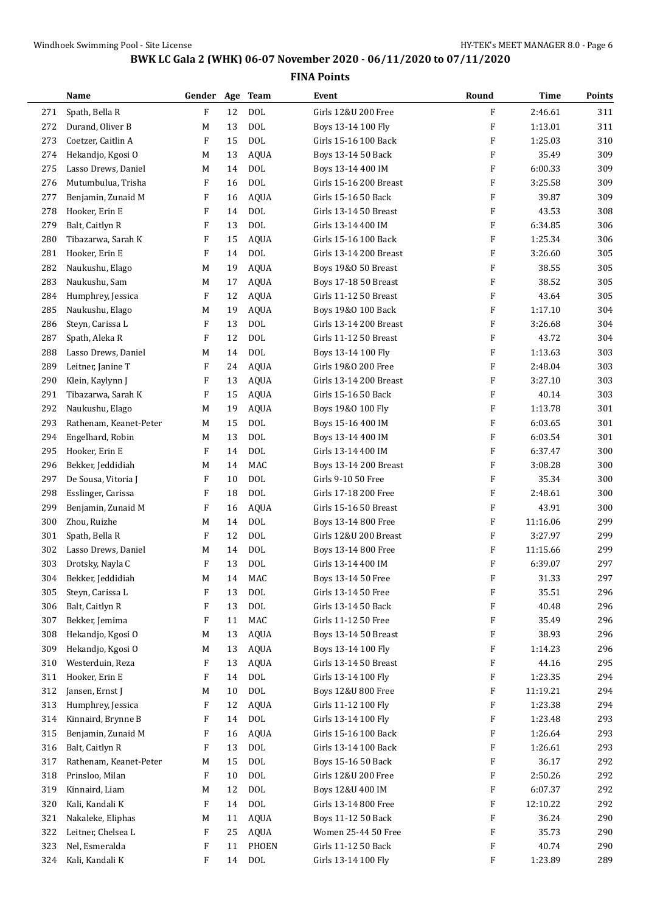# BWK LC Gala 2 (WHK) 06-07 November 2020 - 06/11/2020 to 07/11/2020

## FINA Points

| | Name | Gender | Age | Team | Event | Round | Time | Points |
|---|---|---|---|---|---|---|---|---|
| 271 | Spath, Bella R | F | 12 | DOL | Girls 12&U 200 Free | F | 2:46.61 | 311 |
| 272 | Durand, Oliver B | M | 13 | DOL | Boys 13-14 100 Fly | F | 1:13.01 | 311 |
| 273 | Coetzer, Caitlin A | F | 15 | DOL | Girls 15-16 100 Back | F | 1:25.03 | 310 |
| 274 | Hekandjo, Kgosi O | M | 13 | AQUA | Boys 13-14 50 Back | F | 35.49 | 309 |
| 275 | Lasso Drews, Daniel | M | 14 | DOL | Boys 13-14 400 IM | F | 6:00.33 | 309 |
| 276 | Mutumbulua, Trisha | F | 16 | DOL | Girls 15-16 200 Breast | F | 3:25.58 | 309 |
| 277 | Benjamin, Zunaid M | F | 16 | AQUA | Girls 15-16 50 Back | F | 39.87 | 309 |
| 278 | Hooker, Erin E | F | 14 | DOL | Girls 13-14 50 Breast | F | 43.53 | 308 |
| 279 | Balt, Caitlyn R | F | 13 | DOL | Girls 13-14 400 IM | F | 6:34.85 | 306 |
| 280 | Tibazarwa, Sarah K | F | 15 | AQUA | Girls 15-16 100 Back | F | 1:25.34 | 306 |
| 281 | Hooker, Erin E | F | 14 | DOL | Girls 13-14 200 Breast | F | 3:26.60 | 305 |
| 282 | Naukushu, Elago | M | 19 | AQUA | Boys 19&O 50 Breast | F | 38.55 | 305 |
| 283 | Naukushu, Sam | M | 17 | AQUA | Boys 17-18 50 Breast | F | 38.52 | 305 |
| 284 | Humphrey, Jessica | F | 12 | AQUA | Girls 11-12 50 Breast | F | 43.64 | 305 |
| 285 | Naukushu, Elago | M | 19 | AQUA | Boys 19&O 100 Back | F | 1:17.10 | 304 |
| 286 | Steyn, Carissa L | F | 13 | DOL | Girls 13-14 200 Breast | F | 3:26.68 | 304 |
| 287 | Spath, Aleka R | F | 12 | DOL | Girls 11-12 50 Breast | F | 43.72 | 304 |
| 288 | Lasso Drews, Daniel | M | 14 | DOL | Boys 13-14 100 Fly | F | 1:13.63 | 303 |
| 289 | Leitner, Janine T | F | 24 | AQUA | Girls 19&O 200 Free | F | 2:48.04 | 303 |
| 290 | Klein, Kaylynn J | F | 13 | AQUA | Girls 13-14 200 Breast | F | 3:27.10 | 303 |
| 291 | Tibazarwa, Sarah K | F | 15 | AQUA | Girls 15-16 50 Back | F | 40.14 | 303 |
| 292 | Naukushu, Elago | M | 19 | AQUA | Boys 19&O 100 Fly | F | 1:13.78 | 301 |
| 293 | Rathenam, Keanet-Peter | M | 15 | DOL | Boys 15-16 400 IM | F | 6:03.65 | 301 |
| 294 | Engelhard, Robin | M | 13 | DOL | Boys 13-14 400 IM | F | 6:03.54 | 301 |
| 295 | Hooker, Erin E | F | 14 | DOL | Girls 13-14 400 IM | F | 6:37.47 | 300 |
| 296 | Bekker, Jeddidiah | M | 14 | MAC | Boys 13-14 200 Breast | F | 3:08.28 | 300 |
| 297 | De Sousa, Vitoria J | F | 10 | DOL | Girls 9-10 50 Free | F | 35.34 | 300 |
| 298 | Esslinger, Carissa | F | 18 | DOL | Girls 17-18 200 Free | F | 2:48.61 | 300 |
| 299 | Benjamin, Zunaid M | F | 16 | AQUA | Girls 15-16 50 Breast | F | 43.91 | 300 |
| 300 | Zhou, Ruizhe | M | 14 | DOL | Boys 13-14 800 Free | F | 11:16.06 | 299 |
| 301 | Spath, Bella R | F | 12 | DOL | Girls 12&U 200 Breast | F | 3:27.97 | 299 |
| 302 | Lasso Drews, Daniel | M | 14 | DOL | Boys 13-14 800 Free | F | 11:15.66 | 299 |
| 303 | Drotsky, Nayla C | F | 13 | DOL | Girls 13-14 400 IM | F | 6:39.07 | 297 |
| 304 | Bekker, Jeddidiah | M | 14 | MAC | Boys 13-14 50 Free | F | 31.33 | 297 |
| 305 | Steyn, Carissa L | F | 13 | DOL | Girls 13-14 50 Free | F | 35.51 | 296 |
| 306 | Balt, Caitlyn R | F | 13 | DOL | Girls 13-14 50 Back | F | 40.48 | 296 |
| 307 | Bekker, Jemima | F | 11 | MAC | Girls 11-12 50 Free | F | 35.49 | 296 |
| 308 | Hekandjo, Kgosi O | M | 13 | AQUA | Boys 13-14 50 Breast | F | 38.93 | 296 |
| 309 | Hekandjo, Kgosi O | M | 13 | AQUA | Boys 13-14 100 Fly | F | 1:14.23 | 296 |
| 310 | Westerduin, Reza | F | 13 | AQUA | Girls 13-14 50 Breast | F | 44.16 | 295 |
| 311 | Hooker, Erin E | F | 14 | DOL | Girls 13-14 100 Fly | F | 1:23.35 | 294 |
| 312 | Jansen, Ernst J | M | 10 | DOL | Boys 12&U 800 Free | F | 11:19.21 | 294 |
| 313 | Humphrey, Jessica | F | 12 | AQUA | Girls 11-12 100 Fly | F | 1:23.38 | 294 |
| 314 | Kinnaird, Brynne B | F | 14 | DOL | Girls 13-14 100 Fly | F | 1:23.48 | 293 |
| 315 | Benjamin, Zunaid M | F | 16 | AQUA | Girls 15-16 100 Back | F | 1:26.64 | 293 |
| 316 | Balt, Caitlyn R | F | 13 | DOL | Girls 13-14 100 Back | F | 1:26.61 | 293 |
| 317 | Rathenam, Keanet-Peter | M | 15 | DOL | Boys 15-16 50 Back | F | 36.17 | 292 |
| 318 | Prinsloo, Milan | F | 10 | DOL | Girls 12&U 200 Free | F | 2:50.26 | 292 |
| 319 | Kinnaird, Liam | M | 12 | DOL | Boys 12&U 400 IM | F | 6:07.37 | 292 |
| 320 | Kali, Kandali K | F | 14 | DOL | Girls 13-14 800 Free | F | 12:10.22 | 292 |
| 321 | Nakaleke, Eliphas | M | 11 | AQUA | Boys 11-12 50 Back | F | 36.24 | 290 |
| 322 | Leitner, Chelsea L | F | 25 | AQUA | Women 25-44 50 Free | F | 35.73 | 290 |
| 323 | Nel, Esmeralda | F | 11 | PHOEN | Girls 11-12 50 Back | F | 40.74 | 290 |
| 324 | Kali, Kandali K | F | 14 | DOL | Girls 13-14 100 Fly | F | 1:23.89 | 289 |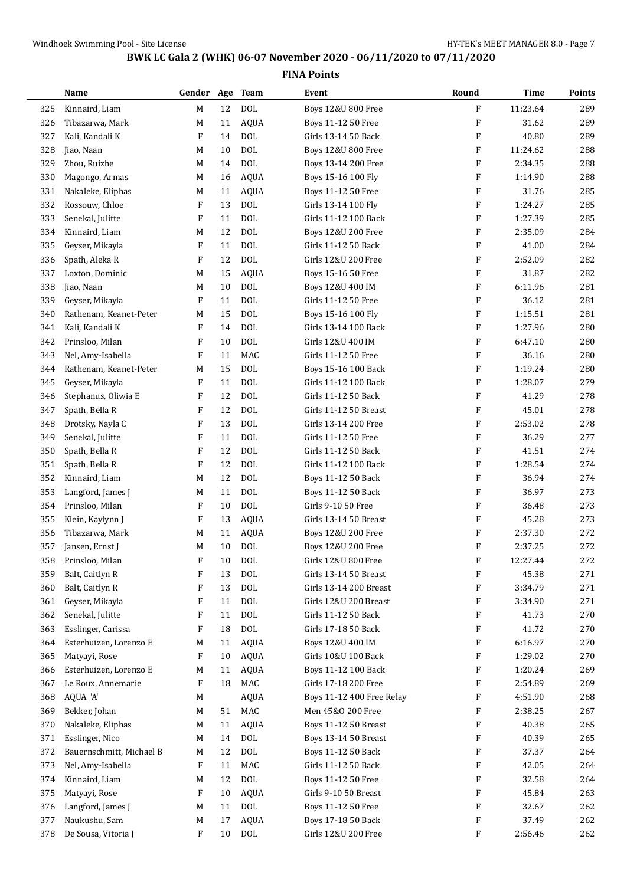# BWK LC Gala 2 (WHK) 06-07 November 2020 - 06/11/2020 to 07/11/2020

## FINA Points

| | Name | Gender | Age | Team | Event | Round | Time | Points |
|---|---|---|---|---|---|---|---|---|
| 325 | Kinnaird, Liam | M | 12 | DOL | Boys 12&U 800 Free | F | 11:23.64 | 289 |
| 326 | Tibazarwa, Mark | M | 11 | AQUA | Boys 11-12 50 Free | F | 31.62 | 289 |
| 327 | Kali, Kandali K | F | 14 | DOL | Girls 13-14 50 Back | F | 40.80 | 289 |
| 328 | Jiao, Naan | M | 10 | DOL | Boys 12&U 800 Free | F | 11:24.62 | 288 |
| 329 | Zhou, Ruizhe | M | 14 | DOL | Boys 13-14 200 Free | F | 2:34.35 | 288 |
| 330 | Magongo, Armas | M | 16 | AQUA | Boys 15-16 100 Fly | F | 1:14.90 | 288 |
| 331 | Nakaleke, Eliphas | M | 11 | AQUA | Boys 11-12 50 Free | F | 31.76 | 285 |
| 332 | Rossouw, Chloe | F | 13 | DOL | Girls 13-14 100 Fly | F | 1:24.27 | 285 |
| 333 | Senekal, Julitte | F | 11 | DOL | Girls 11-12 100 Back | F | 1:27.39 | 285 |
| 334 | Kinnaird, Liam | M | 12 | DOL | Boys 12&U 200 Free | F | 2:35.09 | 284 |
| 335 | Geyser, Mikayla | F | 11 | DOL | Girls 11-12 50 Back | F | 41.00 | 284 |
| 336 | Spath, Aleka R | F | 12 | DOL | Girls 12&U 200 Free | F | 2:52.09 | 282 |
| 337 | Loxton, Dominic | M | 15 | AQUA | Boys 15-16 50 Free | F | 31.87 | 282 |
| 338 | Jiao, Naan | M | 10 | DOL | Boys 12&U 400 IM | F | 6:11.96 | 281 |
| 339 | Geyser, Mikayla | F | 11 | DOL | Girls 11-12 50 Free | F | 36.12 | 281 |
| 340 | Rathenam, Keanet-Peter | M | 15 | DOL | Boys 15-16 100 Fly | F | 1:15.51 | 281 |
| 341 | Kali, Kandali K | F | 14 | DOL | Girls 13-14 100 Back | F | 1:27.96 | 280 |
| 342 | Prinsloo, Milan | F | 10 | DOL | Girls 12&U 400 IM | F | 6:47.10 | 280 |
| 343 | Nel, Amy-Isabella | F | 11 | MAC | Girls 11-12 50 Free | F | 36.16 | 280 |
| 344 | Rathenam, Keanet-Peter | M | 15 | DOL | Boys 15-16 100 Back | F | 1:19.24 | 280 |
| 345 | Geyser, Mikayla | F | 11 | DOL | Girls 11-12 100 Back | F | 1:28.07 | 279 |
| 346 | Stephanus, Oliwia E | F | 12 | DOL | Girls 11-12 50 Back | F | 41.29 | 278 |
| 347 | Spath, Bella R | F | 12 | DOL | Girls 11-12 50 Breast | F | 45.01 | 278 |
| 348 | Drotsky, Nayla C | F | 13 | DOL | Girls 13-14 200 Free | F | 2:53.02 | 278 |
| 349 | Senekal, Julitte | F | 11 | DOL | Girls 11-12 50 Free | F | 36.29 | 277 |
| 350 | Spath, Bella R | F | 12 | DOL | Girls 11-12 50 Back | F | 41.51 | 274 |
| 351 | Spath, Bella R | F | 12 | DOL | Girls 11-12 100 Back | F | 1:28.54 | 274 |
| 352 | Kinnaird, Liam | M | 12 | DOL | Boys 11-12 50 Back | F | 36.94 | 274 |
| 353 | Langford, James J | M | 11 | DOL | Boys 11-12 50 Back | F | 36.97 | 273 |
| 354 | Prinsloo, Milan | F | 10 | DOL | Girls 9-10 50 Free | F | 36.48 | 273 |
| 355 | Klein, Kaylynn J | F | 13 | AQUA | Girls 13-14 50 Breast | F | 45.28 | 273 |
| 356 | Tibazarwa, Mark | M | 11 | AQUA | Boys 12&U 200 Free | F | 2:37.30 | 272 |
| 357 | Jansen, Ernst J | M | 10 | DOL | Boys 12&U 200 Free | F | 2:37.25 | 272 |
| 358 | Prinsloo, Milan | F | 10 | DOL | Girls 12&U 800 Free | F | 12:27.44 | 272 |
| 359 | Balt, Caitlyn R | F | 13 | DOL | Girls 13-14 50 Breast | F | 45.38 | 271 |
| 360 | Balt, Caitlyn R | F | 13 | DOL | Girls 13-14 200 Breast | F | 3:34.79 | 271 |
| 361 | Geyser, Mikayla | F | 11 | DOL | Girls 12&U 200 Breast | F | 3:34.90 | 271 |
| 362 | Senekal, Julitte | F | 11 | DOL | Girls 11-12 50 Back | F | 41.73 | 270 |
| 363 | Esslinger, Carissa | F | 18 | DOL | Girls 17-18 50 Back | F | 41.72 | 270 |
| 364 | Esterhuizen, Lorenzo E | M | 11 | AQUA | Boys 12&U 400 IM | F | 6:16.97 | 270 |
| 365 | Matyayi, Rose | F | 10 | AQUA | Girls 10&U 100 Back | F | 1:29.02 | 270 |
| 366 | Esterhuizen, Lorenzo E | M | 11 | AQUA | Boys 11-12 100 Back | F | 1:20.24 | 269 |
| 367 | Le Roux, Annemarie | F | 18 | MAC | Girls 17-18 200 Free | F | 2:54.89 | 269 |
| 368 | AQUA 'A' | M | | AQUA | Boys 11-12 400 Free Relay | F | 4:51.90 | 268 |
| 369 | Bekker, Johan | M | 51 | MAC | Men 45&O 200 Free | F | 2:38.25 | 267 |
| 370 | Nakaleke, Eliphas | M | 11 | AQUA | Boys 11-12 50 Breast | F | 40.38 | 265 |
| 371 | Esslinger, Nico | M | 14 | DOL | Boys 13-14 50 Breast | F | 40.39 | 265 |
| 372 | Bauernschmitt, Michael B | M | 12 | DOL | Boys 11-12 50 Back | F | 37.37 | 264 |
| 373 | Nel, Amy-Isabella | F | 11 | MAC | Girls 11-12 50 Back | F | 42.05 | 264 |
| 374 | Kinnaird, Liam | M | 12 | DOL | Boys 11-12 50 Free | F | 32.58 | 264 |
| 375 | Matyayi, Rose | F | 10 | AQUA | Girls 9-10 50 Breast | F | 45.84 | 263 |
| 376 | Langford, James J | M | 11 | DOL | Boys 11-12 50 Free | F | 32.67 | 262 |
| 377 | Naukushu, Sam | M | 17 | AQUA | Boys 17-18 50 Back | F | 37.49 | 262 |
| 378 | De Sousa, Vitoria J | F | 10 | DOL | Girls 12&U 200 Free | F | 2:56.46 | 262 |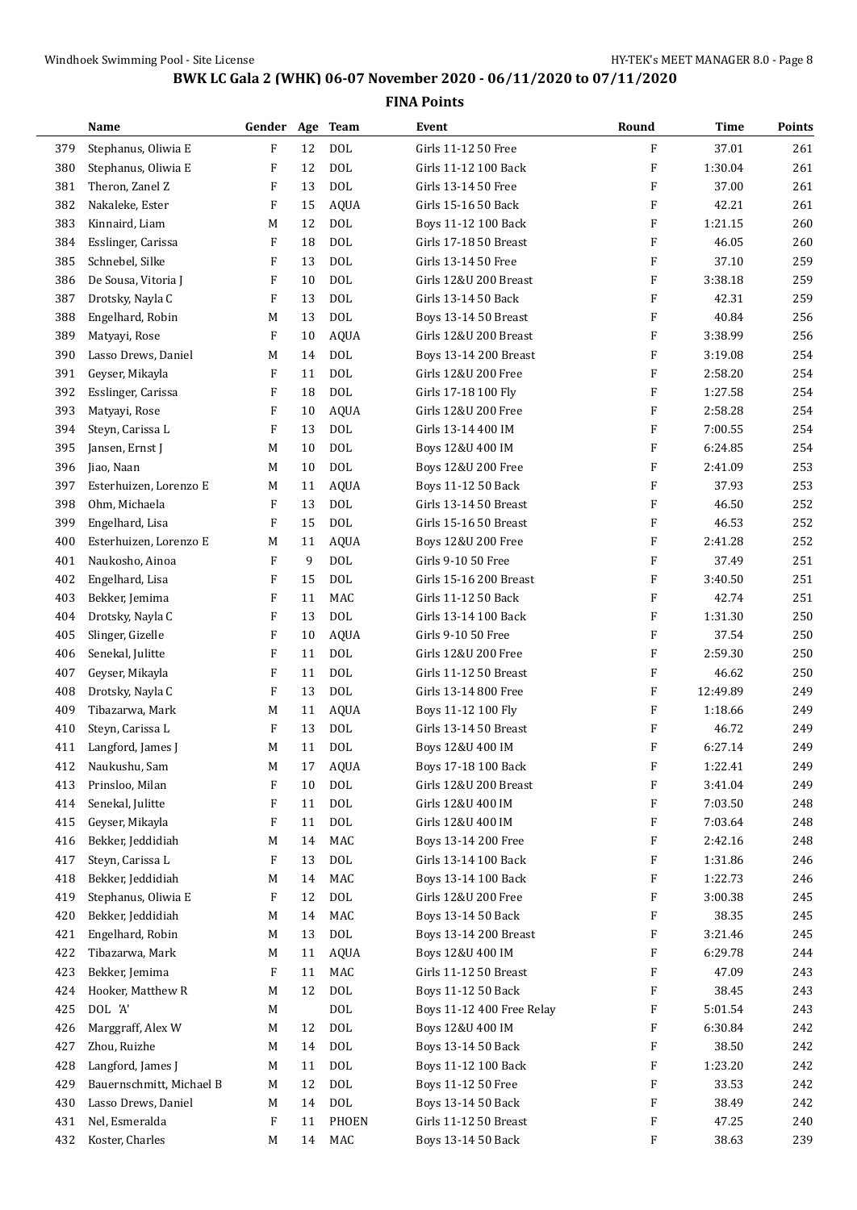# BWK LC Gala 2 (WHK) 06-07 November 2020 - 06/11/2020 to 07/11/2020

## FINA Points

| | Name | Gender | Age | Team | Event | Round | Time | Points |
|---|---|---|---|---|---|---|---|---|
| 379 | Stephanus, Oliwia E | F | 12 | DOL | Girls 11-12 50 Free | F | 37.01 | 261 |
| 380 | Stephanus, Oliwia E | F | 12 | DOL | Girls 11-12 100 Back | F | 1:30.04 | 261 |
| 381 | Theron, Zanel Z | F | 13 | DOL | Girls 13-14 50 Free | F | 37.00 | 261 |
| 382 | Nakaleke, Ester | F | 15 | AQUA | Girls 15-16 50 Back | F | 42.21 | 261 |
| 383 | Kinnaird, Liam | M | 12 | DOL | Boys 11-12 100 Back | F | 1:21.15 | 260 |
| 384 | Esslinger, Carissa | F | 18 | DOL | Girls 17-18 50 Breast | F | 46.05 | 260 |
| 385 | Schnebel, Silke | F | 13 | DOL | Girls 13-14 50 Free | F | 37.10 | 259 |
| 386 | De Sousa, Vitoria J | F | 10 | DOL | Girls 12&U 200 Breast | F | 3:38.18 | 259 |
| 387 | Drotsky, Nayla C | F | 13 | DOL | Girls 13-14 50 Back | F | 42.31 | 259 |
| 388 | Engelhard, Robin | M | 13 | DOL | Boys 13-14 50 Breast | F | 40.84 | 256 |
| 389 | Matyayi, Rose | F | 10 | AQUA | Girls 12&U 200 Breast | F | 3:38.99 | 256 |
| 390 | Lasso Drews, Daniel | M | 14 | DOL | Boys 13-14 200 Breast | F | 3:19.08 | 254 |
| 391 | Geyser, Mikayla | F | 11 | DOL | Girls 12&U 200 Free | F | 2:58.20 | 254 |
| 392 | Esslinger, Carissa | F | 18 | DOL | Girls 17-18 100 Fly | F | 1:27.58 | 254 |
| 393 | Matyayi, Rose | F | 10 | AQUA | Girls 12&U 200 Free | F | 2:58.28 | 254 |
| 394 | Steyn, Carissa L | F | 13 | DOL | Girls 13-14 400 IM | F | 7:00.55 | 254 |
| 395 | Jansen, Ernst J | M | 10 | DOL | Boys 12&U 400 IM | F | 6:24.85 | 254 |
| 396 | Jiao, Naan | M | 10 | DOL | Boys 12&U 200 Free | F | 2:41.09 | 253 |
| 397 | Esterhuizen, Lorenzo E | M | 11 | AQUA | Boys 11-12 50 Back | F | 37.93 | 253 |
| 398 | Ohm, Michaela | F | 13 | DOL | Girls 13-14 50 Breast | F | 46.50 | 252 |
| 399 | Engelhard, Lisa | F | 15 | DOL | Girls 15-16 50 Breast | F | 46.53 | 252 |
| 400 | Esterhuizen, Lorenzo E | M | 11 | AQUA | Boys 12&U 200 Free | F | 2:41.28 | 252 |
| 401 | Naukosho, Ainoa | F | 9 | DOL | Girls 9-10 50 Free | F | 37.49 | 251 |
| 402 | Engelhard, Lisa | F | 15 | DOL | Girls 15-16 200 Breast | F | 3:40.50 | 251 |
| 403 | Bekker, Jemima | F | 11 | MAC | Girls 11-12 50 Back | F | 42.74 | 251 |
| 404 | Drotsky, Nayla C | F | 13 | DOL | Girls 13-14 100 Back | F | 1:31.30 | 250 |
| 405 | Slinger, Gizelle | F | 10 | AQUA | Girls 9-10 50 Free | F | 37.54 | 250 |
| 406 | Senekal, Julitte | F | 11 | DOL | Girls 12&U 200 Free | F | 2:59.30 | 250 |
| 407 | Geyser, Mikayla | F | 11 | DOL | Girls 11-12 50 Breast | F | 46.62 | 250 |
| 408 | Drotsky, Nayla C | F | 13 | DOL | Girls 13-14 800 Free | F | 12:49.89 | 249 |
| 409 | Tibazarwa, Mark | M | 11 | AQUA | Boys 11-12 100 Fly | F | 1:18.66 | 249 |
| 410 | Steyn, Carissa L | F | 13 | DOL | Girls 13-14 50 Breast | F | 46.72 | 249 |
| 411 | Langford, James J | M | 11 | DOL | Boys 12&U 400 IM | F | 6:27.14 | 249 |
| 412 | Naukushu, Sam | M | 17 | AQUA | Boys 17-18 100 Back | F | 1:22.41 | 249 |
| 413 | Prinsloo, Milan | F | 10 | DOL | Girls 12&U 200 Breast | F | 3:41.04 | 249 |
| 414 | Senekal, Julitte | F | 11 | DOL | Girls 12&U 400 IM | F | 7:03.50 | 248 |
| 415 | Geyser, Mikayla | F | 11 | DOL | Girls 12&U 400 IM | F | 7:03.64 | 248 |
| 416 | Bekker, Jeddidiah | M | 14 | MAC | Boys 13-14 200 Free | F | 2:42.16 | 248 |
| 417 | Steyn, Carissa L | F | 13 | DOL | Girls 13-14 100 Back | F | 1:31.86 | 246 |
| 418 | Bekker, Jeddidiah | M | 14 | MAC | Boys 13-14 100 Back | F | 1:22.73 | 246 |
| 419 | Stephanus, Oliwia E | F | 12 | DOL | Girls 12&U 200 Free | F | 3:00.38 | 245 |
| 420 | Bekker, Jeddidiah | M | 14 | MAC | Boys 13-14 50 Back | F | 38.35 | 245 |
| 421 | Engelhard, Robin | M | 13 | DOL | Boys 13-14 200 Breast | F | 3:21.46 | 245 |
| 422 | Tibazarwa, Mark | M | 11 | AQUA | Boys 12&U 400 IM | F | 6:29.78 | 244 |
| 423 | Bekker, Jemima | F | 11 | MAC | Girls 11-12 50 Breast | F | 47.09 | 243 |
| 424 | Hooker, Matthew R | M | 12 | DOL | Boys 11-12 50 Back | F | 38.45 | 243 |
| 425 | DOL 'A' | M | | DOL | Boys 11-12 400 Free Relay | F | 5:01.54 | 243 |
| 426 | Marggraff, Alex W | M | 12 | DOL | Boys 12&U 400 IM | F | 6:30.84 | 242 |
| 427 | Zhou, Ruizhe | M | 14 | DOL | Boys 13-14 50 Back | F | 38.50 | 242 |
| 428 | Langford, James J | M | 11 | DOL | Boys 11-12 100 Back | F | 1:23.20 | 242 |
| 429 | Bauernschmitt, Michael B | M | 12 | DOL | Boys 11-12 50 Free | F | 33.53 | 242 |
| 430 | Lasso Drews, Daniel | M | 14 | DOL | Boys 13-14 50 Back | F | 38.49 | 242 |
| 431 | Nel, Esmeralda | F | 11 | PHOEN | Girls 11-12 50 Breast | F | 47.25 | 240 |
| 432 | Koster, Charles | M | 14 | MAC | Boys 13-14 50 Back | F | 38.63 | 239 |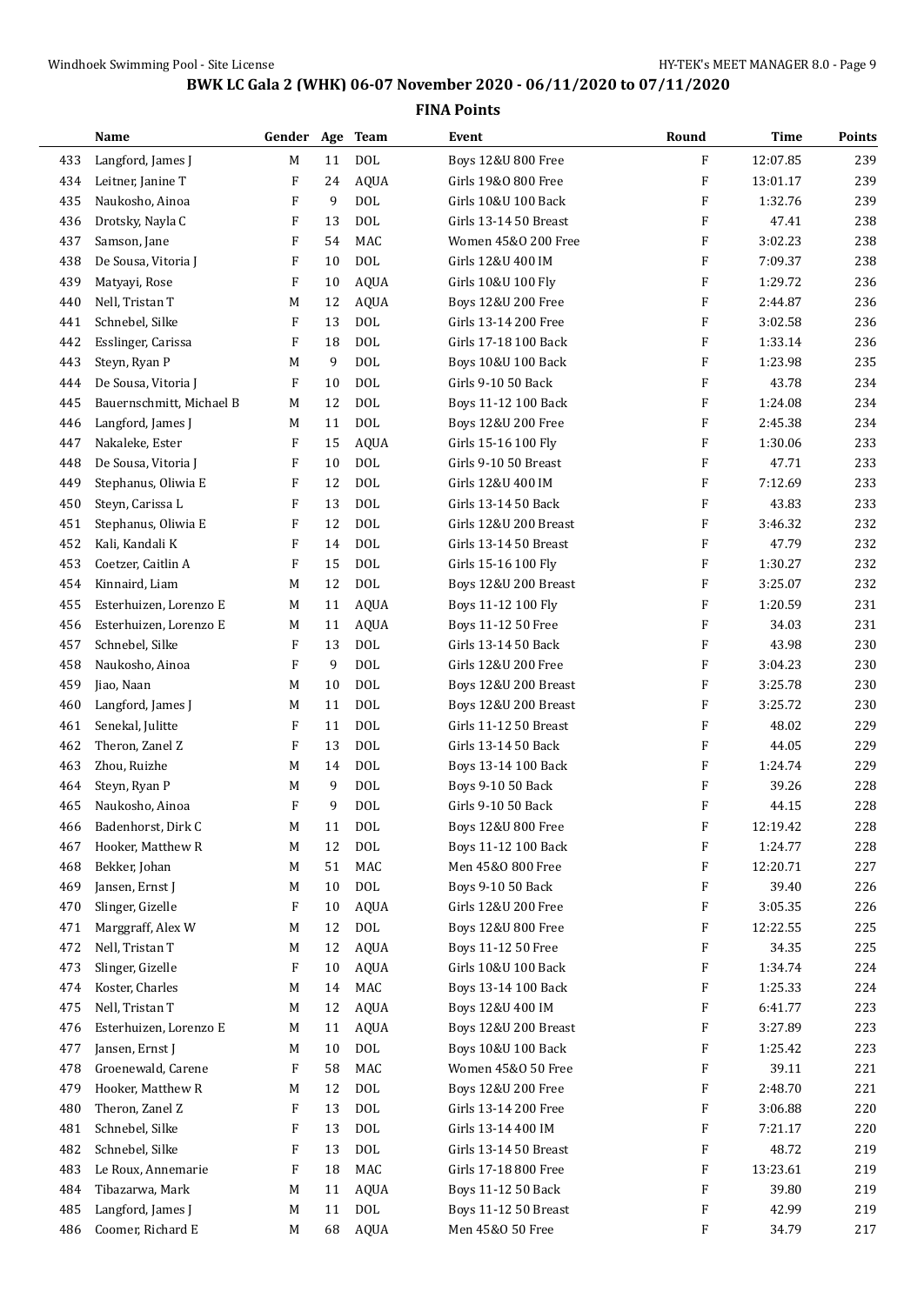## BWK LC Gala 2 (WHK) 06-07 November 2020 - 06/11/2020 to 07/11/2020

### FINA Points

| | Name | Gender | Age | Team | Event | Round | Time | Points |
|---|---|---|---|---|---|---|---|---|
| 433 | Langford, James J | M | 11 | DOL | Boys 12&U 800 Free | F | 12:07.85 | 239 |
| 434 | Leitner, Janine T | F | 24 | AQUA | Girls 19&O 800 Free | F | 13:01.17 | 239 |
| 435 | Naukosho, Ainoa | F | 9 | DOL | Girls 10&U 100 Back | F | 1:32.76 | 239 |
| 436 | Drotsky, Nayla C | F | 13 | DOL | Girls 13-14 50 Breast | F | 47.41 | 238 |
| 437 | Samson, Jane | F | 54 | MAC | Women 45&O 200 Free | F | 3:02.23 | 238 |
| 438 | De Sousa, Vitoria J | F | 10 | DOL | Girls 12&U 400 IM | F | 7:09.37 | 238 |
| 439 | Matyayi, Rose | F | 10 | AQUA | Girls 10&U 100 Fly | F | 1:29.72 | 236 |
| 440 | Nell, Tristan T | M | 12 | AQUA | Boys 12&U 200 Free | F | 2:44.87 | 236 |
| 441 | Schnebel, Silke | F | 13 | DOL | Girls 13-14 200 Free | F | 3:02.58 | 236 |
| 442 | Esslinger, Carissa | F | 18 | DOL | Girls 17-18 100 Back | F | 1:33.14 | 236 |
| 443 | Steyn, Ryan P | M | 9 | DOL | Boys 10&U 100 Back | F | 1:23.98 | 235 |
| 444 | De Sousa, Vitoria J | F | 10 | DOL | Girls 9-10 50 Back | F | 43.78 | 234 |
| 445 | Bauernschmitt, Michael B | M | 12 | DOL | Boys 11-12 100 Back | F | 1:24.08 | 234 |
| 446 | Langford, James J | M | 11 | DOL | Boys 12&U 200 Free | F | 2:45.38 | 234 |
| 447 | Nakaleke, Ester | F | 15 | AQUA | Girls 15-16 100 Fly | F | 1:30.06 | 233 |
| 448 | De Sousa, Vitoria J | F | 10 | DOL | Girls 9-10 50 Breast | F | 47.71 | 233 |
| 449 | Stephanus, Oliwia E | F | 12 | DOL | Girls 12&U 400 IM | F | 7:12.69 | 233 |
| 450 | Steyn, Carissa L | F | 13 | DOL | Girls 13-14 50 Back | F | 43.83 | 233 |
| 451 | Stephanus, Oliwia E | F | 12 | DOL | Girls 12&U 200 Breast | F | 3:46.32 | 232 |
| 452 | Kali, Kandali K | F | 14 | DOL | Girls 13-14 50 Breast | F | 47.79 | 232 |
| 453 | Coetzer, Caitlin A | F | 15 | DOL | Girls 15-16 100 Fly | F | 1:30.27 | 232 |
| 454 | Kinnaird, Liam | M | 12 | DOL | Boys 12&U 200 Breast | F | 3:25.07 | 232 |
| 455 | Esterhuizen, Lorenzo E | M | 11 | AQUA | Boys 11-12 100 Fly | F | 1:20.59 | 231 |
| 456 | Esterhuizen, Lorenzo E | M | 11 | AQUA | Boys 11-12 50 Free | F | 34.03 | 231 |
| 457 | Schnebel, Silke | F | 13 | DOL | Girls 13-14 50 Back | F | 43.98 | 230 |
| 458 | Naukosho, Ainoa | F | 9 | DOL | Girls 12&U 200 Free | F | 3:04.23 | 230 |
| 459 | Jiao, Naan | M | 10 | DOL | Boys 12&U 200 Breast | F | 3:25.78 | 230 |
| 460 | Langford, James J | M | 11 | DOL | Boys 12&U 200 Breast | F | 3:25.72 | 230 |
| 461 | Senekal, Julitte | F | 11 | DOL | Girls 11-12 50 Breast | F | 48.02 | 229 |
| 462 | Theron, Zanel Z | F | 13 | DOL | Girls 13-14 50 Back | F | 44.05 | 229 |
| 463 | Zhou, Ruizhe | M | 14 | DOL | Boys 13-14 100 Back | F | 1:24.74 | 229 |
| 464 | Steyn, Ryan P | M | 9 | DOL | Boys 9-10 50 Back | F | 39.26 | 228 |
| 465 | Naukosho, Ainoa | F | 9 | DOL | Girls 9-10 50 Back | F | 44.15 | 228 |
| 466 | Badenhorst, Dirk C | M | 11 | DOL | Boys 12&U 800 Free | F | 12:19.42 | 228 |
| 467 | Hooker, Matthew R | M | 12 | DOL | Boys 11-12 100 Back | F | 1:24.77 | 228 |
| 468 | Bekker, Johan | M | 51 | MAC | Men 45&O 800 Free | F | 12:20.71 | 227 |
| 469 | Jansen, Ernst J | M | 10 | DOL | Boys 9-10 50 Back | F | 39.40 | 226 |
| 470 | Slinger, Gizelle | F | 10 | AQUA | Girls 12&U 200 Free | F | 3:05.35 | 226 |
| 471 | Marggraff, Alex W | M | 12 | DOL | Boys 12&U 800 Free | F | 12:22.55 | 225 |
| 472 | Nell, Tristan T | M | 12 | AQUA | Boys 11-12 50 Free | F | 34.35 | 225 |
| 473 | Slinger, Gizelle | F | 10 | AQUA | Girls 10&U 100 Back | F | 1:34.74 | 224 |
| 474 | Koster, Charles | M | 14 | MAC | Boys 13-14 100 Back | F | 1:25.33 | 224 |
| 475 | Nell, Tristan T | M | 12 | AQUA | Boys 12&U 400 IM | F | 6:41.77 | 223 |
| 476 | Esterhuizen, Lorenzo E | M | 11 | AQUA | Boys 12&U 200 Breast | F | 3:27.89 | 223 |
| 477 | Jansen, Ernst J | M | 10 | DOL | Boys 10&U 100 Back | F | 1:25.42 | 223 |
| 478 | Groenewald, Carene | F | 58 | MAC | Women 45&O 50 Free | F | 39.11 | 221 |
| 479 | Hooker, Matthew R | M | 12 | DOL | Boys 12&U 200 Free | F | 2:48.70 | 221 |
| 480 | Theron, Zanel Z | F | 13 | DOL | Girls 13-14 200 Free | F | 3:06.88 | 220 |
| 481 | Schnebel, Silke | F | 13 | DOL | Girls 13-14 400 IM | F | 7:21.17 | 220 |
| 482 | Schnebel, Silke | F | 13 | DOL | Girls 13-14 50 Breast | F | 48.72 | 219 |
| 483 | Le Roux, Annemarie | F | 18 | MAC | Girls 17-18 800 Free | F | 13:23.61 | 219 |
| 484 | Tibazarwa, Mark | M | 11 | AQUA | Boys 11-12 50 Back | F | 39.80 | 219 |
| 485 | Langford, James J | M | 11 | DOL | Boys 11-12 50 Breast | F | 42.99 | 219 |
| 486 | Coomer, Richard E | M | 68 | AQUA | Men 45&O 50 Free | F | 34.79 | 217 |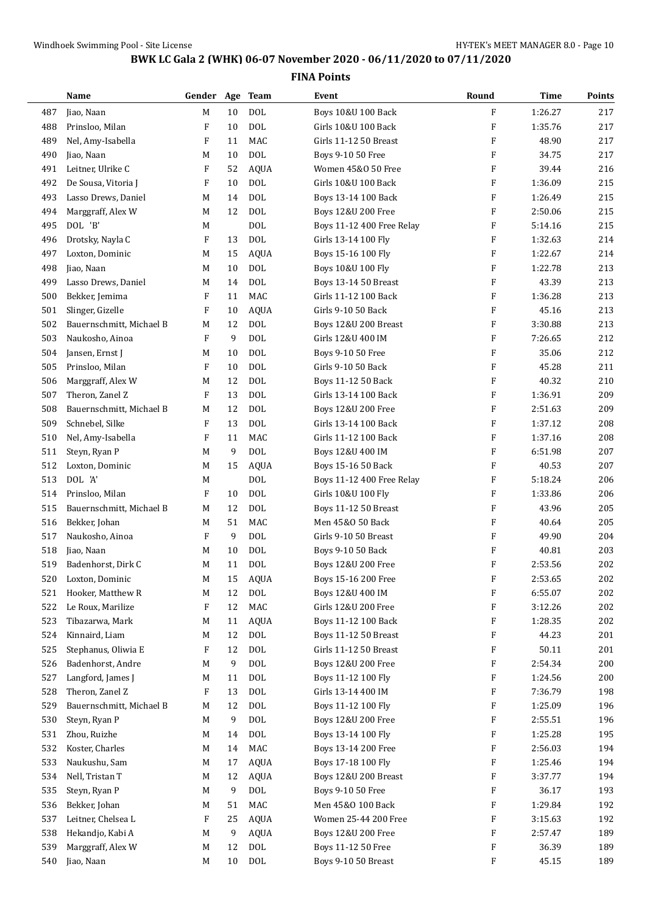## BWK LC Gala 2 (WHK) 06-07 November 2020 - 06/11/2020 to 07/11/2020

### FINA Points

| | Name | Gender | Age | Team | Event | Round | Time | Points |
|---|---|---|---|---|---|---|---|---|
| 487 | Jiao, Naan | M | 10 | DOL | Boys 10&U 100 Back | F | 1:26.27 | 217 |
| 488 | Prinsloo, Milan | F | 10 | DOL | Girls 10&U 100 Back | F | 1:35.76 | 217 |
| 489 | Nel, Amy-Isabella | F | 11 | MAC | Girls 11-12 50 Breast | F | 48.90 | 217 |
| 490 | Jiao, Naan | M | 10 | DOL | Boys 9-10 50 Free | F | 34.75 | 217 |
| 491 | Leitner, Ulrike C | F | 52 | AQUA | Women 45&O 50 Free | F | 39.44 | 216 |
| 492 | De Sousa, Vitoria J | F | 10 | DOL | Girls 10&U 100 Back | F | 1:36.09 | 215 |
| 493 | Lasso Drews, Daniel | M | 14 | DOL | Boys 13-14 100 Back | F | 1:26.49 | 215 |
| 494 | Marggraff, Alex W | M | 12 | DOL | Boys 12&U 200 Free | F | 2:50.06 | 215 |
| 495 | DOL 'B' | M | | DOL | Boys 11-12 400 Free Relay | F | 5:14.16 | 215 |
| 496 | Drotsky, Nayla C | F | 13 | DOL | Girls 13-14 100 Fly | F | 1:32.63 | 214 |
| 497 | Loxton, Dominic | M | 15 | AQUA | Boys 15-16 100 Fly | F | 1:22.67 | 214 |
| 498 | Jiao, Naan | M | 10 | DOL | Boys 10&U 100 Fly | F | 1:22.78 | 213 |
| 499 | Lasso Drews, Daniel | M | 14 | DOL | Boys 13-14 50 Breast | F | 43.39 | 213 |
| 500 | Bekker, Jemima | F | 11 | MAC | Girls 11-12 100 Back | F | 1:36.28 | 213 |
| 501 | Slinger, Gizelle | F | 10 | AQUA | Girls 9-10 50 Back | F | 45.16 | 213 |
| 502 | Bauernschmitt, Michael B | M | 12 | DOL | Boys 12&U 200 Breast | F | 3:30.88 | 213 |
| 503 | Naukosho, Ainoa | F | 9 | DOL | Girls 12&U 400 IM | F | 7:26.65 | 212 |
| 504 | Jansen, Ernst J | M | 10 | DOL | Boys 9-10 50 Free | F | 35.06 | 212 |
| 505 | Prinsloo, Milan | F | 10 | DOL | Girls 9-10 50 Back | F | 45.28 | 211 |
| 506 | Marggraff, Alex W | M | 12 | DOL | Boys 11-12 50 Back | F | 40.32 | 210 |
| 507 | Theron, Zanel Z | F | 13 | DOL | Girls 13-14 100 Back | F | 1:36.91 | 209 |
| 508 | Bauernschmitt, Michael B | M | 12 | DOL | Boys 12&U 200 Free | F | 2:51.63 | 209 |
| 509 | Schnebel, Silke | F | 13 | DOL | Girls 13-14 100 Back | F | 1:37.12 | 208 |
| 510 | Nel, Amy-Isabella | F | 11 | MAC | Girls 11-12 100 Back | F | 1:37.16 | 208 |
| 511 | Steyn, Ryan P | M | 9 | DOL | Boys 12&U 400 IM | F | 6:51.98 | 207 |
| 512 | Loxton, Dominic | M | 15 | AQUA | Boys 15-16 50 Back | F | 40.53 | 207 |
| 513 | DOL 'A' | M | | DOL | Boys 11-12 400 Free Relay | F | 5:18.24 | 206 |
| 514 | Prinsloo, Milan | F | 10 | DOL | Girls 10&U 100 Fly | F | 1:33.86 | 206 |
| 515 | Bauernschmitt, Michael B | M | 12 | DOL | Boys 11-12 50 Breast | F | 43.96 | 205 |
| 516 | Bekker, Johan | M | 51 | MAC | Men 45&O 50 Back | F | 40.64 | 205 |
| 517 | Naukosho, Ainoa | F | 9 | DOL | Girls 9-10 50 Breast | F | 49.90 | 204 |
| 518 | Jiao, Naan | M | 10 | DOL | Boys 9-10 50 Back | F | 40.81 | 203 |
| 519 | Badenhorst, Dirk C | M | 11 | DOL | Boys 12&U 200 Free | F | 2:53.56 | 202 |
| 520 | Loxton, Dominic | M | 15 | AQUA | Boys 15-16 200 Free | F | 2:53.65 | 202 |
| 521 | Hooker, Matthew R | M | 12 | DOL | Boys 12&U 400 IM | F | 6:55.07 | 202 |
| 522 | Le Roux, Marilize | F | 12 | MAC | Girls 12&U 200 Free | F | 3:12.26 | 202 |
| 523 | Tibazarwa, Mark | M | 11 | AQUA | Boys 11-12 100 Back | F | 1:28.35 | 202 |
| 524 | Kinnaird, Liam | M | 12 | DOL | Boys 11-12 50 Breast | F | 44.23 | 201 |
| 525 | Stephanus, Oliwia E | F | 12 | DOL | Girls 11-12 50 Breast | F | 50.11 | 201 |
| 526 | Badenhorst, Andre | M | 9 | DOL | Boys 12&U 200 Free | F | 2:54.34 | 200 |
| 527 | Langford, James J | M | 11 | DOL | Boys 11-12 100 Fly | F | 1:24.56 | 200 |
| 528 | Theron, Zanel Z | F | 13 | DOL | Girls 13-14 400 IM | F | 7:36.79 | 198 |
| 529 | Bauernschmitt, Michael B | M | 12 | DOL | Boys 11-12 100 Fly | F | 1:25.09 | 196 |
| 530 | Steyn, Ryan P | M | 9 | DOL | Boys 12&U 200 Free | F | 2:55.51 | 196 |
| 531 | Zhou, Ruizhe | M | 14 | DOL | Boys 13-14 100 Fly | F | 1:25.28 | 195 |
| 532 | Koster, Charles | M | 14 | MAC | Boys 13-14 200 Free | F | 2:56.03 | 194 |
| 533 | Naukushu, Sam | M | 17 | AQUA | Boys 17-18 100 Fly | F | 1:25.46 | 194 |
| 534 | Nell, Tristan T | M | 12 | AQUA | Boys 12&U 200 Breast | F | 3:37.77 | 194 |
| 535 | Steyn, Ryan P | M | 9 | DOL | Boys 9-10 50 Free | F | 36.17 | 193 |
| 536 | Bekker, Johan | M | 51 | MAC | Men 45&O 100 Back | F | 1:29.84 | 192 |
| 537 | Leitner, Chelsea L | F | 25 | AQUA | Women 25-44 200 Free | F | 3:15.63 | 192 |
| 538 | Hekandjo, Kabi A | M | 9 | AQUA | Boys 12&U 200 Free | F | 2:57.47 | 189 |
| 539 | Marggraff, Alex W | M | 12 | DOL | Boys 11-12 50 Free | F | 36.39 | 189 |
| 540 | Jiao, Naan | M | 10 | DOL | Boys 9-10 50 Breast | F | 45.15 | 189 |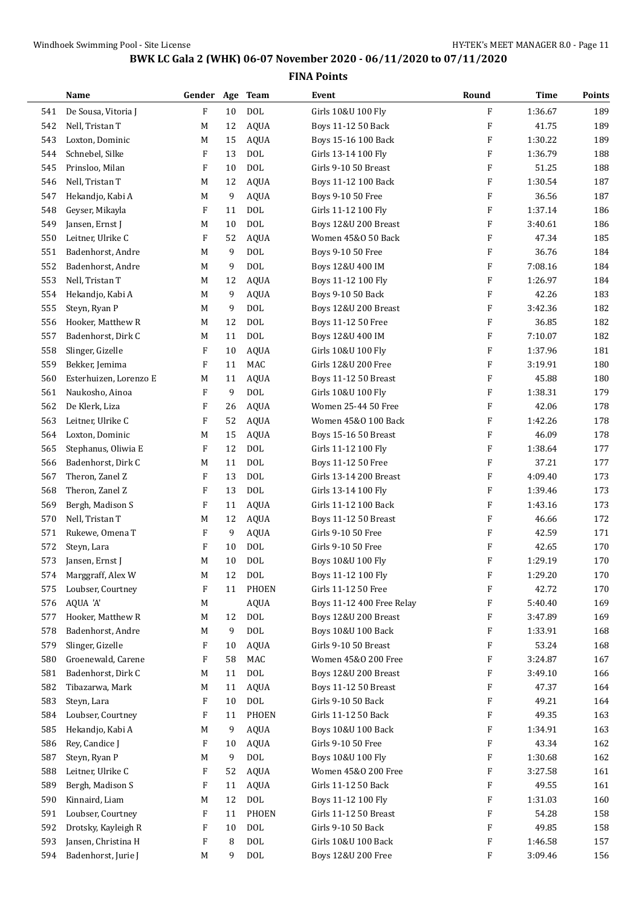# BWK LC Gala 2 (WHK) 06-07 November 2020 - 06/11/2020 to 07/11/2020

## FINA Points

| | Name | Gender | Age | Team | Event | Round | Time | Points |
|---|---|---|---|---|---|---|---|---|
| 541 | De Sousa, Vitoria J | F | 10 | DOL | Girls 10&U 100 Fly | F | 1:36.67 | 189 |
| 542 | Nell, Tristan T | M | 12 | AQUA | Boys 11-12 50 Back | F | 41.75 | 189 |
| 543 | Loxton, Dominic | M | 15 | AQUA | Boys 15-16 100 Back | F | 1:30.22 | 189 |
| 544 | Schnebel, Silke | F | 13 | DOL | Girls 13-14 100 Fly | F | 1:36.79 | 188 |
| 545 | Prinsloo, Milan | F | 10 | DOL | Girls 9-10 50 Breast | F | 51.25 | 188 |
| 546 | Nell, Tristan T | M | 12 | AQUA | Boys 11-12 100 Back | F | 1:30.54 | 187 |
| 547 | Hekandjo, Kabi A | M | 9 | AQUA | Boys 9-10 50 Free | F | 36.56 | 187 |
| 548 | Geyser, Mikayla | F | 11 | DOL | Girls 11-12 100 Fly | F | 1:37.14 | 186 |
| 549 | Jansen, Ernst J | M | 10 | DOL | Boys 12&U 200 Breast | F | 3:40.61 | 186 |
| 550 | Leitner, Ulrike C | F | 52 | AQUA | Women 45&O 50 Back | F | 47.34 | 185 |
| 551 | Badenhorst, Andre | M | 9 | DOL | Boys 9-10 50 Free | F | 36.76 | 184 |
| 552 | Badenhorst, Andre | M | 9 | DOL | Boys 12&U 400 IM | F | 7:08.16 | 184 |
| 553 | Nell, Tristan T | M | 12 | AQUA | Boys 11-12 100 Fly | F | 1:26.97 | 184 |
| 554 | Hekandjo, Kabi A | M | 9 | AQUA | Boys 9-10 50 Back | F | 42.26 | 183 |
| 555 | Steyn, Ryan P | M | 9 | DOL | Boys 12&U 200 Breast | F | 3:42.36 | 182 |
| 556 | Hooker, Matthew R | M | 12 | DOL | Boys 11-12 50 Free | F | 36.85 | 182 |
| 557 | Badenhorst, Dirk C | M | 11 | DOL | Boys 12&U 400 IM | F | 7:10.07 | 182 |
| 558 | Slinger, Gizelle | F | 10 | AQUA | Girls 10&U 100 Fly | F | 1:37.96 | 181 |
| 559 | Bekker, Jemima | F | 11 | MAC | Girls 12&U 200 Free | F | 3:19.91 | 180 |
| 560 | Esterhuizen, Lorenzo E | M | 11 | AQUA | Boys 11-12 50 Breast | F | 45.88 | 180 |
| 561 | Naukosho, Ainoa | F | 9 | DOL | Girls 10&U 100 Fly | F | 1:38.31 | 179 |
| 562 | De Klerk, Liza | F | 26 | AQUA | Women 25-44 50 Free | F | 42.06 | 178 |
| 563 | Leitner, Ulrike C | F | 52 | AQUA | Women 45&O 100 Back | F | 1:42.26 | 178 |
| 564 | Loxton, Dominic | M | 15 | AQUA | Boys 15-16 50 Breast | F | 46.09 | 178 |
| 565 | Stephanus, Oliwia E | F | 12 | DOL | Girls 11-12 100 Fly | F | 1:38.64 | 177 |
| 566 | Badenhorst, Dirk C | M | 11 | DOL | Boys 11-12 50 Free | F | 37.21 | 177 |
| 567 | Theron, Zanel Z | F | 13 | DOL | Girls 13-14 200 Breast | F | 4:09.40 | 173 |
| 568 | Theron, Zanel Z | F | 13 | DOL | Girls 13-14 100 Fly | F | 1:39.46 | 173 |
| 569 | Bergh, Madison S | F | 11 | AQUA | Girls 11-12 100 Back | F | 1:43.16 | 173 |
| 570 | Nell, Tristan T | M | 12 | AQUA | Boys 11-12 50 Breast | F | 46.66 | 172 |
| 571 | Rukewe, Omena T | F | 9 | AQUA | Girls 9-10 50 Free | F | 42.59 | 171 |
| 572 | Steyn, Lara | F | 10 | DOL | Girls 9-10 50 Free | F | 42.65 | 170 |
| 573 | Jansen, Ernst J | M | 10 | DOL | Boys 10&U 100 Fly | F | 1:29.19 | 170 |
| 574 | Marggraff, Alex W | M | 12 | DOL | Boys 11-12 100 Fly | F | 1:29.20 | 170 |
| 575 | Loubser, Courtney | F | 11 | PHOEN | Girls 11-12 50 Free | F | 42.72 | 170 |
| 576 | AQUA 'A' | M | | AQUA | Boys 11-12 400 Free Relay | F | 5:40.40 | 169 |
| 577 | Hooker, Matthew R | M | 12 | DOL | Boys 12&U 200 Breast | F | 3:47.89 | 169 |
| 578 | Badenhorst, Andre | M | 9 | DOL | Boys 10&U 100 Back | F | 1:33.91 | 168 |
| 579 | Slinger, Gizelle | F | 10 | AQUA | Girls 9-10 50 Breast | F | 53.24 | 168 |
| 580 | Groenewald, Carene | F | 58 | MAC | Women 45&O 200 Free | F | 3:24.87 | 167 |
| 581 | Badenhorst, Dirk C | M | 11 | DOL | Boys 12&U 200 Breast | F | 3:49.10 | 166 |
| 582 | Tibazarwa, Mark | M | 11 | AQUA | Boys 11-12 50 Breast | F | 47.37 | 164 |
| 583 | Steyn, Lara | F | 10 | DOL | Girls 9-10 50 Back | F | 49.21 | 164 |
| 584 | Loubser, Courtney | F | 11 | PHOEN | Girls 11-12 50 Back | F | 49.35 | 163 |
| 585 | Hekandjo, Kabi A | M | 9 | AQUA | Boys 10&U 100 Back | F | 1:34.91 | 163 |
| 586 | Rey, Candice J | F | 10 | AQUA | Girls 9-10 50 Free | F | 43.34 | 162 |
| 587 | Steyn, Ryan P | M | 9 | DOL | Boys 10&U 100 Fly | F | 1:30.68 | 162 |
| 588 | Leitner, Ulrike C | F | 52 | AQUA | Women 45&O 200 Free | F | 3:27.58 | 161 |
| 589 | Bergh, Madison S | F | 11 | AQUA | Girls 11-12 50 Back | F | 49.55 | 161 |
| 590 | Kinnaird, Liam | M | 12 | DOL | Boys 11-12 100 Fly | F | 1:31.03 | 160 |
| 591 | Loubser, Courtney | F | 11 | PHOEN | Girls 11-12 50 Breast | F | 54.28 | 158 |
| 592 | Drotsky, Kayleigh R | F | 10 | DOL | Girls 9-10 50 Back | F | 49.85 | 158 |
| 593 | Jansen, Christina H | F | 8 | DOL | Girls 10&U 100 Back | F | 1:46.58 | 157 |
| 594 | Badenhorst, Jurie J | M | 9 | DOL | Boys 12&U 200 Free | F | 3:09.46 | 156 |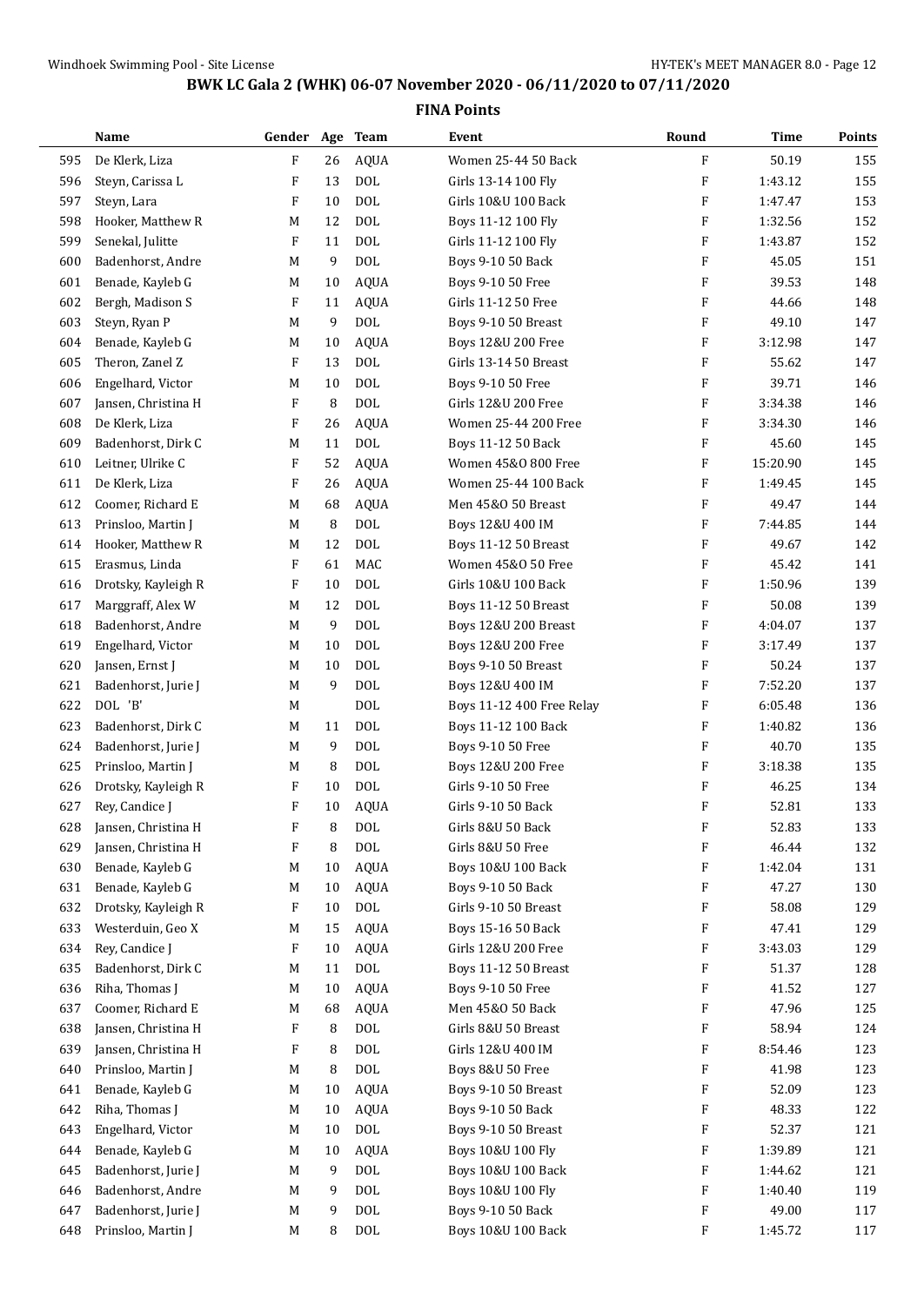# BWK LC Gala 2 (WHK) 06-07 November 2020 - 06/11/2020 to 07/11/2020

## FINA Points

| | Name | Gender | Age | Team | Event | Round | Time | Points |
|---|---|---|---|---|---|---|---|---|
| 595 | De Klerk, Liza | F | 26 | AQUA | Women 25-44 50 Back | F | 50.19 | 155 |
| 596 | Steyn, Carissa L | F | 13 | DOL | Girls 13-14 100 Fly | F | 1:43.12 | 155 |
| 597 | Steyn, Lara | F | 10 | DOL | Girls 10&U 100 Back | F | 1:47.47 | 153 |
| 598 | Hooker, Matthew R | M | 12 | DOL | Boys 11-12 100 Fly | F | 1:32.56 | 152 |
| 599 | Senekal, Julitte | F | 11 | DOL | Girls 11-12 100 Fly | F | 1:43.87 | 152 |
| 600 | Badenhorst, Andre | M | 9 | DOL | Boys 9-10 50 Back | F | 45.05 | 151 |
| 601 | Benade, Kayleb G | M | 10 | AQUA | Boys 9-10 50 Free | F | 39.53 | 148 |
| 602 | Bergh, Madison S | F | 11 | AQUA | Girls 11-12 50 Free | F | 44.66 | 148 |
| 603 | Steyn, Ryan P | M | 9 | DOL | Boys 9-10 50 Breast | F | 49.10 | 147 |
| 604 | Benade, Kayleb G | M | 10 | AQUA | Boys 12&U 200 Free | F | 3:12.98 | 147 |
| 605 | Theron, Zanel Z | F | 13 | DOL | Girls 13-14 50 Breast | F | 55.62 | 147 |
| 606 | Engelhard, Victor | M | 10 | DOL | Boys 9-10 50 Free | F | 39.71 | 146 |
| 607 | Jansen, Christina H | F | 8 | DOL | Girls 12&U 200 Free | F | 3:34.38 | 146 |
| 608 | De Klerk, Liza | F | 26 | AQUA | Women 25-44 200 Free | F | 3:34.30 | 146 |
| 609 | Badenhorst, Dirk C | M | 11 | DOL | Boys 11-12 50 Back | F | 45.60 | 145 |
| 610 | Leitner, Ulrike C | F | 52 | AQUA | Women 45&O 800 Free | F | 15:20.90 | 145 |
| 611 | De Klerk, Liza | F | 26 | AQUA | Women 25-44 100 Back | F | 1:49.45 | 145 |
| 612 | Coomer, Richard E | M | 68 | AQUA | Men 45&O 50 Breast | F | 49.47 | 144 |
| 613 | Prinsloo, Martin J | M | 8 | DOL | Boys 12&U 400 IM | F | 7:44.85 | 144 |
| 614 | Hooker, Matthew R | M | 12 | DOL | Boys 11-12 50 Breast | F | 49.67 | 142 |
| 615 | Erasmus, Linda | F | 61 | MAC | Women 45&O 50 Free | F | 45.42 | 141 |
| 616 | Drotsky, Kayleigh R | F | 10 | DOL | Girls 10&U 100 Back | F | 1:50.96 | 139 |
| 617 | Marggraff, Alex W | M | 12 | DOL | Boys 11-12 50 Breast | F | 50.08 | 139 |
| 618 | Badenhorst, Andre | M | 9 | DOL | Boys 12&U 200 Breast | F | 4:04.07 | 137 |
| 619 | Engelhard, Victor | M | 10 | DOL | Boys 12&U 200 Free | F | 3:17.49 | 137 |
| 620 | Jansen, Ernst J | M | 10 | DOL | Boys 9-10 50 Breast | F | 50.24 | 137 |
| 621 | Badenhorst, Jurie J | M | 9 | DOL | Boys 12&U 400 IM | F | 7:52.20 | 137 |
| 622 | DOL 'B' | M | | DOL | Boys 11-12 400 Free Relay | F | 6:05.48 | 136 |
| 623 | Badenhorst, Dirk C | M | 11 | DOL | Boys 11-12 100 Back | F | 1:40.82 | 136 |
| 624 | Badenhorst, Jurie J | M | 9 | DOL | Boys 9-10 50 Free | F | 40.70 | 135 |
| 625 | Prinsloo, Martin J | M | 8 | DOL | Boys 12&U 200 Free | F | 3:18.38 | 135 |
| 626 | Drotsky, Kayleigh R | F | 10 | DOL | Girls 9-10 50 Free | F | 46.25 | 134 |
| 627 | Rey, Candice J | F | 10 | AQUA | Girls 9-10 50 Back | F | 52.81 | 133 |
| 628 | Jansen, Christina H | F | 8 | DOL | Girls 8&U 50 Back | F | 52.83 | 133 |
| 629 | Jansen, Christina H | F | 8 | DOL | Girls 8&U 50 Free | F | 46.44 | 132 |
| 630 | Benade, Kayleb G | M | 10 | AQUA | Boys 10&U 100 Back | F | 1:42.04 | 131 |
| 631 | Benade, Kayleb G | M | 10 | AQUA | Boys 9-10 50 Back | F | 47.27 | 130 |
| 632 | Drotsky, Kayleigh R | F | 10 | DOL | Girls 9-10 50 Breast | F | 58.08 | 129 |
| 633 | Westerduin, Geo X | M | 15 | AQUA | Boys 15-16 50 Back | F | 47.41 | 129 |
| 634 | Rey, Candice J | F | 10 | AQUA | Girls 12&U 200 Free | F | 3:43.03 | 129 |
| 635 | Badenhorst, Dirk C | M | 11 | DOL | Boys 11-12 50 Breast | F | 51.37 | 128 |
| 636 | Riha, Thomas J | M | 10 | AQUA | Boys 9-10 50 Free | F | 41.52 | 127 |
| 637 | Coomer, Richard E | M | 68 | AQUA | Men 45&O 50 Back | F | 47.96 | 125 |
| 638 | Jansen, Christina H | F | 8 | DOL | Girls 8&U 50 Breast | F | 58.94 | 124 |
| 639 | Jansen, Christina H | F | 8 | DOL | Girls 12&U 400 IM | F | 8:54.46 | 123 |
| 640 | Prinsloo, Martin J | M | 8 | DOL | Boys 8&U 50 Free | F | 41.98 | 123 |
| 641 | Benade, Kayleb G | M | 10 | AQUA | Boys 9-10 50 Breast | F | 52.09 | 123 |
| 642 | Riha, Thomas J | M | 10 | AQUA | Boys 9-10 50 Back | F | 48.33 | 122 |
| 643 | Engelhard, Victor | M | 10 | DOL | Boys 9-10 50 Breast | F | 52.37 | 121 |
| 644 | Benade, Kayleb G | M | 10 | AQUA | Boys 10&U 100 Fly | F | 1:39.89 | 121 |
| 645 | Badenhorst, Jurie J | M | 9 | DOL | Boys 10&U 100 Back | F | 1:44.62 | 121 |
| 646 | Badenhorst, Andre | M | 9 | DOL | Boys 10&U 100 Fly | F | 1:40.40 | 119 |
| 647 | Badenhorst, Jurie J | M | 9 | DOL | Boys 9-10 50 Back | F | 49.00 | 117 |
| 648 | Prinsloo, Martin J | M | 8 | DOL | Boys 10&U 100 Back | F | 1:45.72 | 117 |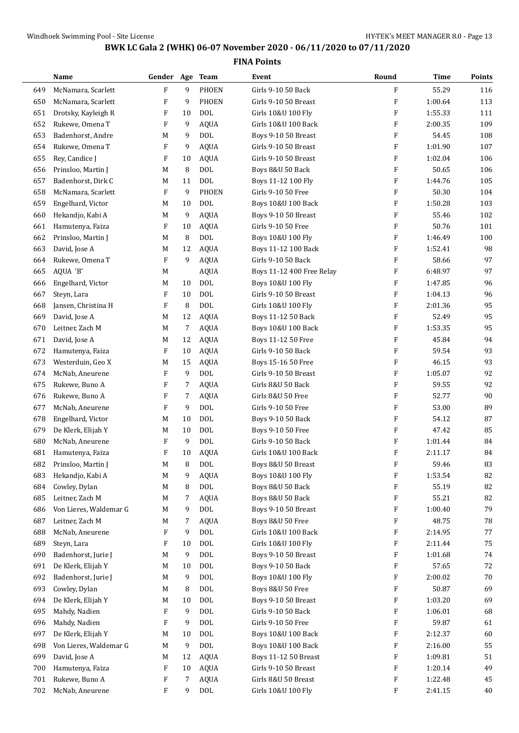# BWK LC Gala 2 (WHK) 06-07 November 2020 - 06/11/2020 to 07/11/2020

## FINA Points

| | Name | Gender | Age | Team | Event | Round | Time | Points |
|---|---|---|---|---|---|---|---|---|
| 649 | McNamara, Scarlett | F | 9 | PHOEN | Girls 9-10 50 Back | F | 55.29 | 116 |
| 650 | McNamara, Scarlett | F | 9 | PHOEN | Girls 9-10 50 Breast | F | 1:00.64 | 113 |
| 651 | Drotsky, Kayleigh R | F | 10 | DOL | Girls 10&U 100 Fly | F | 1:55.33 | 111 |
| 652 | Rukewe, Omena T | F | 9 | AQUA | Girls 10&U 100 Back | F | 2:00.35 | 109 |
| 653 | Badenhorst, Andre | M | 9 | DOL | Boys 9-10 50 Breast | F | 54.45 | 108 |
| 654 | Rukewe, Omena T | F | 9 | AQUA | Girls 9-10 50 Breast | F | 1:01.90 | 107 |
| 655 | Rey, Candice J | F | 10 | AQUA | Girls 9-10 50 Breast | F | 1:02.04 | 106 |
| 656 | Prinsloo, Martin J | M | 8 | DOL | Boys 8&U 50 Back | F | 50.65 | 106 |
| 657 | Badenhorst, Dirk C | M | 11 | DOL | Boys 11-12 100 Fly | F | 1:44.76 | 105 |
| 658 | McNamara, Scarlett | F | 9 | PHOEN | Girls 9-10 50 Free | F | 50.30 | 104 |
| 659 | Engelhard, Victor | M | 10 | DOL | Boys 10&U 100 Back | F | 1:50.28 | 103 |
| 660 | Hekandjo, Kabi A | M | 9 | AQUA | Boys 9-10 50 Breast | F | 55.46 | 102 |
| 661 | Hamutenya, Faiza | F | 10 | AQUA | Girls 9-10 50 Free | F | 50.76 | 101 |
| 662 | Prinsloo, Martin J | M | 8 | DOL | Boys 10&U 100 Fly | F | 1:46.49 | 100 |
| 663 | David, Jose A | M | 12 | AQUA | Boys 11-12 100 Back | F | 1:52.41 | 98 |
| 664 | Rukewe, Omena T | F | 9 | AQUA | Girls 9-10 50 Back | F | 58.66 | 97 |
| 665 | AQUA 'B' | M | | AQUA | Boys 11-12 400 Free Relay | F | 6:48.97 | 97 |
| 666 | Engelhard, Victor | M | 10 | DOL | Boys 10&U 100 Fly | F | 1:47.85 | 96 |
| 667 | Steyn, Lara | F | 10 | DOL | Girls 9-10 50 Breast | F | 1:04.13 | 96 |
| 668 | Jansen, Christina H | F | 8 | DOL | Girls 10&U 100 Fly | F | 2:01.36 | 95 |
| 669 | David, Jose A | M | 12 | AQUA | Boys 11-12 50 Back | F | 52.49 | 95 |
| 670 | Leitner, Zach M | M | 7 | AQUA | Boys 10&U 100 Back | F | 1:53.35 | 95 |
| 671 | David, Jose A | M | 12 | AQUA | Boys 11-12 50 Free | F | 45.84 | 94 |
| 672 | Hamutenya, Faiza | F | 10 | AQUA | Girls 9-10 50 Back | F | 59.54 | 93 |
| 673 | Westerduin, Geo X | M | 15 | AQUA | Boys 15-16 50 Free | F | 46.15 | 93 |
| 674 | McNab, Aneurene | F | 9 | DOL | Girls 9-10 50 Breast | F | 1:05.07 | 92 |
| 675 | Rukewe, Buno A | F | 7 | AQUA | Girls 8&U 50 Back | F | 59.55 | 92 |
| 676 | Rukewe, Buno A | F | 7 | AQUA | Girls 8&U 50 Free | F | 52.77 | 90 |
| 677 | McNab, Aneurene | F | 9 | DOL | Girls 9-10 50 Free | F | 53.00 | 89 |
| 678 | Engelhard, Victor | M | 10 | DOL | Boys 9-10 50 Back | F | 54.12 | 87 |
| 679 | De Klerk, Elijah Y | M | 10 | DOL | Boys 9-10 50 Free | F | 47.42 | 85 |
| 680 | McNab, Aneurene | F | 9 | DOL | Girls 9-10 50 Back | F | 1:01.44 | 84 |
| 681 | Hamutenya, Faiza | F | 10 | AQUA | Girls 10&U 100 Back | F | 2:11.17 | 84 |
| 682 | Prinsloo, Martin J | M | 8 | DOL | Boys 8&U 50 Breast | F | 59.46 | 83 |
| 683 | Hekandjo, Kabi A | M | 9 | AQUA | Boys 10&U 100 Fly | F | 1:53.54 | 82 |
| 684 | Cowley, Dylan | M | 8 | DOL | Boys 8&U 50 Back | F | 55.19 | 82 |
| 685 | Leitner, Zach M | M | 7 | AQUA | Boys 8&U 50 Back | F | 55.21 | 82 |
| 686 | Von Lieres, Waldemar G | M | 9 | DOL | Boys 9-10 50 Breast | F | 1:00.40 | 79 |
| 687 | Leitner, Zach M | M | 7 | AQUA | Boys 8&U 50 Free | F | 48.75 | 78 |
| 688 | McNab, Aneurene | F | 9 | DOL | Girls 10&U 100 Back | F | 2:14.95 | 77 |
| 689 | Steyn, Lara | F | 10 | DOL | Girls 10&U 100 Fly | F | 2:11.44 | 75 |
| 690 | Badenhorst, Jurie J | M | 9 | DOL | Boys 9-10 50 Breast | F | 1:01.68 | 74 |
| 691 | De Klerk, Elijah Y | M | 10 | DOL | Boys 9-10 50 Back | F | 57.65 | 72 |
| 692 | Badenhorst, Jurie J | M | 9 | DOL | Boys 10&U 100 Fly | F | 2:00.02 | 70 |
| 693 | Cowley, Dylan | M | 8 | DOL | Boys 8&U 50 Free | F | 50.87 | 69 |
| 694 | De Klerk, Elijah Y | M | 10 | DOL | Boys 9-10 50 Breast | F | 1:03.20 | 69 |
| 695 | Mahdy, Nadien | F | 9 | DOL | Girls 9-10 50 Back | F | 1:06.01 | 68 |
| 696 | Mahdy, Nadien | F | 9 | DOL | Girls 9-10 50 Free | F | 59.87 | 61 |
| 697 | De Klerk, Elijah Y | M | 10 | DOL | Boys 10&U 100 Back | F | 2:12.37 | 60 |
| 698 | Von Lieres, Waldemar G | M | 9 | DOL | Boys 10&U 100 Back | F | 2:16.00 | 55 |
| 699 | David, Jose A | M | 12 | AQUA | Boys 11-12 50 Breast | F | 1:09.81 | 51 |
| 700 | Hamutenya, Faiza | F | 10 | AQUA | Girls 9-10 50 Breast | F | 1:20.14 | 49 |
| 701 | Rukewe, Buno A | F | 7 | AQUA | Girls 8&U 50 Breast | F | 1:22.48 | 45 |
| 702 | McNab, Aneurene | F | 9 | DOL | Girls 10&U 100 Fly | F | 2:41.15 | 40 |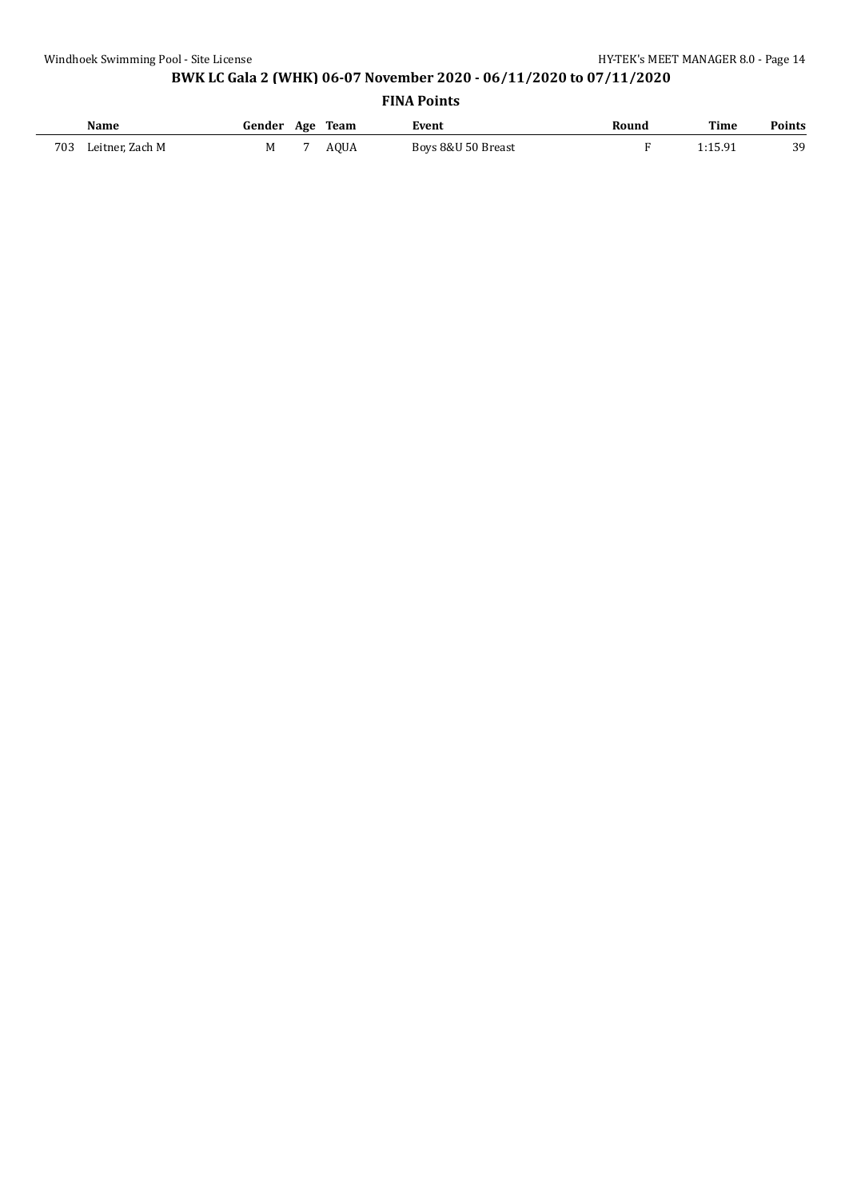## BWK LC Gala 2 (WHK) 06-07 November 2020 - 06/11/2020 to 07/11/2020

### FINA Points

| | Name | Gender | Age | Team | Event | Round | Time | Points |
|---|---|---|---|---|---|---|---|---|
| 703 | Leitner, Zach M | M | 7 | AQUA | Boys 8&U 50 Breast | F | 1:15.91 | 39 |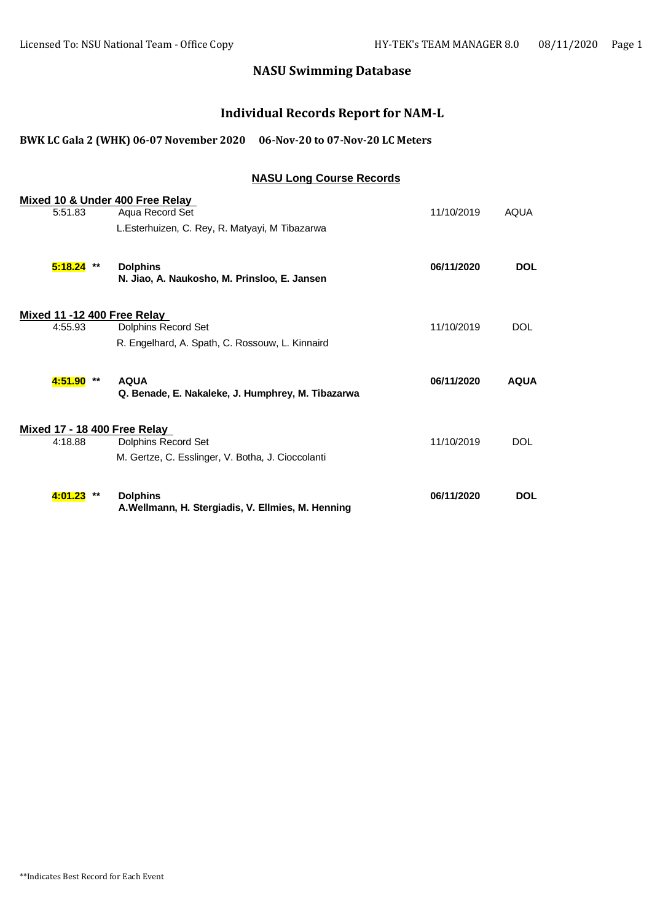## NASU Swimming Database

## Individual Records Report for NAM-L

**BWK LC Gala 2 (WHK) 06-07 November 2020    06-Nov-20 to 07-Nov-20 LC Meters**

### NASU Long Course Records

**Mixed 10 & Under 400 Free Relay**

| | | | |
|---|---|---|---|
| 5:51.83 | Aqua Record Set<br>L.Esterhuizen, C. Rey, R. Matyayi, M Tibazarwa | 11/10/2019 | AQUA |
| **5:18.24 \*\*** | **Dolphins**<br>**N. Jiao, A. Naukosho, M. Prinsloo, E. Jansen** | **06/11/2020** | **DOL** |

**Mixed 11 -12 400 Free Relay**

| | | | |
|---|---|---|---|
| 4:55.93 | Dolphins Record Set<br>R. Engelhard, A. Spath, C. Rossouw, L. Kinnaird | 11/10/2019 | DOL |
| **4:51.90 \*\*** | **AQUA**<br>**Q. Benade, E. Nakaleke, J. Humphrey, M. Tibazarwa** | **06/11/2020** | **AQUA** |

**Mixed 17 - 18 400 Free Relay**

| | | | |
|---|---|---|---|
| 4:18.88 | Dolphins Record Set<br>M. Gertze, C. Esslinger, V. Botha, J. Cioccolanti | 11/10/2019 | DOL |
| **4:01.23 \*\*** | **Dolphins**<br>**A.Wellmann, H. Stergiadis, V. Ellmies, M. Henning** | **06/11/2020** | **DOL** |

**Indicates Best Record for Each Event